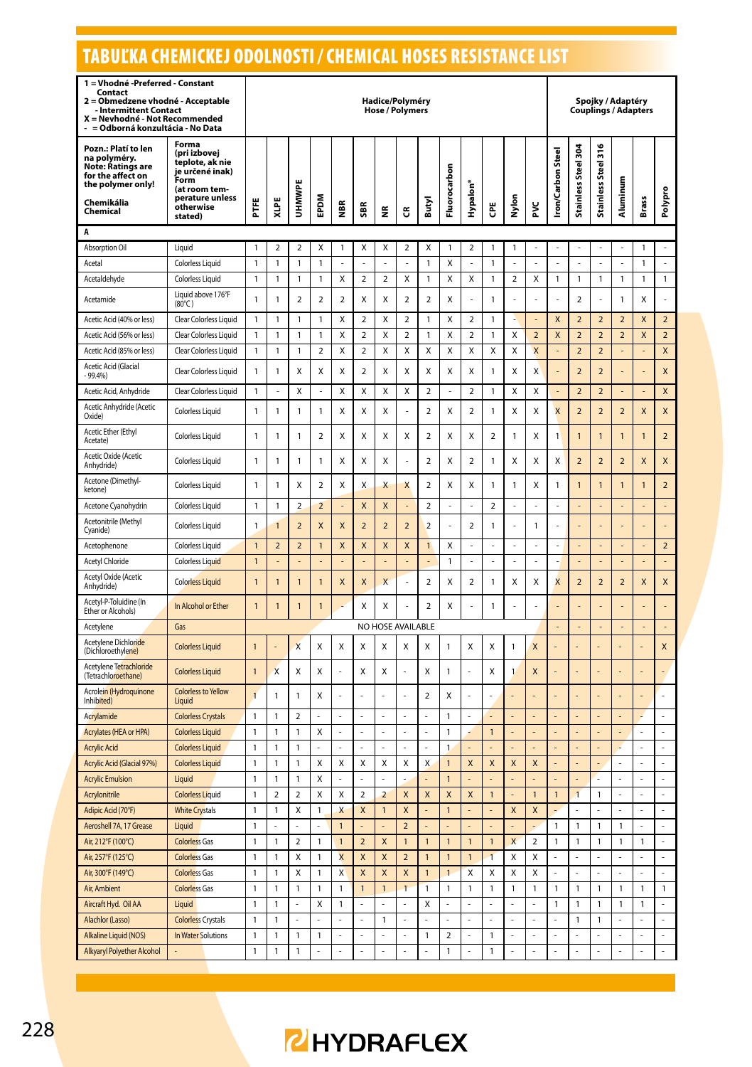# TABUĽKA CHEMICKEJ ODOLNOSTI / CHEMICAL HOSES RESISTANCE LIST

| 1 = Vhodné -Preferred - Constant Contact<br>2 = Obmedzene vhodné - Acceptable - Intermittent Contact<br>X = Nevhodné - Not Recommended<br>- = Odborná konzultácia - No Data | | Hadice/Polyméry<br>Hose / Polymers | | | | | | | | | | | | | | Spojky / Adaptéry<br>Couplings / Adapters | | | | | |
|---|---|---|---|---|---|---|---|---|---|---|---|---|---|---|---|---|---|---|---|---|---|
| Pozn.: Platí to len na polyméry.<br>Note: Ratings are for the affect on the polymer only!<br><br>Chemikália<br>Chemical | Forma (pri izbovej teplote, ak nie je určené inak)<br>Form (at room temperature unless otherwise stated) | PTFE | XLPE | UHMWPE | EPDM | NBR | SBR | NR | CR | Butyl | Fluorocarbon | Hypalon® | CPE | Nylon | PVC | Iron/Carbon Steel | Stainless Steel 304 | Stainless Steel 316 | Aluminum | Brass | Polypro |
| **A** | | | | | | | | | | | | | | | | | | | | | |
| Absorption Oil | Liquid | 1 | 2 | 2 | X | 1 | X | X | 2 | X | 1 | 2 | 1 | 1 | - | - | - | - | - | 1 | - |
| Acetal | Colorless Liquid | 1 | 1 | 1 | 1 | - | - | - | - | 1 | X | - | 1 | - | - | - | - | - | - | 1 | - |
| Acetaldehyde | Colorless Liquid | 1 | 1 | 1 | 1 | X | 2 | 2 | X | 1 | X | X | 1 | 2 | X | 1 | 1 | 1 | 1 | 1 | 1 |
| Acetamide | Liquid above 176°F (80°C) | 1 | 1 | 2 | 2 | 2 | X | X | 2 | 2 | X | - | 1 | - | - | - | 2 | - | 1 | X | - |
| Acetic Acid (40% or less) | Clear Colorless Liquid | 1 | 1 | 1 | 1 | X | 2 | X | 2 | 1 | X | 2 | 1 | - | - | X | 2 | 2 | 2 | X | 2 |
| Acetic Acid (56% or less) | Clear Colorless Liquid | 1 | 1 | 1 | 1 | X | 2 | X | 2 | 1 | X | 2 | 1 | X | 2 | X | 2 | 2 | 2 | X | 2 |
| Acetic Acid (85% or less) | Clear Colorless Liquid | 1 | 1 | 1 | 2 | X | 2 | X | X | X | X | X | X | X | X | - | 2 | 2 | - | - | X |
| Acetic Acid (Glacial - 99.4%) | Clear Colorless Liquid | 1 | 1 | X | X | X | 2 | X | X | X | X | X | 1 | X | X | - | 2 | 2 | - | - | X |
| Acetic Acid, Anhydride | Clear Colorless Liquid | 1 | - | X | - | X | X | X | X | 2 | - | 2 | 1 | X | X | - | 2 | 2 | - | - | X |
| Acetic Anhydride (Acetic Oxide) | Colorless Liquid | 1 | 1 | 1 | 1 | X | X | X | - | 2 | X | 2 | 1 | X | X | X | 2 | 2 | 2 | X | X |
| Acetic Ether (Ethyl Acetate) | Colorless Liquid | 1 | 1 | 1 | 2 | X | X | X | X | 2 | X | X | 2 | 1 | X | 1 | 1 | 1 | 1 | 1 | 2 |
| Acetic Oxide (Acetic Anhydride) | Colorless Liquid | 1 | 1 | 1 | 1 | X | X | X | - | 2 | X | 2 | 1 | X | X | X | 2 | 2 | 2 | X | X |
| Acetone (Dimethyl-ketone) | Colorless Liquid | 1 | 1 | X | 2 | X | X | X | X | 2 | X | X | 1 | 1 | X | 1 | 1 | 1 | 1 | 1 | 2 |
| Acetone Cyanohydrin | Colorless Liquid | 1 | 1 | 2 | 2 | - | X | X | - | 2 | - | - | 2 | - | - | - | - | - | - | - | - |
| Acetonitrile (Methyl Cyanide) | Colorless Liquid | 1 | 1 | 2 | X | X | 2 | 2 | 2 | 2 | - | 2 | 1 | - | 1 | - | - | - | - | - | - |
| Acetophenone | Colorless Liquid | 1 | 2 | 2 | 1 | X | X | X | X | 1 | X | - | - | - | - | - | - | - | - | - | 2 |
| Acetyl Chloride | Colorless Liquid | 1 | - | - | - | - | - | - | - | - | 1 | - | - | - | - | - | - | - | - | - | - |
| Acetyl Oxide (Acetic Anhydride) | Colorless Liquid | 1 | 1 | 1 | 1 | X | X | X | - | 2 | X | 2 | 1 | X | X | X | 2 | 2 | 2 | X | X |
| Acetyl-P-Toluidine (In Ether or Alcohols) | In Alcohol or Ether | 1 | 1 | 1 | 1 | - | X | X | - | 2 | X | - | 1 | - | - | - | - | - | - | - | - |
| Acetylene | Gas | NO HOSE AVAILABLE | | | | | | | | | | | | | | - | - | - | - | - | - |
| Acetylene Dichloride (Dichloroethylene) | Colorless Liquid | 1 | - | X | X | X | X | X | X | X | 1 | X | X | 1 | X | - | - | - | - | - | X |
| Acetylene Tetrachloride (Tetrachloroethane) | Colorless Liquid | 1 | X | X | X | - | X | X | - | X | 1 | - | X | 1 | X | - | - | - | - | - | - |
| Acrolein (Hydroquinone Inhibited) | Colorless to Yellow Liquid | 1 | 1 | 1 | X | - | - | - | - | 2 | X | - | - | - | - | - | - | - | - | - | - |
| Acrylamide | Colorless Crystals | 1 | 1 | 2 | - | - | - | - | - | - | 1 | - | - | - | - | - | - | - | - | - | - |
| Acrylates (HEA or HPA) | Colorless Liquid | 1 | 1 | 1 | X | - | - | - | - | - | 1 | - | 1 | - | - | - | - | - | - | - | - |
| Acrylic Acid | Colorless Liquid | 1 | 1 | 1 | - | - | - | - | - | - | 1 | - | - | - | - | - | - | - | - | - | - |
| Acrylic Acid (Glacial 97%) | Colorless Liquid | 1 | 1 | 1 | X | X | X | X | X | X | 1 | X | X | X | X | - | - | - | - | - | - |
| Acrylic Emulsion | Liquid | 1 | 1 | 1 | X | - | - | - | - | - | 1 | - | - | - | - | - | - | - | - | - | - |
| Acrylonitrile | Colorless Liquid | 1 | 2 | 2 | X | X | 2 | 2 | X | X | X | X | 1 | - | 1 | 1 | 1 | 1 | - | - | - |
| Adipic Acid (70°F) | White Crystals | 1 | 1 | X | 1 | X | X | 1 | X | - | 1 | - | - | X | X | - | - | - | - | - | - |
| Aeroshell 7A, 17 Grease | Liquid | 1 | - | - | - | 1 | - | - | 2 | - | - | - | - | - | - | 1 | 1 | 1 | 1 | - | - |
| Air, 212°F (100°C) | Colorless Gas | 1 | 1 | 2 | 1 | 1 | 2 | X | 1 | 1 | 1 | 1 | 1 | X | 2 | 1 | 1 | 1 | 1 | 1 | - |
| Air, 257°F (125°C) | Colorless Gas | 1 | 1 | X | 1 | X | X | X | 2 | 1 | 1 | 1 | 1 | X | X | - | - | - | - | - | - |
| Air, 300°F (149°C) | Colorless Gas | 1 | 1 | X | 1 | X | X | X | X | 1 | 1 | X | X | X | X | - | - | - | - | - | - |
| Air, Ambient | Colorless Gas | 1 | 1 | 1 | 1 | 1 | 1 | 1 | 1 | 1 | 1 | 1 | 1 | 1 | 1 | 1 | 1 | 1 | 1 | 1 | 1 |
| Aircraft Hyd. Oil AA | Liquid | 1 | 1 | - | X | 1 | - | - | - | X | - | - | - | - | - | 1 | 1 | 1 | 1 | 1 | - |
| Alachlor (Lasso) | Colorless Crystals | 1 | 1 | - | - | - | - | 1 | - | - | - | - | - | - | - | - | 1 | 1 | - | - | - |
| Alkaline Liquid (NOS) | In Water Solutions | 1 | 1 | 1 | 1 | - | - | - | - | 1 | 2 | - | 1 | - | - | - | - | - | - | - | - |
| Alkyaryl Polyether Alcohol | - | 1 | 1 | 1 | - | - | - | - | - | - | 1 | - | 1 | - | - | - | - | - | - | - | - |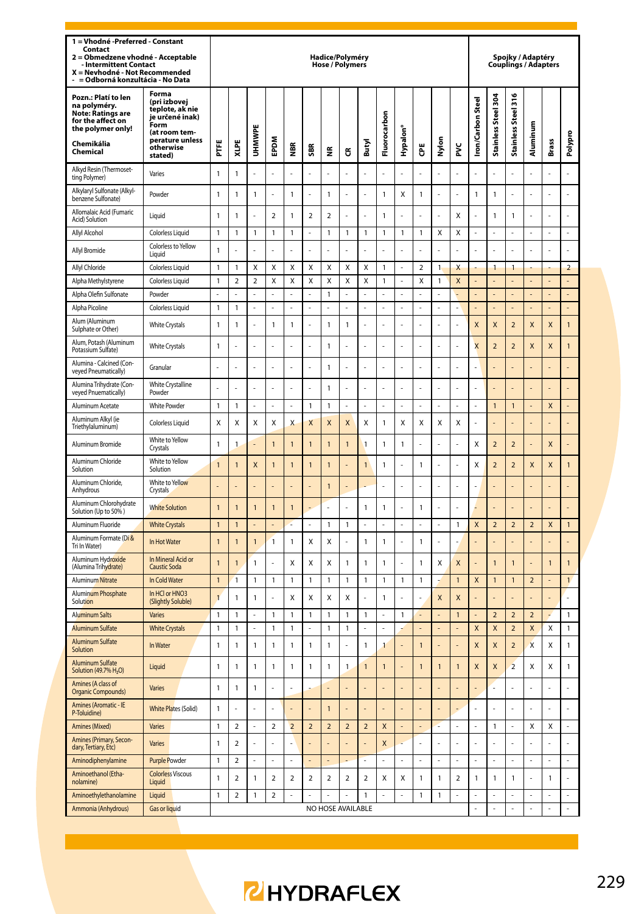| 1 = Vhodné -Preferred - Constant Contact<br>2 = Obmedzene vhodné - Acceptable - Intermittent Contact<br>X = Nevhodné - Not Recommended<br>- = Odborná konzultácia - No Data | | Hadice/Polyméry Hose / Polymers | | | | | | | | | | | | | | Spojky / Adaptéry Couplings / Adapters | | | | | |
|---|---|---|---|---|---|---|---|---|---|---|---|---|---|---|---|---|---|---|---|---|---|
| Pozn.: Platí to len na polyméry. Note: Ratings are for the affect on the polymer only!<br>Chemikália Chemical | Forma (pri izbovej teplote, ak nie je určené inak) Form (at room temperature unless otherwise stated) | PTFE | XLPE | UHMWPE | EPDM | NBR | SBR | NR | CR | Butyl | Fluorocarbon | Hypalon® | CPE | Nylon | PVC | Iron/Carbon Steel | Stainless Steel 304 | Stainless Steel 316 | Aluminum | Brass | Polypro |
| Alkyd Resin (Thermosetting Polymer) | Varies | 1 | 1 | - | - | - | - | - | - | - | - | - | - | - | - | - | - | - | - | - | - |
| Alkylaryl Sulfonate (Alkylbenzene Sulfonate) | Powder | 1 | 1 | 1 | - | 1 | - | 1 | - | - | 1 | X | 1 | - | - | 1 | 1 | - | - | - | - |
| Allomalaic Acid (Fumaric Acid) Solution | Liquid | 1 | 1 | - | 2 | 1 | 2 | 2 | - | - | 1 | - | - | - | X | - | 1 | 1 | - | - | - |
| Allyl Alcohol | Colorless Liquid | 1 | 1 | 1 | 1 | 1 | - | 1 | 1 | 1 | 1 | 1 | 1 | X | X | - | - | - | - | - | - |
| Allyl Bromide | Colorless to Yellow Liquid | 1 | - | - | - | - | - | - | - | - | - | - | - | - | - | - | - | - | - | - | - |
| Allyl Chloride | Colorless Liquid | 1 | 1 | X | X | X | X | X | X | X | 1 | - | 2 | 1 | X | - | 1 | 1 | - | - | 2 |
| Alpha Methylstyrene | Colorless Liquid | 1 | 2 | 2 | X | X | X | X | X | X | 1 | - | X | 1 | X | - | - | - | - | - | - |
| Alpha Olefin Sulfonate | Powder | - | - | - | - | - | - | 1 | - | - | - | - | - | - | - | - | - | - | - | - | - |
| Alpha Picoline | Colorless Liquid | 1 | 1 | - | - | - | - | - | - | - | - | - | - | - | - | - | - | - | - | - | - |
| Alum (Aluminum Sulphate or Other) | White Crystals | 1 | 1 | - | 1 | 1 | - | 1 | 1 | - | - | - | - | - | - | X | X | 2 | X | X | 1 |
| Alum, Potash (Aluminum Potassium Sulfate) | White Crystals | 1 | - | - | - | - | - | 1 | - | - | - | - | - | - | - | X | 2 | 2 | X | X | 1 |
| Alumina - Calcined (Conveyed Pneumatically) | Granular | - | - | - | - | - | - | 1 | - | - | - | - | - | - | - | - | - | - | - | - | - |
| Alumina Trihydrate (Conveyed Pnuematically) | White Crystalline Powder | - | - | - | - | - | - | 1 | - | - | - | - | - | - | - | - | - | - | - | - | - |
| Aluminum Acetate | White Powder | 1 | 1 | - | - | - | 1 | 1 | - | - | - | - | - | - | - | - | 1 | 1 | - | X | - |
| Aluminum Alkyl (ie Triethylaluminum) | Colorless Liquid | X | X | X | X | X | X | X | X | X | 1 | X | X | X | X | - | - | - | - | - | - |
| Aluminum Bromide | White to Yellow Crystals | 1 | 1 | - | 1 | 1 | 1 | 1 | 1 | 1 | 1 | 1 | - | - | - | X | 2 | 2 | - | X | - |
| Aluminum Chloride Solution | White to Yellow Solution | 1 | 1 | X | 1 | 1 | 1 | 1 | - | 1 | 1 | - | 1 | - | - | X | 2 | 2 | X | X | 1 |
| Aluminum Chloride, Anhydrous | White to Yellow Crystals | - | - | - | - | - | - | 1 | - | - | - | - | - | - | - | - | - | - | - | - | - |
| Aluminum Chlorohydrate Solution (Up to 50% ) | White Solution | 1 | 1 | 1 | 1 | 1 | - | - | - | 1 | 1 | - | 1 | - | - | - | - | - | - | - | - |
| Aluminum Fluoride | White Crystals | 1 | 1 | - | - | - | - | 1 | 1 | - | - | - | - | - | 1 | X | 2 | 2 | 2 | X | 1 |
| Aluminum Formate (Di & Tri In Water) | In Hot Water | 1 | 1 | 1 | 1 | 1 | X | X | - | 1 | 1 | - | 1 | - | - | - | - | - | - | - | - |
| Aluminum Hydroxide (Alumina Trihydrate) | In Mineral Acid or Caustic Soda | 1 | 1 | 1 | - | X | X | X | 1 | 1 | 1 | - | 1 | X | X | - | 1 | 1 | - | 1 | 1 |
| Aluminum Nitrate | In Cold Water | 1 | 1 | 1 | 1 | 1 | 1 | 1 | 1 | 1 | 1 | 1 | 1 | - | 1 | X | 1 | 1 | 2 | - | 1 |
| Aluminum Phosphate Solution | In HCl or HNO3 (Slightly Soluble) | 1 | 1 | 1 | - | X | X | X | X | - | 1 | - | - | X | X | - | - | - | - | - | - |
| Aluminum Salts | Varies | 1 | 1 | - | 1 | 1 | 1 | 1 | 1 | 1 | - | 1 | - | - | 1 | - | 2 | 2 | 2 | - | 1 |
| Aluminum Sulfate | White Crystals | 1 | 1 | - | 1 | 1 | - | 1 | 1 | - | - | - | - | - | - | X | X | 2 | X | X | 1 |
| Aluminum Sulfate Solution | In Water | 1 | 1 | 1 | 1 | 1 | 1 | 1 | - | 1 | 1 | - | 1 | - | - | X | X | 2 | X | X | 1 |
| Aluminum Sulfate Solution (49.7% $H_2O$) | Liquid | 1 | 1 | 1 | 1 | 1 | 1 | 1 | 1 | 1 | 1 | - | 1 | 1 | 1 | X | X | 2 | X | X | 1 |
| Amines (A class of Organic Compounds) | Varies | 1 | 1 | 1 | - | - | - | - | - | - | - | - | - | - | - | - | - | - | - | - | - |
| Amines (Aromatic - IE P-Toluidine) | White Plates (Solid) | 1 | - | - | - | - | - | 1 | - | - | - | - | - | - | - | - | - | - | - | - | - |
| Amines (Mixed) | Varies | 1 | 2 | - | 2 | 2 | 2 | 2 | 2 | 2 | X | - | - | - | - | - | 1 | - | X | X | - |
| Amines (Primary, Secondary, Tertiary, Etc) | Varies | 1 | 2 | - | - | - | - | - | - | - | X | - | - | - | - | - | - | - | - | - | - |
| Aminodiphenylamine | Purple Powder | 1 | 2 | - | - | - | - | - | - | - | - | - | - | - | - | - | - | - | - | - | - |
| Aminoethanol (Ethanolamine) | Colorless Viscous Liquid | 1 | 2 | 1 | 2 | 2 | 2 | 2 | 2 | 2 | X | X | 1 | 1 | 2 | 1 | 1 | 1 | - | 1 | - |
| Aminoethylethanolamine | Liquid | 1 | 2 | 1 | 2 | - | - | - | - | 1 | - | - | 1 | 1 | - | - | - | - | - | - | - |
| Ammonia (Anhydrous) | Gas or liquid | NO HOSE AVAILABLE | | | | | | | | | | | | | | - | - | - | - | - | - |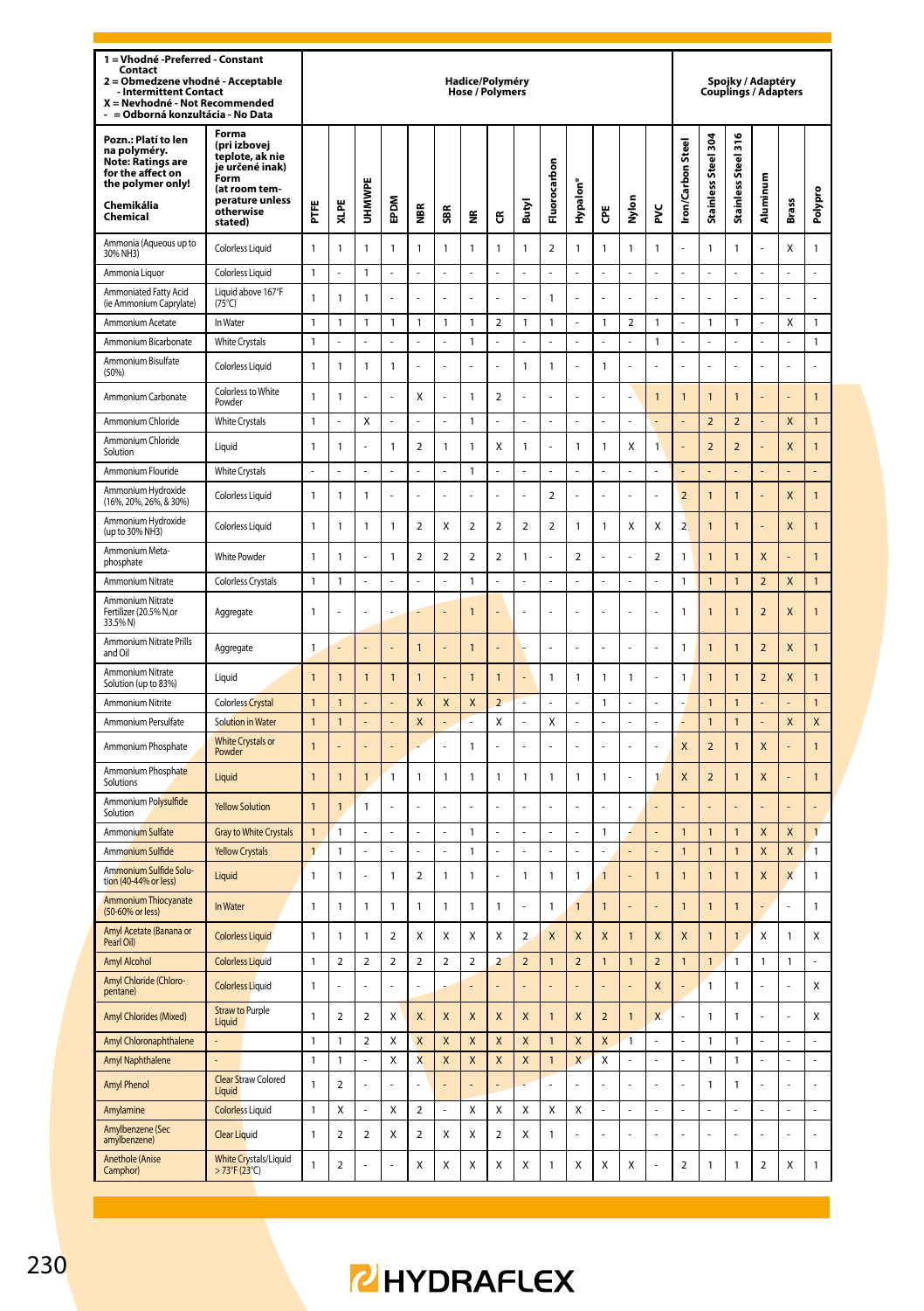| 1 = Vhodné -Preferred - Constant Contact<br>2 = Obmedzene vhodné - Acceptable - Intermittent Contact<br>X = Nevhodné - Not Recommended<br>- = Odborná konzultácia - No Data | | Hadice/Polyméry Hose / Polymers | | | | | | | | | | | | | | Spojky / Adaptéry Couplings / Adapters | | | | | |
|---|---|---|---|---|---|---|---|---|---|---|---|---|---|---|---|---|---|---|---|---|---|
| Pozn.: Platí to len na polyméry. Note: Ratings are for the affect on the polymer only!<br>Chemikália Chemical | Forma (pri izbovej teplote, ak nie je určené inak) Form (at room temperature unless otherwise stated) | PTFE | XLPE | UHMWPE | EPDM | NBR | SBR | NR | CR | Butyl | Fluorocarbon | Hypalon® | CPE | Nylon | PVC | Iron/Carbon Steel | Stainless Steel 304 | Stainless Steel 316 | Aluminum | Brass | Polypro |
| Ammonia (Aqueous up to 30% NH3) | Colorless Liquid | 1 | 1 | 1 | 1 | 1 | 1 | 1 | 1 | 1 | 2 | 1 | 1 | 1 | 1 | - | 1 | 1 | - | X | 1 |
| Ammonia Liquor | Colorless Liquid | 1 | - | 1 | - | - | - | - | - | - | - | - | - | - | - | - | - | - | - | - | - |
| Ammoniated Fatty Acid (ie Ammonium Caprylate) | Liquid above 167°F (75°C) | 1 | 1 | 1 | - | - | - | - | - | - | 1 | - | - | - | - | - | - | - | - | - | - |
| Ammonium Acetate | In Water | 1 | 1 | 1 | 1 | 1 | 1 | 1 | 2 | 1 | 1 | - | 1 | 2 | 1 | - | 1 | 1 | - | X | 1 |
| Ammonium Bicarbonate | White Crystals | 1 | - | - | - | - | - | 1 | - | - | - | - | - | - | 1 | - | - | - | - | - | 1 |
| Ammonium Bisulfate (50%) | Colorless Liquid | 1 | 1 | 1 | 1 | - | - | - | - | 1 | 1 | - | 1 | - | - | - | - | - | - | - | - |
| Ammonium Carbonate | Colorless to White Powder | 1 | 1 | - | - | X | - | 1 | 2 | - | - | - | - | - | 1 | 1 | 1 | 1 | - | - | 1 |
| Ammonium Chloride | White Crystals | 1 | - | X | - | - | - | 1 | - | - | - | - | - | - | - | - | 2 | 2 | - | X | 1 |
| Ammonium Chloride Solution | Liquid | 1 | 1 | - | 1 | 2 | 1 | 1 | X | 1 | - | 1 | 1 | X | 1 | - | 2 | 2 | - | X | 1 |
| Ammonium Flouride | White Crystals | - | - | - | - | - | - | 1 | - | - | - | - | - | - | - | - | - | - | - | - | - |
| Ammonium Hydroxide (16%, 20%, 26%, & 30%) | Colorless Liquid | 1 | 1 | 1 | - | - | - | - | - | - | 2 | - | - | - | - | 2 | 1 | 1 | - | X | 1 |
| Ammonium Hydroxide (up to 30% NH3) | Colorless Liquid | 1 | 1 | 1 | 1 | 2 | X | 2 | 2 | 2 | 2 | 1 | 1 | X | X | 2 | 1 | 1 | - | X | 1 |
| Ammonium Meta-phosphate | White Powder | 1 | 1 | - | 1 | 2 | 2 | 2 | 2 | 1 | - | 2 | - | - | 2 | 1 | 1 | 1 | X | - | 1 |
| Ammonium Nitrate | Colorless Crystals | 1 | 1 | - | - | - | - | 1 | - | - | - | - | - | - | - | 1 | 1 | 1 | 2 | X | 1 |
| Ammonium Nitrate Fertilizer (20.5% N,or 33.5% N) | Aggregate | 1 | - | - | - | - | - | 1 | - | - | - | - | - | - | - | 1 | 1 | 1 | 2 | X | 1 |
| Ammonium Nitrate Prills and Oil | Aggregate | 1 | - | - | - | 1 | - | 1 | - | - | - | - | - | - | - | 1 | 1 | 1 | 2 | X | 1 |
| Ammonium Nitrate Solution (up to 83%) | Liquid | 1 | 1 | 1 | 1 | 1 | - | 1 | 1 | - | 1 | 1 | 1 | 1 | - | 1 | 1 | 1 | 2 | X | 1 |
| Ammonium Nitrite | Colorless Crystal | 1 | 1 | - | - | X | X | X | 2 | - | - | - | 1 | - | - | - | 1 | 1 | - | - | 1 |
| Ammonium Persulfate | Solution in Water | 1 | 1 | - | - | X | - | - | X | - | X | - | - | - | - | - | 1 | 1 | - | X | X |
| Ammonium Phosphate | White Crystals or Powder | 1 | - | - | - | - | - | 1 | - | - | - | - | - | - | - | X | 2 | 1 | X | - | 1 |
| Ammonium Phosphate Solutions | Liquid | 1 | 1 | 1 | 1 | 1 | 1 | 1 | 1 | 1 | 1 | 1 | 1 | - | 1 | X | 2 | 1 | X | - | 1 |
| Ammonium Polysulfide Solution | Yellow Solution | 1 | 1 | 1 | - | - | - | - | - | - | - | - | - | - | - | - | - | - | - | - | - |
| Ammonium Sulfate | Gray to White Crystals | 1 | 1 | - | - | - | - | 1 | - | - | - | - | 1 | - | - | 1 | 1 | 1 | X | X | 1 |
| Ammonium Sulfide | Yellow Crystals | 1 | 1 | - | - | - | - | 1 | - | - | - | - | - | - | - | 1 | 1 | 1 | X | X | 1 |
| Ammonium Sulfide Solution (40-44% or less) | Liquid | 1 | 1 | - | 1 | 2 | 1 | 1 | - | 1 | 1 | 1 | 1 | - | 1 | 1 | 1 | 1 | X | X | 1 |
| Ammonium Thiocyanate (50-60% or less) | In Water | 1 | 1 | 1 | 1 | 1 | 1 | 1 | 1 | - | 1 | 1 | 1 | - | - | 1 | 1 | 1 | - | - | 1 |
| Amyl Acetate (Banana or Pearl Oil) | Colorless Liquid | 1 | 1 | 1 | 2 | X | X | X | X | 2 | X | X | X | 1 | X | X | 1 | 1 | X | 1 | X |
| Amyl Alcohol | Colorless Liquid | 1 | 2 | 2 | 2 | 2 | 2 | 2 | 2 | 2 | 1 | 2 | 1 | 1 | 2 | 1 | 1 | 1 | 1 | 1 | - |
| Amyl Chloride (Chloropentane) | Colorless Liquid | 1 | - | - | - | - | - | - | - | - | - | - | - | - | X | - | 1 | 1 | - | - | X |
| Amyl Chlorides (Mixed) | Straw to Purple Liquid | 1 | 2 | 2 | X | X | X | X | X | X | 1 | X | 2 | 1 | X | - | 1 | 1 | - | - | X |
| Amyl Chloronaphthalene | - | 1 | 1 | 2 | X | X | X | X | X | X | 1 | X | X | 1 | - | - | 1 | 1 | - | - | - |
| Amyl Naphthalene | - | 1 | 1 | - | X | X | X | X | X | X | 1 | X | X | - | - | - | 1 | 1 | - | - | - |
| Amyl Phenol | Clear Straw Colored Liquid | 1 | 2 | - | - | - | - | - | - | - | - | - | - | - | - | - | 1 | 1 | - | - | - |
| Amylamine | Colorless Liquid | 1 | X | - | X | 2 | - | X | X | X | X | X | - | - | - | - | - | - | - | - | - |
| Amylbenzene (Sec amylbenzene) | Clear Liquid | 1 | 2 | 2 | X | 2 | X | X | 2 | X | 1 | - | - | - | - | - | - | - | - | - | - |
| Anethole (Anise Camphor) | White Crystals/Liquid > 73°F (23°C) | 1 | 2 | - | - | X | X | X | X | X | 1 | X | X | X | - | 2 | 1 | 1 | 2 | X | 1 |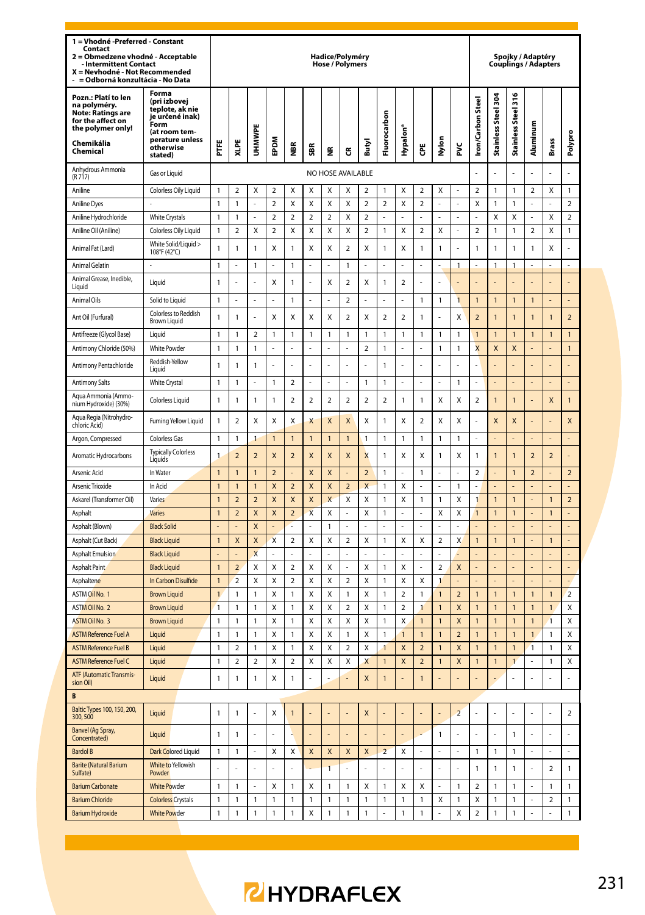| 1 = Vhodné -Preferred - Constant Contact<br>2 = Obmedzene vhodné - Acceptable - Intermittent Contact<br>X = Nevhodné - Not Recommended<br>- = Odborná konzultácia - No Data | | Hadice/Polyméry<br>Hose / Polymers | | | | | | | | | | | | | | Spojky / Adaptéry<br>Couplings / Adapters | | | | | |
|---|---|---|---|---|---|---|---|---|---|---|---|---|---|---|---|---|---|---|---|---|---|
| Pozn.: Platí to len na polyméry.<br>Note: Ratings are for the affect on the polymer only!<br>Chemikália<br>Chemical | Forma (pri izbovej teplote, ak nie je určené inak)<br>Form (at room temperature unless otherwise stated) | PTFE | XLPE | UHMWPE | EPDM | NBR | SBR | NR | CR | Butyl | Fluorocarbon | Hypalon® | CPE | Nylon | PVC | Iron/Carbon Steel | Stainless Steel 304 | Stainless Steel 316 | Aluminum | Brass | Polypro |
| Anhydrous Ammonia (R 717) | Gas or Liquid | NO HOSE AVAILABLE | | | | | | | | | | | | | | - | - | - | - | - | - |
| Aniline | Colorless Oily Liquid | 1 | 2 | X | 2 | X | X | X | X | 2 | 1 | X | 2 | X | - | 2 | 1 | 1 | 2 | X | 1 |
| Aniline Dyes | - | 1 | 1 | - | 2 | X | X | X | X | 2 | 2 | X | 2 | - | - | X | 1 | 1 | - | - | 2 |
| Aniline Hydrochloride | White Crystals | 1 | 1 | - | 2 | 2 | 2 | 2 | X | 2 | - | - | - | - | - | - | X | X | - | X | 2 |
| Aniline Oil (Aniline) | Colorless Oily Liquid | 1 | 2 | X | 2 | X | X | X | X | 2 | 1 | X | 2 | X | - | 2 | 1 | 1 | 2 | X | 1 |
| Animal Fat (Lard) | White Solid/Liquid > 108°F (42°C) | 1 | 1 | 1 | X | 1 | X | X | 2 | X | 1 | X | 1 | 1 | - | 1 | 1 | 1 | 1 | X | - |
| Animal Gelatin | - | 1 | - | 1 | - | 1 | - | - | 1 | - | - | - | - | - | 1 | - | 1 | 1 | - | - | - |
| Animal Grease, Inedible, Liquid | Liquid | 1 | - | - | X | 1 | - | X | 2 | X | 1 | 2 | - | - | - | - | - | - | - | - | - |
| Animal Oils | Solid to Liquid | 1 | - | - | - | 1 | - | - | 2 | - | - | - | 1 | 1 | 1 | 1 | 1 | 1 | 1 | - | - |
| Ant Oil (Furfural) | Colorless to Reddish Brown Liquid | 1 | 1 | - | X | X | X | X | 2 | X | 2 | 2 | 1 | - | X | 2 | 1 | 1 | 1 | 1 | 2 |
| Antifreeze (Glycol Base) | Liquid | 1 | 1 | 2 | 1 | 1 | 1 | 1 | 1 | 1 | 1 | 1 | 1 | 1 | 1 | 1 | 1 | 1 | 1 | 1 | 1 |
| Antimony Chloride (50%) | White Powder | 1 | 1 | 1 | - | - | - | - | - | 2 | 1 | - | - | 1 | 1 | X | X | X | - | - | 1 |
| Antimony Pentachloride | Reddish-Yellow Liquid | 1 | 1 | 1 | - | - | - | - | - | - | 1 | - | - | - | - | - | - | - | - | - | - |
| Antimony Salts | White Crystal | 1 | 1 | - | 1 | 2 | - | - | - | 1 | 1 | - | - | - | 1 | - | - | - | - | - | - |
| Aqua Ammonia (Ammonium Hydroxide) (30%) | Colorless Liquid | 1 | 1 | 1 | 1 | 2 | 2 | 2 | 2 | 2 | 2 | 1 | 1 | X | X | 2 | 1 | 1 | - | X | 1 |
| Aqua Regia (Nitrohydrochloric Acid) | Fuming Yellow Liquid | 1 | 2 | X | X | X | X | X | X | X | 1 | X | 2 | X | X | - | X | X | - | - | X |
| Argon, Compressed | Colorless Gas | 1 | 1 | 1 | 1 | 1 | 1 | 1 | 1 | 1 | 1 | 1 | 1 | 1 | 1 | - | - | - | - | - | - |
| Aromatic Hydrocarbons | Typically Colorless Liquids | 1 | 2 | 2 | X | 2 | X | X | X | X | 1 | X | X | 1 | X | 1 | 1 | 1 | 2 | 2 | - |
| Arsenic Acid | In Water | 1 | 1 | 1 | 2 | - | X | X | - | 2 | 1 | - | 1 | - | - | 2 | - | 1 | 2 | - | 2 |
| Arsenic Trioxide | In Acid | 1 | 1 | 1 | X | 2 | X | X | 2 | X | 1 | X | - | - | 1 | - | - | - | - | - | - |
| Askarel (Transformer Oil) | Varies | 1 | 2 | 2 | X | X | X | X | X | X | 1 | X | 1 | 1 | X | 1 | 1 | 1 | - | 1 | 2 |
| Asphalt | Varies | 1 | 2 | X | X | 2 | X | X | - | X | 1 | - | - | X | X | 1 | 1 | 1 | - | 1 | - |
| Asphalt (Blown) | Black Solid | - | - | X | - | - | - | 1 | - | - | - | - | - | - | - | - | - | - | - | - | - |
| Asphalt (Cut Back) | Black Liquid | 1 | X | X | X | 2 | X | X | 2 | X | 1 | X | X | 2 | X | 1 | 1 | 1 | - | 1 | - |
| Asphalt Emulsion | Black Liquid | - | - | X | - | - | - | - | - | - | - | - | - | - | - | - | - | - | - | - | - |
| Asphalt Paint | Black Liquid | 1 | 2 | X | X | 2 | X | X | - | X | 1 | X | - | 2 | X | - | - | - | - | - | - |
| Asphaltene | In Carbon Disulfide | 1 | 2 | X | X | 2 | X | X | 2 | X | 1 | X | X | 1 | - | - | - | - | - | - | - |
| ASTM Oil No. 1 | Brown Liquid | 1 | 1 | 1 | X | 1 | X | X | 1 | X | 1 | 2 | 1 | 1 | 2 | 1 | 1 | 1 | 1 | 1 | 2 |
| ASTM Oil No. 2 | Brown Liquid | 1 | 1 | 1 | X | 1 | X | X | 2 | X | 1 | 2 | 1 | 1 | X | 1 | 1 | 1 | 1 | 1 | X |
| ASTM Oil No. 3 | Brown Liquid | 1 | 1 | 1 | X | 1 | X | X | X | X | 1 | X | 1 | 1 | X | 1 | 1 | 1 | 1 | 1 | X |
| ASTM Reference Fuel A | Liquid | 1 | 1 | 1 | X | 1 | X | X | 1 | X | 1 | 1 | 1 | 1 | 2 | 1 | 1 | 1 | 1 | 1 | X |
| ASTM Reference Fuel B | Liquid | 1 | 2 | 1 | X | 1 | X | X | 2 | X | 1 | X | 2 | 1 | X | 1 | 1 | 1 | 1 | 1 | X |
| ASTM Reference Fuel C | Liquid | 1 | 2 | 2 | X | 2 | X | X | X | X | 1 | X | 2 | 1 | X | 1 | 1 | 1 | - | 1 | X |
| ATF (Automatic Transmission Oil) | Liquid | 1 | 1 | 1 | X | 1 | - | - | - | X | 1 | - | 1 | - | - | - | - | - | - | - | - |
| **B** | | | | | | | | | | | | | | | | | | | | | |
| Baltic Types 100, 150, 200, 300, 500 | Liquid | 1 | 1 | - | X | 1 | - | - | - | X | - | - | - | - | 2 | - | - | - | - | - | 2 |
| Banvel (Ag Spray, Concentrated) | Liquid | 1 | 1 | - | - | - | - | - | - | - | - | - | - | 1 | - | - | - | 1 | - | - | - |
| Bardol B | Dark Colored Liquid | 1 | 1 | - | X | X | X | X | X | X | 2 | X | - | - | - | 1 | 1 | 1 | - | - | - |
| Barite (Natural Barium Sulfate) | White to Yellowish Powder | - | - | - | - | - | - | 1 | - | - | - | - | - | - | - | 1 | 1 | 1 | - | 2 | 1 |
| Barium Carbonate | White Powder | 1 | 1 | - | X | 1 | X | 1 | 1 | X | 1 | X | X | - | 1 | 2 | 1 | 1 | - | 1 | 1 |
| Barium Chloride | Colorless Crystals | 1 | 1 | 1 | 1 | 1 | 1 | 1 | 1 | 1 | 1 | 1 | 1 | X | 1 | X | 1 | 1 | - | 2 | 1 |
| Barium Hydroxide | White Powder | 1 | 1 | 1 | 1 | 1 | X | 1 | 1 | 1 | - | 1 | 1 | - | X | 2 | 1 | 1 | - | - | 1 |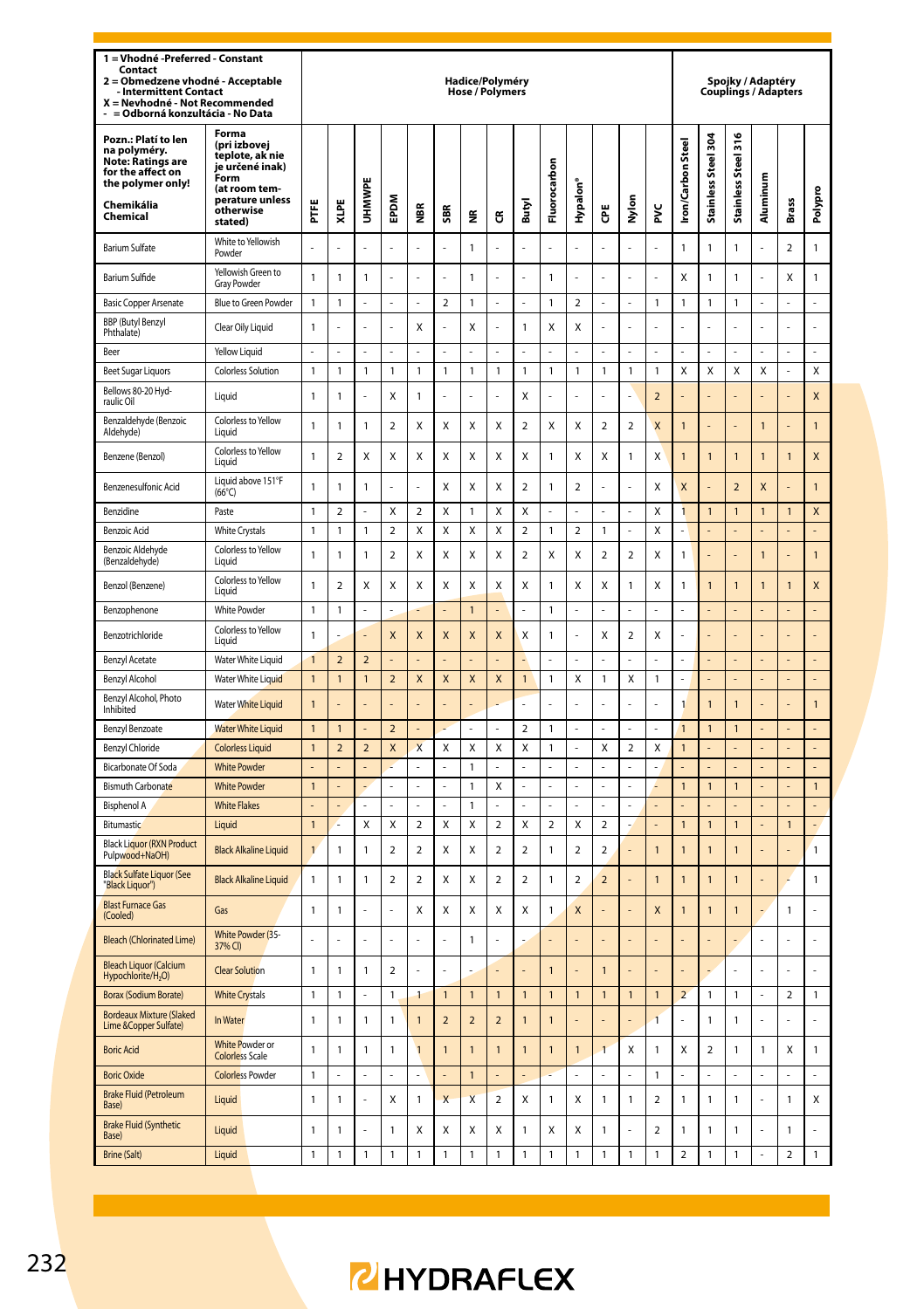| 1 = Vhodné -Preferred - Constant Contact<br>2 = Obmedzene vhodné - Acceptable - Intermittent Contact<br>X = Nevhodné - Not Recommended<br>- = Odborná konzultácia - No Data | | Hadice/Polyméry Hose / Polymers | | | | | | | | | | | | | | Spojky / Adaptéry Couplings / Adapters | | | | | |
|---|---|---|---|---|---|---|---|---|---|---|---|---|---|---|---|---|---|---|---|---|---|
| Pozn.: Platí to len na polyméry. Note: Ratings are for the affect on the polymer only!<br>Chemikália Chemical | Forma (pri izbovej teplote, ak nie je určené inak) Form (at room temperature unless otherwise stated) | PTFE | XLPE | UHMWPE | EPDM | NBR | SBR | NR | CR | Butyl | Fluorocarbon | Hypalon® | CPE | Nylon | PVC | Iron/Carbon Steel | Stainless Steel 304 | Stainless Steel 316 | Aluminum | Brass | Polypro |
| Barium Sulfate | White to Yellowish Powder | - | - | - | - | - | - | 1 | - | - | - | - | - | - | - | 1 | 1 | 1 | - | 2 | 1 |
| Barium Sulfide | Yellowish Green to Gray Powder | 1 | 1 | 1 | - | - | - | 1 | - | - | 1 | - | - | - | - | X | 1 | 1 | - | X | 1 |
| Basic Copper Arsenate | Blue to Green Powder | 1 | 1 | - | - | - | 2 | 1 | - | - | 1 | 2 | - | - | 1 | 1 | 1 | 1 | - | - | - |
| BBP (Butyl Benzyl Phthalate) | Clear Oily Liquid | 1 | - | - | - | X | - | X | - | 1 | X | X | - | - | - | - | - | - | - | - | - |
| Beer | Yellow Liquid | - | - | - | - | - | - | - | - | - | - | - | - | - | - | - | - | - | - | - | - |
| Beet Sugar Liquors | Colorless Solution | 1 | 1 | 1 | 1 | 1 | 1 | 1 | 1 | 1 | 1 | 1 | 1 | 1 | 1 | X | X | X | X | - | X |
| Bellows 80-20 Hydraulic Oil | Liquid | 1 | 1 | - | X | 1 | - | - | - | X | - | - | - | - | 2 | - | - | - | - | - | X |
| Benzaldehyde (Benzoic Aldehyde) | Colorless to Yellow Liquid | 1 | 1 | 1 | 2 | X | X | X | X | 2 | X | X | 2 | 2 | X | 1 | - | - | 1 | - | 1 |
| Benzene (Benzol) | Colorless to Yellow Liquid | 1 | 2 | X | X | X | X | X | X | X | 1 | X | X | 1 | X | 1 | 1 | 1 | 1 | 1 | X |
| Benzenesulfonic Acid | Liquid above 151°F (66°C) | 1 | 1 | 1 | - | - | X | X | X | 2 | 1 | 2 | - | - | X | X | - | 2 | X | - | 1 |
| Benzidine | Paste | 1 | 2 | - | X | 2 | X | 1 | X | X | - | - | - | - | X | 1 | 1 | 1 | 1 | 1 | X |
| Benzoic Acid | White Crystals | 1 | 1 | 1 | 2 | X | X | X | X | 2 | 1 | 2 | 1 | - | X | - | - | - | - | - | - |
| Benzoic Aldehyde (Benzaldehyde) | Colorless to Yellow Liquid | 1 | 1 | 1 | 2 | X | X | X | X | 2 | X | X | 2 | 2 | X | 1 | - | - | 1 | - | 1 |
| Benzol (Benzene) | Colorless to Yellow Liquid | 1 | 2 | X | X | X | X | X | X | X | 1 | X | X | 1 | X | 1 | 1 | 1 | 1 | 1 | X |
| Benzophenone | White Powder | 1 | 1 | - | - | - | - | 1 | - | - | 1 | - | - | - | - | - | - | - | - | - | - |
| Benzotrichloride | Colorless to Yellow Liquid | 1 | - | - | X | X | X | X | X | X | 1 | - | X | 2 | X | - | - | - | - | - | - |
| Benzyl Acetate | Water White Liquid | 1 | 2 | 2 | - | - | - | - | - | - | - | - | - | - | - | - | - | - | - | - | - |
| Benzyl Alcohol | Water White Liquid | 1 | 1 | 1 | 2 | X | X | X | X | 1 | 1 | X | 1 | X | 1 | - | - | - | - | - | - |
| Benzyl Alcohol, Photo Inhibited | Water White Liquid | 1 | - | - | - | - | - | - | - | - | - | - | - | - | - | 1 | 1 | 1 | - | - | 1 |
| Benzyl Benzoate | Water White Liquid | 1 | 1 | - | 2 | - | - | - | - | 2 | 1 | - | - | - | - | 1 | 1 | 1 | - | - | - |
| Benzyl Chloride | Colorless Liquid | 1 | 2 | 2 | X | X | X | X | X | X | 1 | - | X | 2 | X | 1 | - | - | - | - | - |
| Bicarbonate Of Soda | White Powder | - | - | - | - | - | - | 1 | - | - | - | - | - | - | - | - | - | - | - | - | - |
| Bismuth Carbonate | White Powder | 1 | - | - | - | - | - | 1 | X | - | - | - | - | - | - | 1 | 1 | 1 | - | - | 1 |
| Bisphenol A | White Flakes | - | - | - | - | - | - | 1 | - | - | - | - | - | - | - | - | - | - | - | - | - |
| Bitumastic | Liquid | 1 | - | X | X | 2 | X | X | 2 | X | 2 | X | 2 | - | - | 1 | 1 | 1 | - | 1 | - |
| Black Liquor (RXN Product Pulpwood+NaOH) | Black Alkaline Liquid | 1 | 1 | 1 | 2 | 2 | X | X | 2 | 2 | 1 | 2 | 2 | - | 1 | 1 | 1 | 1 | - | - | 1 |
| Black Sulfate Liquor (See "Black Liquor") | Black Alkaline Liquid | 1 | 1 | 1 | 2 | 2 | X | X | 2 | 2 | 1 | 2 | 2 | - | 1 | 1 | 1 | 1 | - | - | 1 |
| Blast Furnace Gas (Cooled) | Gas | 1 | 1 | - | - | X | X | X | X | X | 1 | X | - | - | X | 1 | 1 | 1 | - | 1 | - |
| Bleach (Chlorinated Lime) | White Powder (35-37% Cl) | - | - | - | - | - | - | 1 | - | - | - | - | - | - | - | - | - | - | - | - | - |
| Bleach Liquor (Calcium Hypochlorite/$H_2O$) | Clear Solution | 1 | 1 | 1 | 2 | - | - | - | - | - | 1 | - | 1 | - | - | - | - | - | - | - | - |
| Borax (Sodium Borate) | White Crystals | 1 | 1 | - | 1 | 1 | 1 | 1 | 1 | 1 | 1 | 1 | 1 | 1 | 1 | 2 | 1 | 1 | - | 2 | 1 |
| Bordeaux Mixture (Slaked Lime &Copper Sulfate) | In Water | 1 | 1 | 1 | 1 | 1 | 2 | 2 | 2 | 1 | 1 | - | - | - | 1 | - | 1 | 1 | - | - | - |
| Boric Acid | White Powder or Colorless Scale | 1 | 1 | 1 | 1 | 1 | 1 | 1 | 1 | 1 | 1 | 1 | 1 | X | 1 | X | 2 | 1 | 1 | X | 1 |
| Boric Oxide | Colorless Powder | 1 | - | - | - | - | - | 1 | - | - | - | - | - | - | 1 | - | - | - | - | - | - |
| Brake Fluid (Petroleum Base) | Liquid | 1 | 1 | - | X | 1 | X | X | 2 | X | 1 | X | 1 | 1 | 2 | 1 | 1 | 1 | - | 1 | X |
| Brake Fluid (Synthetic Base) | Liquid | 1 | 1 | - | 1 | X | X | X | X | 1 | X | X | 1 | - | 2 | 1 | 1 | 1 | - | 1 | - |
| Brine (Salt) | Liquid | 1 | 1 | 1 | 1 | 1 | 1 | 1 | 1 | 1 | 1 | 1 | 1 | 1 | 1 | 2 | 1 | 1 | - | 2 | 1 |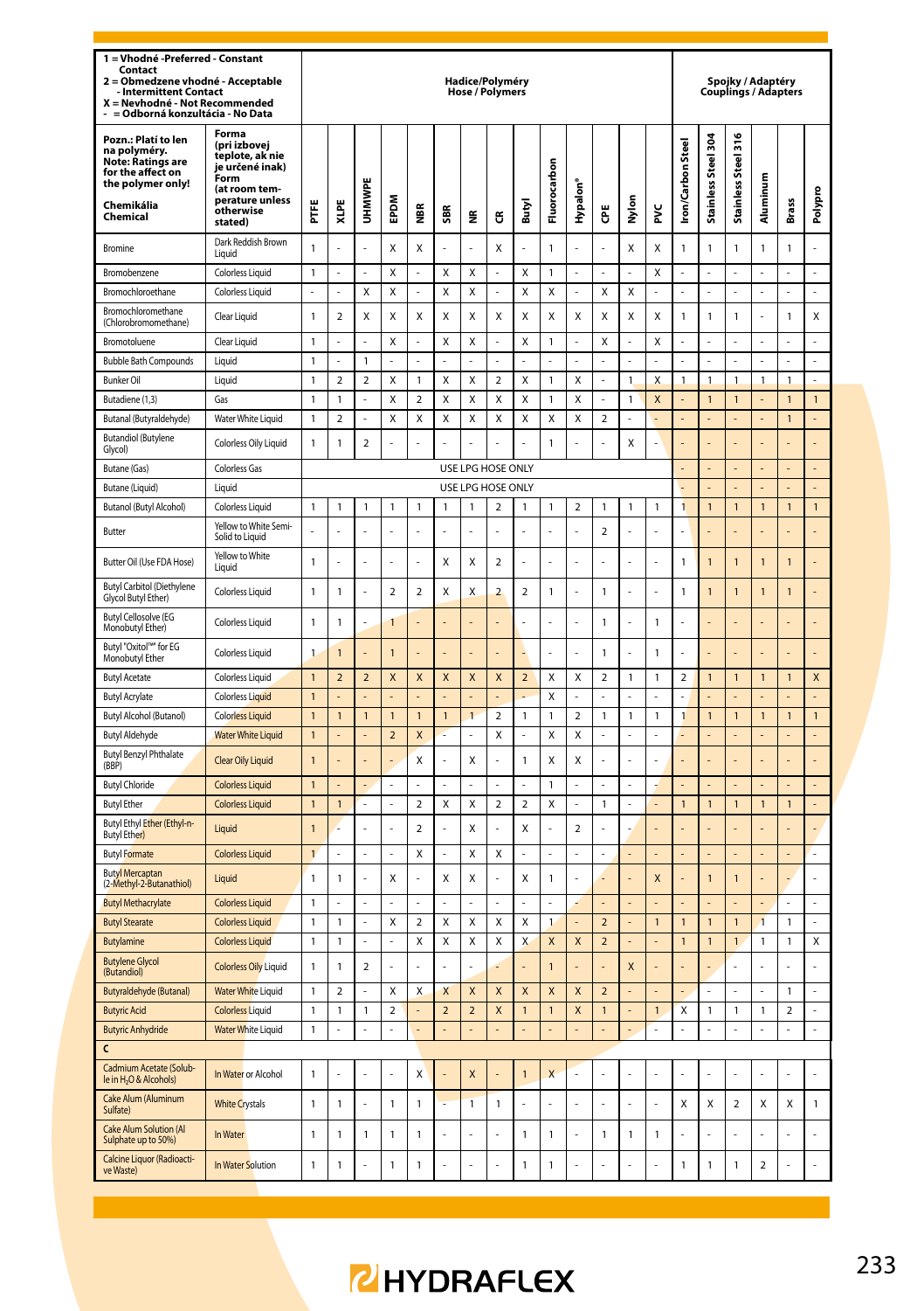| 1 = Vhodné -Preferred - Constant Contact<br>2 = Obmedzene vhodné - Acceptable - Intermittent Contact<br>X = Nevhodné - Not Recommended<br>- = Odborná konzultácia - No Data | | Hadice/Polyméry Hose / Polymers | | | | | | | | | | | | | | Spojky / Adaptéry Couplings / Adapters | | | | | |
|---|---|---|---|---|---|---|---|---|---|---|---|---|---|---|---|---|---|---|---|---|---|
| Pozn.: Platí to len na polyméry.<br>Note: Ratings are for the affect on the polymer only!<br><br>Chemikália Chemical | Forma (pri izbovej teplote, ak nie je určené inak) Form (at room temperature unless otherwise stated) | PTFE | XLPE | UHMWPE | EPDM | NBR | SBR | NR | CR | Butyl | Fluorocarbon | Hypalon® | CPE | Nylon | PVC | Iron/Carbon Steel | Stainless Steel 304 | Stainless Steel 316 | Aluminum | Brass | Polypro |
| Bromine | Dark Reddish Brown Liquid | 1 | - | - | X | X | - | - | X | - | 1 | - | - | X | X | 1 | 1 | 1 | 1 | 1 | - |
| Bromobenzene | Colorless Liquid | 1 | - | - | X | - | X | X | - | X | 1 | - | - | - | X | - | - | - | - | - | - |
| Bromochloroethane | Colorless Liquid | - | - | X | X | - | X | X | - | X | X | - | X | X | - | - | - | - | - | - | - |
| Bromochloromethane (Chlorobromomethane) | Clear Liquid | 1 | 2 | X | X | X | X | X | X | X | X | X | X | X | X | 1 | 1 | 1 | - | 1 | X |
| Bromotoluene | Clear Liquid | 1 | - | - | X | - | X | X | - | X | 1 | - | X | - | X | - | - | - | - | - | - |
| Bubble Bath Compounds | Liquid | 1 | - | 1 | - | - | - | - | - | - | - | - | - | - | - | - | - | - | - | - | - |
| Bunker Oil | Liquid | 1 | 2 | 2 | X | 1 | X | X | 2 | X | 1 | X | - | 1 | X | 1 | 1 | 1 | 1 | 1 | - |
| Butadiene (1,3) | Gas | 1 | 1 | - | X | 2 | X | X | X | X | 1 | X | - | 1 | X | - | 1 | 1 | - | 1 | 1 |
| Butanal (Butyraldehyde) | Water White Liquid | 1 | 2 | - | X | X | X | X | X | X | X | X | 2 | - | - | - | - | - | - | 1 | - |
| Butandiol (Butylene Glycol) | Colorless Oily Liquid | 1 | 1 | 2 | - | - | - | - | - | - | 1 | - | - | X | - | - | - | - | - | - | - |
| Butane (Gas) | Colorless Gas | USE LPG HOSE ONLY | | | | | | | | | | | | | | - | - | - | - | - | - |
| Butane (Liquid) | Liquid | USE LPG HOSE ONLY | | | | | | | | | | | | | | - | - | - | - | - | - |
| Butanol (Butyl Alcohol) | Colorless Liquid | 1 | 1 | 1 | 1 | 1 | 1 | 1 | 2 | 1 | 1 | 2 | 1 | 1 | 1 | 1 | 1 | 1 | 1 | 1 | 1 |
| Butter | Yellow to White Semi-Solid to Liquid | - | - | - | - | - | - | - | - | - | - | - | 2 | - | - | - | - | - | - | - | - |
| Butter Oil (Use FDA Hose) | Yellow to White Liquid | 1 | - | - | - | - | X | X | 2 | - | - | - | - | - | - | 1 | 1 | 1 | 1 | 1 | - |
| Butyl Carbitol (Diethylene Glycol Butyl Ether) | Colorless Liquid | 1 | 1 | - | 2 | 2 | X | X | 2 | 2 | 1 | - | 1 | - | - | 1 | 1 | 1 | 1 | 1 | - |
| Butyl Cellosolve (EG Monobutyl Ether) | Colorless Liquid | 1 | 1 | - | 1 | - | - | - | - | - | - | - | 1 | - | 1 | - | - | - | - | - | - |
| Butyl "Oxitol"™ for EG Monobutyl Ether | Colorless Liquid | 1 | 1 | - | 1 | - | - | - | - | - | - | - | 1 | - | 1 | - | - | - | - | - | - |
| Butyl Acetate | Colorless Liquid | 1 | 2 | 2 | X | X | X | X | X | 2 | X | X | 2 | 1 | 1 | 2 | 1 | 1 | 1 | 1 | X |
| Butyl Acrylate | Colorless Liquid | 1 | - | - | - | - | - | - | - | - | X | - | - | - | - | - | - | - | - | - | - |
| Butyl Alcohol (Butanol) | Colorless Liquid | 1 | 1 | 1 | 1 | 1 | 1 | 1 | 2 | 1 | 1 | 2 | 1 | 1 | 1 | 1 | 1 | 1 | 1 | 1 | 1 |
| Butyl Aldehyde | Water White Liquid | 1 | - | - | 2 | X | - | - | X | - | X | X | - | - | - | - | - | - | - | - | - |
| Butyl Benzyl Phthalate (BBP) | Clear Oily Liquid | 1 | - | - | - | X | - | X | - | 1 | X | X | - | - | - | - | - | - | - | - | - |
| Butyl Chloride | Colorless Liquid | 1 | - | - | - | - | - | - | - | - | 1 | - | - | - | - | - | - | - | - | - | - |
| Butyl Ether | Colorless Liquid | 1 | 1 | - | - | 2 | X | X | 2 | 2 | X | - | 1 | - | - | 1 | 1 | 1 | 1 | 1 | - |
| Butyl Ethyl Ether (Ethyl-n-Butyl Ether) | Liquid | 1 | - | - | - | 2 | - | X | - | X | - | 2 | - | - | - | - | - | - | - | - | - |
| Butyl Formate | Colorless Liquid | 1 | - | - | - | X | - | X | X | - | - | - | - | - | - | - | - | - | - | - | - |
| Butyl Mercaptan (2-Methyl-2-Butanathiol) | Liquid | 1 | 1 | - | X | - | X | X | - | X | 1 | - | - | - | X | - | 1 | 1 | - | - | - |
| Butyl Methacrylate | Colorless Liquid | 1 | - | - | - | - | - | - | - | - | - | - | - | - | - | - | - | - | - | - | - |
| Butyl Stearate | Colorless Liquid | 1 | 1 | - | X | 2 | X | X | X | X | 1 | - | 2 | - | 1 | 1 | 1 | 1 | 1 | 1 | - |
| Butylamine | Colorless Liquid | 1 | 1 | - | - | X | X | X | X | X | X | X | 2 | - | - | 1 | 1 | 1 | 1 | 1 | X |
| Butylene Glycol (Butandiol) | Colorless Oily Liquid | 1 | 1 | 2 | - | - | - | - | - | - | 1 | - | - | X | - | - | - | - | - | - | - |
| Butyraldehyde (Butanal) | Water White Liquid | 1 | 2 | - | X | X | X | X | X | X | X | X | 2 | - | - | - | - | - | - | 1 | - |
| Butyric Acid | Colorless Liquid | 1 | 1 | 1 | 2 | - | 2 | 2 | X | 1 | 1 | X | 1 | - | 1 | X | 1 | 1 | 1 | 2 | - |
| Butyric Anhydride | Water White Liquid | 1 | - | - | - | - | - | - | - | - | - | - | - | - | - | - | - | - | - | - | - |
| **C** | | | | | | | | | | | | | | | | | | | | | |
| Cadmium Acetate (Soluble in $H_2O$ & Alcohols) | In Water or Alcohol | 1 | - | - | - | X | - | X | - | 1 | X | - | - | - | - | - | - | - | - | - | - |
| Cake Alum (Aluminum Sulfate) | White Crystals | 1 | 1 | - | 1 | 1 | - | 1 | 1 | - | - | - | - | - | - | X | X | 2 | X | X | 1 |
| Cake Alum Solution (Al Sulphate up to 50%) | In Water | 1 | 1 | 1 | 1 | 1 | - | - | - | 1 | 1 | - | 1 | 1 | 1 | - | - | - | - | - | - |
| Calcine Liquor (Radioactive Waste) | In Water Solution | 1 | 1 | - | 1 | 1 | - | - | - | 1 | 1 | - | - | - | - | 1 | 1 | 1 | 2 | - | - |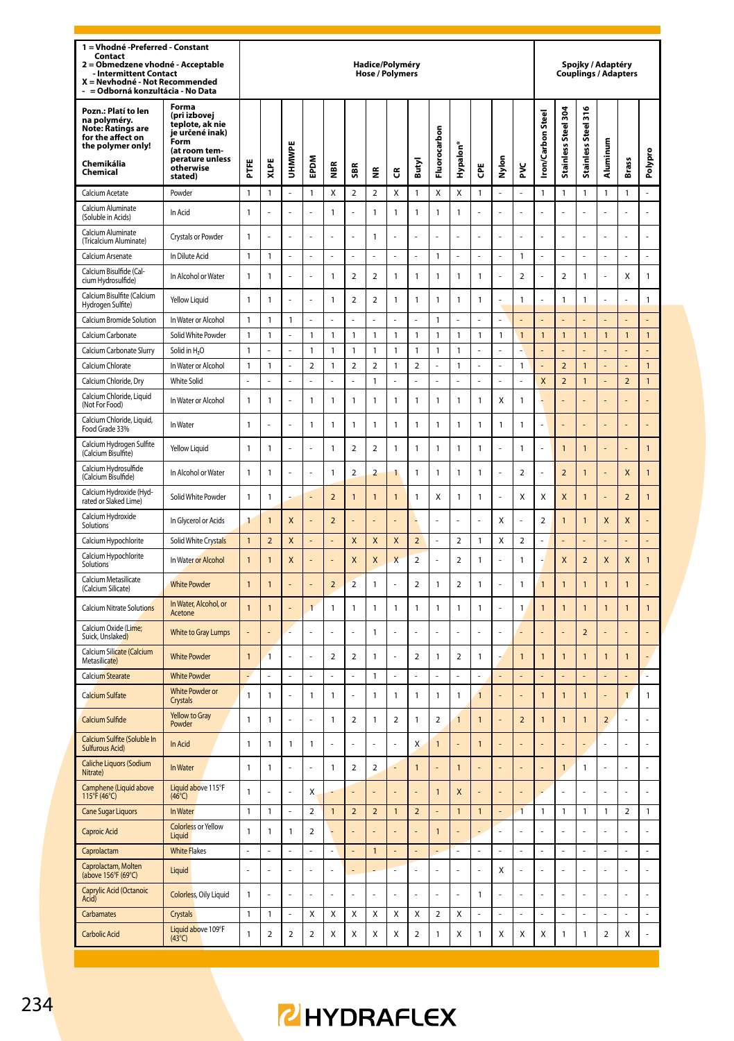| 1 = Vhodné -Preferred - Constant Contact<br>2 = Obmedzene vhodné - Acceptable - Intermittent Contact<br>X = Nevhodné - Not Recommended<br>- = Odborná konzultácia - No Data | | Hadice/Polyméry<br>Hose / Polymers | | | | | | | | | | | | | | | Spojky / Adaptéry<br>Couplings / Adapters | | | | | |
|---|---|---|---|---|---|---|---|---|---|---|---|---|---|---|---|---|---|---|---|---|---|
| Pozn.: Platí to len na polyméry.<br>Note: Ratings are for the affect on the polymer only!<br><br>Chemikália<br>Chemical | Forma (pri izbovej teplote, ak nie je určené inak)<br>Form (at room temperature unless otherwise stated) | PTFE | XLPE | UHMWPE | EPDM | NBR | SBR | NR | CR | Butyl | Fluorocarbon | Hypalon® | CPE | Nylon | PVC | Iron/Carbon Steel | Stainless Steel 304 | Stainless Steel 316 | Aluminum | Brass | Polypro |
| Calcium Acetate | Powder | 1 | 1 | - | 1 | X | 2 | 2 | X | 1 | X | X | 1 | - | - | 1 | 1 | 1 | 1 | 1 | - |
| Calcium Aluminate (Soluble in Acids) | In Acid | 1 | - | - | - | 1 | - | 1 | 1 | 1 | 1 | 1 | - | - | - | - | - | - | - | - | - |
| Calcium Aluminate (Tricalcium Aluminate) | Crystals or Powder | 1 | - | - | - | - | - | 1 | - | - | - | - | - | - | - | - | - | - | - | - | - |
| Calcium Arsenate | In Dilute Acid | 1 | 1 | - | - | - | - | - | - | - | 1 | - | - | - | 1 | - | - | - | - | - | - |
| Calcium Bisulfide (Calcium Hydrosulfide) | In Alcohol or Water | 1 | 1 | - | - | 1 | 2 | 2 | 1 | 1 | 1 | 1 | 1 | - | 2 | - | 2 | 1 | - | X | 1 |
| Calcium Bisulfite (Calcium Hydrogen Sulfite) | Yellow Liquid | 1 | 1 | - | - | 1 | 2 | 2 | 1 | 1 | 1 | 1 | 1 | - | 1 | - | 1 | 1 | - | - | 1 |
| Calcium Bromide Solution | In Water or Alcohol | 1 | 1 | 1 | - | - | - | - | - | - | 1 | - | - | - | - | - | - | - | - | - | - |
| Calcium Carbonate | Solid White Powder | 1 | 1 | - | 1 | 1 | 1 | 1 | 1 | 1 | 1 | 1 | 1 | 1 | 1 | 1 | 1 | 1 | 1 | 1 | 1 |
| Calcium Carbonate Slurry | Solid in $H_2O$ | 1 | - | - | 1 | 1 | 1 | 1 | 1 | 1 | 1 | 1 | - | - | - | - | - | - | - | - | - |
| Calcium Chlorate | In Water or Alcohol | 1 | 1 | - | 2 | 1 | 2 | 2 | 1 | 2 | - | 1 | - | - | 1 | - | 2 | 1 | - | - | 1 |
| Calcium Chloride, Dry | White Solid | - | - | - | - | - | - | 1 | - | - | - | - | - | - | - | X | 2 | 1 | - | 2 | 1 |
| Calcium Chloride, Liquid (Not For Food) | In Water or Alcohol | 1 | 1 | - | 1 | 1 | 1 | 1 | 1 | 1 | 1 | 1 | 1 | X | 1 | - | - | - | - | - | - |
| Calcium Chloride, Liquid, Food Grade 33% | In Water | 1 | - | - | 1 | 1 | 1 | 1 | 1 | 1 | 1 | 1 | 1 | 1 | 1 | - | - | - | - | - | - |
| Calcium Hydrogen Sulfite (Calcium Bisulfite) | Yellow Liquid | 1 | 1 | - | - | 1 | 2 | 2 | 1 | 1 | 1 | 1 | 1 | - | 1 | - | 1 | 1 | - | - | 1 |
| Calcium Hydrosulfide (Calcium Bisulfide) | In Alcohol or Water | 1 | 1 | - | - | 1 | 2 | 2 | 1 | 1 | 1 | 1 | 1 | - | 2 | - | 2 | 1 | - | X | 1 |
| Calcium Hydroxide (Hydrated or Slaked Lime) | Solid White Powder | 1 | 1 | - | - | 2 | 1 | 1 | 1 | 1 | X | 1 | 1 | - | X | X | X | 1 | - | 2 | 1 |
| Calcium Hydroxide Solutions | In Glycerol or Acids | 1 | 1 | X | - | 2 | - | - | - | - | - | - | - | X | - | 2 | 1 | 1 | X | X | - |
| Calcium Hypochlorite | Solid White Crystals | 1 | 2 | X | - | - | X | X | X | 2 | - | 2 | 1 | X | 2 | - | - | - | - | - | - |
| Calcium Hypochlorite Solutions | In Water or Alcohol | 1 | 1 | X | - | - | X | X | X | 2 | - | 2 | 1 | - | 1 | - | X | 2 | X | X | 1 |
| Calcium Metasilicate (Calcium Silicate) | White Powder | 1 | 1 | - | - | 2 | 2 | 1 | - | 2 | 1 | 2 | 1 | - | 1 | 1 | 1 | 1 | 1 | 1 | - |
| Calcium Nitrate Solutions | In Water, Alcohol, or Acetone | 1 | 1 | - | 1 | 1 | 1 | 1 | 1 | 1 | 1 | 1 | 1 | - | 1 | 1 | 1 | 1 | 1 | 1 | 1 |
| Calcium Oxide (Lime; Suick, Unslaked) | White to Gray Lumps | - | - | - | - | - | - | 1 | - | - | - | - | - | - | - | - | - | 2 | - | - | - |
| Calcium Silicate (Calcium Metasilicate) | White Powder | 1 | 1 | - | - | 2 | 2 | 1 | - | 2 | 1 | 2 | 1 | - | 1 | 1 | 1 | 1 | 1 | 1 | - |
| Calcium Stearate | White Powder | - | - | - | - | - | - | 1 | - | - | - | - | - | - | - | - | - | - | - | - | - |
| Calcium Sulfate | White Powder or Crystals | 1 | 1 | - | 1 | 1 | - | 1 | 1 | 1 | 1 | 1 | 1 | - | - | 1 | 1 | 1 | - | 1 | 1 |
| Calcium Sulfide | Yellow to Gray Powder | 1 | 1 | - | - | 1 | 2 | 1 | 2 | 1 | 2 | 1 | 1 | - | 2 | 1 | 1 | 1 | 2 | - | - |
| Calcium Sulfite (Soluble In Sulfurous Acid) | In Acid | 1 | 1 | 1 | 1 | - | - | - | - | X | 1 | - | 1 | - | - | - | - | - | - | - | - |
| Caliche Liquors (Sodium Nitrate) | In Water | 1 | 1 | - | - | 1 | 2 | 2 | - | 1 | - | 1 | - | - | - | - | 1 | 1 | - | - | - |
| Camphene (Liquid above 115°F (46°C) | Liquid above 115°F (46°C) | 1 | - | - | X | - | - | - | - | - | 1 | X | - | - | - | - | - | - | - | - | - |
| Cane Sugar Liquors | In Water | 1 | 1 | - | 2 | 1 | 2 | 2 | 1 | 2 | - | 1 | 1 | - | 1 | 1 | 1 | 1 | 1 | 2 | 1 |
| Caproic Acid | Colorless or Yellow Liquid | 1 | 1 | 1 | 2 | - | - | - | - | - | 1 | - | - | - | - | - | - | - | - | - | - |
| Caprolactam | White Flakes | - | - | - | - | - | - | 1 | - | - | - | - | - | - | - | - | - | - | - | - | - |
| Caprolactam, Molten (above 156°F (69°C) | Liquid | - | - | - | - | - | - | - | - | - | - | - | - | X | - | - | - | - | - | - | - |
| Caprylic Acid (Octanoic Acid) | Colorless, Oily Liquid | 1 | - | - | - | - | - | - | - | - | - | - | 1 | - | - | - | - | - | - | - | - |
| Carbamates | Crystals | 1 | 1 | - | X | X | X | X | X | X | 2 | X | - | - | - | - | - | - | - | - | - |
| Carbolic Acid | Liquid above 109°F (43°C) | 1 | 2 | 2 | 2 | X | X | X | X | 2 | 1 | X | 1 | X | X | X | 1 | 1 | 2 | X | - |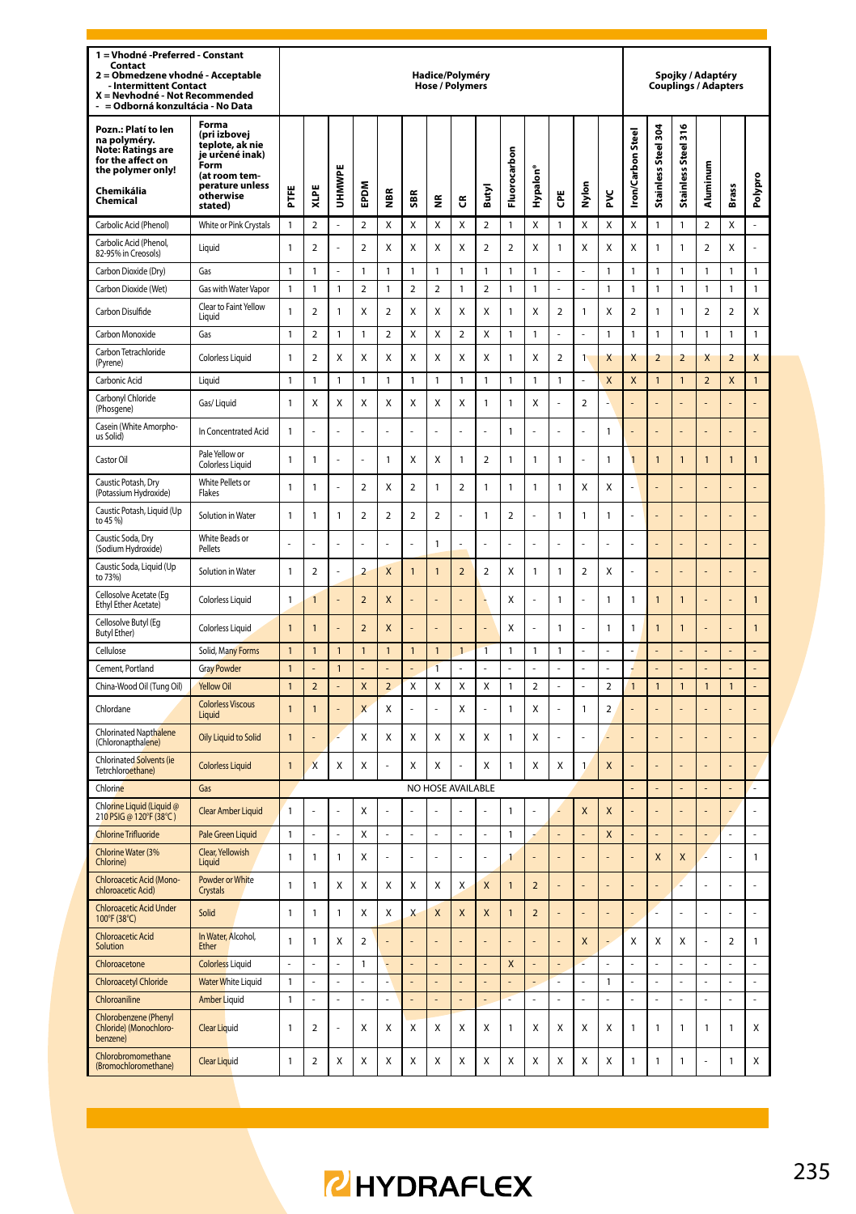| 1 = Vhodné -Preferred - Constant Contact<br>2 = Obmedzene vhodné - Acceptable - Intermittent Contact<br>X = Nevhodné - Not Recommended<br>- = Odborná konzultácia - No Data | | Hadice/Polyméry<br>Hose / Polymers | | | | | | | | | | | | | | | Spojky / Adaptéry<br>Couplings / Adapters | | | | | |
|---|---|---|---|---|---|---|---|---|---|---|---|---|---|---|---|---|---|---|---|---|---|
| Pozn.: Platí to len na polyméry.<br>Note: Ratings are for the affect on the polymer only!<br><br>Chemikália<br>Chemical | Forma (pri izbovej teplote, ak nie je určené inak)<br>Form (at room temperature unless otherwise stated) | PTFE | XLPE | UHMWPE | EPDM | NBR | SBR | NR | CR | Butyl | Fluorocarbon | Hypalon® | CPE | Nylon | PVC | Iron/Carbon Steel | Stainless Steel 304 | Stainless Steel 316 | Aluminum | Brass | Polypro |
| Carbolic Acid (Phenol) | White or Pink Crystals | 1 | 2 | - | 2 | X | X | X | X | 2 | 1 | X | 1 | X | X | X | 1 | 1 | 2 | X | - |
| Carbolic Acid (Phenol, 82-95% in Creosols) | Liquid | 1 | 2 | - | 2 | X | X | X | X | 2 | 2 | X | 1 | X | X | X | 1 | 1 | 2 | X | - |
| Carbon Dioxide (Dry) | Gas | 1 | 1 | - | 1 | 1 | 1 | 1 | 1 | 1 | 1 | 1 | - | - | 1 | 1 | 1 | 1 | 1 | 1 | 1 |
| Carbon Dioxide (Wet) | Gas with Water Vapor | 1 | 1 | 1 | 2 | 1 | 2 | 2 | 1 | 2 | 1 | 1 | - | - | 1 | 1 | 1 | 1 | 1 | 1 | 1 |
| Carbon Disulfide | Clear to Faint Yellow Liquid | 1 | 2 | 1 | X | 2 | X | X | X | X | 1 | X | 2 | 1 | X | 2 | 1 | 1 | 2 | 2 | X |
| Carbon Monoxide | Gas | 1 | 2 | 1 | 1 | 2 | X | X | 2 | X | 1 | 1 | - | - | 1 | 1 | 1 | 1 | 1 | 1 | 1 |
| Carbon Tetrachloride (Pyrene) | Colorless Liquid | 1 | 2 | X | X | X | X | X | X | X | 1 | X | 2 | 1 | X | X | 2 | 2 | X | 2 | X |
| Carbonic Acid | Liquid | 1 | 1 | 1 | 1 | 1 | 1 | 1 | 1 | 1 | 1 | 1 | 1 | - | X | X | 1 | 1 | 2 | X | 1 |
| Carbonyl Chloride (Phosgene) | Gas/ Liquid | 1 | X | X | X | X | X | X | X | 1 | 1 | X | - | 2 | - | - | - | - | - | - | - |
| Casein (White Amorphous Solid) | In Concentrated Acid | 1 | - | - | - | - | - | - | - | - | 1 | - | - | - | 1 | - | - | - | - | - | - |
| Castor Oil | Pale Yellow or Colorless Liquid | 1 | 1 | - | - | 1 | X | X | 1 | 2 | 1 | 1 | 1 | - | 1 | 1 | 1 | 1 | 1 | 1 | 1 |
| Caustic Potash, Dry (Potassium Hydroxide) | White Pellets or Flakes | 1 | 1 | - | 2 | X | 2 | 1 | 2 | 1 | 1 | 1 | 1 | X | X | - | - | - | - | - | - |
| Caustic Potash, Liquid (Up to 45 %) | Solution in Water | 1 | 1 | 1 | 2 | 2 | 2 | 2 | - | 1 | 2 | - | 1 | 1 | 1 | - | - | - | - | - | - |
| Caustic Soda, Dry (Sodium Hydroxide) | White Beads or Pellets | - | - | - | - | - | - | 1 | - | - | - | - | - | - | - | - | - | - | - | - | - |
| Caustic Soda, Liquid (Up to 73%) | Solution in Water | 1 | 2 | - | 2 | X | 1 | 1 | 2 | 2 | X | 1 | 1 | 2 | X | - | - | - | - | - | - |
| Cellosolve Acetate (Eg Ethyl Ether Acetate) | Colorless Liquid | 1 | 1 | - | 2 | X | - | - | - | - | X | - | 1 | - | 1 | 1 | 1 | 1 | - | - | 1 |
| Cellosolve Butyl (Eg Butyl Ether) | Colorless Liquid | 1 | 1 | - | 2 | X | - | - | - | - | X | - | 1 | - | 1 | 1 | 1 | 1 | - | - | 1 |
| Cellulose | Solid, Many Forms | 1 | 1 | 1 | 1 | 1 | 1 | 1 | 1 | 1 | 1 | 1 | 1 | - | - | - | - | - | - | - | - |
| Cement, Portland | Gray Powder | 1 | - | 1 | - | - | - | 1 | - | - | - | - | - | - | - | - | - | - | - | - | - |
| China-Wood Oil (Tung Oil) | Yellow Oil | 1 | 2 | - | X | 2 | X | X | X | X | 1 | 2 | - | - | 2 | 1 | 1 | 1 | 1 | 1 | - |
| Chlordane | Colorless Viscous Liquid | 1 | 1 | - | X | X | - | - | X | - | 1 | X | - | 1 | 2 | - | - | - | - | - | - |
| Chlorinated Napthalene (Chloronapthalene) | Oily Liquid to Solid | 1 | - | - | X | X | X | X | X | X | 1 | X | - | - | - | - | - | - | - | - | - |
| Chlorinated Solvents (ie Tetrchloroethane) | Colorless Liquid | 1 | X | X | X | - | X | X | - | X | 1 | X | X | 1 | X | - | - | - | - | - | - |
| Chlorine | Gas | NO HOSE AVAILABLE | | | | | | | | | | | | | | - | - | - | - | - | - |
| Chlorine Liquid (Liquid @ 210 PSIG @ 120°F (38°C) | Clear Amber Liquid | 1 | - | - | X | - | - | - | - | - | 1 | - | - | X | X | - | - | - | - | - | - |
| Chlorine Trifluoride | Pale Green Liquid | 1 | - | - | X | - | - | - | - | - | 1 | - | - | - | X | - | - | - | - | - | - |
| Chlorine Water (3% Chlorine) | Clear, Yellowish Liquid | 1 | 1 | 1 | X | - | - | - | - | - | 1 | - | - | - | - | - | X | X | - | - | 1 |
| Chloroacetic Acid (Monochloroacetic Acid) | Powder or White Crystals | 1 | 1 | X | X | X | X | X | X | X | 1 | 2 | - | - | - | - | - | - | - | - | - |
| Chloroacetic Acid Under 100°F (38°C) | Solid | 1 | 1 | 1 | X | X | X | X | X | X | 1 | 2 | - | - | - | - | - | - | - | - | - |
| Chloroacetic Acid Solution | In Water, Alcohol, Ether | 1 | 1 | X | 2 | - | - | - | - | - | - | - | - | X | - | X | X | X | - | 2 | 1 |
| Chloroacetone | Colorless Liquid | - | - | - | 1 | - | - | - | - | - | X | - | - | - | - | - | - | - | - | - | - |
| Chloroacetyl Chloride | Water White Liquid | 1 | - | - | - | - | - | - | - | - | - | - | - | - | 1 | - | - | - | - | - | - |
| Chloroaniline | Amber Liquid | 1 | - | - | - | - | - | - | - | - | - | - | - | - | - | - | - | - | - | - | - |
| Chlorobenzene (Phenyl Chloride) (Monochlorobenzene) | Clear Liquid | 1 | 2 | - | X | X | X | X | X | X | 1 | X | X | X | X | 1 | 1 | 1 | 1 | 1 | X |
| Chlorobromomethane (Bromochloromethane) | Clear Liquid | 1 | 2 | X | X | X | X | X | X | X | X | X | X | X | X | 1 | 1 | 1 | - | 1 | X |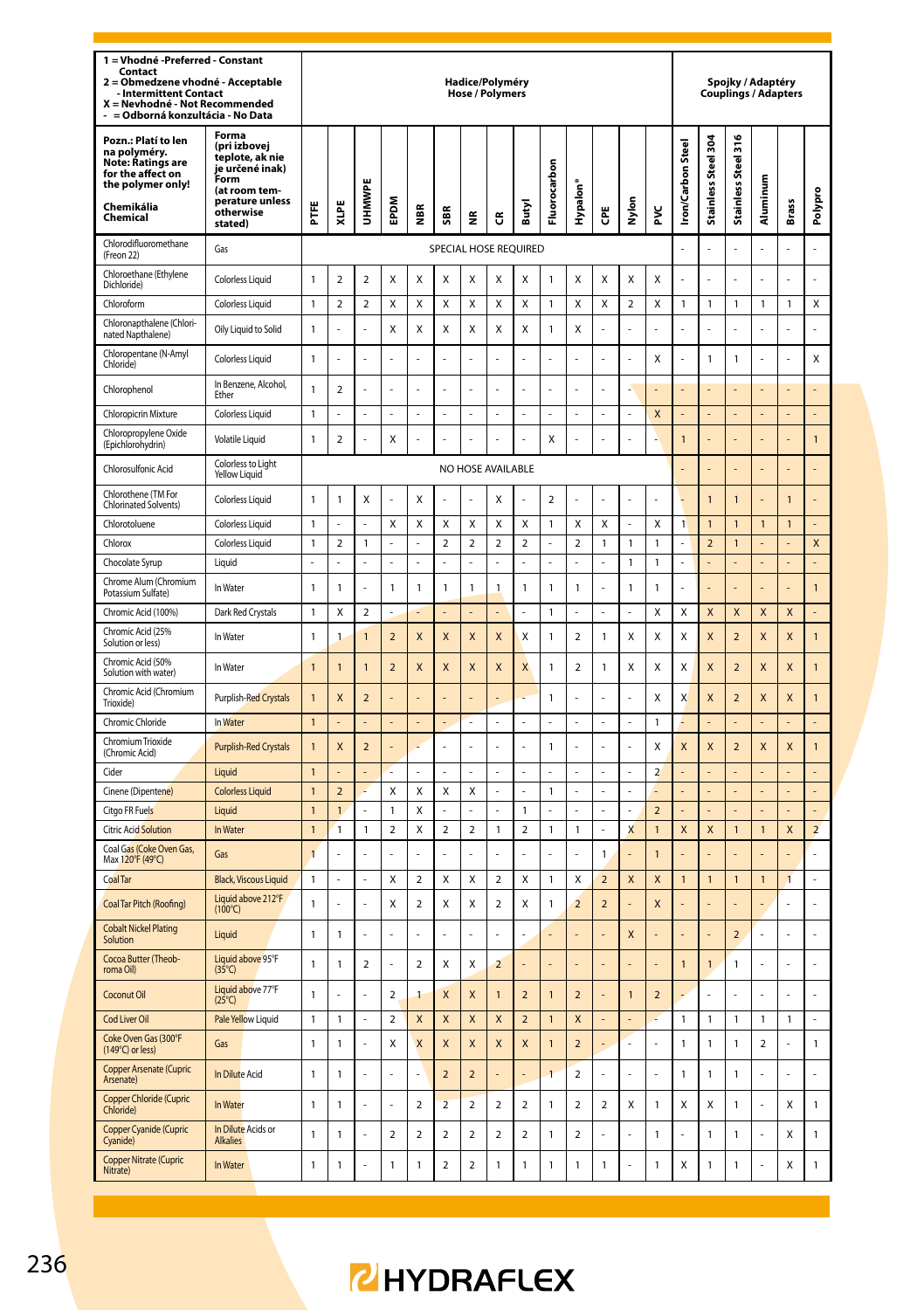| 1 = Vhodné -Preferred - Constant Contact<br>2 = Obmedzene vhodné - Acceptable - Intermittent Contact<br>X = Nevhodné - Not Recommended<br>- = Odborná konzultácia - No Data | | Hadice/Polyméry Hose / Polymers | | | | | | | | | | | | | | Spojky / Adaptéry Couplings / Adapters | | | | | |
|---|---|---|---|---|---|---|---|---|---|---|---|---|---|---|---|---|---|---|---|---|---|
| Pozn.: Platí to len na polyméry. Note: Ratings are for the affect on the polymer only!<br>Chemikália Chemical | Forma (pri izbovej teplote, ak nie je určené inak) Form (at room temperature unless otherwise stated) | PTFE | XLPE | UHMWPE | EPDM | NBR | SBR | NR | CR | Butyl | Fluorocarbon | Hypalon® | CPE | Nylon | PVC | Iron/Carbon Steel | Stainless Steel 304 | Stainless Steel 316 | Aluminum | Brass | Polypro |
| Chlorodifluoromethane (Freon 22) | Gas | SPECIAL HOSE REQUIRED | | | | | | | | | | | | | | - | - | - | - | - | - |
| Chloroethane (Ethylene Dichloride) | Colorless Liquid | 1 | 2 | 2 | X | X | X | X | X | X | 1 | X | X | X | X | - | - | - | - | - | - |
| Chloroform | Colorless Liquid | 1 | 2 | 2 | X | X | X | X | X | X | 1 | X | X | 2 | X | 1 | 1 | 1 | 1 | 1 | X |
| Chloronapthalene (Chlorinated Napthalene) | Oily Liquid to Solid | 1 | - | - | X | X | X | X | X | X | 1 | X | - | - | - | - | - | - | - | - | - |
| Chloropentane (N-Amyl Chloride) | Colorless Liquid | 1 | - | - | - | - | - | - | - | - | - | - | - | - | X | - | 1 | 1 | - | - | X |
| Chlorophenol | In Benzene, Alcohol, Ether | 1 | 2 | - | - | - | - | - | - | - | - | - | - | - | - | - | - | - | - | - | - |
| Chloropicrin Mixture | Colorless Liquid | 1 | - | - | - | - | - | - | - | - | - | - | - | - | X | - | - | - | - | - | - |
| Chloropropylene Oxide (Epichlorohydrin) | Volatile Liquid | 1 | 2 | - | X | - | - | - | - | - | X | - | - | - | - | 1 | - | - | - | - | 1 |
| Chlorosulfonic Acid | Colorless to Light Yellow Liquid | NO HOSE AVAILABLE | | | | | | | | | | | | | | - | - | - | - | - | - |
| Chlorothene (TM For Chlorinated Solvents) | Colorless Liquid | 1 | 1 | X | - | X | - | - | X | - | 2 | - | - | - | - | - | 1 | 1 | - | 1 | - |
| Chlorotoluene | Colorless Liquid | 1 | - | - | X | X | X | X | X | X | 1 | X | X | - | X | 1 | 1 | 1 | 1 | 1 | - |
| Chlorox | Colorless Liquid | 1 | 2 | 1 | - | - | 2 | 2 | 2 | 2 | - | 2 | 1 | 1 | 1 | - | 2 | 1 | - | - | X |
| Chocolate Syrup | Liquid | - | - | - | - | - | - | - | - | - | - | - | - | 1 | 1 | - | - | - | - | - | - |
| Chrome Alum (Chromium Potassium Sulfate) | In Water | 1 | 1 | - | 1 | 1 | 1 | 1 | 1 | 1 | 1 | 1 | - | 1 | 1 | - | - | - | - | - | 1 |
| Chromic Acid (100%) | Dark Red Crystals | 1 | X | 2 | - | - | - | - | - | - | 1 | - | - | - | X | X | X | X | X | X | - |
| Chromic Acid (25% Solution or less) | In Water | 1 | 1 | 1 | 2 | X | X | X | X | X | 1 | 2 | 1 | X | X | X | X | 2 | X | X | 1 |
| Chromic Acid (50% Solution with water) | In Water | 1 | 1 | 1 | 2 | X | X | X | X | X | 1 | 2 | 1 | X | X | X | X | 2 | X | X | 1 |
| Chromic Acid (Chromium Trioxide) | Purplish-Red Crystals | 1 | X | 2 | - | - | - | - | - | - | 1 | - | - | - | X | X | X | 2 | X | X | 1 |
| Chromic Chloride | In Water | 1 | - | - | - | - | - | - | - | - | - | - | - | - | 1 | - | - | - | - | - | - |
| Chromium Trioxide (Chromic Acid) | Purplish-Red Crystals | 1 | X | 2 | - | - | - | - | - | - | 1 | - | - | - | X | X | X | 2 | X | X | 1 |
| Cider | Liquid | 1 | - | - | - | - | - | - | - | - | - | - | - | - | 2 | - | - | - | - | - | - |
| Cinene (Dipentene) | Colorless Liquid | 1 | 2 | - | X | X | X | X | - | - | 1 | - | - | - | - | - | - | - | - | - | - |
| Citgo FR Fuels | Liquid | 1 | 1 | - | 1 | X | - | - | - | 1 | - | - | - | - | 2 | - | - | - | - | - | - |
| Citric Acid Solution | In Water | 1 | 1 | 1 | 2 | X | 2 | 2 | 1 | 2 | 1 | 1 | - | X | 1 | X | X | 1 | 1 | X | 2 |
| Coal Gas (Coke Oven Gas, Max 120°F (49°C) | Gas | 1 | - | - | - | - | - | - | - | - | - | - | 1 | - | 1 | - | - | - | - | - | - |
| Coal Tar | Black, Viscous Liquid | 1 | - | - | X | 2 | X | X | 2 | X | 1 | X | 2 | X | X | 1 | 1 | 1 | 1 | 1 | - |
| Coal Tar Pitch (Roofing) | Liquid above 212°F (100°C) | 1 | - | - | X | 2 | X | X | 2 | X | 1 | 2 | 2 | - | X | - | - | - | - | - | - |
| Cobalt Nickel Plating Solution | Liquid | 1 | 1 | - | - | - | - | - | - | - | - | - | - | X | - | - | - | 2 | - | - | - |
| Cocoa Butter (Theobroma Oil) | Liquid above 95°F (35°C) | 1 | 1 | 2 | - | 2 | X | X | 2 | - | - | - | - | - | - | 1 | 1 | 1 | - | - | - |
| Coconut Oil | Liquid above 77°F (25°C) | 1 | - | - | 2 | 1 | X | X | 1 | 2 | 1 | 2 | - | 1 | 2 | - | - | - | - | - | - |
| Cod Liver Oil | Pale Yellow Liquid | 1 | 1 | - | 2 | X | X | X | X | 2 | 1 | X | - | - | - | 1 | 1 | 1 | 1 | 1 | - |
| Coke Oven Gas (300°F (149°C) or less) | Gas | 1 | 1 | - | X | X | X | X | X | X | 1 | 2 | - | - | - | 1 | 1 | 1 | 2 | - | 1 |
| Copper Arsenate (Cupric Arsenate) | In Dilute Acid | 1 | 1 | - | - | - | 2 | 2 | - | - | 1 | 2 | - | - | - | 1 | 1 | 1 | - | - | - |
| Copper Chloride (Cupric Chloride) | In Water | 1 | 1 | - | - | 2 | 2 | 2 | 2 | 2 | 1 | 2 | 2 | X | 1 | X | X | 1 | - | X | 1 |
| Copper Cyanide (Cupric Cyanide) | In Dilute Acids or Alkalies | 1 | 1 | - | 2 | 2 | 2 | 2 | 2 | 2 | 1 | 2 | - | - | 1 | - | 1 | 1 | - | X | 1 |
| Copper Nitrate (Cupric Nitrate) | In Water | 1 | 1 | - | 1 | 1 | 2 | 2 | 1 | 1 | 1 | 1 | 1 | - | 1 | X | 1 | 1 | - | X | 1 |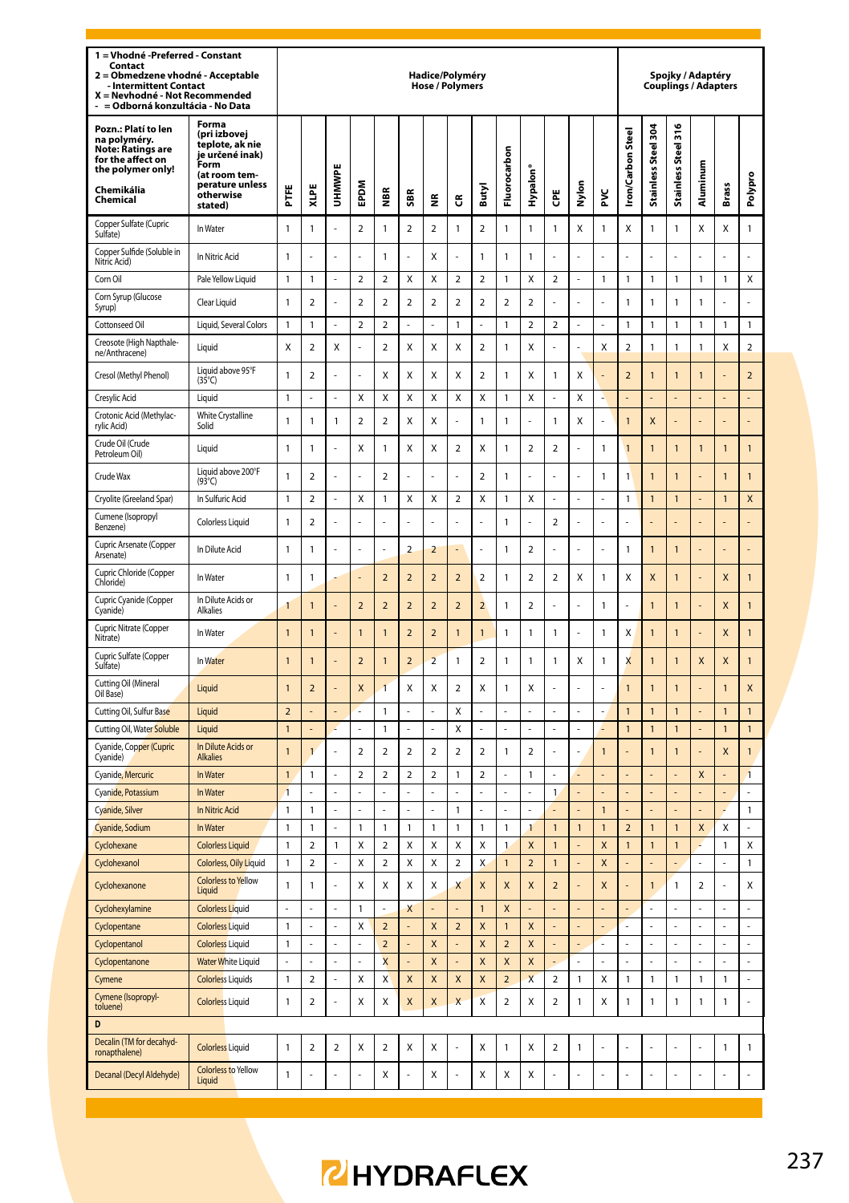| 1 = Vhodné -Preferred - Constant Contact<br>2 = Obmedzene vhodné - Acceptable - Intermittent Contact<br>X = Nevhodné - Not Recommended<br>- = Odborná konzultácia - No Data | | Hadice/Polyméry<br>Hose / Polymers | | | | | | | | | | | | | | | Spojky / Adaptéry<br>Couplings / Adapters | | | | | |
|---|---|---|---|---|---|---|---|---|---|---|---|---|---|---|---|---|---|---|---|---|---|
| Pozn.: Platí to len na polyméry.<br>Note: Ratings are for the affect on the polymer only!<br><br>Chemikália<br>Chemical | Forma (pri izbovej teplote, ak nie je určené inak)<br>Form (at room temperature unless otherwise stated) | PTFE | XLPE | UHMWPE | EPDM | NBR | SBR | NR | CR | Butyl | Fluorocarbon | Hypalon® | CPE | Nylon | PVC | Iron/Carbon Steel | Stainless Steel 304 | Stainless Steel 316 | Aluminum | Brass | Polypro |
| Copper Sulfate (Cupric Sulfate) | In Water | 1 | 1 | - | 2 | 1 | 2 | 2 | 1 | 2 | 1 | 1 | 1 | X | 1 | X | 1 | 1 | X | X | 1 |
| Copper Sulfide (Soluble in Nitric Acid) | In Nitric Acid | 1 | - | - | - | 1 | - | X | - | 1 | 1 | 1 | - | - | - | - | - | - | - | - | - |
| Corn Oil | Pale Yellow Liquid | 1 | 1 | - | 2 | 2 | X | X | 2 | 2 | 1 | X | 2 | - | 1 | 1 | 1 | 1 | 1 | 1 | X |
| Corn Syrup (Glucose Syrup) | Clear Liquid | 1 | 2 | - | 2 | 2 | 2 | 2 | 2 | 2 | 2 | 2 | - | - | - | 1 | 1 | 1 | 1 | - | - |
| Cottonseed Oil | Liquid, Several Colors | 1 | 1 | - | 2 | 2 | - | - | 1 | - | 1 | 2 | 2 | - | - | 1 | 1 | 1 | 1 | 1 | 1 |
| Creosote (High Napthalene/Anthracene) | Liquid | X | 2 | X | - | 2 | X | X | X | 2 | 1 | X | - | - | X | 2 | 1 | 1 | 1 | X | 2 |
| Cresol (Methyl Phenol) | Liquid above 95°F (35°C) | 1 | 2 | - | - | X | X | X | X | 2 | 1 | X | 1 | X | - | 2 | 1 | 1 | 1 | - | 2 |
| Cresylic Acid | Liquid | 1 | - | - | X | X | X | X | X | X | 1 | X | - | X | - | - | - | - | - | - | - |
| Crotonic Acid (Methylacrylic Acid) | White Crystalline Solid | 1 | 1 | 1 | 2 | 2 | X | X | - | 1 | 1 | - | 1 | X | - | 1 | X | - | - | - | - |
| Crude Oil (Crude Petroleum Oil) | Liquid | 1 | 1 | - | X | 1 | X | X | 2 | X | 1 | 2 | 2 | - | 1 | 1 | 1 | 1 | 1 | 1 | 1 |
| Crude Wax | Liquid above 200°F (93°C) | 1 | 2 | - | - | 2 | - | - | - | 2 | 1 | - | - | - | 1 | 1 | 1 | 1 | - | 1 | 1 |
| Cryolite (Greeland Spar) | In Sulfuric Acid | 1 | 2 | - | X | 1 | X | X | 2 | X | 1 | X | - | - | - | 1 | 1 | 1 | - | 1 | X |
| Cumene (Isopropyl Benzene) | Colorless Liquid | 1 | 2 | - | - | - | - | - | - | - | 1 | - | 2 | - | - | - | - | - | - | - | - |
| Cupric Arsenate (Copper Arsenate) | In Dilute Acid | 1 | 1 | - | - | - | 2 | 2 | - | - | 1 | 2 | - | - | - | 1 | 1 | 1 | - | - | - |
| Cupric Chloride (Copper Chloride) | In Water | 1 | 1 | - | - | 2 | 2 | 2 | 2 | 2 | 1 | 2 | 2 | X | 1 | X | X | 1 | - | X | 1 |
| Cupric Cyanide (Copper Cyanide) | In Dilute Acids or Alkalies | 1 | 1 | - | 2 | 2 | 2 | 2 | 2 | 2 | 1 | 2 | - | - | 1 | - | 1 | 1 | - | X | 1 |
| Cupric Nitrate (Copper Nitrate) | In Water | 1 | 1 | - | 1 | 1 | 2 | 2 | 1 | 1 | 1 | 1 | 1 | - | 1 | X | 1 | 1 | - | X | 1 |
| Cupric Sulfate (Copper Sulfate) | In Water | 1 | 1 | - | 2 | 1 | 2 | 2 | 1 | 2 | 1 | 1 | 1 | X | 1 | X | 1 | 1 | X | X | 1 |
| Cutting Oil (Mineral Oil Base) | Liquid | 1 | 2 | - | X | 1 | X | X | 2 | X | 1 | X | - | - | - | 1 | 1 | 1 | - | 1 | X |
| Cutting Oil, Sulfur Base | Liquid | 2 | - | - | - | 1 | - | - | X | - | - | - | - | - | - | 1 | 1 | 1 | - | 1 | 1 |
| Cutting Oil, Water Soluble | Liquid | 1 | - | - | - | 1 | - | - | X | - | - | - | - | - | - | 1 | 1 | 1 | - | 1 | 1 |
| Cyanide, Copper (Cupric Cyanide) | In Dilute Acids or Alkalies | 1 | 1 | - | 2 | 2 | 2 | 2 | 2 | 2 | 1 | 2 | - | - | 1 | - | 1 | 1 | - | X | 1 |
| Cyanide, Mercuric | In Water | 1 | 1 | - | 2 | 2 | 2 | 2 | 1 | 2 | - | 1 | - | - | - | - | - | - | X | - | 1 |
| Cyanide, Potassium | In Water | 1 | - | - | - | - | - | - | - | - | - | - | 1 | - | - | - | - | - | - | - | - |
| Cyanide, Silver | In Nitric Acid | 1 | 1 | - | - | - | - | - | 1 | - | - | - | - | - | 1 | - | - | - | - | - | 1 |
| Cyanide, Sodium | In Water | 1 | 1 | - | 1 | 1 | 1 | 1 | 1 | 1 | 1 | 1 | 1 | 1 | 1 | 2 | 1 | 1 | X | X | - |
| Cyclohexane | Colorless Liquid | 1 | 2 | 1 | X | 2 | X | X | X | X | 1 | X | 1 | - | X | 1 | 1 | 1 | - | 1 | X |
| Cyclohexanol | Colorless, Oily Liquid | 1 | 2 | - | X | 2 | X | X | 2 | X | 1 | 2 | 1 | - | X | - | - | - | - | - | 1 |
| Cyclohexanone | Colorless to Yellow Liquid | 1 | 1 | - | X | X | X | X | X | X | X | X | 2 | - | X | - | 1 | 1 | 2 | - | X |
| Cyclohexylamine | Colorless Liquid | - | - | - | 1 | - | X | - | - | 1 | X | - | - | - | - | - | - | - | - | - | - |
| Cyclopentane | Colorless Liquid | 1 | - | - | X | 2 | - | X | 2 | X | 1 | X | - | - | - | - | - | - | - | - | - |
| Cyclopentanol | Colorless Liquid | 1 | - | - | - | 2 | - | X | - | X | 2 | X | - | - | - | - | - | - | - | - | - |
| Cyclopentanone | Water White Liquid | - | - | - | - | X | - | X | - | X | X | X | - | - | - | - | - | - | - | - | - |
| Cymene | Colorless Liquids | 1 | 2 | - | X | X | X | X | X | X | 2 | X | 2 | 1 | X | 1 | 1 | 1 | 1 | 1 | - |
| Cymene (Isopropyltoluene) | Colorless Liquid | 1 | 2 | - | X | X | X | X | X | X | 2 | X | 2 | 1 | X | 1 | 1 | 1 | 1 | 1 | - |
| **D** | | | | | | | | | | | | | | | | | | | | | |
| Decalin (TM for decahydronapthalene) | Colorless Liquid | 1 | 2 | 2 | X | 2 | X | X | - | X | 1 | X | 2 | 1 | - | - | - | - | - | 1 | 1 |
| Decanal (Decyl Aldehyde) | Colorless to Yellow Liquid | 1 | - | - | - | X | - | X | - | X | X | X | - | - | - | - | - | - | - | - | - |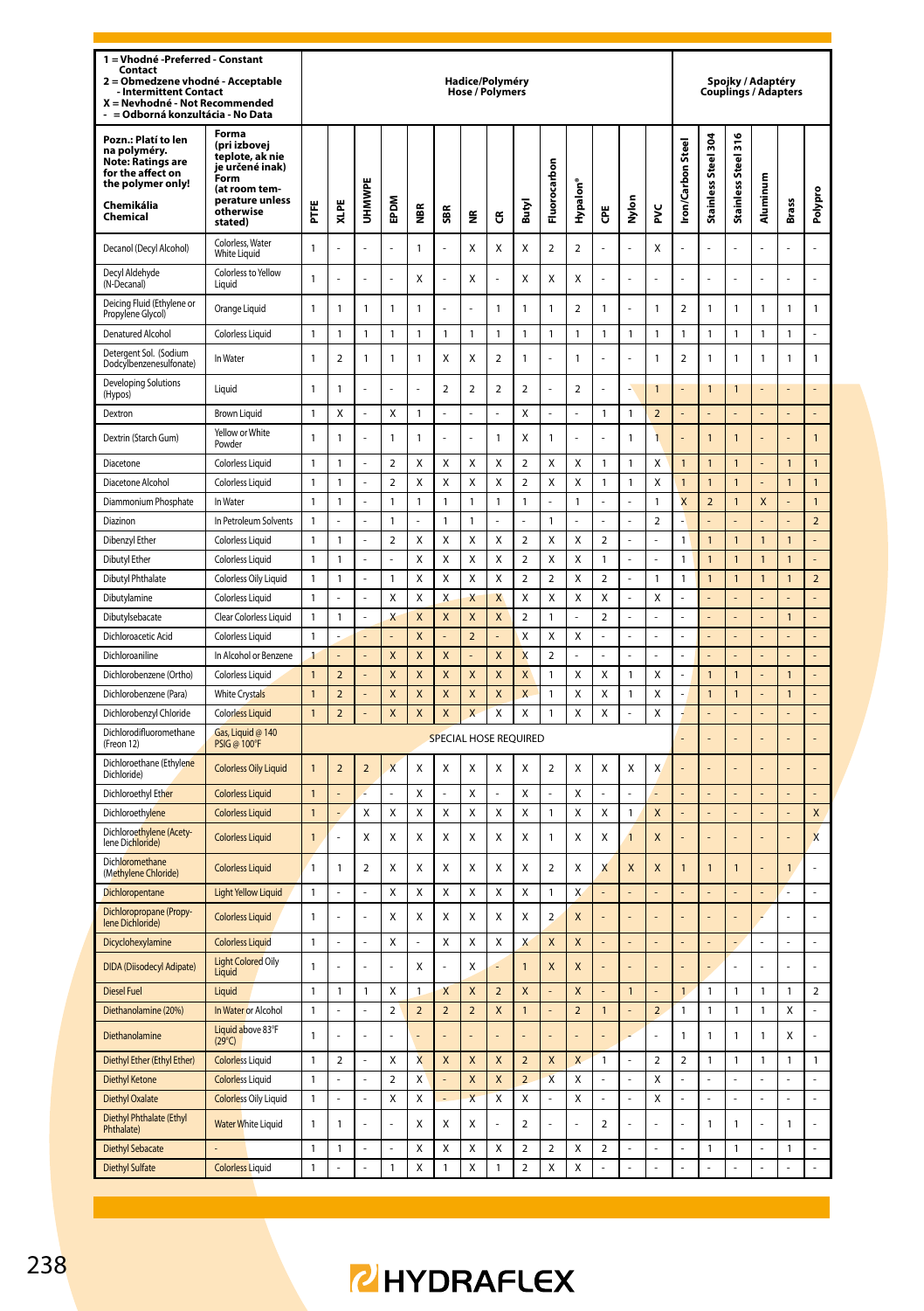| 1 = Vhodné -Preferred - Constant Contact<br>2 = Obmedzene vhodné - Acceptable - Intermittent Contact<br>X = Nevhodné - Not Recommended<br>- = Odborná konzultácia - No Data | | Hadice/Polyméry<br>Hose / Polymers | | | | | | | | | | | | | | Spojky / Adaptéry<br>Couplings / Adapters | | | | | |
|---|---|---|---|---|---|---|---|---|---|---|---|---|---|---|---|---|---|---|---|---|---|
| **Pozn.: Platí to len na polyméry. Note: Ratings are for the affect on the polymer only!**<br>**Chemikália Chemical** | **Forma (pri izbovej teplote, ak nie je určené inak) Form (at room temperature unless otherwise stated)** | **PTFE** | **XLPE** | **UHMWPE** | **EPDM** | **NBR** | **SBR** | **NR** | **CR** | **Butyl** | **Fluorocarbon** | **Hypalon®** | **CPE** | **Nylon** | **PVC** | **Iron/Carbon Steel** | **Stainless Steel 304** | **Stainless Steel 316** | **Aluminum** | **Brass** | **Polypro** |
| Decanol (Decyl Alcohol) | Colorless, Water White Liquid | 1 | - | - | - | 1 | - | X | X | X | 2 | 2 | - | - | X | - | - | - | - | - | - |
| Decyl Aldehyde (N-Decanal) | Colorless to Yellow Liquid | 1 | - | - | - | X | - | X | - | X | X | X | - | - | - | - | - | - | - | - | - |
| Deicing Fluid (Ethylene or Propylene Glycol) | Orange Liquid | 1 | 1 | 1 | 1 | 1 | - | - | 1 | 1 | 1 | 2 | 1 | - | 1 | 2 | 1 | 1 | 1 | 1 | 1 |
| Denatured Alcohol | Colorless Liquid | 1 | 1 | 1 | 1 | 1 | 1 | 1 | 1 | 1 | 1 | 1 | 1 | 1 | 1 | 1 | 1 | 1 | 1 | 1 | - |
| Detergent Sol. (Sodium Dodcylbenzenesulfonate) | In Water | 1 | 2 | 1 | 1 | 1 | X | X | 2 | 1 | - | 1 | - | - | 1 | 2 | 1 | 1 | 1 | 1 | 1 |
| Developing Solutions (Hypos) | Liquid | 1 | 1 | - | - | - | 2 | 2 | 2 | 2 | - | 2 | - | - | 1 | - | 1 | 1 | - | - | - |
| Dextron | Brown Liquid | 1 | X | - | X | 1 | - | - | - | X | - | - | 1 | 1 | 2 | - | - | - | - | - | - |
| Dextrin (Starch Gum) | Yellow or White Powder | 1 | 1 | - | 1 | 1 | - | - | 1 | X | 1 | - | - | 1 | 1 | - | 1 | 1 | - | - | 1 |
| Diacetone | Colorless Liquid | 1 | 1 | - | 2 | X | X | X | X | 2 | X | X | 1 | 1 | X | 1 | 1 | 1 | - | 1 | 1 |
| Diacetone Alcohol | Colorless Liquid | 1 | 1 | - | 2 | X | X | X | X | 2 | X | X | 1 | 1 | X | 1 | 1 | 1 | - | 1 | 1 |
| Diammonium Phosphate | In Water | 1 | 1 | - | 1 | 1 | 1 | 1 | 1 | 1 | - | 1 | - | - | 1 | X | 2 | 1 | X | - | 1 |
| Diazinon | In Petroleum Solvents | 1 | - | - | 1 | - | 1 | 1 | - | - | 1 | - | - | - | 2 | - | - | - | - | - | 2 |
| Dibenzyl Ether | Colorless Liquid | 1 | 1 | - | 2 | X | X | X | X | 2 | X | X | 2 | - | - | 1 | 1 | 1 | 1 | 1 | - |
| Dibutyl Ether | Colorless Liquid | 1 | 1 | - | - | X | X | X | X | 2 | X | X | 1 | - | - | 1 | 1 | 1 | 1 | 1 | - |
| Dibutyl Phthalate | Colorless Oily Liquid | 1 | 1 | - | 1 | X | X | X | X | 2 | 2 | X | 2 | - | 1 | 1 | 1 | 1 | 1 | 1 | 2 |
| Dibutylamine | Colorless Liquid | 1 | - | - | X | X | X | X | X | X | X | X | X | - | X | - | - | - | - | - | - |
| Dibutylsebacate | Clear Colorless Liquid | 1 | 1 | - | X | X | X | X | X | 2 | 1 | - | 2 | - | - | - | - | - | - | 1 | - |
| Dichloroacetic Acid | Colorless Liquid | 1 | - | - | - | X | - | 2 | - | X | X | X | - | - | - | - | - | - | - | - | - |
| Dichloroaniline | In Alcohol or Benzene | 1 | - | - | X | X | X | - | X | X | 2 | - | - | - | - | - | - | - | - | - | - |
| Dichlorobenzene (Ortho) | Colorless Liquid | 1 | 2 | - | X | X | X | X | X | X | 1 | X | X | 1 | X | - | 1 | 1 | - | 1 | - |
| Dichlorobenzene (Para) | White Crystals | 1 | 2 | - | X | X | X | X | X | X | 1 | X | X | 1 | X | - | 1 | 1 | - | 1 | - |
| Dichlorobenzyl Chloride | Colorless Liquid | 1 | 2 | - | X | X | X | X | X | X | 1 | X | X | - | X | - | - | - | - | - | - |
| Dichlorodifluoromethane (Freon 12) | Gas, Liquid @ 140 PSIG @ 100°F | SPECIAL HOSE REQUIRED | | | | | | | | | | | | | | - | - | - | - | - | - |
| Dichloroethane (Ethylene Dichloride) | Colorless Oily Liquid | 1 | 2 | 2 | X | X | X | X | X | X | 2 | X | X | X | X | - | - | - | - | - | - |
| Dichloroethyl Ether | Colorless Liquid | 1 | - | - | - | X | - | X | - | X | - | X | - | - | - | - | - | - | - | - | - |
| Dichloroethylene | Colorless Liquid | 1 | - | X | X | X | X | X | X | X | 1 | X | X | 1 | X | - | - | - | - | - | X |
| Dichloroethylene (Acetylene Dichloride) | Colorless Liquid | 1 | - | X | X | X | X | X | X | X | 1 | X | X | 1 | X | - | - | - | - | - | X |
| Dichloromethane (Methylene Chloride) | Colorless Liquid | 1 | 1 | 2 | X | X | X | X | X | X | 2 | X | X | X | X | 1 | 1 | 1 | - | 1 | - |
| Dichloropentane | Light Yellow Liquid | 1 | - | - | X | X | X | X | X | X | 1 | X | - | - | - | - | - | - | - | - | - |
| Dichloropropane (Propylene Dichloride) | Colorless Liquid | 1 | - | - | X | X | X | X | X | X | 2 | X | - | - | - | - | - | - | - | - | - |
| Dicyclohexylamine | Colorless Liquid | 1 | - | - | X | - | X | X | X | X | X | X | - | - | - | - | - | - | - | - | - |
| DIDA (Diisodecyl Adipate) | Light Colored Oily Liquid | 1 | - | - | - | X | - | X | - | 1 | X | X | - | - | - | - | - | - | - | - | - |
| Diesel Fuel | Liquid | 1 | 1 | 1 | X | 1 | X | X | 2 | X | - | X | - | 1 | - | 1 | 1 | 1 | 1 | 1 | 2 |
| Diethanolamine (20%) | In Water or Alcohol | 1 | - | - | 2 | 2 | 2 | 2 | X | 1 | - | 2 | 1 | - | 2 | 1 | 1 | 1 | 1 | X | - |
| Diethanolamine | Liquid above 83°F (29°C) | 1 | - | - | - | - | - | - | - | - | - | - | - | - | - | 1 | 1 | 1 | 1 | X | - |
| Diethyl Ether (Ethyl Ether) | Colorless Liquid | 1 | 2 | - | X | X | X | X | X | 2 | X | X | 1 | - | 2 | 2 | 1 | 1 | 1 | 1 | 1 |
| Diethyl Ketone | Colorless Liquid | 1 | - | - | 2 | X | - | X | X | 2 | X | X | - | - | X | - | - | - | - | - | - |
| Diethyl Oxalate | Colorless Oily Liquid | 1 | - | - | X | X | - | X | X | X | - | X | - | - | X | - | - | - | - | - | - |
| Diethyl Phthalate (Ethyl Phthalate) | Water White Liquid | 1 | 1 | - | - | X | X | X | - | 2 | - | - | 2 | - | - | - | 1 | 1 | - | 1 | - |
| Diethyl Sebacate | - | 1 | 1 | - | - | X | X | X | X | 2 | 2 | X | 2 | - | - | - | 1 | 1 | - | 1 | - |
| Diethyl Sulfate | Colorless Liquid | 1 | - | - | 1 | X | 1 | X | 1 | 2 | X | X | - | - | - | - | - | - | - | - | - |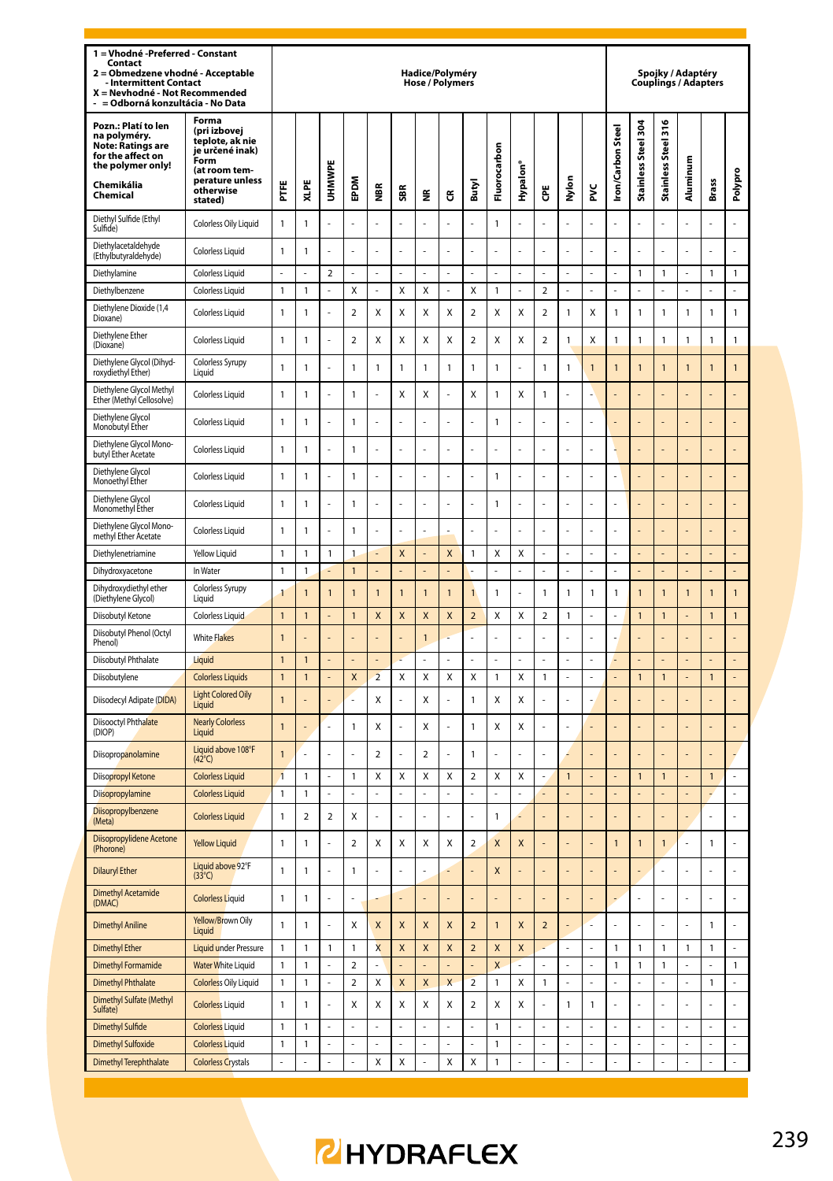| 1 = Vhodné -Preferred - Constant Contact<br>2 = Obmedzene vhodné - Acceptable - Intermittent Contact<br>X = Nevhodné - Not Recommended<br>- = Odborná konzultácia - No Data | | Hadice/Polyméry<br>Hose / Polymers | | | | | | | | | | | | | | Spojky / Adaptéry<br>Couplings / Adapters | | | | | |
|---|---|---|---|---|---|---|---|---|---|---|---|---|---|---|---|---|---|---|---|---|---|
| Pozn.: Platí to len na polyméry.<br>Note: Ratings are for the affect on the polymer only!<br>Chemikália<br>Chemical | Forma (pri izbovej teplote, ak nie je určené inak)<br>Form (at room temperature unless otherwise stated) | PTFE | XLPE | UHMWPE | EPDM | NBR | SBR | NR | CR | Butyl | Fluorocarbon | Hypalon® | CPE | Nylon | PVC | Iron/Carbon Steel | Stainless Steel 304 | Stainless Steel 316 | Aluminum | Brass | Polypro |
| Diethyl Sulfide (Ethyl Sulfide) | Colorless Oily Liquid | 1 | 1 | - | - | - | - | - | - | - | 1 | - | - | - | - | - | - | - | - | - | - |
| Diethylacetaldehyde (Ethylbutyraldehyde) | Colorless Liquid | 1 | 1 | - | - | - | - | - | - | - | - | - | - | - | - | - | - | - | - | - | - |
| Diethylamine | Colorless Liquid | - | - | 2 | - | - | - | - | - | - | - | - | - | - | - | - | 1 | 1 | - | 1 | 1 |
| Diethylbenzene | Colorless Liquid | 1 | 1 | - | X | - | X | X | - | X | 1 | - | 2 | - | - | - | - | - | - | - | - |
| Diethylene Dioxide (1,4 Dioxane) | Colorless Liquid | 1 | 1 | - | 2 | X | X | X | X | 2 | X | X | 2 | 1 | X | 1 | 1 | 1 | 1 | 1 | 1 |
| Diethylene Ether (Dioxane) | Colorless Liquid | 1 | 1 | - | 2 | X | X | X | X | 2 | X | X | 2 | 1 | X | 1 | 1 | 1 | 1 | 1 | 1 |
| Diethylene Glycol (Dihydroxydiethyl Ether) | Colorless Syrupy Liquid | 1 | 1 | - | 1 | 1 | 1 | 1 | 1 | 1 | 1 | - | 1 | 1 | 1 | 1 | 1 | 1 | 1 | 1 | 1 |
| Diethylene Glycol Methyl Ether (Methyl Cellosolve) | Colorless Liquid | 1 | 1 | - | 1 | - | X | X | - | X | 1 | X | 1 | - | - | - | - | - | - | - | - |
| Diethylene Glycol Monobutyl Ether | Colorless Liquid | 1 | 1 | - | 1 | - | - | - | - | - | 1 | - | - | - | - | - | - | - | - | - | - |
| Diethylene Glycol Monobutyl Ether Acetate | Colorless Liquid | 1 | 1 | - | 1 | - | - | - | - | - | - | - | - | - | - | - | - | - | - | - | - |
| Diethylene Glycol Monoethyl Ether | Colorless Liquid | 1 | 1 | - | 1 | - | - | - | - | - | 1 | - | - | - | - | - | - | - | - | - | - |
| Diethylene Glycol Monomethyl Ether | Colorless Liquid | 1 | 1 | - | 1 | - | - | - | - | - | 1 | - | - | - | - | - | - | - | - | - | - |
| Diethylene Glycol Monomethyl Ether Acetate | Colorless Liquid | 1 | 1 | - | 1 | - | - | - | - | - | - | - | - | - | - | - | - | - | - | - | - |
| Diethylenetriamine | Yellow Liquid | 1 | 1 | 1 | 1 | - | X | - | X | 1 | X | X | - | - | - | - | - | - | - | - | - |
| Dihydroxyacetone | In Water | 1 | 1 | - | 1 | - | - | - | - | - | - | - | - | - | - | - | - | - | - | - | - |
| Dihydroxydiethyl ether (Diethylene Glycol) | Colorless Syrupy Liquid | 1 | 1 | 1 | 1 | 1 | 1 | 1 | 1 | 1 | 1 | - | 1 | 1 | 1 | 1 | 1 | 1 | 1 | 1 | 1 |
| Diisobutyl Ketone | Colorless Liquid | 1 | 1 | - | 1 | X | X | X | X | 2 | X | X | 2 | 1 | - | - | 1 | 1 | - | 1 | 1 |
| Diisobutyl Phenol (Octyl Phenol) | White Flakes | 1 | - | - | - | - | - | 1 | - | - | - | - | - | - | - | - | - | - | - | - | - |
| Diisobutyl Phthalate | Liquid | 1 | 1 | - | - | - | - | - | - | - | - | - | - | - | - | - | - | - | - | - | - |
| Diisobutylene | Colorless Liquids | 1 | 1 | - | X | 2 | X | X | X | X | 1 | X | 1 | - | - | - | 1 | 1 | - | 1 | - |
| Diisodecyl Adipate (DIDA) | Light Colored Oily Liquid | 1 | - | - | - | X | - | X | - | 1 | X | X | - | - | - | - | - | - | - | - | - |
| Diisooctyl Phthalate (DIOP) | Nearly Colorless Liquid | 1 | - | - | 1 | X | - | X | - | 1 | X | X | - | - | - | - | - | - | - | - | - |
| Diisopropanolamine | Liquid above 108°F (42°C) | 1 | - | - | - | 2 | - | 2 | - | 1 | - | - | - | - | - | - | - | - | - | - | - |
| Diisopropyl Ketone | Colorless Liquid | 1 | 1 | - | 1 | X | X | X | X | 2 | X | X | - | 1 | - | - | 1 | 1 | - | 1 | - |
| Diisopropylamine | Colorless Liquid | 1 | 1 | - | - | - | - | - | - | - | - | - | - | - | - | - | - | - | - | - | - |
| Diisopropylbenzene (Meta) | Colorless Liquid | 1 | 2 | 2 | X | - | - | - | - | - | 1 | - | - | - | - | - | - | - | - | - | - |
| Diisopropylidene Acetone (Phorone) | Yellow Liquid | 1 | 1 | - | 2 | X | X | X | X | 2 | X | X | - | - | - | 1 | 1 | 1 | - | 1 | - |
| Dilauryl Ether | Liquid above 92°F (33°C) | 1 | 1 | - | 1 | - | - | - | - | - | X | - | - | - | - | - | - | - | - | - | - |
| Dimethyl Acetamide (DMAC) | Colorless Liquid | 1 | 1 | - | - | - | - | - | - | - | - | - | - | - | - | - | - | - | - | - | - |
| Dimethyl Aniline | Yellow/Brown Oily Liquid | 1 | 1 | - | X | X | X | X | X | 2 | 1 | X | 2 | - | - | - | - | - | - | 1 | - |
| Dimethyl Ether | Liquid under Pressure | 1 | 1 | 1 | 1 | X | X | X | X | 2 | X | X | - | - | - | 1 | 1 | 1 | 1 | 1 | - |
| Dimethyl Formamide | Water White Liquid | 1 | 1 | - | 2 | - | - | - | - | - | X | - | - | - | - | 1 | 1 | 1 | - | - | 1 |
| Dimethyl Phthalate | Colorless Oily Liquid | 1 | 1 | - | 2 | X | X | X | X | 2 | 1 | X | 1 | - | - | - | - | - | - | 1 | - |
| Dimethyl Sulfate (Methyl Sulfate) | Colorless Liquid | 1 | 1 | - | X | X | X | X | X | 2 | X | X | - | 1 | 1 | - | - | - | - | - | - |
| Dimethyl Sulfide | Colorless Liquid | 1 | 1 | - | - | - | - | - | - | - | 1 | - | - | - | - | - | - | - | - | - | - |
| Dimethyl Sulfoxide | Colorless Liquid | 1 | 1 | - | - | - | - | - | - | - | 1 | - | - | - | - | - | - | - | - | - | - |
| Dimethyl Terephthalate | Colorless Crystals | - | - | - | - | X | X | - | X | X | 1 | - | - | - | - | - | - | - | - | - | - |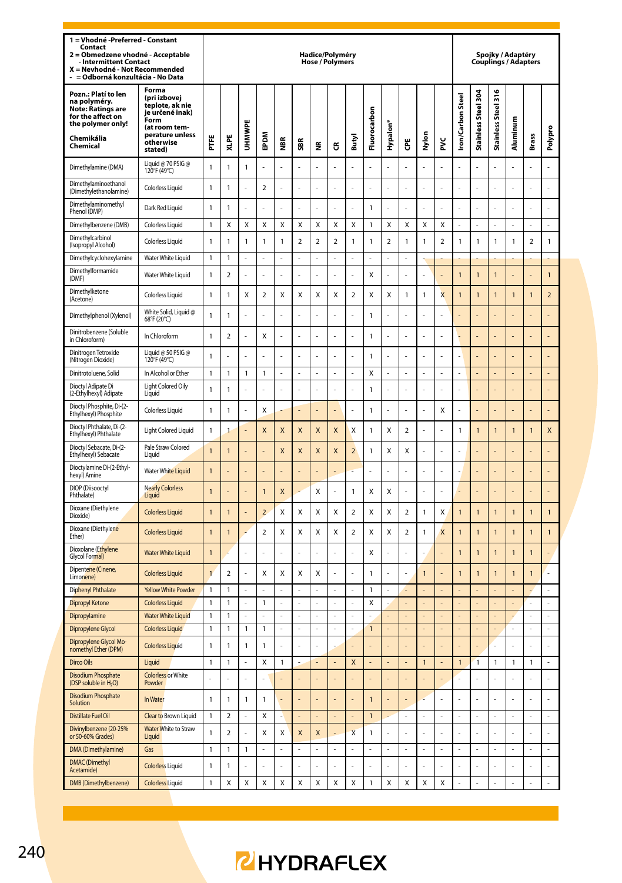| 1 = Vhodné -Preferred - Constant Contact<br>2 = Obmedzene vhodné - Acceptable - Intermittent Contact<br>X = Nevhodné - Not Recommended<br>- = Odborná konzultácia - No Data | | Hadice/Polyméry<br>Hose / Polymers | | | | | | | | | | | | | | Spojky / Adaptéry<br>Couplings / Adapters | | | | | |
|---|---|---|---|---|---|---|---|---|---|---|---|---|---|---|---|---|---|---|---|---|---|
| **Pozn.: Platí to len na polyméry.<br>Note: Ratings are for the affect on the polymer only!<br><br>Chemikália<br>Chemical** | **Forma (pri izbovej teplote, ak nie je určené inak)<br>Form (at room temperature unless otherwise stated)** | **PTFE** | **XLPE** | **UHMWPE** | **EPDM** | **NBR** | **SBR** | **NR** | **CR** | **Butyl** | **Fluorocarbon** | **Hypalon®** | **CPE** | **Nylon** | **PVC** | **Iron/Carbon Steel** | **Stainless Steel 304** | **Stainless Steel 316** | **Aluminum** | **Brass** | **Polypro** |
| Dimethylamine (DMA) | Liquid @ 70 PSIG @ 120°F (49°C) | 1 | 1 | 1 | - | - | - | - | - | - | - | - | - | - | - | - | - | - | - | - | - |
| Dimethylaminoethanol (Dimethylethanolamine) | Colorless Liquid | 1 | 1 | - | 2 | - | - | - | - | - | - | - | - | - | - | - | - | - | - | - | - |
| Dimethylaminomethyl Phenol (DMP) | Dark Red Liquid | 1 | 1 | - | - | - | - | - | - | - | 1 | - | - | - | - | - | - | - | - | - | - |
| Dimethylbenzene (DMB) | Colorless Liquid | 1 | X | X | X | X | X | X | X | X | 1 | X | X | X | X | - | - | - | - | - | - |
| Dimethylcarbinol (Isopropyl Alcohol) | Colorless Liquid | 1 | 1 | 1 | 1 | 1 | 2 | 2 | 2 | 1 | 1 | 2 | 1 | 1 | 2 | 1 | 1 | 1 | 1 | 2 | 1 |
| Dimethylcyclohexylamine | Water White Liquid | 1 | 1 | - | - | - | - | - | - | - | - | - | - | - | - | - | - | - | - | - | - |
| Dimethylformamide (DMF) | Water White Liquid | 1 | 2 | - | - | - | - | - | - | - | X | - | - | - | - | 1 | 1 | 1 | - | - | 1 |
| Dimethylketone (Acetone) | Colorless Liquid | 1 | 1 | X | 2 | X | X | X | X | 2 | X | X | 1 | 1 | X | 1 | 1 | 1 | 1 | 1 | 2 |
| Dimethylphenol (Xylenol) | White Solid, Liquid @ 68°F (20°C) | 1 | 1 | - | - | - | - | - | - | - | 1 | - | - | - | - | - | - | - | - | - | - |
| Dinitrobenzene (Soluble in Chloroform) | In Chloroform | 1 | 2 | - | X | - | - | - | - | - | 1 | - | - | - | - | - | - | - | - | - | - |
| Dinitrogen Tetroxide (Nitrogen Dioxide) | Liquid @ 50 PSIG @ 120°F (49°C) | 1 | - | - | - | - | - | - | - | - | 1 | - | - | - | - | - | - | - | - | - | - |
| Dinitrotoluene, Solid | In Alcohol or Ether | 1 | 1 | 1 | 1 | - | - | - | - | - | X | - | - | - | - | - | - | - | - | - | - |
| Dioctyl Adipate Di (2-Ethylhexyl) Adipate | Light Colored Oily Liquid | 1 | 1 | - | - | - | - | - | - | - | 1 | - | - | - | - | - | - | - | - | - | - |
| Dioctyl Phosphite, Di-(2-Ethylhexyl) Phosphite | Colorless Liquid | 1 | 1 | - | X | - | - | - | - | - | 1 | - | - | - | X | - | - | - | - | - | - |
| Dioctyl Phthalate, Di-(2-Ethylhexyl) Phthalate | Light Colored Liquid | 1 | 1 | - | X | X | X | X | X | X | 1 | X | 2 | - | - | 1 | 1 | 1 | 1 | 1 | X |
| Dioctyl Sebacate, Di-(2-Ethylhexyl) Sebacate | Pale Straw Colored Liquid | 1 | 1 | - | - | X | X | X | X | 2 | 1 | X | X | - | - | - | - | - | - | - | - |
| Dioctylamine Di-(2-Ethylhexyl) Amine | Water White Liquid | 1 | - | - | - | - | - | - | - | - | - | - | - | - | - | - | - | - | - | - | - |
| DIOP (Diisooctyl Phthalate) | Nearly Colorless Liquid | 1 | - | - | 1 | X | - | X | - | 1 | X | X | - | - | - | - | - | - | - | - | - |
| Dioxane (Diethylene Dioxide) | Colorless Liquid | 1 | 1 | - | 2 | X | X | X | X | 2 | X | X | 2 | 1 | X | 1 | 1 | 1 | 1 | 1 | 1 |
| Dioxane (Diethylene Ether) | Colorless Liquid | 1 | 1 | - | 2 | X | X | X | X | 2 | X | X | 2 | 1 | X | 1 | 1 | 1 | 1 | 1 | 1 |
| Dioxolane (Ethylene Glycol Formal) | Water White Liquid | 1 | - | - | - | - | - | - | - | - | X | - | - | - | - | 1 | 1 | 1 | 1 | 1 | - |
| Dipentene (Cinene, Limonene) | Colorless Liquid | 1 | 2 | - | X | X | X | X | - | - | 1 | - | - | 1 | - | 1 | 1 | 1 | 1 | 1 | - |
| Diphenyl Phthalate | Yellow White Powder | 1 | 1 | - | - | - | - | - | - | - | 1 | - | - | - | - | - | - | - | - | - | - |
| Dipropyl Ketone | Colorless Liquid | 1 | 1 | - | 1 | - | - | - | - | - | X | - | - | - | - | - | - | - | - | - | - |
| Dipropylamine | Water White Liquid | 1 | 1 | - | - | - | - | - | - | - | - | - | - | - | - | - | - | - | - | - | - |
| Dipropylene Glycol | Colorless Liquid | 1 | 1 | 1 | 1 | - | - | - | - | - | 1 | - | - | - | - | - | - | - | - | - | - |
| Dipropylene Glycol Monomethyl Ether (DPM) | Colorless Liquid | 1 | 1 | 1 | 1 | - | - | - | - | - | - | - | - | - | - | - | - | - | - | - | - |
| Dirco Oils | Liquid | 1 | 1 | - | X | 1 | - | - | - | X | - | - | - | 1 | - | 1 | 1 | 1 | 1 | 1 | - |
| Disodium Phosphate (DSP soluble in $H_2O$) | Colorless or White Powder | - | - | - | - | - | - | - | - | - | - | - | - | - | - | - | - | - | - | - | - |
| Disodium Phosphate Solution | In Water | 1 | 1 | 1 | 1 | - | - | - | - | - | 1 | - | - | - | - | - | - | - | - | - | - |
| Distillate Fuel Oil | Clear to Brown Liquid | 1 | 2 | - | X | - | - | - | - | - | 1 | - | - | - | - | - | - | - | - | - | - |
| Divinylbenzene (20-25% or 50-60% Grades) | Water White to Straw Liquid | 1 | 2 | - | X | X | X | X | - | X | 1 | - | - | - | - | - | - | - | - | - | - |
| DMA (Dimethylamine) | Gas | 1 | 1 | 1 | - | - | - | - | - | - | - | - | - | - | - | - | - | - | - | - | - |
| DMAC (Dimethyl Acetamide) | Colorless Liquid | 1 | 1 | - | - | - | - | - | - | - | - | - | - | - | - | - | - | - | - | - | - |
| DMB (Dimethylbenzene) | Colorless Liquid | 1 | X | X | X | X | X | X | X | X | 1 | X | X | X | X | - | - | - | - | - | - |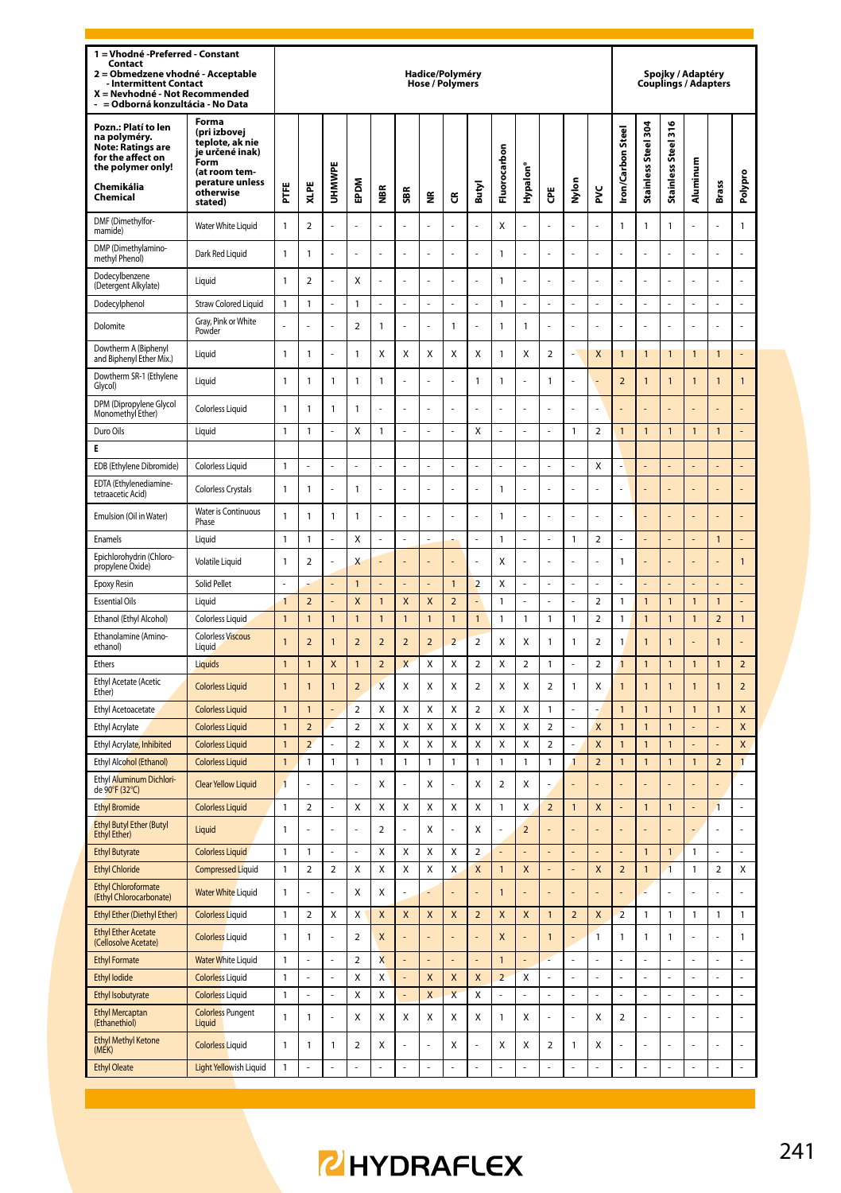| 1 = Vhodné -Preferred - Constant Contact<br>2 = Obmedzene vhodné - Acceptable - Intermittent Contact<br>X = Nevhodné - Not Recommended<br>- = Odborná konzultácia - No Data | | Hadice/Polyméry Hose / Polymers | | | | | | | | | | | | | | Spojky / Adaptéry Couplings / Adapters | | | | | |
|---|---|---|---|---|---|---|---|---|---|---|---|---|---|---|---|---|---|---|---|---|---|
| Pozn.: Platí to len na polyméry. Note: Ratings are for the affect on the polymer only!<br>Chemikália Chemical | Forma (pri izbovej teplote, ak nie je určené inak) Form (at room temperature unless otherwise stated) | PTFE | XLPE | UHMWPE | EPDM | NBR | SBR | NR | CR | Butyl | Fluorocarbon | Hypalon® | CPE | Nylon | PVC | Iron/Carbon Steel | Stainless Steel 304 | Stainless Steel 316 | Aluminum | Brass | Polypro |
| DMF (Dimethylformamide) | Water White Liquid | 1 | 2 | - | - | - | - | - | - | - | X | - | - | - | - | 1 | 1 | 1 | - | - | 1 |
| DMP (Dimethylaminomethyl Phenol) | Dark Red Liquid | 1 | 1 | - | - | - | - | - | - | - | 1 | - | - | - | - | - | - | - | - | - | - |
| Dodecylbenzene (Detergent Alkylate) | Liquid | 1 | 2 | - | X | - | - | - | - | - | 1 | - | - | - | - | - | - | - | - | - | - |
| Dodecylphenol | Straw Colored Liquid | 1 | 1 | - | 1 | - | - | - | - | - | 1 | - | - | - | - | - | - | - | - | - | - |
| Dolomite | Gray, Pink or White Powder | - | - | - | 2 | 1 | - | - | 1 | - | 1 | 1 | - | - | - | - | - | - | - | - | - |
| Dowtherm A (Biphenyl and Biphenyl Ether Mix.) | Liquid | 1 | 1 | - | 1 | X | X | X | X | X | 1 | X | 2 | - | X | 1 | 1 | 1 | 1 | 1 | - |
| Dowtherm SR-1 (Ethylene Glycol) | Liquid | 1 | 1 | 1 | 1 | 1 | - | - | - | 1 | 1 | - | 1 | - | - | 2 | 1 | 1 | 1 | 1 | 1 |
| DPM (Dipropylene Glycol Monomethyl Ether) | Colorless Liquid | 1 | 1 | 1 | 1 | - | - | - | - | - | - | - | - | - | - | - | - | - | - | - | - |
| Duro Oils | Liquid | 1 | 1 | - | X | 1 | - | - | - | X | - | - | - | 1 | 2 | 1 | 1 | 1 | 1 | 1 | - |
| **E** | | | | | | | | | | | | | | | | | | | | | |
| EDB (Ethylene Dibromide) | Colorless Liquid | 1 | - | - | - | - | - | - | - | - | - | - | - | - | X | - | - | - | - | - | - |
| EDTA (Ethylenediaminetetraacetic Acid) | Colorless Crystals | 1 | 1 | - | 1 | - | - | - | - | - | 1 | - | - | - | - | - | - | - | - | - | - |
| Emulsion (Oil in Water) | Water is Continuous Phase | 1 | 1 | 1 | 1 | - | - | - | - | - | 1 | - | - | - | - | - | - | - | - | - | - |
| Enamels | Liquid | 1 | 1 | - | X | - | - | - | - | - | 1 | - | - | 1 | 2 | - | - | - | - | 1 | - |
| Epichlorohydrin (Chloropropylene Oxide) | Volatile Liquid | 1 | 2 | - | X | - | - | - | - | - | X | - | - | - | - | 1 | - | - | - | - | 1 |
| Epoxy Resin | Solid Pellet | - | - | - | 1 | - | - | - | 1 | 2 | X | - | - | - | - | - | - | - | - | - | - |
| Essential Oils | Liquid | 1 | 2 | - | X | 1 | X | X | 2 | - | 1 | - | - | - | 2 | 1 | 1 | 1 | 1 | 1 | - |
| Ethanol (Ethyl Alcohol) | Colorless Liquid | 1 | 1 | 1 | 1 | 1 | 1 | 1 | 1 | 1 | 1 | 1 | 1 | 1 | 2 | 1 | 1 | 1 | 1 | 2 | 1 |
| Ethanolamine (Aminoethanol) | Colorless Viscous Liquid | 1 | 2 | 1 | 2 | 2 | 2 | 2 | 2 | 2 | X | X | 1 | 1 | 2 | 1 | 1 | 1 | - | 1 | - |
| Ethers | Liquids | 1 | 1 | X | 1 | 2 | X | X | X | 2 | X | 2 | 1 | - | 2 | 1 | 1 | 1 | 1 | 1 | 2 |
| Ethyl Acetate (Acetic Ether) | Colorless Liquid | 1 | 1 | 1 | 2 | X | X | X | X | 2 | X | X | 2 | 1 | X | 1 | 1 | 1 | 1 | 1 | 2 |
| Ethyl Acetoacetate | Colorless Liquid | 1 | 1 | - | 2 | X | X | X | X | 2 | X | X | 1 | - | - | 1 | 1 | 1 | 1 | 1 | X |
| Ethyl Acrylate | Colorless Liquid | 1 | 2 | - | 2 | X | X | X | X | X | X | X | 2 | - | X | 1 | 1 | 1 | - | - | X |
| Ethyl Acrylate, Inhibited | Colorless Liquid | 1 | 2 | - | 2 | X | X | X | X | X | X | X | 2 | - | X | 1 | 1 | 1 | - | - | X |
| Ethyl Alcohol (Ethanol) | Colorless Liquid | 1 | 1 | 1 | 1 | 1 | 1 | 1 | 1 | 1 | 1 | 1 | 1 | 1 | 2 | 1 | 1 | 1 | 1 | 2 | 1 |
| Ethyl Aluminum Dichloride 90°F (32°C) | Clear Yellow Liquid | 1 | - | - | - | X | - | X | - | X | 2 | X | - | - | - | - | - | - | - | - | - |
| Ethyl Bromide | Colorless Liquid | 1 | 2 | - | X | X | X | X | X | X | 1 | X | 2 | 1 | X | - | 1 | 1 | - | 1 | - |
| Ethyl Butyl Ether (Butyl Ethyl Ether) | Liquid | 1 | - | - | - | 2 | - | X | - | X | - | 2 | - | - | - | - | - | - | - | - | - |
| Ethyl Butyrate | Colorless Liquid | 1 | 1 | - | - | X | X | X | X | 2 | - | - | - | - | - | - | 1 | 1 | 1 | - | - |
| Ethyl Chloride | Compressed Liquid | 1 | 2 | 2 | X | X | X | X | X | X | 1 | X | - | - | X | 2 | 1 | 1 | 1 | 2 | X |
| Ethyl Chloroformate (Ethyl Chlorocarbonate) | Water White Liquid | 1 | - | - | X | X | - | - | - | - | 1 | - | - | - | - | - | - | - | - | - | - |
| Ethyl Ether (Diethyl Ether) | Colorless Liquid | 1 | 2 | X | X | X | X | X | X | 2 | X | X | 1 | 2 | X | 2 | 1 | 1 | 1 | 1 | 1 |
| Ethyl Ether Acetate (Cellosolve Acetate) | Colorless Liquid | 1 | 1 | - | 2 | X | - | - | - | - | X | - | 1 | - | 1 | 1 | 1 | 1 | - | - | 1 |
| Ethyl Formate | Water White Liquid | 1 | - | - | 2 | X | - | - | - | - | 1 | - | - | - | - | - | - | - | - | - | - |
| Ethyl Iodide | Colorless Liquid | 1 | - | - | X | X | - | X | X | X | 2 | X | - | - | - | - | - | - | - | - | - |
| Ethyl Isobutyrate | Colorless Liquid | 1 | - | - | X | X | - | X | X | X | - | - | - | - | - | - | - | - | - | - | - |
| Ethyl Mercaptan (Ethanethiol) | Colorless Pungent Liquid | 1 | 1 | - | X | X | X | X | X | X | 1 | X | - | - | X | 2 | - | - | - | - | - |
| Ethyl Methyl Ketone (MEK) | Colorless Liquid | 1 | 1 | 1 | 2 | X | - | - | X | - | X | X | 2 | 1 | X | - | - | - | - | - | - |
| Ethyl Oleate | Light Yellowish Liquid | 1 | - | - | - | - | - | - | - | - | - | - | - | - | - | - | - | - | - | - | - |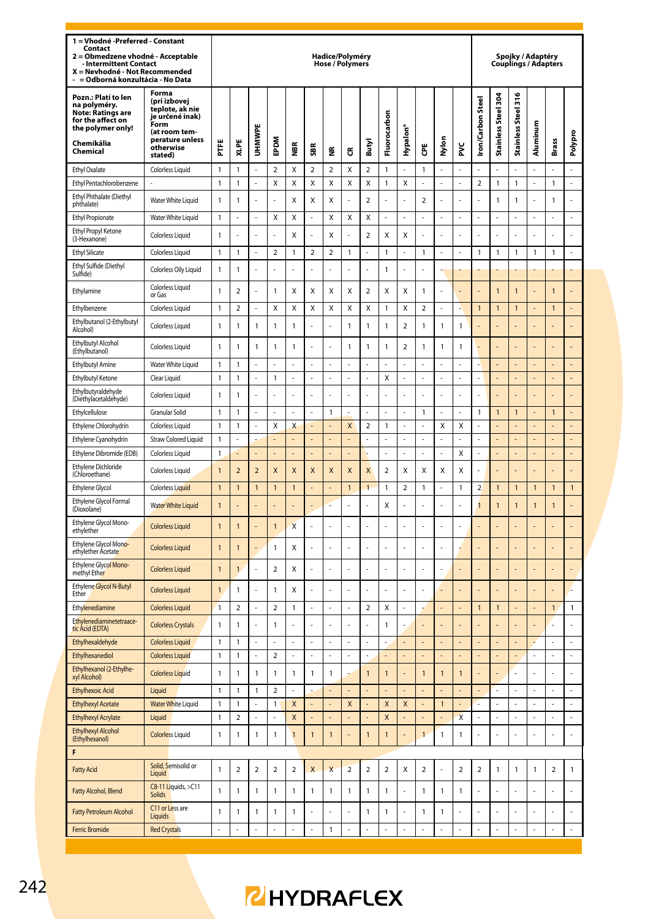| 1 = Vhodné -Preferred - Constant Contact<br>2 = Obmedzene vhodné - Acceptable - Intermittent Contact<br>X = Nevhodné - Not Recommended<br>- = Odborná konzultácia - No Data | | Hadice/Polyméry Hose / Polymers | | | | | | | | | | | | | | Spojky / Adaptéry Couplings / Adapters | | | | | |
|---|---|---|---|---|---|---|---|---|---|---|---|---|---|---|---|---|---|---|---|---|---|
| **Pozn.: Platí to len na polyméry. Note: Ratings are for the affect on the polymer only!**<br>**Chemikália Chemical** | **Forma (pri izbovej teplote, ak nie je určené inak) Form (at room temperature unless otherwise stated)** | **PTFE** | **XLPE** | **UHMWPE** | **EPDM** | **NBR** | **SBR** | **NR** | **CR** | **Butyl** | **Fluorocarbon** | **Hypalon®** | **CPE** | **Nylon** | **PVC** | **Iron/Carbon Steel** | **Stainless Steel 304** | **Stainless Steel 316** | **Aluminum** | **Brass** | **Polypro** |
| Ethyl Oxalate | Colorless Liquid | 1 | 1 | - | 2 | X | 2 | 2 | X | 2 | 1 | - | 1 | - | - | - | - | - | - | - | - |
| Ethyl Pentachlorobenzene | - | 1 | 1 | - | X | X | X | X | X | X | 1 | X | - | - | - | 2 | 1 | 1 | - | 1 | - |
| Ethyl Phthalate (Diethyl phthalate) | Water White Liquid | 1 | 1 | - | - | X | X | X | - | 2 | - | - | 2 | - | - | - | 1 | 1 | - | 1 | - |
| Ethyl Propionate | Water White Liquid | 1 | - | - | X | X | - | X | X | X | - | - | - | - | - | - | - | - | - | - | - |
| Ethyl Propyl Ketone (3-Hexanone) | Colorless Liquid | 1 | - | - | - | X | - | X | - | 2 | X | X | - | - | - | - | - | - | - | - | - |
| Ethyl Silicate | Colorless Liquid | 1 | 1 | - | 2 | 1 | 2 | 2 | 1 | - | 1 | - | 1 | - | - | 1 | 1 | 1 | 1 | 1 | - |
| Ethyl Sulfide (Diethyl Sulfide) | Colorless Oily Liquid | 1 | 1 | - | - | - | - | - | - | - | 1 | - | - | - | - | - | - | - | - | - | - |
| Ethylamine | Colorless Liquid or Gas | 1 | 2 | - | 1 | X | X | X | X | 2 | X | X | 1 | - | - | - | 1 | 1 | - | 1 | - |
| Ethylbenzene | Colorless Liquid | 1 | 2 | - | X | X | X | X | X | X | 1 | X | 2 | - | - | 1 | 1 | 1 | - | 1 | - |
| Ethylbutanol (2-Ethylbutyl Alcohol) | Colorless Liquid | 1 | 1 | 1 | 1 | 1 | - | - | 1 | 1 | 1 | 2 | 1 | 1 | 1 | - | - | - | - | - | - |
| Ethylbutyl Alcohol (Ethylbutanol) | Colorless Liquid | 1 | 1 | 1 | 1 | 1 | - | - | 1 | 1 | 1 | 2 | 1 | 1 | 1 | - | - | - | - | - | - |
| Ethylbutyl Amine | Water White Liquid | 1 | 1 | - | - | - | - | - | - | - | - | - | - | - | - | - | - | - | - | - | - |
| Ethylbutyl Ketone | Clear Liquid | 1 | 1 | - | 1 | - | - | - | - | - | X | - | - | - | - | - | - | - | - | - | - |
| Ethylbutyraldehyde (Diethylacetaldehyde) | Colorless Liquid | 1 | 1 | - | - | - | - | - | - | - | - | - | - | - | - | - | - | - | - | - | - |
| Ethylcellulose | Granular Solid | 1 | 1 | - | - | - | - | 1 | - | - | - | - | 1 | - | - | 1 | 1 | 1 | - | 1 | - |
| Ethylene Chlorohydrin | Colorless Liquid | 1 | 1 | - | X | X | - | - | X | 2 | 1 | - | - | X | X | - | - | - | - | - | - |
| Ethylene Cyanohydrin | Straw Colored Liquid | 1 | - | - | - | - | - | - | - | - | - | - | - | - | - | - | - | - | - | - | - |
| Ethylene Dibromide (EDB) | Colorless Liquid | 1 | - | - | - | - | - | - | - | - | - | - | - | - | X | - | - | - | - | - | - |
| Ethylene Dichloride (Chloroethane) | Colorless Liquid | 1 | 2 | 2 | X | X | X | X | X | X | 2 | X | X | X | X | - | - | - | - | - | - |
| Ethylene Glycol | Colorless Liquid | 1 | 1 | 1 | 1 | 1 | - | - | 1 | 1 | 1 | 2 | 1 | - | 1 | 2 | 1 | 1 | 1 | 1 | 1 |
| Ethylene Glycol Formal (Dioxolane) | Water White Liquid | 1 | - | - | - | - | - | - | - | - | X | - | - | - | - | 1 | 1 | 1 | 1 | 1 | - |
| Ethylene Glycol Mono-ethylether | Colorless Liquid | 1 | 1 | - | 1 | X | - | - | - | - | - | - | - | - | - | - | - | - | - | - | - |
| Ethylene Glycol Mono-ethylether Acetate | Colorless Liquid | 1 | 1 | - | 1 | X | - | - | - | - | - | - | - | - | - | - | - | - | - | - | - |
| Ethylene Glycol Mono-methyl Ether | Colorless Liquid | 1 | 1 | - | 2 | X | - | - | - | - | - | - | - | - | - | - | - | - | - | - | - |
| Ethylene Glycol N-Butyl Ether | Colorless Liquid | 1 | 1 | - | 1 | X | - | - | - | - | - | - | - | - | - | - | - | - | - | - | - |
| Ethylenediamine | Colorless Liquid | 1 | 2 | - | 2 | 1 | - | - | - | 2 | X | - | - | - | - | 1 | 1 | - | - | 1 | 1 |
| Ethylenediaminetetraacetic Acid (EDTA) | Colorless Crystals | 1 | 1 | - | 1 | - | - | - | - | - | 1 | - | - | - | - | - | - | - | - | - | - |
| Ethylhexaldehyde | Colorless Liquid | 1 | 1 | - | - | - | - | - | - | - | - | - | - | - | - | - | - | - | - | - | - |
| Ethylhexanediol | Colorless Liquid | 1 | 1 | - | 2 | - | - | - | - | - | - | - | - | - | - | - | - | - | - | - | - |
| Ethylhexanol (2-Ethylhexyl Alcohol) | Colorless Liquid | 1 | 1 | 1 | 1 | 1 | 1 | 1 | - | 1 | 1 | - | 1 | 1 | 1 | - | - | - | - | - | - |
| Ethylhexoic Acid | Liquid | 1 | 1 | 1 | 2 | - | - | - | - | - | - | - | - | - | - | - | - | - | - | - | - |
| Ethylhexyl Acetate | Water White Liquid | 1 | 1 | - | 1 | X | - | - | X | - | X | X | - | 1 | - | - | - | - | - | - | - |
| Ethylhexyl Acrylate | Liquid | 1 | 2 | - | - | X | - | - | - | - | X | - | - | - | X | - | - | - | - | - | - |
| Ethylhexyl Alcohol (Ethylhexanol) | Colorless Liquid | 1 | 1 | 1 | 1 | 1 | 1 | 1 | - | 1 | 1 | - | 1 | 1 | 1 | - | - | - | - | - | - |
| **F** | | | | | | | | | | | | | | | | | | | | | |
| Fatty Acid | Solid, Semisolid or Liquid | 1 | 2 | 2 | 2 | 2 | X | X | 2 | 2 | 2 | X | 2 | - | 2 | 2 | 1 | 1 | 1 | 2 | 1 |
| Fatty Alcohol, Blend | C8-11 Liquids, >C11 Solids | 1 | 1 | 1 | 1 | 1 | 1 | 1 | 1 | 1 | 1 | - | 1 | 1 | 1 | - | - | - | - | - | - |
| Fatty Petroleum Alcohol | C11 or Less are Liquids | 1 | 1 | 1 | 1 | 1 | - | - | - | 1 | 1 | - | 1 | 1 | - | - | - | - | - | - | - |
| Ferric Bromide | Red Crystals | - | - | - | - | - | - | 1 | - | - | - | - | - | - | - | - | - | - | - | - | - |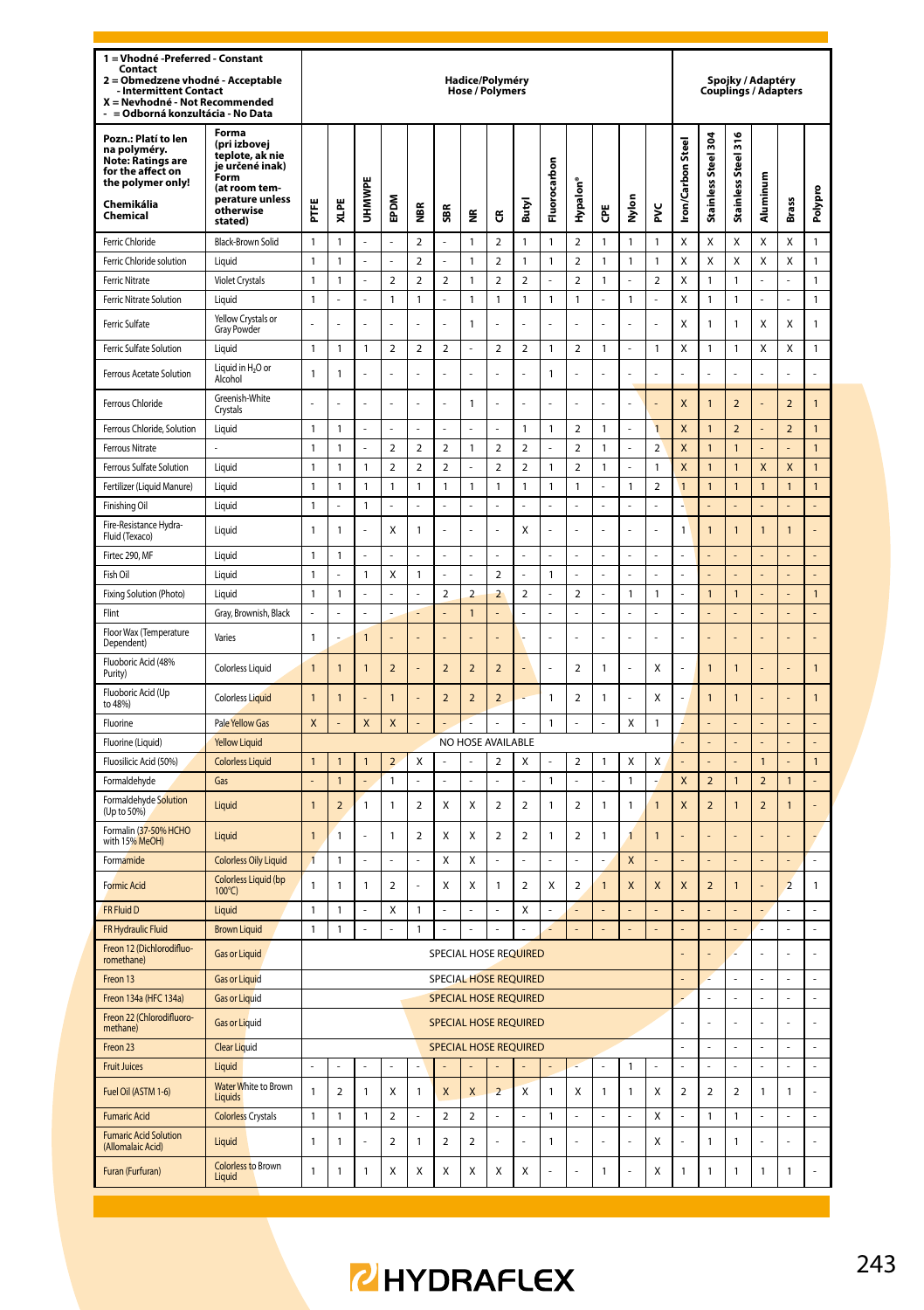| 1 = Vhodné -Preferred - Constant Contact<br>2 = Obmedzene vhodné - Acceptable - Intermittent Contact<br>X = Nevhodné - Not Recommended<br>- = Odborná konzultácia - No Data | | Hadice/Polyméry Hose / Polymers | | | | | | | | | | | | | | Spojky / Adaptéry Couplings / Adapters | | | | | |
|---|---|---|---|---|---|---|---|---|---|---|---|---|---|---|---|---|---|---|---|---|---|
| Pozn.: Platí to len na polyméry. Note: Ratings are for the affect on the polymer only!<br>Chemikália Chemical | Forma (pri izbovej teplote, ak nie je určené inak) Form (at room temperature unless otherwise stated) | PTFE | XLPE | UHMWPE | EPDM | NBR | SBR | NR | CR | Butyl | Fluorocarbon | Hypalon® | CPE | Nylon | PVC | Iron/Carbon Steel | Stainless Steel 304 | Stainless Steel 316 | Aluminum | Brass | Polypro |
| Ferric Chloride | Black-Brown Solid | 1 | 1 | - | - | 2 | - | 1 | 2 | 1 | 1 | 2 | 1 | 1 | 1 | X | X | X | X | X | 1 |
| Ferric Chloride solution | Liquid | 1 | 1 | - | - | 2 | - | 1 | 2 | 1 | 1 | 2 | 1 | 1 | 1 | X | X | X | X | X | 1 |
| Ferric Nitrate | Violet Crystals | 1 | 1 | - | 2 | 2 | 2 | 1 | 2 | 2 | - | 2 | 1 | - | 2 | X | 1 | 1 | - | - | 1 |
| Ferric Nitrate Solution | Liquid | 1 | - | - | 1 | 1 | - | 1 | 1 | 1 | 1 | 1 | - | 1 | - | X | 1 | 1 | - | - | 1 |
| Ferric Sulfate | Yellow Crystals or Gray Powder | - | - | - | - | - | - | 1 | - | - | - | - | - | - | - | X | 1 | 1 | X | X | 1 |
| Ferric Sulfate Solution | Liquid | 1 | 1 | 1 | 2 | 2 | 2 | - | 2 | 2 | 1 | 2 | 1 | - | 1 | X | 1 | 1 | X | X | 1 |
| Ferrous Acetate Solution | Liquid in $H_2O$ or Alcohol | 1 | 1 | - | - | - | - | - | - | - | 1 | - | - | - | - | - | - | - | - | - | - |
| Ferrous Chloride | Greenish-White Crystals | - | - | - | - | - | - | 1 | - | - | - | - | - | - | - | X | 1 | 2 | - | 2 | 1 |
| Ferrous Chloride, Solution | Liquid | 1 | 1 | - | - | - | - | - | - | 1 | 1 | 2 | 1 | - | 1 | X | 1 | 2 | - | 2 | 1 |
| Ferrous Nitrate | - | 1 | 1 | - | 2 | 2 | 2 | 1 | 2 | 2 | - | 2 | 1 | - | 2 | X | 1 | 1 | - | - | 1 |
| Ferrous Sulfate Solution | Liquid | 1 | 1 | 1 | 2 | 2 | 2 | - | 2 | 2 | 1 | 2 | 1 | - | 1 | X | 1 | 1 | X | X | 1 |
| Fertilizer (Liquid Manure) | Liquid | 1 | 1 | 1 | 1 | 1 | 1 | 1 | 1 | 1 | 1 | 1 | - | 1 | 2 | 1 | 1 | 1 | 1 | 1 | 1 |
| Finishing Oil | Liquid | 1 | - | 1 | - | - | - | - | - | - | - | - | - | - | - | - | - | - | - | - | - |
| Fire-Resistance Hydra- Fluid (Texaco) | Liquid | 1 | 1 | - | X | 1 | - | - | - | X | - | - | - | - | - | 1 | 1 | 1 | 1 | 1 | - |
| Firtec 290, MF | Liquid | 1 | 1 | - | - | - | - | - | - | - | - | - | - | - | - | - | - | - | - | - | - |
| Fish Oil | Liquid | 1 | - | 1 | X | 1 | - | - | 2 | - | 1 | - | - | - | - | - | - | - | - | - | - |
| Fixing Solution (Photo) | Liquid | 1 | 1 | - | - | - | 2 | 2 | 2 | 2 | - | 2 | - | 1 | 1 | - | 1 | 1 | - | - | 1 |
| Flint | Gray, Brownish, Black | - | - | - | - | - | - | 1 | - | - | - | - | - | - | - | - | - | - | - | - | - |
| Floor Wax (Temperature Dependent) | Varies | 1 | - | 1 | - | - | - | - | - | - | - | - | - | - | - | - | - | - | - | - | - |
| Fluoboric Acid (48% Purity) | Colorless Liquid | 1 | 1 | 1 | 2 | - | 2 | 2 | 2 | - | - | 2 | 1 | - | X | - | 1 | 1 | - | - | 1 |
| Fluoboric Acid (Up to 48%) | Colorless Liquid | 1 | 1 | - | 1 | - | 2 | 2 | 2 | - | 1 | 2 | 1 | - | X | - | 1 | 1 | - | - | 1 |
| Fluorine | Pale Yellow Gas | X | - | X | X | - | - | - | - | - | 1 | - | - | X | 1 | - | - | - | - | - | - |
| Fluorine (Liquid) | Yellow Liquid | NO HOSE AVAILABLE | | | | | | | | | | | | | | - | - | - | - | - | - |
| Fluosilicic Acid (50%) | Colorless Liquid | 1 | 1 | 1 | 2 | X | - | - | 2 | X | - | 2 | 1 | X | X | - | - | - | 1 | - | 1 |
| Formaldehyde | Gas | - | 1 | - | 1 | - | - | - | - | - | 1 | - | - | 1 | - | X | 2 | 1 | 2 | 1 | - |
| Formaldehyde Solution (Up to 50%) | Liquid | 1 | 2 | 1 | 1 | 2 | X | X | 2 | 2 | 1 | 2 | 1 | 1 | 1 | X | 2 | 1 | 2 | 1 | - |
| Formalin (37-50% HCHO with 15% MeOH) | Liquid | 1 | 1 | - | 1 | 2 | X | X | 2 | 2 | 1 | 2 | 1 | 1 | 1 | - | - | - | - | - | - |
| Formamide | Colorless Oily Liquid | 1 | 1 | - | - | - | X | X | - | - | - | - | - | X | - | - | - | - | - | - | - |
| Formic Acid | Colorless Liquid (bp 100°C) | 1 | 1 | 1 | 2 | - | X | X | 1 | 2 | X | 2 | 1 | X | X | X | 2 | 1 | - | 2 | 1 |
| FR Fluid D | Liquid | 1 | 1 | - | X | 1 | - | - | - | X | - | - | - | - | - | - | - | - | - | - | - |
| FR Hydraulic Fluid | Brown Liquid | 1 | 1 | - | - | 1 | - | - | - | - | - | - | - | - | - | - | - | - | - | - | - |
| Freon 12 (Dichlorodifluoromethane) | Gas or Liquid | SPECIAL HOSE REQUIRED | | | | | | | | | | | | | | - | - | - | - | - | - |
| Freon 13 | Gas or Liquid | SPECIAL HOSE REQUIRED | | | | | | | | | | | | | | - | - | - | - | - | - |
| Freon 134a (HFC 134a) | Gas or Liquid | SPECIAL HOSE REQUIRED | | | | | | | | | | | | | | - | - | - | - | - | - |
| Freon 22 (Chlorodifluoromethane) | Gas or Liquid | SPECIAL HOSE REQUIRED | | | | | | | | | | | | | | - | - | - | - | - | - |
| Freon 23 | Clear Liquid | SPECIAL HOSE REQUIRED | | | | | | | | | | | | | | - | - | - | - | - | - |
| Fruit Juices | Liquid | - | - | - | - | - | - | - | - | - | - | - | - | 1 | - | - | - | - | - | - | - |
| Fuel Oil (ASTM 1-6) | Water White to Brown Liquids | 1 | 2 | 1 | X | 1 | X | X | 2 | X | 1 | X | 1 | 1 | X | 2 | 2 | 2 | 1 | 1 | - |
| Fumaric Acid | Colorless Crystals | 1 | 1 | 1 | 2 | - | 2 | 2 | - | - | 1 | - | - | - | X | - | 1 | 1 | - | - | - |
| Fumaric Acid Solution (Allomalaic Acid) | Liquid | 1 | 1 | - | 2 | 1 | 2 | 2 | - | - | 1 | - | - | - | X | - | 1 | 1 | - | - | - |
| Furan (Furfuran) | Colorless to Brown Liquid | 1 | 1 | 1 | X | X | X | X | X | X | - | - | 1 | - | X | 1 | 1 | 1 | 1 | 1 | - |

HYDRAFLEX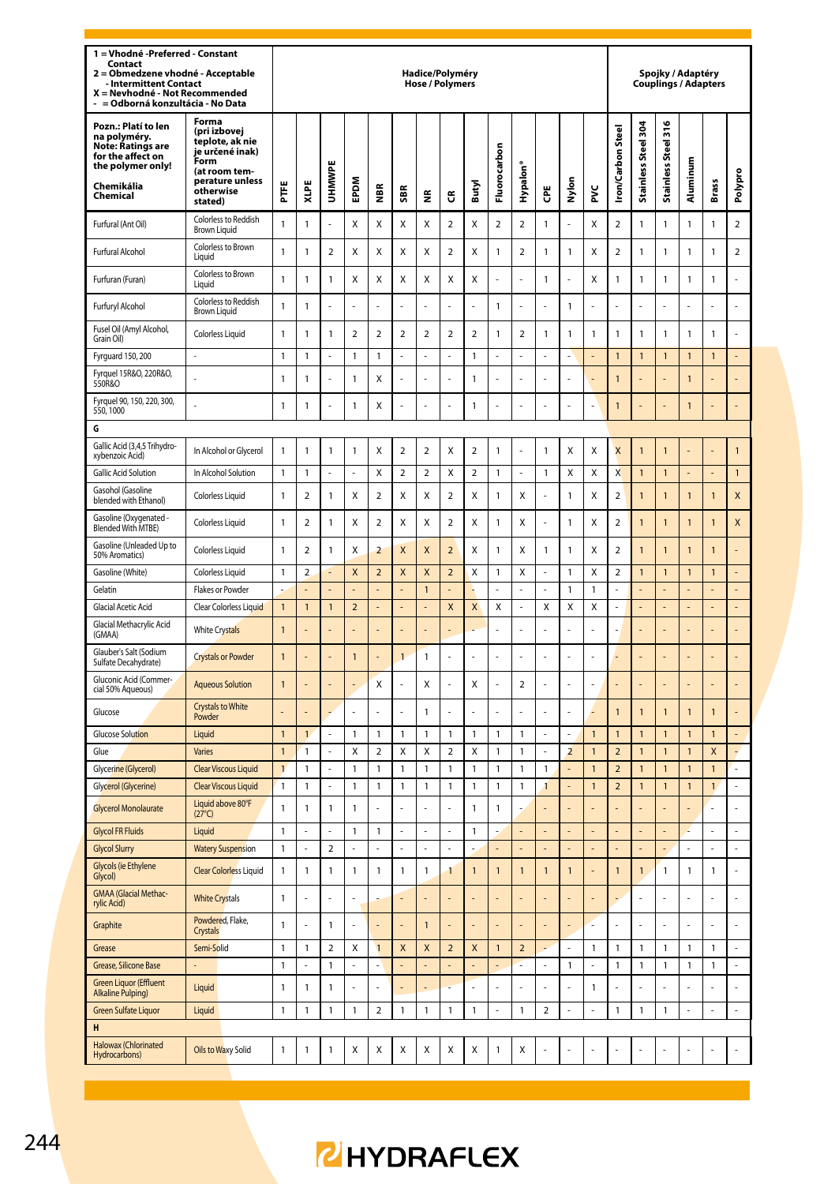| 1 = Vhodné -Preferred - Constant Contact<br>2 = Obmedzene vhodné - Acceptable - Intermittent Contact<br>X = Nevhodné - Not Recommended<br>- = Odborná konzultácia - No Data | | Hadice/Polyméry<br>Hose / Polymers | | | | | | | | | | | | | | Spojky / Adaptéry<br>Couplings / Adapters | | | | | |
|---|---|---|---|---|---|---|---|---|---|---|---|---|---|---|---|---|---|---|---|---|---|
| **Pozn.: Platí to len na polyméry.<br>Note: Ratings are for the affect on the polymer only!<br><br>Chemikália<br>Chemical** | **Forma (pri izbovej teplote, ak nie je určené inak)<br>Form (at room temperature unless otherwise stated)** | **PTFE** | **XLPE** | **UHMWPE** | **EPDM** | **NBR** | **SBR** | **NR** | **CR** | **Butyl** | **Fluorocarbon** | **Hypalon®** | **CPE** | **Nylon** | **PVC** | **Iron/Carbon Steel** | **Stainless Steel 304** | **Stainless Steel 316** | **Aluminum** | **Brass** | **Polypro** |
| Furfural (Ant Oil) | Colorless to Reddish Brown Liquid | 1 | 1 | - | X | X | X | X | 2 | X | 2 | 2 | 1 | - | X | 2 | 1 | 1 | 1 | 1 | 2 |
| Furfural Alcohol | Colorless to Brown Liquid | 1 | 1 | 2 | X | X | X | X | 2 | X | 1 | 2 | 1 | 1 | X | 2 | 1 | 1 | 1 | 1 | 2 |
| Furfuran (Furan) | Colorless to Brown Liquid | 1 | 1 | 1 | X | X | X | X | X | X | - | - | 1 | - | X | 1 | 1 | 1 | 1 | 1 | - |
| Furfuryl Alcohol | Colorless to Reddish Brown Liquid | 1 | 1 | - | - | - | - | - | - | - | 1 | - | - | 1 | - | - | - | - | - | - | - |
| Fusel Oil (Amyl Alcohol, Grain Oil) | Colorless Liquid | 1 | 1 | 1 | 2 | 2 | 2 | 2 | 2 | 2 | 1 | 2 | 1 | 1 | 1 | 1 | 1 | 1 | 1 | 1 | - |
| Fyrguard 150, 200 | - | 1 | 1 | - | 1 | 1 | - | - | - | 1 | - | - | - | - | - | 1 | 1 | 1 | 1 | 1 | - |
| Fyrquel 15R&O, 220R&O, 550R&O | - | 1 | 1 | - | 1 | X | - | - | - | 1 | - | - | - | - | - | 1 | - | - | 1 | - | - |
| Fyrquel 90, 150, 220, 300, 550, 1000 | - | 1 | 1 | - | 1 | X | - | - | - | 1 | - | - | - | - | - | 1 | - | - | 1 | - | - |
| **G** | | | | | | | | | | | | | | | | | | | | | |
| Gallic Acid (3,4,5 Trihydroxybenzoic Acid) | In Alcohol or Glycerol | 1 | 1 | 1 | 1 | X | 2 | 2 | X | 2 | 1 | - | 1 | X | X | X | 1 | 1 | - | - | 1 |
| Gallic Acid Solution | In Alcohol Solution | 1 | 1 | - | - | X | 2 | 2 | X | 2 | 1 | - | 1 | X | X | X | 1 | 1 | - | - | 1 |
| Gasohol (Gasoline blended with Ethanol) | Colorless Liquid | 1 | 2 | 1 | X | 2 | X | X | 2 | X | 1 | X | - | 1 | X | 2 | 1 | 1 | 1 | 1 | X |
| Gasoline (Oxygenated - Blended With MTBE) | Colorless Liquid | 1 | 2 | 1 | X | 2 | X | X | 2 | X | 1 | X | - | 1 | X | 2 | 1 | 1 | 1 | 1 | X |
| Gasoline (Unleaded Up to 50% Aromatics) | Colorless Liquid | 1 | 2 | 1 | X | 2 | X | X | 2 | X | 1 | X | 1 | 1 | X | 2 | 1 | 1 | 1 | 1 | - |
| Gasoline (White) | Colorless Liquid | 1 | 2 | - | X | 2 | X | X | 2 | X | 1 | X | - | 1 | X | 2 | 1 | 1 | 1 | 1 | - |
| Gelatin | Flakes or Powder | - | - | - | - | - | - | 1 | - | - | - | - | - | 1 | 1 | - | - | - | - | - | - |
| Glacial Acetic Acid | Clear Colorless Liquid | 1 | 1 | 1 | 2 | - | - | - | X | X | X | - | X | X | X | - | - | - | - | - | - |
| Glacial Methacrylic Acid (GMAA) | White Crystals | 1 | - | - | - | - | - | - | - | - | - | - | - | - | - | - | - | - | - | - | - |
| Glauber's Salt (Sodium Sulfate Decahydrate) | Crystals or Powder | 1 | - | - | 1 | - | 1 | 1 | - | - | - | - | - | - | - | - | - | - | - | - | - |
| Gluconic Acid (Commercial 50% Aqueous) | Aqueous Solution | 1 | - | - | - | X | - | X | - | X | - | 2 | - | - | - | - | - | - | - | - | - |
| Glucose | Crystals to White Powder | - | - | - | - | - | - | 1 | - | - | - | - | - | - | - | 1 | 1 | 1 | 1 | 1 | - |
| Glucose Solution | Liquid | 1 | 1 | - | 1 | 1 | 1 | 1 | 1 | 1 | 1 | 1 | - | - | 1 | 1 | 1 | 1 | 1 | 1 | - |
| Glue | Varies | 1 | 1 | - | X | 2 | X | X | 2 | X | 1 | 1 | - | 2 | 1 | 2 | 1 | 1 | 1 | X | - |
| Glycerine (Glycerol) | Clear Viscous Liquid | 1 | 1 | - | 1 | 1 | 1 | 1 | 1 | 1 | 1 | 1 | 1 | - | 1 | 2 | 1 | 1 | 1 | 1 | - |
| Glycerol (Glycerine) | Clear Viscous Liquid | 1 | 1 | - | 1 | 1 | 1 | 1 | 1 | 1 | 1 | 1 | 1 | - | 1 | 2 | 1 | 1 | 1 | 1 | - |
| Glycerol Monolaurate | Liquid above 80°F (27°C) | 1 | 1 | 1 | 1 | - | - | - | - | 1 | 1 | - | - | - | - | - | - | - | - | - | - |
| Glycol FR Fluids | Liquid | 1 | - | - | 1 | 1 | - | - | - | 1 | - | - | - | - | - | - | - | - | - | - | - |
| Glycol Slurry | Watery Suspension | 1 | - | 2 | - | - | - | - | - | - | - | - | - | - | - | - | - | - | - | - | - |
| Glycols (ie Ethylene Glycol) | Clear Colorless Liquid | 1 | 1 | 1 | 1 | 1 | 1 | 1 | 1 | 1 | 1 | 1 | 1 | 1 | - | 1 | 1 | 1 | 1 | 1 | - |
| GMAA (Glacial Methacrylic Acid) | White Crystals | 1 | - | - | - | - | - | - | - | - | - | - | - | - | - | - | - | - | - | - | - |
| Graphite | Powdered, Flake, Crystals | 1 | - | 1 | - | - | - | 1 | - | - | - | - | - | - | - | - | - | - | - | - | - |
| Grease | Semi-Solid | 1 | 1 | 2 | X | 1 | X | X | 2 | X | 1 | 2 | - | - | 1 | 1 | 1 | 1 | 1 | 1 | - |
| Grease, Silicone Base | - | 1 | - | 1 | - | - | - | - | - | - | - | - | - | 1 | - | 1 | 1 | 1 | 1 | 1 | - |
| Green Liquor (Effluent Alkaline Pulping) | Liquid | 1 | 1 | 1 | - | - | - | - | - | - | - | - | - | - | 1 | - | - | - | - | - | - |
| Green Sulfate Liquor | Liquid | 1 | 1 | 1 | 1 | 2 | 1 | 1 | 1 | 1 | - | 1 | 2 | - | - | 1 | 1 | 1 | - | - | - |
| **H** | | | | | | | | | | | | | | | | | | | | | |
| Halowax (Chlorinated Hydrocarbons) | Oils to Waxy Solid | 1 | 1 | 1 | X | X | X | X | X | X | 1 | X | - | - | - | - | - | - | - | - | - |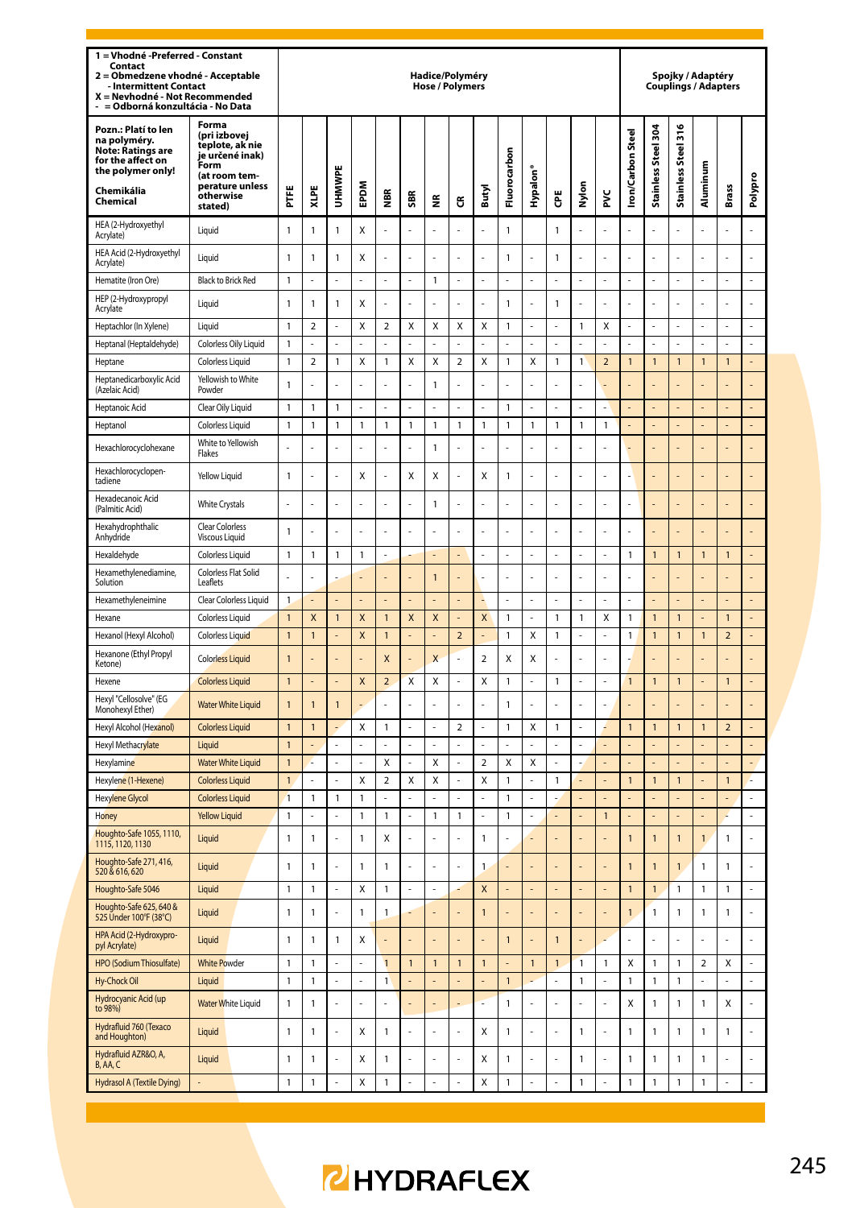| 1 = Vhodné -Preferred - Constant Contact<br>2 = Obmedzene vhodné - Acceptable - Intermittent Contact<br>X = Nevhodné - Not Recommended<br>- = Odborná konzultácia - No Data | | Hadice/Polyméry Hose / Polymers | | | | | | | | | | | | | | Spojky / Adaptéry Couplings / Adapters | | | | | |
|---|---|---|---|---|---|---|---|---|---|---|---|---|---|---|---|---|---|---|---|---|---|
| **Pozn.: Platí to len na polyméry. Note: Ratings are for the affect on the polymer only!**<br>**Chemikália Chemical** | **Forma (pri izbovej teplote, ak nie je určené inak) Form (at room temperature unless otherwise stated)** | **PTFE** | **XLPE** | **UHMWPE** | **EPDM** | **NBR** | **SBR** | **NR** | **CR** | **Butyl** | **Fluorocarbon** | **Hypalon®** | **CPE** | **Nylon** | **PVC** | **Iron/Carbon Steel** | **Stainless Steel 304** | **Stainless Steel 316** | **Aluminum** | **Brass** | **Polypro** |
| HEA (2-Hydroxyethyl Acrylate) | Liquid | 1 | 1 | 1 | X | - | - | - | - | - | 1 | | 1 | - | - | - | - | - | - | - | - |
| HEA Acid (2-Hydroxyethyl Acrylate) | Liquid | 1 | 1 | 1 | X | - | - | - | - | - | 1 | - | 1 | - | - | - | - | - | - | - | - |
| Hematite (Iron Ore) | Black to Brick Red | 1 | - | - | - | - | - | 1 | - | - | - | - | - | - | - | - | - | - | - | - | - |
| HEP (2-Hydroxypropyl Acrylate | Liquid | 1 | 1 | 1 | X | - | - | - | - | - | 1 | - | 1 | - | - | - | - | - | - | - | - |
| Heptachlor (In Xylene) | Liquid | 1 | 2 | - | X | 2 | X | X | X | X | 1 | - | - | 1 | X | - | - | - | - | - | - |
| Heptanal (Heptaldehyde) | Colorless Oily Liquid | 1 | - | - | - | - | - | - | - | - | - | - | - | - | - | - | - | - | - | - | - |
| Heptane | Colorless Liquid | 1 | 2 | 1 | X | 1 | X | X | 2 | X | 1 | X | 1 | 1 | 2 | 1 | 1 | 1 | 1 | 1 | - |
| Heptanedicarboxylic Acid (Azelaic Acid) | Yellowish to White Powder | 1 | - | - | - | - | - | 1 | - | - | - | - | - | - | - | - | - | - | - | - | - |
| Heptanoic Acid | Clear Oily Liquid | 1 | 1 | 1 | - | - | - | - | - | - | 1 | - | - | - | - | - | - | - | - | - | - |
| Heptanol | Colorless Liquid | 1 | 1 | 1 | 1 | 1 | 1 | 1 | 1 | 1 | 1 | 1 | 1 | 1 | 1 | - | - | - | - | - | - |
| Hexachlorocyclohexane | White to Yellowish Flakes | - | - | - | - | - | - | 1 | - | - | - | - | - | - | - | - | - | - | - | - | - |
| Hexachlorocyclopentadiene | Yellow Liquid | 1 | - | - | X | - | X | X | - | X | 1 | - | - | - | - | - | - | - | - | - | - |
| Hexadecanoic Acid (Palmitic Acid) | White Crystals | - | - | - | - | - | - | 1 | - | - | - | - | - | - | - | - | - | - | - | - | - |
| Hexahydrophthalic Anhydride | Clear Colorless Viscous Liquid | 1 | - | - | - | - | - | - | - | - | - | - | - | - | - | - | - | - | - | - | - |
| Hexaldehyde | Colorless Liquid | 1 | 1 | 1 | 1 | - | - | - | - | - | - | - | - | - | - | 1 | 1 | 1 | 1 | 1 | - |
| Hexamethylenediamine, Solution | Colorless Flat Solid Leaflets | - | - | - | - | - | - | 1 | - | - | - | - | - | - | - | - | - | - | - | - | - |
| Hexamethyleneimine | Clear Colorless Liquid | 1 | - | - | - | - | - | - | - | - | - | - | - | - | - | - | - | - | - | - | - |
| Hexane | Colorless Liquid | 1 | X | 1 | X | 1 | X | X | - | X | 1 | - | 1 | 1 | X | 1 | 1 | 1 | - | 1 | - |
| Hexanol (Hexyl Alcohol) | Colorless Liquid | 1 | 1 | - | X | 1 | - | - | 2 | - | 1 | X | 1 | - | - | 1 | 1 | 1 | 1 | 2 | - |
| Hexanone (Ethyl Propyl Ketone) | Colorless Liquid | 1 | - | - | - | X | - | X | - | 2 | X | X | - | - | - | - | - | - | - | - | - |
| Hexene | Colorless Liquid | 1 | - | - | X | 2 | X | X | - | X | 1 | - | 1 | - | - | 1 | 1 | 1 | - | 1 | - |
| Hexyl "Cellosolve" (EG Monohexyl Ether) | Water White Liquid | 1 | 1 | 1 | - | - | - | - | - | - | 1 | - | - | - | - | - | - | - | - | - | - |
| Hexyl Alcohol (Hexanol) | Colorless Liquid | 1 | 1 | - | X | 1 | - | - | 2 | - | 1 | X | 1 | - | - | 1 | 1 | 1 | 1 | 2 | - |
| Hexyl Methacrylate | Liquid | 1 | - | - | - | - | - | - | - | - | - | - | - | - | - | - | - | - | - | - | - |
| Hexylamine | Water White Liquid | 1 | - | - | - | X | - | X | - | 2 | X | X | - | - | - | - | - | - | - | - | - |
| Hexylene (1-Hexene) | Colorless Liquid | 1 | - | - | X | 2 | X | X | - | X | 1 | - | 1 | - | - | 1 | 1 | 1 | - | 1 | - |
| Hexylene Glycol | Colorless Liquid | 1 | 1 | 1 | 1 | - | - | - | - | - | 1 | - | - | - | - | - | - | - | - | - | - |
| Honey | Yellow Liquid | 1 | - | - | 1 | 1 | - | 1 | 1 | - | 1 | - | - | - | 1 | - | - | - | - | - | - |
| Houghto-Safe 1055, 1110, 1115, 1120, 1130 | Liquid | 1 | 1 | - | 1 | X | - | - | - | 1 | - | - | - | - | - | 1 | 1 | 1 | 1 | 1 | - |
| Houghto-Safe 271, 416, 520 & 616, 620 | Liquid | 1 | 1 | - | 1 | 1 | - | - | - | 1 | - | - | - | - | - | 1 | 1 | 1 | 1 | 1 | - |
| Houghto-Safe 5046 | Liquid | 1 | 1 | - | X | 1 | - | - | - | X | - | - | - | - | - | 1 | 1 | 1 | 1 | 1 | - |
| Houghto-Safe 625, 640 & 525 Under 100°F (38°C) | Liquid | 1 | 1 | - | 1 | 1 | - | - | - | 1 | - | - | - | - | - | 1 | 1 | 1 | 1 | 1 | - |
| HPA Acid (2-Hydroxypropyl Acrylate) | Liquid | 1 | 1 | 1 | X | - | - | - | - | - | 1 | - | 1 | - | - | - | - | - | - | - | - |
| HPO (Sodium Thiosulfate) | White Powder | 1 | 1 | - | - | 1 | 1 | 1 | 1 | 1 | - | 1 | 1 | 1 | 1 | X | 1 | 1 | 2 | X | - |
| Hy-Chock Oil | Liquid | 1 | 1 | - | - | 1 | - | - | - | - | 1 | - | - | 1 | - | 1 | 1 | 1 | - | - | - |
| Hydrocyanic Acid (up to 98%) | Water White Liquid | 1 | 1 | - | - | - | - | - | - | - | 1 | - | - | - | - | X | 1 | 1 | 1 | X | - |
| Hydrafluid 760 (Texaco and Houghton) | Liquid | 1 | 1 | - | X | 1 | - | - | - | X | 1 | - | - | 1 | - | 1 | 1 | 1 | 1 | 1 | - |
| Hydrafluid AZR&O, A, B, AA, C | Liquid | 1 | 1 | - | X | 1 | - | - | - | X | 1 | - | - | 1 | - | 1 | 1 | 1 | 1 | - | - |
| Hydrasol A (Textile Dying) | - | 1 | 1 | - | X | 1 | - | - | - | X | 1 | - | - | 1 | - | 1 | 1 | 1 | 1 | - | - |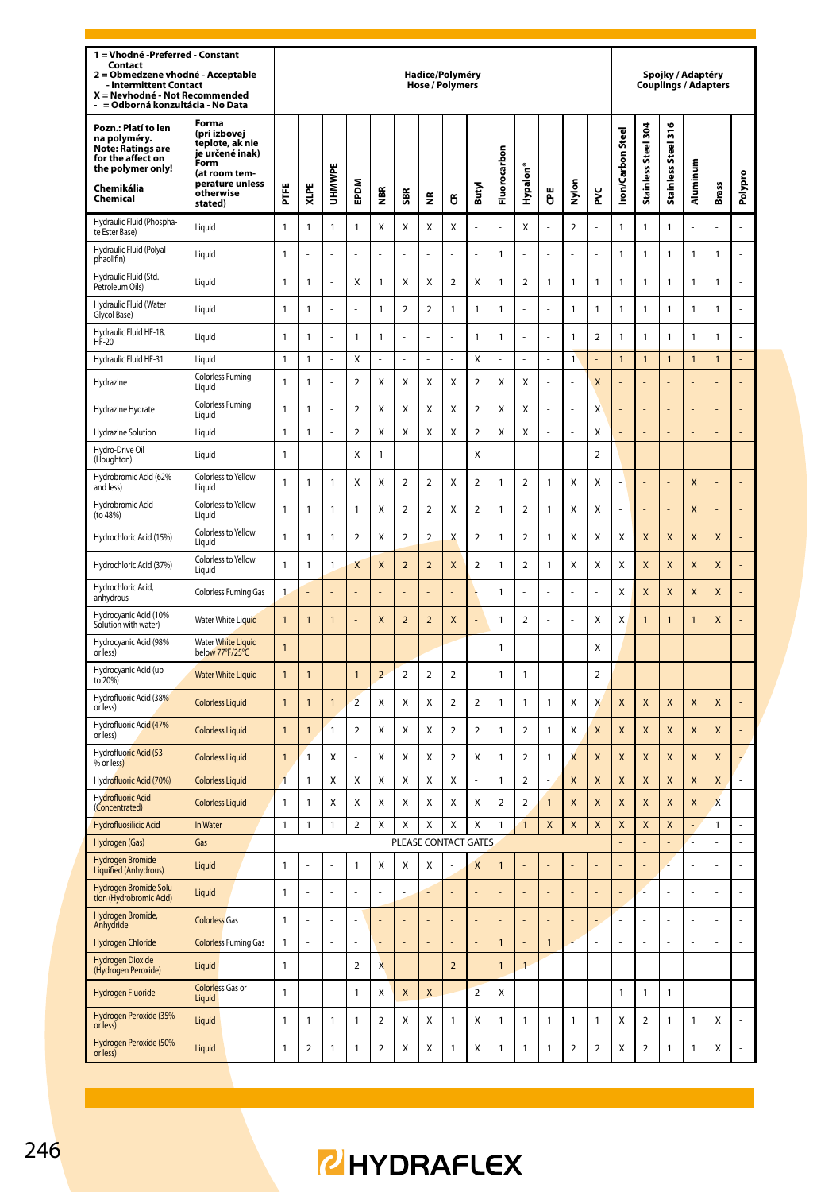| 1 = Vhodné -Preferred - Constant Contact<br>2 = Obmedzene vhodné - Acceptable - Intermittent Contact<br>X = Nevhodné - Not Recommended<br>- = Odborná konzultácia - No Data | | Hadice/Polyméry<br>Hose / Polymers | | | | | | | | | | | | | | Spojky / Adaptéry<br>Couplings / Adapters | | | | | |
|---|---|---|---|---|---|---|---|---|---|---|---|---|---|---|---|---|---|---|---|---|---|
| Pozn.: Platí to len na polyméry.<br>Note: Ratings are for the affect on the polymer only!<br><br>Chemikália<br>Chemical | Forma (pri izbovej teplote, ak nie je určené inak)<br>Form (at room temperature unless otherwise stated) | PTFE | XLPE | UHMWPE | EPDM | NBR | SBR | NR | CR | Butyl | Fluorocarbon | Hypalon® | CPE | Nylon | PVC | Iron/Carbon Steel | Stainless Steel 304 | Stainless Steel 316 | Aluminum | Brass | Polypro |
| Hydraulic Fluid (Phosphate Ester Base) | Liquid | 1 | 1 | 1 | 1 | X | X | X | X | - | - | X | - | 2 | - | 1 | 1 | 1 | - | - | - |
| Hydraulic Fluid (Polyalphaolifin) | Liquid | 1 | - | - | - | - | - | - | - | - | 1 | - | - | - | - | 1 | 1 | 1 | 1 | 1 | - |
| Hydraulic Fluid (Std. Petroleum Oils) | Liquid | 1 | 1 | - | X | 1 | X | X | 2 | X | 1 | 2 | 1 | 1 | 1 | 1 | 1 | 1 | 1 | 1 | - |
| Hydraulic Fluid (Water Glycol Base) | Liquid | 1 | 1 | - | - | 1 | 2 | 2 | 1 | 1 | 1 | - | - | 1 | 1 | 1 | 1 | 1 | 1 | 1 | - |
| Hydraulic Fluid HF-18, HF-20 | Liquid | 1 | 1 | - | 1 | 1 | - | - | - | 1 | 1 | - | - | 1 | 2 | 1 | 1 | 1 | 1 | 1 | - |
| Hydraulic Fluid HF-31 | Liquid | 1 | 1 | - | X | - | - | - | - | X | - | - | - | 1 | - | 1 | 1 | 1 | 1 | 1 | - |
| Hydrazine | Colorless Fuming Liquid | 1 | 1 | - | 2 | X | X | X | X | 2 | X | X | - | - | X | - | - | - | - | - | - |
| Hydrazine Hydrate | Colorless Fuming Liquid | 1 | 1 | - | 2 | X | X | X | X | 2 | X | X | - | - | X | - | - | - | - | - | - |
| Hydrazine Solution | Liquid | 1 | 1 | - | 2 | X | X | X | X | 2 | X | X | - | - | X | - | - | - | - | - | - |
| Hydro-Drive Oil (Houghton) | Liquid | 1 | - | - | X | 1 | - | - | - | X | - | - | - | - | 2 | - | - | - | - | - | - |
| Hydrobromic Acid (62% and less) | Colorless to Yellow Liquid | 1 | 1 | 1 | X | X | 2 | 2 | X | 2 | 1 | 2 | 1 | X | X | - | - | - | X | - | - |
| Hydrobromic Acid (to 48%) | Colorless to Yellow Liquid | 1 | 1 | 1 | 1 | X | 2 | 2 | X | 2 | 1 | 2 | 1 | X | X | - | - | - | X | - | - |
| Hydrochloric Acid (15%) | Colorless to Yellow Liquid | 1 | 1 | 1 | 2 | X | 2 | 2 | X | 2 | 1 | 2 | 1 | X | X | X | X | X | X | X | - |
| Hydrochloric Acid (37%) | Colorless to Yellow Liquid | 1 | 1 | 1 | X | X | 2 | 2 | X | 2 | 1 | 2 | 1 | X | X | X | X | X | X | X | - |
| Hydrochloric Acid, anhydrous | Colorless Fuming Gas | 1 | - | - | - | - | - | - | - | - | 1 | - | - | - | - | X | X | X | X | X | - |
| Hydrocyanic Acid (10% Solution with water) | Water White Liquid | 1 | 1 | 1 | - | X | 2 | 2 | X | - | 1 | 2 | - | - | X | X | 1 | 1 | 1 | X | - |
| Hydrocyanic Acid (98% or less) | Water White Liquid below 77°F/25°C | 1 | - | - | - | - | - | - | - | - | 1 | - | - | - | X | - | - | - | - | - | - |
| Hydrocyanic Acid (up to 20%) | Water White Liquid | 1 | 1 | - | 1 | 2 | 2 | 2 | 2 | - | 1 | 1 | - | - | 2 | - | - | - | - | - | - |
| Hydrofluoric Acid (38% or less) | Colorless Liquid | 1 | 1 | 1 | 2 | X | X | X | 2 | 2 | 1 | 1 | 1 | X | X | X | X | X | X | X | - |
| Hydrofluoric Acid (47% or less) | Colorless Liquid | 1 | 1 | 1 | 2 | X | X | X | 2 | 2 | 1 | 2 | 1 | X | X | X | X | X | X | X | - |
| Hydrofluoric Acid (53 % or less) | Colorless Liquid | 1 | 1 | X | - | X | X | X | 2 | X | 1 | 2 | 1 | X | X | X | X | X | X | X | - |
| Hydrofluoric Acid (70%) | Colorless Liquid | 1 | 1 | X | X | X | X | X | X | - | 1 | 2 | - | X | X | X | X | X | X | X | - |
| Hydrofluoric Acid (Concentrated) | Colorless Liquid | 1 | 1 | X | X | X | X | X | X | X | 2 | 2 | 1 | X | X | X | X | X | X | X | - |
| Hydrofluosilicic Acid | In Water | 1 | 1 | 1 | 2 | X | X | X | X | X | 1 | 1 | X | X | X | X | X | X | - | 1 | - |
| Hydrogen (Gas) | Gas | PLEASE CONTACT GATES | | | | | | | | | | | | | | - | - | - | - | - | - |
| Hydrogen Bromide Liquified (Anhydrous) | Liquid | 1 | - | - | 1 | X | X | X | - | X | 1 | - | - | - | - | - | - | - | - | - | - |
| Hydrogen Bromide Solution (Hydrobromic Acid) | Liquid | 1 | - | - | - | - | - | - | - | - | - | - | - | - | - | - | - | - | - | - | - |
| Hydrogen Bromide, Anhydride | Colorless Gas | 1 | - | - | - | - | - | - | - | - | - | - | - | - | - | - | - | - | - | - | - |
| Hydrogen Chloride | Colorless Fuming Gas | 1 | - | - | - | - | - | - | - | - | 1 | - | 1 | - | - | - | - | - | - | - | - |
| Hydrogen Dioxide (Hydrogen Peroxide) | Liquid | 1 | - | - | 2 | X | - | - | 2 | - | 1 | 1 | - | - | - | - | - | - | - | - | - |
| Hydrogen Fluoride | Colorless Gas or Liquid | 1 | - | - | 1 | X | X | X | - | 2 | X | - | - | - | - | 1 | 1 | 1 | - | - | - |
| Hydrogen Peroxide (35% or less) | Liquid | 1 | 1 | 1 | 1 | 2 | X | X | 1 | X | 1 | 1 | 1 | 1 | 1 | X | 2 | 1 | 1 | X | - |
| Hydrogen Peroxide (50% or less) | Liquid | 1 | 2 | 1 | 1 | 2 | X | X | 1 | X | 1 | 1 | 1 | 2 | 2 | X | 2 | 1 | 1 | X | - |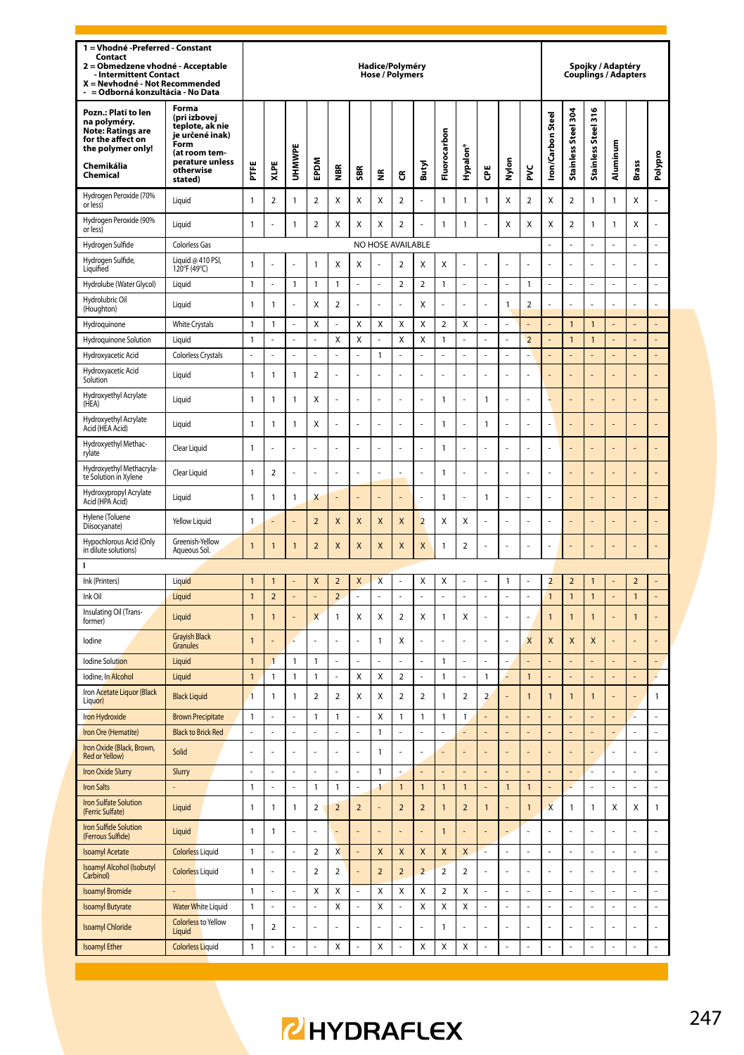| 1 = Vhodné -Preferred - Constant Contact<br>2 = Obmedzene vhodné - Acceptable - Intermittent Contact<br>X = Nevhodné - Not Recommended<br>- = Odborná konzultácia - No Data | | Hadice/Polyméry Hose / Polymers | | | | | | | | | | | | | | Spojky / Adaptéry Couplings / Adapters | | | | | |
|---|---|---|---|---|---|---|---|---|---|---|---|---|---|---|---|---|---|---|---|---|---|
| **Pozn.: Platí to len na polyméry. Note: Ratings are for the affect on the polymer only!**<br>**Chemikália Chemical** | **Forma (pri izbovej teplote, ak nie je určené inak) Form (at room temperature unless otherwise stated)** | **PTFE** | **XLPE** | **UHMWPE** | **EPDM** | **NBR** | **SBR** | **NR** | **CR** | **Butyl** | **Fluorocarbon** | **Hypalon®** | **CPE** | **Nylon** | **PVC** | **Iron/Carbon Steel** | **Stainless Steel 304** | **Stainless Steel 316** | **Aluminum** | **Brass** | **Polypro** |
| Hydrogen Peroxide (70% or less) | Liquid | 1 | 2 | 1 | 2 | X | X | X | 2 | - | 1 | 1 | 1 | X | 2 | X | 2 | 1 | 1 | X | - |
| Hydrogen Peroxide (90% or less) | Liquid | 1 | - | 1 | 2 | X | X | X | 2 | - | 1 | 1 | - | X | X | X | 2 | 1 | 1 | X | - |
| Hydrogen Sulfide | Colorless Gas | NO HOSE AVAILABLE | | | | | | | | | | | | | | - | - | - | - | - | - |
| Hydrogen Sulfide, Liquified | Liquid @ 410 PSI, 120°F (49°C) | 1 | - | - | 1 | X | X | - | 2 | X | X | - | - | - | - | - | - | - | - | - | - |
| Hydrolube (Water Glycol) | Liquid | 1 | - | 1 | 1 | 1 | - | - | 2 | 2 | 1 | - | - | - | 1 | - | - | - | - | - | - |
| Hydrolubric Oil (Houghton) | Liquid | 1 | 1 | - | X | 2 | - | - | - | X | - | - | - | 1 | 2 | - | - | - | - | - | - |
| Hydroquinone | White Crystals | 1 | 1 | - | X | - | X | X | X | X | 2 | X | - | - | - | - | 1 | 1 | - | - | - |
| Hydroquinone Solution | Liquid | 1 | - | - | - | X | X | - | X | X | 1 | - | - | - | 2 | - | 1 | 1 | - | - | - |
| Hydroxyacetic Acid | Colorless Crystals | - | - | - | - | - | - | 1 | - | - | - | - | - | - | - | - | - | - | - | - | - |
| Hydroxyacetic Acid Solution | Liquid | 1 | 1 | 1 | 2 | - | - | - | - | - | - | - | - | - | - | - | - | - | - | - | - |
| Hydroxyethyl Acrylate (HEA) | Liquid | 1 | 1 | 1 | X | - | - | - | - | - | 1 | - | 1 | - | - | - | - | - | - | - | - |
| Hydroxyethyl Acrylate Acid (HEA Acid) | Liquid | 1 | 1 | 1 | X | - | - | - | - | - | 1 | - | 1 | - | - | - | - | - | - | - | - |
| Hydroxyethyl Methacrylate | Clear Liquid | 1 | - | - | - | - | - | - | - | - | 1 | - | - | - | - | - | - | - | - | - | - |
| Hydroxyethyl Methacrylate Solution in Xylene | Clear Liquid | 1 | 2 | - | - | - | - | - | - | - | 1 | - | - | - | - | - | - | - | - | - | - |
| Hydroxypropyl Acrylate Acid (HPA Acid) | Liquid | 1 | 1 | 1 | X | - | - | - | - | - | 1 | - | 1 | - | - | - | - | - | - | - | - |
| Hylene (Toluene Diisocyanate) | Yellow Liquid | 1 | - | - | 2 | X | X | X | X | 2 | X | X | - | - | - | - | - | - | - | - | - |
| Hypochlorous Acid (Only in dilute solutions) | Greenish-Yellow Aqueous Sol. | 1 | 1 | 1 | 2 | X | X | X | X | X | 1 | 2 | - | - | - | - | - | - | - | - | - |
| **I** | | | | | | | | | | | | | | | | | | | | | |
| Ink (Printers) | Liquid | 1 | 1 | - | X | 2 | X | X | - | X | X | - | - | 1 | - | 2 | 2 | 1 | - | 2 | - |
| Ink Oil | Liquid | 1 | 2 | - | - | 2 | - | - | - | - | - | - | - | - | - | 1 | 1 | 1 | - | 1 | - |
| Insulating Oil (Transformer) | Liquid | 1 | 1 | - | X | 1 | X | X | 2 | X | 1 | X | - | - | - | 1 | 1 | 1 | - | 1 | - |
| Iodine | Grayish Black Granules | 1 | - | - | - | - | - | 1 | X | - | - | - | - | - | X | X | X | X | - | - | - |
| Iodine Solution | Liquid | 1 | 1 | 1 | 1 | - | - | - | - | - | 1 | - | - | - | - | - | - | - | - | - | - |
| Iodine, In Alcohol | Liquid | 1 | 1 | 1 | 1 | - | X | X | 2 | - | 1 | - | 1 | - | 1 | - | - | - | - | - | - |
| Iron Acetate Liquor (Black Liquor) | Black Liquid | 1 | 1 | 1 | 2 | 2 | X | X | 2 | 2 | 1 | 2 | 2 | - | 1 | 1 | 1 | 1 | - | - | 1 |
| Iron Hydroxide | Brown Precipitate | 1 | - | - | 1 | 1 | - | X | 1 | 1 | 1 | 1 | - | - | - | - | - | - | - | - | - |
| Iron Ore (Hematite) | Black to Brick Red | - | - | - | - | - | - | 1 | - | - | - | - | - | - | - | - | - | - | - | - | - |
| Iron Oxide (Black, Brown, Red or Yellow) | Solid | - | - | - | - | - | - | 1 | - | - | - | - | - | - | - | - | - | - | - | - | - |
| Iron Oxide Slurry | Slurry | - | - | - | - | - | - | 1 | - | - | - | - | - | - | - | - | - | - | - | - | - |
| Iron Salts | - | 1 | - | - | 1 | 1 | - | 1 | 1 | 1 | 1 | 1 | - | 1 | 1 | - | - | - | - | - | - |
| Iron Sulfate Solution (Ferric Sulfate) | Liquid | 1 | 1 | 1 | 2 | 2 | 2 | - | 2 | 2 | 1 | 2 | 1 | - | 1 | X | 1 | 1 | X | X | 1 |
| Iron Sulfide Solution (Ferrous Sulfide) | Liquid | 1 | 1 | - | - | - | - | - | - | - | 1 | - | - | - | - | - | - | - | - | - | - |
| Isoamyl Acetate | Colorless Liquid | 1 | - | - | 2 | X | - | X | X | X | X | X | - | - | - | - | - | - | - | - | - |
| Isoamyl Alcohol (Isobutyl Carbinol) | Colorless Liquid | 1 | - | - | 2 | 2 | - | 2 | 2 | 2 | 2 | 2 | - | - | - | - | - | - | - | - | - |
| Isoamyl Bromide | - | 1 | - | - | X | X | - | X | X | X | 2 | X | - | - | - | - | - | - | - | - | - |
| Isoamyl Butyrate | Water White Liquid | 1 | - | - | - | X | - | X | - | X | X | X | - | - | - | - | - | - | - | - | - |
| Isoamyl Chloride | Colorless to Yellow Liquid | 1 | 2 | - | - | - | - | - | - | - | 1 | - | - | - | - | - | - | - | - | - | - |
| Isoamyl Ether | Colorless Liquid | 1 | - | - | - | X | - | X | - | X | X | X | - | - | - | - | - | - | - | - | - |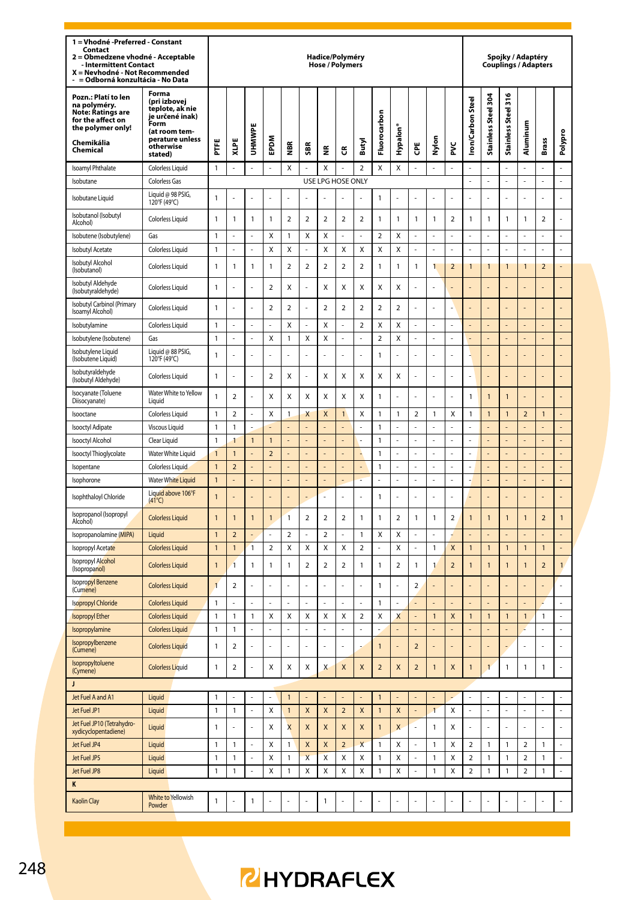| 1 = Vhodné -Preferred - Constant Contact<br>2 = Obmedzene vhodné - Acceptable - Intermittent Contact<br>X = Nevhodné - Not Recommended<br>- = Odborná konzultácia - No Data | | Hadice/Polyméry Hose / Polymers | | | | | | | | | | | | | | Spojky / Adaptéry Couplings / Adapters | | | | | |
|---|---|---|---|---|---|---|---|---|---|---|---|---|---|---|---|---|---|---|---|---|---|
| Pozn.: Platí to len na polyméry. Note: Ratings are for the affect on the polymer only!<br>Chemikália Chemical | Forma (pri izbovej teplote, ak nie je určené inak) Form (at room temperature unless otherwise stated) | PTFE | XLPE | UHMWPE | EPDM | NBR | SBR | NR | CR | Butyl | Fluorocarbon | Hypalon® | CPE | Nylon | PVC | Iron/Carbon Steel | Stainless Steel 304 | Stainless Steel 316 | Aluminum | Brass | Polypro |
| Isoamyl Phthalate | Colorless Liquid | 1 | - | - | - | X | - | X | - | 2 | X | X | - | - | - | - | - | - | - | - | - |
| Isobutane | Colorless Gas | USE LPG HOSE ONLY | | | | | | | | | | | | | | - | - | - | - | - | - |
| Isobutane Liquid | Liquid @ 98 PSIG, 120°F (49°C) | 1 | - | - | - | - | - | - | - | - | 1 | - | - | - | - | - | - | - | - | - | - |
| Isobutanol (Isobutyl Alcohol) | Colorless Liquid | 1 | 1 | 1 | 1 | 2 | 2 | 2 | 2 | 2 | 1 | 1 | 1 | 1 | 2 | 1 | 1 | 1 | 1 | 2 | - |
| Isobutene (Isobutylene) | Gas | 1 | - | - | X | 1 | X | X | - | - | 2 | X | - | - | - | - | - | - | - | - | - |
| Isobutyl Acetate | Colorless Liquid | 1 | - | - | X | X | - | X | X | X | X | X | - | - | - | - | - | - | - | - | - |
| Isobutyl Alcohol (Isobutanol) | Colorless Liquid | 1 | 1 | 1 | 1 | 2 | 2 | 2 | 2 | 2 | 1 | 1 | 1 | 1 | 2 | 1 | 1 | 1 | 1 | 2 | - |
| Isobutyl Aldehyde (Isobutyraldehyde) | Colorless Liquid | 1 | - | - | 2 | X | - | X | X | X | X | X | - | - | - | - | - | - | - | - | - |
| Isobutyl Carbinol (Primary Isoamyl Alcohol) | Colorless Liquid | 1 | - | - | 2 | 2 | - | 2 | 2 | 2 | 2 | 2 | - | - | - | - | - | - | - | - | - |
| Isobutylamine | Colorless Liquid | 1 | - | - | - | X | - | X | - | 2 | X | X | - | - | - | - | - | - | - | - | - |
| Isobutylene (Isobutene) | Gas | 1 | - | - | X | 1 | X | X | - | - | 2 | X | - | - | - | - | - | - | - | - | - |
| Isobutylene Liquid (Isobutene Liquid) | Liquid @ 88 PSIG, 120°F (49°C) | 1 | - | - | - | - | - | - | - | - | 1 | - | - | - | - | - | - | - | - | - | - |
| Isobutyraldehyde (Isobutyl Aldehyde) | Colorless Liquid | 1 | - | - | 2 | X | - | X | X | X | X | X | - | - | - | - | - | - | - | - | - |
| Isocyanate (Toluene Diisocyanate) | Water White to Yellow Liquid | 1 | 2 | - | X | X | X | X | X | X | 1 | - | - | - | - | 1 | 1 | 1 | - | - | - |
| Isooctane | Colorless Liquid | 1 | 2 | - | X | 1 | X | X | 1 | X | 1 | 1 | 2 | 1 | X | 1 | 1 | 1 | 2 | 1 | - |
| Isooctyl Adipate | Viscous Liquid | 1 | 1 | - | - | - | - | - | - | - | 1 | - | - | - | - | - | - | - | - | - | - |
| Isooctyl Alcohol | Clear Liquid | 1 | 1 | 1 | 1 | - | - | - | - | - | 1 | - | - | - | - | - | - | - | - | - | - |
| Isooctyl Thioglycolate | Water White Liquid | 1 | 1 | - | 2 | - | - | - | - | - | 1 | - | - | - | - | - | - | - | - | - | - |
| Isopentane | Colorless Liquid | 1 | 2 | - | - | - | - | - | - | - | 1 | - | - | - | - | - | - | - | - | - | - |
| Isophorone | Water White Liquid | 1 | - | - | - | - | - | - | - | - | - | - | - | - | - | - | - | - | - | - | - |
| Isophthaloyl Chloride | Liquid above 106°F (41°C) | 1 | - | - | - | - | - | - | - | - | 1 | - | - | - | - | - | - | - | - | - | - |
| Isopropanol (Isopropyl Alcohol) | Colorless Liquid | 1 | 1 | 1 | 1 | 1 | 2 | 2 | 2 | 1 | 1 | 2 | 1 | 1 | 2 | 1 | 1 | 1 | 1 | 2 | 1 |
| Isopropanolamine (MIPA) | Liquid | 1 | 2 | - | - | 2 | - | 2 | - | 1 | X | X | - | - | - | - | - | - | - | - | - |
| Isopropyl Acetate | Colorless Liquid | 1 | 1 | 1 | 2 | X | X | X | X | 2 | - | X | - | 1 | X | 1 | 1 | 1 | 1 | 1 | - |
| Isopropyl Alcohol (Isopropanol) | Colorless Liquid | 1 | 1 | 1 | 1 | 1 | 2 | 2 | 2 | 1 | 1 | 2 | 1 | 1 | 2 | 1 | 1 | 1 | 1 | 2 | 1 |
| Isopropyl Benzene (Cumene) | Colorless Liquid | 1 | 2 | - | - | - | - | - | - | - | 1 | - | 2 | - | - | - | - | - | - | - | - |
| Isopropyl Chloride | Colorless Liquid | 1 | - | - | - | - | - | - | - | - | 1 | - | - | - | - | - | - | - | - | - | - |
| Isopropyl Ether | Colorless Liquid | 1 | 1 | 1 | X | X | X | X | X | 2 | X | X | - | 1 | X | 1 | 1 | 1 | 1 | 1 | - |
| Isopropylamine | Colorless Liquid | 1 | 1 | - | - | - | - | - | - | - | - | - | - | - | - | - | - | - | - | - | - |
| Isopropylbenzene (Cumene) | Colorless Liquid | 1 | 2 | - | - | - | - | - | - | - | 1 | - | 2 | - | - | - | - | - | - | - | - |
| Isopropyltoluene (Cymene) | Colorless Liquid | 1 | 2 | - | X | X | X | X | X | X | 2 | X | 2 | 1 | X | 1 | 1 | 1 | 1 | 1 | - |
| **J** | | | | | | | | | | | | | | | | | | | | | |
| Jet Fuel A and A1 | Liquid | 1 | - | - | - | 1 | - | - | - | - | 1 | - | - | - | - | - | - | - | - | - | - |
| Jet Fuel JP1 | Liquid | 1 | 1 | - | X | 1 | X | X | 2 | X | 1 | X | - | 1 | X | - | - | - | - | - | - |
| Jet Fuel JP10 (Tetrahydro-xydicyclopentadiene) | Liquid | 1 | - | - | X | X | X | X | X | X | 1 | X | - | 1 | X | - | - | - | - | - | - |
| Jet Fuel JP4 | Liquid | 1 | 1 | - | X | 1 | X | X | 2 | X | 1 | X | - | 1 | X | 2 | 1 | 1 | 2 | 1 | - |
| Jet Fuel JP5 | Liquid | 1 | 1 | - | X | 1 | X | X | X | X | 1 | X | - | 1 | X | 2 | 1 | 1 | 2 | 1 | - |
| Jet Fuel JP8 | Liquid | 1 | 1 | - | X | 1 | X | X | X | X | 1 | X | - | 1 | X | 2 | 1 | 1 | 2 | 1 | - |
| **K** | | | | | | | | | | | | | | | | | | | | | |
| Kaolin Clay | White to Yellowish Powder | 1 | - | 1 | - | - | - | 1 | - | - | - | - | - | - | - | - | - | - | - | - | - |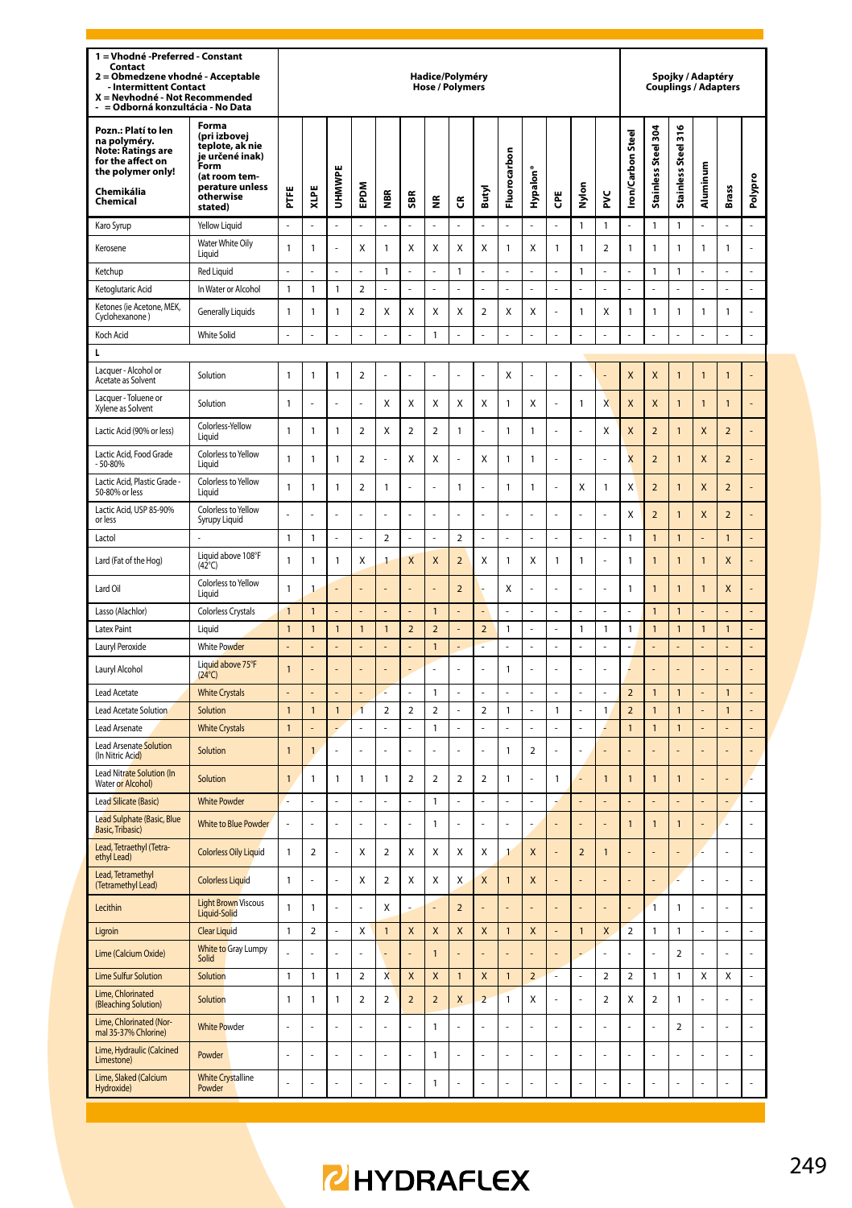| 1 = Vhodné -Preferred - Constant Contact<br>2 = Obmedzene vhodné - Acceptable - Intermittent Contact<br>X = Nevhodné - Not Recommended<br>- = Odborná konzultácia - No Data | | Hadice/Polyméry Hose / Polymers | | | | | | | | | | | | | | Spojky / Adaptéry Couplings / Adapters | | | | | |
|---|---|---|---|---|---|---|---|---|---|---|---|---|---|---|---|---|---|---|---|---|---|
| Pozn.: Platí to len na polyméry. Note: Ratings are for the affect on the polymer only!<br>Chemikália Chemical | Forma (pri izbovej teplote, ak nie je určené inak) Form (at room temperature unless otherwise stated) | PTFE | XLPE | UHMWPE | EPDM | NBR | SBR | NR | CR | Butyl | Fluorocarbon | Hypalon® | CPE | Nylon | PVC | Iron/Carbon Steel | Stainless Steel 304 | Stainless Steel 316 | Aluminum | Brass | Polypro |
| Karo Syrup | Yellow Liquid | - | - | - | - | - | - | - | - | - | - | - | - | 1 | 1 | - | 1 | 1 | - | - | - |
| Kerosene | Water White Oily Liquid | 1 | 1 | - | X | 1 | X | X | X | X | 1 | X | 1 | 1 | 2 | 1 | 1 | 1 | 1 | 1 | - |
| Ketchup | Red Liquid | - | - | - | - | 1 | - | - | 1 | - | - | - | - | 1 | - | - | 1 | 1 | - | - | - |
| Ketoglutaric Acid | In Water or Alcohol | 1 | 1 | 1 | 2 | - | - | - | - | - | - | - | - | - | - | - | - | - | - | - | - |
| Ketones (ie Acetone, MEK, Cyclohexanone) | Generally Liquids | 1 | 1 | 1 | 2 | X | X | X | X | 2 | X | X | - | 1 | X | 1 | 1 | 1 | 1 | 1 | - |
| Koch Acid | White Solid | - | - | - | - | - | - | 1 | - | - | - | - | - | - | - | - | - | - | - | - | - |
| **L** | | | | | | | | | | | | | | | | | | | | | |
| Lacquer - Alcohol or Acetate as Solvent | Solution | 1 | 1 | 1 | 2 | - | - | - | - | - | X | - | - | - | - | X | X | 1 | 1 | 1 | - |
| Lacquer - Toluene or Xylene as Solvent | Solution | 1 | - | - | - | X | X | X | X | X | 1 | X | - | 1 | X | X | X | 1 | 1 | 1 | - |
| Lactic Acid (90% or less) | Colorless-Yellow Liquid | 1 | 1 | 1 | 2 | X | 2 | 2 | 1 | - | 1 | 1 | - | - | X | X | 2 | 1 | X | 2 | - |
| Lactic Acid, Food Grade - 50-80% | Colorless to Yellow Liquid | 1 | 1 | 1 | 2 | - | X | X | - | X | 1 | 1 | - | - | - | X | 2 | 1 | X | 2 | - |
| Lactic Acid, Plastic Grade - 50-80% or less | Colorless to Yellow Liquid | 1 | 1 | 1 | 2 | 1 | - | - | 1 | - | 1 | 1 | - | X | 1 | X | 2 | 1 | X | 2 | - |
| Lactic Acid, USP 85-90% or less | Colorless to Yellow Syrupy Liquid | - | - | - | - | - | - | - | - | - | - | - | - | - | - | X | 2 | 1 | X | 2 | - |
| Lactol | - | 1 | 1 | - | - | 2 | - | - | 2 | - | - | - | - | - | - | 1 | 1 | 1 | - | 1 | - |
| Lard (Fat of the Hog) | Liquid above 108°F (42°C) | 1 | 1 | 1 | X | 1 | X | X | 2 | X | 1 | X | 1 | 1 | - | 1 | 1 | 1 | 1 | X | - |
| Lard Oil | Colorless to Yellow Liquid | 1 | 1 | - | - | - | - | - | 2 | - | X | - | - | - | - | 1 | 1 | 1 | 1 | X | - |
| Lasso (Alachlor) | Colorless Crystals | 1 | 1 | - | - | - | - | 1 | - | - | - | - | - | - | - | - | 1 | 1 | - | - | - |
| Latex Paint | Liquid | 1 | 1 | 1 | 1 | 1 | 2 | 2 | - | 2 | 1 | - | - | 1 | 1 | 1 | 1 | 1 | 1 | 1 | - |
| Lauryl Peroxide | White Powder | - | - | - | - | - | - | 1 | - | - | - | - | - | - | - | - | - | - | - | - | - |
| Lauryl Alcohol | Liquid above 75°F (24°C) | 1 | - | - | - | - | - | - | - | - | 1 | - | - | - | - | - | - | - | - | - | - |
| Lead Acetate | White Crystals | - | - | - | - | - | - | 1 | - | - | - | - | - | - | - | 2 | 1 | 1 | - | 1 | - |
| Lead Acetate Solution | Solution | 1 | 1 | 1 | 1 | 2 | 2 | 2 | - | 2 | 1 | - | 1 | - | 1 | 2 | 1 | 1 | - | 1 | - |
| Lead Arsenate | White Crystals | 1 | - | - | - | - | - | 1 | - | - | - | - | - | - | - | 1 | 1 | 1 | - | - | - |
| Lead Arsenate Solution (In Nitric Acid) | Solution | 1 | 1 | - | - | - | - | - | - | - | 1 | 2 | - | - | - | - | - | - | - | - | - |
| Lead Nitrate Solution (In Water or Alcohol) | Solution | 1 | 1 | 1 | 1 | 1 | 2 | 2 | 2 | 2 | 1 | - | 1 | - | 1 | 1 | 1 | 1 | - | - | - |
| Lead Silicate (Basic) | White Powder | - | - | - | - | - | - | 1 | - | - | - | - | - | - | - | - | - | - | - | - | - |
| Lead Sulphate (Basic, Blue Basic, Tribasic) | White to Blue Powder | - | - | - | - | - | - | 1 | - | - | - | - | - | - | - | 1 | 1 | 1 | - | - | - |
| Lead, Tetraethyl (Tetraethyl Lead) | Colorless Oily Liquid | 1 | 2 | - | X | 2 | X | X | X | X | 1 | X | - | 2 | 1 | - | - | - | - | - | - |
| Lead, Tetramethyl (Tetramethyl Lead) | Colorless Liquid | 1 | - | - | X | 2 | X | X | X | X | 1 | X | - | - | - | - | - | - | - | - | - |
| Lecithin | Light Brown Viscous Liquid-Solid | 1 | 1 | - | - | X | - | - | 2 | - | - | - | - | - | - | - | 1 | 1 | - | - | - |
| Ligroin | Clear Liquid | 1 | 2 | - | X | 1 | X | X | X | X | 1 | X | - | 1 | X | 2 | 1 | 1 | - | - | - |
| Lime (Calcium Oxide) | White to Gray Lumpy Solid | - | - | - | - | - | - | 1 | - | - | - | - | - | - | - | - | - | 2 | - | - | - |
| Lime Sulfur Solution | Solution | 1 | 1 | 1 | 2 | X | X | X | 1 | X | 1 | 2 | - | - | 2 | 2 | 1 | 1 | X | X | - |
| Lime, Chlorinated (Bleaching Solution) | Solution | 1 | 1 | 1 | 2 | 2 | 2 | 2 | X | 2 | 1 | X | - | - | 2 | X | 2 | 1 | - | - | - |
| Lime, Chlorinated (Normal 35-37% Chlorine) | White Powder | - | - | - | - | - | - | 1 | - | - | - | - | - | - | - | - | - | 2 | - | - | - |
| Lime, Hydraulic (Calcined Limestone) | Powder | - | - | - | - | - | - | 1 | - | - | - | - | - | - | - | - | - | - | - | - | - |
| Lime, Slaked (Calcium Hydroxide) | White Crystalline Powder | - | - | - | - | - | - | 1 | - | - | - | - | - | - | - | - | - | - | - | - | - |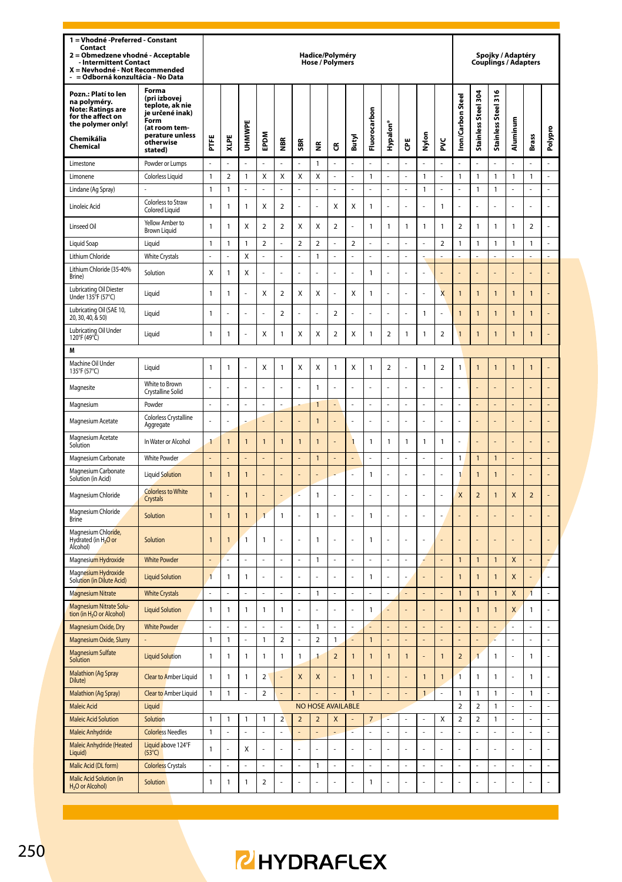| 1 = Vhodné -Preferred - Constant Contact<br>2 = Obmedzene vhodné - Acceptable - Intermittent Contact<br>X = Nevhodné - Not Recommended<br>- = Odborná konzultácia - No Data | | Hadice/Polyméry Hose / Polymers | | | | | | | | | | | | | | | Spojky / Adaptéry Couplings / Adapters | | | | | |
|---|---|---|---|---|---|---|---|---|---|---|---|---|---|---|---|---|---|---|---|---|---|
| Pozn.: Platí to len na polyméry. Note: Ratings are for the affect on the polymer only! Chemikália Chemical | Forma (pri izbovej teplote, ak nie je určené inak) Form (at room temperature unless otherwise stated) | PTFE | XLPE | UHMWPE | EPDM | NBR | SBR | NR | CR | Butyl | Fluorocarbon | Hypalon® | CPE | Nylon | PVC | Iron/Carbon Steel | Stainless Steel 304 | Stainless Steel 316 | Aluminum | Brass | Polypro |
| Limestone | Powder or Lumps | - | - | - | - | - | - | 1 | - | - | - | - | - | - | - | - | - | - | - | - | - |
| Limonene | Colorless Liquid | 1 | 2 | 1 | X | X | X | X | - | - | 1 | - | - | 1 | - | 1 | 1 | 1 | 1 | 1 | - |
| Lindane (Ag Spray) | - | 1 | 1 | - | - | - | - | - | - | - | - | - | - | 1 | - | - | 1 | 1 | - | - | - |
| Linoleic Acid | Colorless to Straw Colored Liquid | 1 | 1 | 1 | X | 2 | - | - | X | X | 1 | - | - | - | 1 | - | - | - | - | - | - |
| Linseed Oil | Yellow Amber to Brown Liquid | 1 | 1 | X | 2 | 2 | X | X | 2 | - | 1 | 1 | 1 | 1 | 1 | 2 | 1 | 1 | 1 | 2 | - |
| Liquid Soap | Liquid | 1 | 1 | 1 | 2 | - | 2 | 2 | - | 2 | - | - | - | - | 2 | 1 | 1 | 1 | 1 | 1 | - |
| Lithium Chloride | White Crystals | - | - | X | - | - | - | 1 | - | - | - | - | - | - | - | - | - | - | - | - | - |
| Lithium Chloride (35-40% Brine) | Solution | X | 1 | X | - | - | - | - | - | - | 1 | - | - | - | - | - | - | - | - | - | - |
| Lubricating Oil Diester Under 135°F (57°C) | Liquid | 1 | 1 | - | X | 2 | X | X | - | X | 1 | - | - | - | X | 1 | 1 | 1 | 1 | 1 | - |
| Lubricating Oil (SAE 10, 20, 30, 40, & 50) | Liquid | 1 | - | - | - | 2 | - | - | 2 | - | - | - | - | 1 | - | 1 | 1 | 1 | 1 | 1 | - |
| Lubricating Oil Under 120°F (49°C) | Liquid | 1 | 1 | - | X | 1 | X | X | 2 | X | 1 | 2 | 1 | 1 | 2 | 1 | 1 | 1 | 1 | 1 | - |
| **M** | | | | | | | | | | | | | | | | | | | | | |
| Machine Oil Under 135°F (57°C) | Liquid | 1 | 1 | - | X | 1 | X | X | 1 | X | 1 | 2 | - | 1 | 2 | 1 | 1 | 1 | 1 | 1 | - |
| Magnesite | White to Brown Crystalline Solid | - | - | - | - | - | - | 1 | - | - | - | - | - | - | - | - | - | - | - | - | - |
| Magnesium | Powder | - | - | - | - | - | - | 1 | - | - | - | - | - | - | - | - | - | - | - | - | - |
| Magnesium Acetate | Colorless Crystalline Aggregate | - | - | - | - | - | - | 1 | - | - | - | - | - | - | - | - | - | - | - | - | - |
| Magnesium Acetate Solution | In Water or Alcohol | 1 | 1 | 1 | 1 | 1 | 1 | 1 | - | 1 | 1 | 1 | 1 | 1 | 1 | - | - | - | - | - | - |
| Magnesium Carbonate | White Powder | - | - | - | - | - | - | 1 | - | - | - | - | - | - | - | 1 | 1 | 1 | - | - | - |
| Magnesium Carbonate Solution (in Acid) | Liquid Solution | 1 | 1 | 1 | - | - | - | - | - | - | 1 | - | - | - | - | 1 | 1 | 1 | - | - | - |
| Magnesium Chloride | Colorless to White Crystals | 1 | - | 1 | - | - | - | 1 | - | - | - | - | - | - | - | X | 2 | 1 | X | 2 | - |
| Magnesium Chloride Brine | Solution | 1 | 1 | 1 | 1 | 1 | - | 1 | - | - | 1 | - | - | - | - | - | - | - | - | - | - |
| Magnesium Chloride, Hydrated (in $H_2O$ or Alcohol) | Solution | 1 | 1 | 1 | 1 | - | - | 1 | - | - | 1 | - | - | - | - | - | - | - | - | - | - |
| Magnesium Hydroxide | White Powder | - | - | - | - | - | - | 1 | - | - | - | - | - | - | - | 1 | 1 | 1 | X | - | - |
| Magnesium Hydroxide Solution (in Dilute Acid) | Liquid Solution | 1 | 1 | 1 | - | - | - | - | - | - | 1 | - | - | - | - | 1 | 1 | 1 | X | - | - |
| Magnesium Nitrate | White Crystals | - | - | - | - | - | - | 1 | - | - | - | - | - | - | - | 1 | 1 | 1 | X | 1 | - |
| Magnesium Nitrate Solution (in $H_2O$ or Alcohol) | Liquid Solution | 1 | 1 | 1 | 1 | 1 | - | - | - | - | 1 | - | - | - | - | 1 | 1 | 1 | X | 1 | - |
| Magnesium Oxide, Dry | White Powder | - | - | - | - | - | - | 1 | - | - | - | - | - | - | - | - | - | - | - | - | - |
| Magnesium Oxide, Slurry | - | 1 | 1 | - | 1 | 2 | - | 2 | 1 | - | 1 | - | - | - | - | - | - | - | - | - | - |
| Magnesium Sulfate Solution | Liquid Solution | 1 | 1 | 1 | 1 | 1 | 1 | 1 | 2 | 1 | 1 | 1 | 1 | - | 1 | 2 | 1 | 1 | - | 1 | - |
| Malathion (Ag Spray Dilute) | Clear to Amber Liquid | 1 | 1 | 1 | 2 | - | X | X | - | 1 | 1 | - | - | 1 | 1 | 1 | 1 | 1 | - | 1 | - |
| Malathion (Ag Spray) | Clear to Amber Liquid | 1 | 1 | - | 2 | - | - | - | - | 1 | - | - | - | 1 | - | 1 | 1 | 1 | - | 1 | - |
| Maleic Acid | Liquid | NO HOSE AVAILABLE | | | | | | | | | | | | | | 2 | 2 | 1 | - | - | - |
| Maleic Acid Solution | Solution | 1 | 1 | 1 | 1 | 2 | 2 | 2 | X | - | 7 | - | - | - | X | 2 | 2 | 1 | - | - | - |
| Maleic Anhydride | Colorless Needles | 1 | - | - | - | - | - | - | - | - | - | - | - | - | - | - | - | - | - | - | - |
| Maleic Anhydride (Heated Liquid) | Liquid above 124°F (53°C) | 1 | - | X | - | - | - | - | - | - | - | - | - | - | - | - | - | - | - | - | - |
| Malic Acid (DL form) | Colorless Crystals | - | - | - | - | - | - | 1 | - | - | - | - | - | - | - | - | - | - | - | - | - |
| Malic Acid Solution (in $H_2O$ or Alcohol) | Solution | 1 | 1 | 1 | 2 | - | - | - | - | - | 1 | - | - | - | - | - | - | - | - | - | - |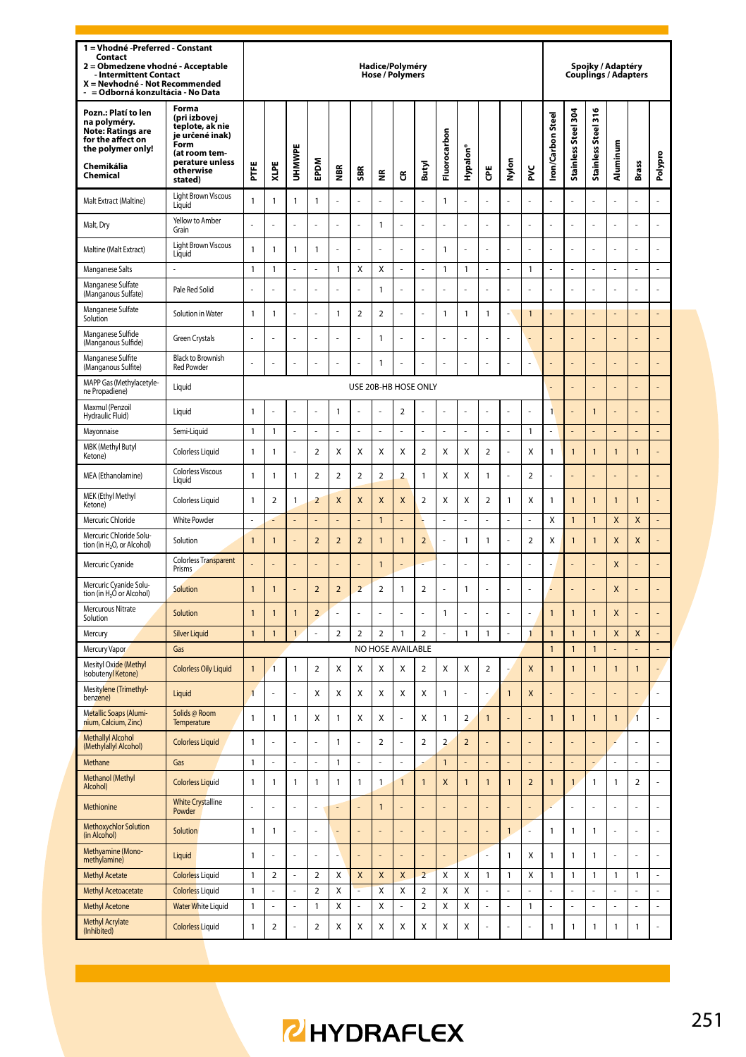| 1 = Vhodné -Preferred - Constant Contact<br>2 = Obmedzene vhodné - Acceptable - Intermittent Contact<br>X = Nevhodné - Not Recommended<br>- = Odborná konzultácia - No Data | | Hadice/Polyméry Hose / Polymers | | | | | | | | | | | | | | Spojky / Adaptéry Couplings / Adapters | | | | | |
|---|---|---|---|---|---|---|---|---|---|---|---|---|---|---|---|---|---|---|---|---|---|
| Pozn.: Platí to len na polyméry. Note: Ratings are for the affect on the polymer only!<br>Chemikália Chemical | Forma (pri izbovej teplote, ak nie je určené inak) Form (at room temperature unless otherwise stated) | PTFE | XLPE | UHMWPE | EPDM | NBR | SBR | NR | CR | Butyl | Fluorocarbon | Hypalon® | CPE | Nylon | PVC | Iron/Carbon Steel | Stainless Steel 304 | Stainless Steel 316 | Aluminum | Brass | Polypro |
| Malt Extract (Maltine) | Light Brown Viscous Liquid | 1 | 1 | 1 | 1 | - | - | - | - | - | 1 | - | - | - | - | - | - | - | - | - | - |
| Malt, Dry | Yellow to Amber Grain | - | - | - | - | - | - | 1 | - | - | - | - | - | - | - | - | - | - | - | - | - |
| Maltine (Malt Extract) | Light Brown Viscous Liquid | 1 | 1 | 1 | 1 | - | - | - | - | - | 1 | - | - | - | - | - | - | - | - | - | - |
| Manganese Salts | - | 1 | 1 | - | - | 1 | X | X | - | - | 1 | 1 | - | - | 1 | - | - | - | - | - | - |
| Manganese Sulfate (Manganous Sulfate) | Pale Red Solid | - | - | - | - | - | - | 1 | - | - | - | - | - | - | - | - | - | - | - | - | - |
| Manganese Sulfate Solution | Solution in Water | 1 | 1 | - | - | 1 | 2 | 2 | - | - | 1 | 1 | 1 | - | 1 | - | - | - | - | - | - |
| Manganese Sulfide (Manganous Sulfide) | Green Crystals | - | - | - | - | - | - | 1 | - | - | - | - | - | - | - | - | - | - | - | - | - |
| Manganese Sulfite (Manganous Sulfite) | Black to Brownish Red Powder | - | - | - | - | - | - | 1 | - | - | - | - | - | - | - | - | - | - | - | - | - |
| MAPP Gas (Methylacetylene Propadiene) | Liquid | USE 20B-HB HOSE ONLY | | | | | | | | | | | | | | - | - | - | - | - | - |
| Maxmul (Penzoil Hydraulic Fluid) | Liquid | 1 | - | - | - | 1 | - | - | 2 | - | - | - | - | - | - | 1 | - | 1 | - | - | - |
| Mayonnaise | Semi-Liquid | 1 | 1 | - | - | - | - | - | - | - | - | - | - | - | 1 | - | - | - | - | - | - |
| MBK (Methyl Butyl Ketone) | Colorless Liquid | 1 | 1 | - | 2 | X | X | X | X | 2 | X | X | 2 | - | X | 1 | 1 | 1 | 1 | 1 | - |
| MEA (Ethanolamine) | Colorless Viscous Liquid | 1 | 1 | 1 | 2 | 2 | 2 | 2 | 2 | 1 | X | X | 1 | - | 2 | - | - | - | - | - | - |
| MEK (Ethyl Methyl Ketone) | Colorless Liquid | 1 | 2 | 1 | 2 | X | X | X | X | 2 | X | X | 2 | 1 | X | 1 | 1 | 1 | 1 | 1 | - |
| Mercuric Chloride | White Powder | - | - | - | - | - | - | 1 | - | - | - | - | - | - | - | X | 1 | 1 | X | X | - |
| Mercuric Chloride Solution (in $H_2O$, or Alcohol) | Solution | 1 | 1 | - | 2 | 2 | 2 | 1 | 1 | 2 | - | 1 | 1 | - | 2 | X | 1 | 1 | X | X | - |
| Mercuric Cyanide | Colorless Transparent Prisms | - | - | - | - | - | - | 1 | - | - | - | - | - | - | - | - | - | - | X | - | - |
| Mercuric Cyanide Solution (in $H_2O$ or Alcohol) | Solution | 1 | 1 | - | 2 | 2 | 2 | 2 | 1 | 2 | - | 1 | - | - | - | - | - | - | X | - | - |
| Mercurous Nitrate Solution | Solution | 1 | 1 | 1 | 2 | - | - | - | - | - | 1 | - | - | - | - | 1 | 1 | 1 | X | - | - |
| Mercury | Silver Liquid | 1 | 1 | 1 | - | 2 | 2 | 2 | 1 | 2 | - | 1 | 1 | - | 1 | 1 | 1 | 1 | X | X | - |
| Mercury Vapor | Gas | NO HOSE AVAILABLE | | | | | | | | | | | | | | 1 | 1 | 1 | - | - | - |
| Mesityl Oxide (Methyl Isobutenyl Ketone) | Colorless Oily Liquid | 1 | 1 | 1 | 2 | X | X | X | X | 2 | X | X | 2 | - | X | 1 | 1 | 1 | 1 | 1 | - |
| Mesitylene (Trimethylbenzene) | Liquid | 1 | - | - | X | X | X | X | X | X | 1 | - | - | 1 | X | - | - | - | - | - | - |
| Metallic Soaps (Aluminium, Calcium, Zinc) | Solids @ Room Temperature | 1 | 1 | 1 | X | 1 | X | X | - | X | 1 | 2 | 1 | - | - | 1 | 1 | 1 | 1 | 1 | - |
| Methallyl Alcohol (Methylallyl Alcohol) | Colorless Liquid | 1 | - | - | - | 1 | - | 2 | - | 2 | 2 | 2 | - | - | - | - | - | - | - | - | - |
| Methane | Gas | 1 | - | - | - | 1 | - | - | - | - | 1 | - | - | - | - | - | - | - | - | - | - |
| Methanol (Methyl Alcohol) | Colorless Liquid | 1 | 1 | 1 | 1 | 1 | 1 | 1 | 1 | 1 | X | 1 | 1 | 1 | 2 | 1 | 1 | 1 | 1 | 2 | - |
| Methionine | White Crystalline Powder | - | - | - | - | - | - | 1 | - | - | - | - | - | - | - | - | - | - | - | - | - |
| Methoxychlor Solution (in Alcohol) | Solution | 1 | 1 | - | - | - | - | - | - | - | - | - | - | 1 | - | 1 | 1 | 1 | - | - | - |
| Methyamine (Monomethylamine) | Liquid | 1 | - | - | - | - | - | - | - | - | - | - | - | 1 | X | 1 | 1 | 1 | - | - | - |
| Methyl Acetate | Colorless Liquid | 1 | 2 | - | 2 | X | X | X | X | 2 | X | X | 1 | 1 | X | 1 | 1 | 1 | 1 | 1 | - |
| Methyl Acetoacetate | Colorless Liquid | 1 | - | - | 2 | X | - | X | X | 2 | X | X | - | - | - | - | - | - | - | - | - |
| Methyl Acetone | Water White Liquid | 1 | - | - | 1 | X | - | X | - | 2 | X | X | - | - | 1 | - | - | - | - | - | - |
| Methyl Acrylate (Inhibited) | Colorless Liquid | 1 | 2 | - | 2 | X | X | X | X | X | X | X | - | - | - | 1 | 1 | 1 | 1 | 1 | - |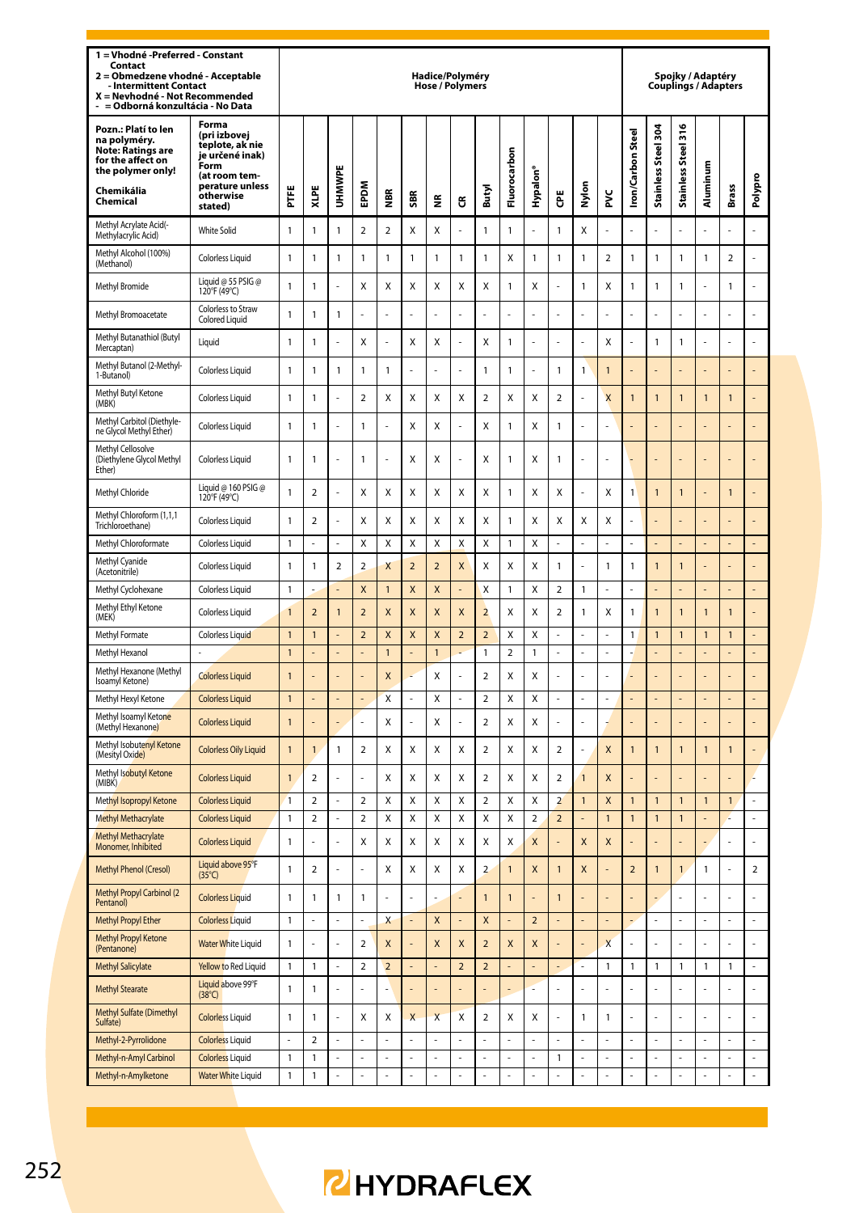| 1 = Vhodné -Preferred - Constant Contact<br>2 = Obmedzene vhodné - Acceptable - Intermittent Contact<br>X = Nevhodné - Not Recommended<br>- = Odborná konzultácia - No Data | | Hadice/Polyméry Hose / Polymers | | | | | | | | | | | | | | | Spojky / Adaptéry Couplings / Adapters | | | | | |
|---|---|---|---|---|---|---|---|---|---|---|---|---|---|---|---|---|---|---|---|---|---|---|
| Pozn.: Platí to len na polyméry.<br>Note: Ratings are for the affect on the polymer only!<br>Chemikália Chemical | Forma (pri izbovej teplote, ak nie je určené inak)<br>Form (at room temperature unless otherwise stated) | PTFE | XLPE | UHMWPE | EPDM | NBR | SBR | NR | CR | Butyl | Fluorocarbon | Hypalon® | CPE | Nylon | PVC | Iron/Carbon Steel | Stainless Steel 304 | Stainless Steel 316 | Aluminum | Brass | Polypro |
| Methyl Acrylate Acid(-Methylacrylic Acid) | White Solid | 1 | 1 | 1 | 2 | 2 | X | X | - | 1 | 1 | - | 1 | X | - | - | - | - | - | - | - |
| Methyl Alcohol (100%) (Methanol) | Colorless Liquid | 1 | 1 | 1 | 1 | 1 | 1 | 1 | 1 | 1 | X | 1 | 1 | 1 | 2 | 1 | 1 | 1 | 1 | 2 | - |
| Methyl Bromide | Liquid @ 55 PSIG @ 120°F (49°C) | 1 | 1 | - | X | X | X | X | X | X | 1 | X | - | 1 | X | 1 | 1 | 1 | - | 1 | - |
| Methyl Bromoacetate | Colorless to Straw Colored Liquid | 1 | 1 | 1 | - | - | - | - | - | - | - | - | - | - | - | - | - | - | - | - | - |
| Methyl Butanathiol (Butyl Mercaptan) | Liquid | 1 | 1 | - | X | - | X | X | - | X | 1 | - | - | - | X | - | 1 | 1 | - | - | - |
| Methyl Butanol (2-Methyl-1-Butanol) | Colorless Liquid | 1 | 1 | 1 | 1 | 1 | - | - | - | 1 | 1 | - | 1 | 1 | 1 | - | - | - | - | - | - |
| Methyl Butyl Ketone (MBK) | Colorless Liquid | 1 | 1 | - | 2 | X | X | X | X | 2 | X | X | 2 | - | X | 1 | 1 | 1 | 1 | 1 | - |
| Methyl Carbitol (Diethylene Glycol Methyl Ether) | Colorless Liquid | 1 | 1 | - | 1 | - | X | X | - | X | 1 | X | 1 | - | - | - | - | - | - | - | - |
| Methyl Cellosolve (Diethylene Glycol Methyl Ether) | Colorless Liquid | 1 | 1 | - | 1 | - | X | X | - | X | 1 | X | 1 | - | - | - | - | - | - | - | - |
| Methyl Chloride | Liquid @ 160 PSIG @ 120°F (49°C) | 1 | 2 | - | X | X | X | X | X | X | 1 | X | X | - | X | 1 | 1 | 1 | - | 1 | - |
| Methyl Chloroform (1,1,1 Trichloroethane) | Colorless Liquid | 1 | 2 | - | X | X | X | X | X | X | 1 | X | X | X | X | - | - | - | - | - | - |
| Methyl Chloroformate | Colorless Liquid | 1 | - | - | X | X | X | X | X | X | 1 | X | - | - | - | - | - | - | - | - | - |
| Methyl Cyanide (Acetonitrile) | Colorless Liquid | 1 | 1 | 2 | 2 | X | 2 | 2 | X | X | X | X | 1 | - | 1 | 1 | 1 | 1 | - | - | - |
| Methyl Cyclohexane | Colorless Liquid | 1 | - | - | X | 1 | X | X | - | X | 1 | X | 2 | 1 | - | - | - | - | - | - | - |
| Methyl Ethyl Ketone (MEK) | Colorless Liquid | 1 | 2 | 1 | 2 | X | X | X | X | 2 | X | X | 2 | 1 | X | 1 | 1 | 1 | 1 | 1 | - |
| Methyl Formate | Colorless Liquid | 1 | 1 | - | 2 | X | X | X | 2 | 2 | X | X | - | - | - | 1 | 1 | 1 | 1 | 1 | - |
| Methyl Hexanol | - | 1 | - | - | - | 1 | - | 1 | - | 1 | 2 | 1 | - | - | - | - | - | - | - | - | - |
| Methyl Hexanone (Methyl Isoamyl Ketone) | Colorless Liquid | 1 | - | - | - | X | - | X | - | 2 | X | X | - | - | - | - | - | - | - | - | - |
| Methyl Hexyl Ketone | Colorless Liquid | 1 | - | - | - | X | - | X | - | 2 | X | X | - | - | - | - | - | - | - | - | - |
| Methyl Isoamyl Ketone (Methyl Hexanone) | Colorless Liquid | 1 | - | - | - | X | - | X | - | 2 | X | X | - | - | - | - | - | - | - | - | - |
| Methyl Isobutenyl Ketone (Mesityl Oxide) | Colorless Oily Liquid | 1 | 1 | 1 | 2 | X | X | X | X | 2 | X | X | 2 | - | X | 1 | 1 | 1 | 1 | 1 | - |
| Methyl Isobutyl Ketone (MIBK) | Colorless Liquid | 1 | 2 | - | - | X | X | X | X | 2 | X | X | 2 | 1 | X | - | - | - | - | - | - |
| Methyl Isopropyl Ketone | Colorless Liquid | 1 | 2 | - | 2 | X | X | X | X | 2 | X | X | 2 | 1 | X | 1 | 1 | 1 | 1 | 1 | - |
| Methyl Methacrylate | Colorless Liquid | 1 | 2 | - | 2 | X | X | X | X | X | X | 2 | 2 | - | 1 | 1 | 1 | 1 | - | - | - |
| Methyl Methacrylate Monomer, Inhibited | Colorless Liquid | 1 | - | - | X | X | X | X | X | X | X | X | - | X | X | - | - | - | - | - | - |
| Methyl Phenol (Cresol) | Liquid above 95°F (35°C) | 1 | 2 | - | - | X | X | X | X | 2 | 1 | X | 1 | X | - | 2 | 1 | 1 | 1 | - | 2 |
| Methyl Propyl Carbinol (2 Pentanol) | Colorless Liquid | 1 | 1 | 1 | 1 | - | - | - | - | 1 | 1 | - | 1 | - | - | - | - | - | - | - | - |
| Methyl Propyl Ether | Colorless Liquid | 1 | - | - | - | X | - | X | - | X | - | 2 | - | - | - | - | - | - | - | - | - |
| Methyl Propyl Ketone (Pentanone) | Water White Liquid | 1 | - | - | 2 | X | - | X | X | 2 | X | X | - | - | X | - | - | - | - | - | - |
| Methyl Salicylate | Yellow to Red Liquid | 1 | 1 | - | 2 | 2 | - | - | 2 | 2 | - | - | - | - | 1 | 1 | 1 | 1 | 1 | 1 | - |
| Methyl Stearate | Liquid above 99°F (38°C) | 1 | 1 | - | - | - | - | - | - | - | - | - | - | - | - | - | - | - | - | - | - |
| Methyl Sulfate (Dimethyl Sulfate) | Colorless Liquid | 1 | 1 | - | X | X | X | X | X | 2 | X | X | - | 1 | 1 | - | - | - | - | - | - |
| Methyl-2-Pyrrolidone | Colorless Liquid | - | 2 | - | - | - | - | - | - | - | - | - | - | - | - | - | - | - | - | - | - |
| Methyl-n-Amyl Carbinol | Colorless Liquid | 1 | 1 | - | - | - | - | - | - | - | - | - | 1 | - | - | - | - | - | - | - | - |
| Methyl-n-Amylketone | Water White Liquid | 1 | 1 | - | - | - | - | - | - | - | - | - | - | - | - | - | - | - | - | - | - |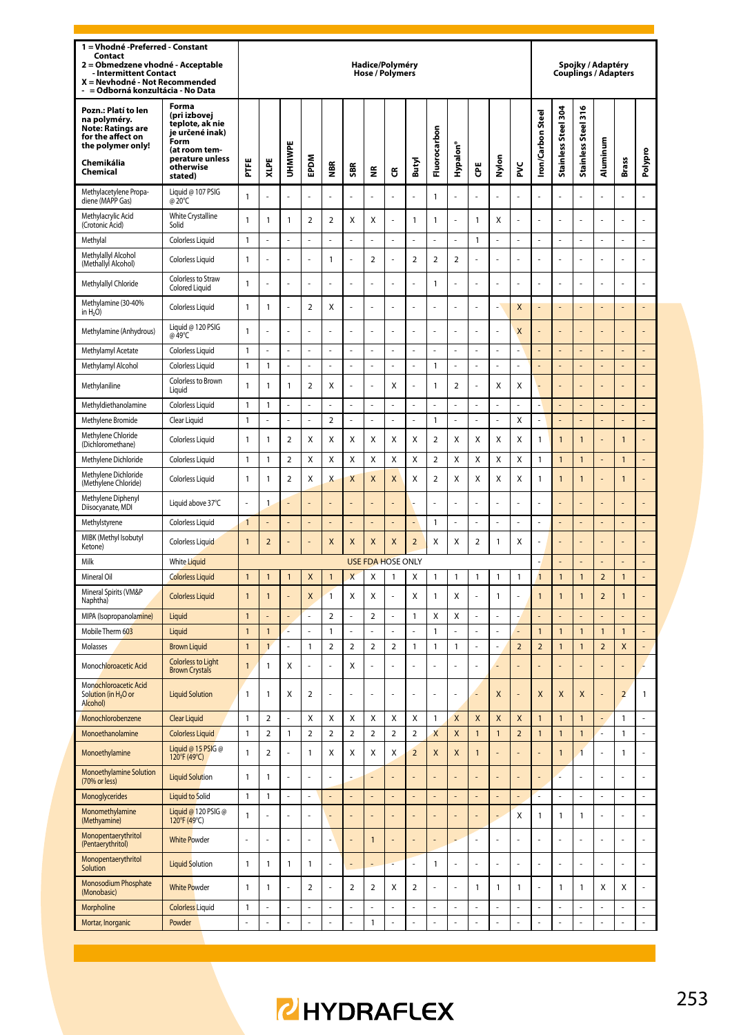| 1 = Vhodné -Preferred - Constant Contact<br>2 = Obmedzene vhodné - Acceptable - Intermittent Contact<br>X = Nevhodné - Not Recommended<br>- = Odborná konzultácia - No Data | | Hadice/Polyméry Hose / Polymers | | | | | | | | | | | | | | Spojky / Adaptéry Couplings / Adapters | | | | | |
|---|---|---|---|---|---|---|---|---|---|---|---|---|---|---|---|---|---|---|---|---|---|
| Pozn.: Platí to len na polyméry. Note: Ratings are for the affect on the polymer only! Chemikália Chemical | Forma (pri izbovej teplote, ak nie je určené inak) Form (at room temperature unless otherwise stated) | PTFE | XLPE | UHMWPE | EPDM | NBR | SBR | NR | CR | Butyl | Fluorocarbon | Hypalon® | CPE | Nylon | PVC | Iron/Carbon Steel | Stainless Steel 304 | Stainless Steel 316 | Aluminum | Brass | Polypro |
| Methylacetylene Propadiene (MAPP Gas) | Liquid @ 107 PSIG @ 20°C | 1 | - | - | - | - | - | - | - | - | 1 | - | - | - | - | - | - | - | - | - | - |
| Methylacrylic Acid (Crotonic Acid) | White Crystalline Solid | 1 | 1 | 1 | 2 | 2 | X | X | - | 1 | 1 | - | 1 | X | - | - | - | - | - | - | - |
| Methylal | Colorless Liquid | 1 | - | - | - | - | - | - | - | - | - | - | 1 | - | - | - | - | - | - | - | - |
| Methylallyl Alcohol (Methallyl Alcohol) | Colorless Liquid | 1 | - | - | - | 1 | - | 2 | - | 2 | 2 | 2 | - | - | - | - | - | - | - | - | - |
| Methylallyl Chloride | Colorless to Straw Colored Liquid | 1 | - | - | - | - | - | - | - | - | 1 | - | - | - | - | - | - | - | - | - | - |
| Methylamine (30-40% in $H_2O$) | Colorless Liquid | 1 | 1 | - | 2 | X | - | - | - | - | - | - | - | - | X | - | - | - | - | - | - |
| Methylamine (Anhydrous) | Liquid @ 120 PSIG @ 49°C | 1 | - | - | - | - | - | - | - | - | - | - | - | - | X | - | - | - | - | - | - |
| Methylamyl Acetate | Colorless Liquid | 1 | - | - | - | - | - | - | - | - | - | - | - | - | - | - | - | - | - | - | - |
| Methylamyl Alcohol | Colorless Liquid | 1 | 1 | - | - | - | - | - | - | - | 1 | - | - | - | - | - | - | - | - | - | - |
| Methylaniline | Colorless to Brown Liquid | 1 | 1 | 1 | 2 | X | - | - | X | - | 1 | 2 | - | X | X | - | - | - | - | - | - |
| Methyldiethanolamine | Colorless Liquid | 1 | 1 | - | - | - | - | - | - | - | - | - | - | - | - | - | - | - | - | - | - |
| Methylene Bromide | Clear Liquid | 1 | - | - | - | 2 | - | - | - | - | 1 | - | - | - | X | - | - | - | - | - | - |
| Methylene Chloride (Dichloromethane) | Colorless Liquid | 1 | 1 | 2 | X | X | X | X | X | X | 2 | X | X | X | X | 1 | 1 | 1 | - | 1 | - |
| Methylene Dichloride | Colorless Liquid | 1 | 1 | 2 | X | X | X | X | X | X | 2 | X | X | X | X | 1 | 1 | 1 | - | 1 | - |
| Methylene Dichloride (Methylene Chloride) | Colorless Liquid | 1 | 1 | 2 | X | X | X | X | X | X | 2 | X | X | X | X | 1 | 1 | 1 | - | 1 | - |
| Methylene Diphenyl Diisocyanate, MDI | Liquid above 37°C | - | 1 | - | - | - | - | - | - | - | - | - | - | - | - | - | - | - | - | - | - |
| Methylstyrene | Colorless Liquid | 1 | - | - | - | - | - | - | - | - | 1 | - | - | - | - | - | - | - | - | - | - |
| MIBK (Methyl Isobutyl Ketone) | Colorless Liquid | 1 | 2 | - | - | X | X | X | X | 2 | X | X | 2 | 1 | X | - | - | - | - | - | - |
| Milk | White Liquid | USE FDA HOSE ONLY | | | | | | | | | | | | | | - | - | - | - | - | - |
| Mineral Oil | Colorless Liquid | 1 | 1 | 1 | X | 1 | X | X | 1 | X | 1 | 1 | 1 | 1 | 1 | 1 | 1 | 1 | 2 | 1 | - |
| Mineral Spirits (VM&P Naphtha) | Colorless Liquid | 1 | 1 | - | X | 1 | X | X | - | X | 1 | X | - | 1 | - | 1 | 1 | 1 | 2 | 1 | - |
| MIPA (Isopropanolamine) | Liquid | 1 | - | - | - | 2 | - | 2 | - | 1 | X | X | - | - | - | - | - | - | - | - | - |
| Mobile Therm 603 | Liquid | 1 | 1 | - | - | 1 | - | - | - | - | 1 | - | - | - | - | 1 | 1 | 1 | 1 | 1 | - |
| Molasses | Brown Liquid | 1 | 1 | - | 1 | 2 | 2 | 2 | 2 | 1 | 1 | 1 | - | - | 2 | 2 | 1 | 1 | 2 | X | - |
| Monochloroacetic Acid | Colorless to Light Brown Crystals | 1 | 1 | X | - | - | X | - | - | - | - | - | - | - | - | - | - | - | - | - | - |
| Monochloroacetic Acid Solution (in $H_2O$ or Alcohol) | Liquid Solution | 1 | 1 | X | 2 | - | - | - | - | - | - | - | - | X | - | X | X | X | - | 2 | 1 |
| Monochlorobenzene | Clear Liquid | 1 | 2 | - | X | X | X | X | X | X | 1 | X | X | X | X | 1 | 1 | 1 | - | 1 | - |
| Monoethanolamine | Colorless Liquid | 1 | 2 | 1 | 2 | 2 | 2 | 2 | 2 | 2 | X | X | 1 | 1 | 2 | 1 | 1 | 1 | - | 1 | - |
| Monoethylamine | Liquid @ 15 PSIG @ 120°F (49°C) | 1 | 2 | - | 1 | X | X | X | X | 2 | X | X | 1 | - | - | - | 1 | 1 | - | 1 | - |
| Monoethylamine Solution (70% or less) | Liquid Solution | 1 | 1 | - | - | - | - | - | - | - | - | - | - | - | - | - | - | - | - | - | - |
| Monoglycerides | Liquid to Solid | 1 | 1 | - | - | - | - | - | - | - | - | - | - | - | - | - | - | - | - | - | - |
| Monomethylamine (Methyamine) | Liquid @ 120 PSIG @ 120°F (49°C) | 1 | - | - | - | - | - | - | - | - | - | - | - | - | X | 1 | 1 | 1 | - | - | - |
| Monopentaerythritol (Pentaerythritol) | White Powder | - | - | - | - | - | - | 1 | - | - | - | - | - | - | - | - | - | - | - | - | - |
| Monopentaerythritol Solution | Liquid Solution | 1 | 1 | 1 | 1 | - | - | - | - | - | 1 | - | - | - | - | - | - | - | - | - | - |
| Monosodium Phosphate (Monobasic) | White Powder | 1 | 1 | - | 2 | - | 2 | 2 | X | 2 | - | - | 1 | 1 | 1 | - | 1 | 1 | X | X | - |
| Morpholine | Colorless Liquid | 1 | - | - | - | - | - | - | - | - | - | - | - | - | - | - | - | - | - | - | - |
| Mortar, Inorganic | Powder | - | - | - | - | - | - | 1 | - | - | - | - | - | - | - | - | - | - | - | - | - |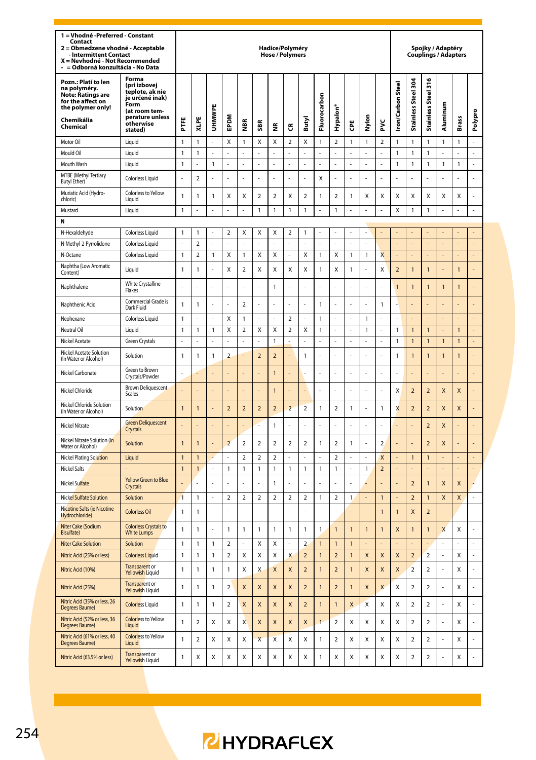| 1 = Vhodné -Preferred - Constant Contact<br>2 = Obmedzene vhodné - Acceptable - Intermittent Contact<br>X = Nevhodné - Not Recommended<br>- = Odborná konzultácia - No Data | | Hadice/Polyméry<br>Hose / Polymers | | | | | | | | | | | | | | Spojky / Adaptéry<br>Couplings / Adapters | | | | | |
|---|---|---|---|---|---|---|---|---|---|---|---|---|---|---|---|---|---|---|---|---|---|
| **Pozn.: Platí to len na polyméry.<br>Note: Ratings are for the affect on the polymer only!<br>Chemikália<br>Chemical** | **Forma (pri izbovej teplote, ak nie je určené inak)<br>Form (at room temperature unless otherwise stated)** | PTFE | XLPE | UHMWPE | EPDM | NBR | SBR | NR | CR | Butyl | Fluorocarbon | Hypalon® | CPE | Nylon | PVC | Iron/Carbon Steel | Stainless Steel 304 | Stainless Steel 316 | Aluminum | Brass | Polypro |
| Motor Oil | Liquid | 1 | 1 | - | X | 1 | X | X | 2 | X | 1 | 2 | 1 | 1 | 2 | 1 | 1 | 1 | 1 | 1 | - |
| Mould Oil | Liquid | 1 | 1 | - | - | - | - | - | - | - | - | - | - | - | - | 1 | 1 | 1 | - | - | - |
| Mouth Wash | Liquid | 1 | - | 1 | - | - | - | - | - | - | - | - | - | - | - | 1 | 1 | 1 | 1 | 1 | - |
| MTBE (Methyl Tertiary Butyl Ether) | Colorless Liquid | - | 2 | - | - | - | - | - | - | - | X | - | - | - | - | - | - | - | - | - | - |
| Muriatic Acid (Hydrochloric) | Colorless to Yellow Liquid | 1 | 1 | 1 | X | X | 2 | 2 | X | 2 | 1 | 2 | 1 | X | X | X | X | X | X | X | - |
| Mustard | Liquid | 1 | - | - | - | - | 1 | 1 | 1 | 1 | - | 1 | - | - | - | X | 1 | 1 | - | - | - |
| **N** | | | | | | | | | | | | | | | | | | | | | |
| N-Hexaldehyde | Colorless Liquid | 1 | 1 | - | 2 | X | X | X | 2 | 1 | - | - | - | - | - | - | - | - | - | - | - |
| N-Methyl-2-Pyrrolidone | Colorless Liquid | - | 2 | - | - | - | - | - | - | - | - | - | - | - | - | - | - | - | - | - | - |
| N-Octane | Colorless Liquid | 1 | 2 | 1 | X | 1 | X | X | - | X | 1 | X | 1 | 1 | X | - | - | - | - | - | - |
| Naphtha (Low Aromatic Content) | Liquid | 1 | 1 | - | X | 2 | X | X | X | X | 1 | X | 1 | - | X | 2 | 1 | 1 | - | 1 | - |
| Naphthalene | White Crystalline Flakes | - | - | - | - | - | - | 1 | - | - | - | - | - | - | - | 1 | 1 | 1 | 1 | 1 | - |
| Naphthenic Acid | Commercial Grade is Dark Fluid | 1 | 1 | - | - | 2 | - | - | - | - | 1 | - | - | - | 1 | - | - | - | - | - | - |
| Neohexane | Colorless Liquid | 1 | - | - | X | 1 | - | - | 2 | - | 1 | - | - | 1 | - | - | - | - | - | - | - |
| Neutral Oil | Liquid | 1 | 1 | 1 | X | 2 | X | X | 2 | X | 1 | - | - | 1 | - | 1 | 1 | 1 | - | 1 | - |
| Nickel Acetate | Green Crystals | - | - | - | - | - | - | 1 | - | - | - | - | - | - | - | 1 | 1 | 1 | 1 | 1 | - |
| Nickel Acetate Solution (In Water or Alcohol) | Solution | 1 | 1 | 1 | 2 | - | 2 | 2 | - | 1 | - | - | - | - | - | 1 | 1 | 1 | 1 | 1 | - |
| Nickel Carbonate | Green to Brown Crystals/Powder | - | - | - | - | - | - | 1 | - | - | - | - | - | - | - | - | - | - | - | - | - |
| Nickel Chloride | Brown Deliquescent Scales | - | - | - | - | - | - | 1 | - | - | - | - | - | - | - | X | 2 | 2 | X | X | - |
| Nickel Chloride Solution (In Water or Alcohol) | Solution | 1 | 1 | - | 2 | 2 | 2 | 2 | 2 | 2 | 1 | 2 | 1 | - | 1 | X | 2 | 2 | X | X | - |
| Nickel Nitrate | Green Deliquescent Crystals | - | - | - | - | - | - | 1 | - | - | - | - | - | - | - | - | - | 2 | X | - | - |
| Nickel Nitrate Solution (In Water or Alcohol) | Solution | 1 | 1 | - | 2 | 2 | 2 | 2 | 2 | 2 | 1 | 2 | 1 | - | 2 | - | - | 2 | X | - | - |
| Nickel Plating Solution | Liquid | 1 | 1 | - | - | 2 | 2 | 2 | - | - | - | 2 | - | - | X | - | 1 | 1 | - | - | - |
| Nickel Salts | - | 1 | 1 | - | 1 | 1 | 1 | 1 | 1 | 1 | 1 | 1 | - | 1 | 2 | - | - | - | - | - | - |
| Nickel Sulfate | Yellow Green to Blue Crystals | - | - | - | - | - | - | 1 | - | - | - | - | - | - | - | - | 2 | 1 | X | X | - |
| Nickel Sulfate Solution | Solution | 1 | 1 | - | 2 | 2 | 2 | 2 | 2 | 2 | 1 | 2 | 1 | - | 1 | - | 2 | 1 | X | X | - |
| Nicotine Salts (ie Nicotine Hydrochloride) | Colorless Oil | 1 | 1 | - | - | - | - | - | - | - | - | - | - | - | 1 | 1 | X | 2 | - | - | - |
| Niter Cake (Sodium Bisulfate) | Colorless Crystals to White Lumps | 1 | 1 | - | 1 | 1 | 1 | 1 | 1 | 1 | 1 | 1 | 1 | 1 | 1 | X | 1 | 1 | X | X | - |
| Niter Cake Solution | Solution | 1 | 1 | 1 | 2 | - | X | X | - | 2 | 1 | 1 | 1 | - | - | - | - | - | - | - | - |
| Nitric Acid (25% or less) | Colorless Liquid | 1 | 1 | 1 | 2 | X | X | X | X | 2 | 1 | 2 | 1 | X | X | X | 2 | 2 | - | X | - |
| Nitric Acid (10%) | Transparent or Yellowish Liquid | 1 | 1 | 1 | 1 | X | X | X | X | 2 | 1 | 2 | 1 | X | X | X | 2 | 2 | - | X | - |
| Nitric Acid (25%) | Transparent or Yellowish Liquid | 1 | 1 | 1 | 2 | X | X | X | X | 2 | 1 | 2 | 1 | X | X | X | 2 | 2 | - | X | - |
| Nitric Acid (35% or less, 26 Degrees Baume) | Colorless Liquid | 1 | 1 | 1 | 2 | X | X | X | X | 2 | 1 | 1 | X | X | X | X | 2 | 2 | - | X | - |
| Nitric Acid (52% or less, 36 Degrees Baume) | Colorless to Yellow Liquid | 1 | 2 | X | X | X | X | X | X | X | 1 | 2 | X | X | X | X | 2 | 2 | - | X | - |
| Nitric Acid (61% or less, 40 Degrees Baume) | Colorless to Yellow Liquid | 1 | 2 | X | X | X | X | X | X | X | 1 | 2 | X | X | X | X | 2 | 2 | - | X | - |
| Nitric Acid (63.5% or less) | Transparent or Yellowish Liquid | 1 | X | X | X | X | X | X | X | X | 1 | X | X | X | X | X | 2 | 2 | - | X | - |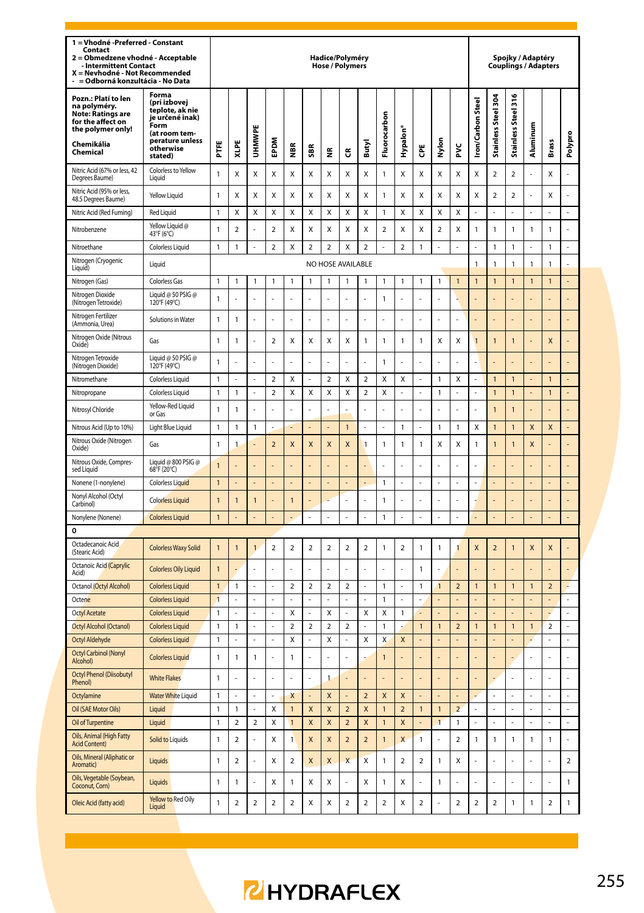| 1 = Vhodné -Preferred - Constant Contact<br>2 = Obmedzene vhodné - Acceptable - Intermittent Contact<br>X = Nevhodné - Not Recommended<br>- = Odborná konzultácia - No Data | | Hadice/Polyméry<br>Hose / Polymers | | | | | | | | | | | | | | | Spojky / Adaptéry<br>Couplings / Adapters | | | | | |
|---|---|---|---|---|---|---|---|---|---|---|---|---|---|---|---|---|---|---|---|---|---|---|
| **Pozn.: Platí to len na polyméry. Note: Ratings are for the affect on the polymer only!**<br>**Chemikália Chemical** | **Forma (pri izbovej teplote, ak nie je určené inak) Form (at room temperature unless otherwise stated)** | **PTFE** | **XLPE** | **UHMWPE** | **EPDM** | **NBR** | **SBR** | **NR** | **CR** | **Butyl** | **Fluorocarbon** | **Hypalon®** | **CPE** | **Nylon** | **PVC** | **Iron/Carbon Steel** | **Stainless Steel 304** | **Stainless Steel 316** | **Aluminum** | **Brass** | **Polypro** |
| Nitric Acid (67% or less, 42 Degrees Baume) | Colorless to Yellow Liquid | 1 | X | X | X | X | X | X | X | X | 1 | X | X | X | X | X | 2 | 2 | - | X | - |
| Nitric Acid (95% or less, 48.5 Degrees Baume) | Yellow Liquid | 1 | X | X | X | X | X | X | X | X | 1 | X | X | X | X | X | 2 | 2 | - | X | - |
| Nitric Acid (Red Fuming) | Red Liquid | 1 | X | X | X | X | X | X | X | X | 1 | X | X | X | X | - | - | - | - | - | - |
| Nitrobenzene | Yellow Liquid @ 43°F (6°C) | 1 | 2 | - | 2 | X | X | X | X | X | 2 | X | X | 2 | X | 1 | 1 | 1 | 1 | 1 | - |
| Nitroethane | Colorless Liquid | 1 | 1 | - | 2 | X | 2 | 2 | X | 2 | - | 2 | 1 | - | - | - | 1 | 1 | - | 1 | - |
| Nitrogen (Cryogenic Liquid) | Liquid | NO HOSE AVAILABLE | | | | | | | | | | | | | | 1 | 1 | 1 | 1 | 1 | - |
| Nitrogen (Gas) | Colorless Gas | 1 | 1 | 1 | 1 | 1 | 1 | 1 | 1 | 1 | 1 | 1 | 1 | 1 | 1 | 1 | 1 | 1 | 1 | 1 | - |
| Nitrogen Dioxide (Nitrogen Tetroxide) | Liquid @ 50 PSIG @ 120°F (49°C) | 1 | - | - | - | - | - | - | - | - | 1 | - | - | - | - | - | - | - | - | - | - |
| Nitrogen Fertilizer (Ammonia, Urea) | Solutions in Water | 1 | 1 | - | - | - | - | - | - | - | - | - | - | - | - | - | - | - | - | - | - |
| Nitrogen Oxide (Nitrous Oxide) | Gas | 1 | 1 | - | 2 | X | X | X | X | 1 | 1 | 1 | 1 | X | X | 1 | 1 | 1 | - | X | - |
| Nitrogen Tetroxide (Nitrogen Dioxide) | Liquid @ 50 PSIG @ 120°F (49°C) | 1 | - | - | - | - | - | - | - | - | 1 | - | - | - | - | - | - | - | - | - | - |
| Nitromethane | Colorless Liquid | 1 | - | - | 2 | X | - | 2 | X | 2 | X | X | - | 1 | X | - | 1 | 1 | - | 1 | - |
| Nitropropane | Colorless Liquid | 1 | 1 | - | 2 | X | X | X | X | 2 | X | - | - | 1 | - | - | 1 | 1 | - | 1 | - |
| Nitrosyl Chloride | Yellow-Red Liquid or Gas | 1 | 1 | - | - | - | - | - | - | - | - | - | - | - | - | - | 1 | 1 | - | - | - |
| Nitrous Acid (Up to 10%) | Light Blue Liquid | 1 | 1 | 1 | - | - | - | - | 1 | - | - | 1 | - | 1 | 1 | X | 1 | 1 | X | X | - |
| Nitrous Oxide (Nitrogen Oxide) | Gas | 1 | 1 | - | 2 | X | X | X | X | 1 | 1 | 1 | 1 | X | X | 1 | 1 | 1 | X | - | - |
| Nitrous Oxide, Compressed Liquid | Liquid @ 800 PSIG @ 68°F (20°C) | 1 | - | - | - | - | - | - | - | - | - | - | - | - | - | - | - | - | - | - | - |
| Nonene (1-nonylene) | Colorless Liquid | 1 | - | - | - | - | - | - | - | - | 1 | - | - | - | - | - | - | - | - | - | - |
| Nonyl Alcohol (Octyl Carbinol) | Colorless Liquid | 1 | 1 | 1 | - | 1 | - | - | - | - | 1 | - | - | - | - | - | - | - | - | - | - |
| Nonylene (Nonene) | Colorless Liquid | 1 | - | - | - | - | - | - | - | - | 1 | - | - | - | - | - | - | - | - | - | - |
| **O** | | | | | | | | | | | | | | | | | | | | | |
| Octadecanoic Acid (Stearic Acid) | Colorless Waxy Solid | 1 | 1 | 1 | 2 | 2 | 2 | 2 | 2 | 2 | 1 | 2 | 1 | 1 | 1 | X | 2 | 1 | X | X | - |
| Octanoic Acid (Caprylic Acid) | Colorless Oily Liquid | 1 | - | - | - | - | - | - | - | - | - | - | 1 | - | - | - | - | - | - | - | - |
| Octanol (Octyl Alcohol) | Colorless Liquid | 1 | 1 | - | - | 2 | 2 | 2 | 2 | - | 1 | - | 1 | 1 | 2 | 1 | 1 | 1 | 1 | 2 | - |
| Octene | Colorless Liquid | 1 | - | - | - | - | - | - | - | - | 1 | - | - | - | - | - | - | - | - | - | - |
| Octyl Acetate | Colorless Liquid | 1 | - | - | - | X | - | X | - | X | X | 1 | - | - | - | - | - | - | - | - | - |
| Octyl Alcohol (Octanol) | Colorless Liquid | 1 | 1 | - | - | 2 | 2 | 2 | 2 | - | 1 | - | 1 | 1 | 2 | 1 | 1 | 1 | 1 | 2 | - |
| Octyl Aldehyde | Colorless Liquid | 1 | - | - | - | X | - | X | - | X | X | X | - | - | - | - | - | - | - | - | - |
| Octyl Carbinol (Nonyl Alcohol) | Colorless Liquid | 1 | 1 | 1 | - | 1 | - | - | - | - | 1 | - | - | - | - | - | - | - | - | - | - |
| Octyl Phenol (Diisobutyl Phenol) | White Flakes | 1 | - | - | - | - | - | 1 | - | - | - | - | - | - | - | - | - | - | - | - | - |
| Octylamine | Water White Liquid | 1 | - | - | - | X | - | X | - | 2 | X | X | - | - | - | - | - | - | - | - | - |
| Oil (SAE Motor Oils) | Liquid | 1 | 1 | - | X | 1 | X | X | 2 | X | 1 | 2 | 1 | 1 | 2 | - | - | - | - | - | - |
| Oil of Turpentine | Liquid | 1 | 2 | 2 | X | 1 | X | X | 2 | X | 1 | X | - | 1 | 1 | - | - | - | - | - | - |
| Oils, Animal (High Fatty Acid Content) | Solid to Liquids | 1 | 2 | - | X | 1 | X | X | 2 | 2 | 1 | X | 1 | - | 2 | 1 | 1 | 1 | 1 | 1 | - |
| Oils, Mineral (Aliphatic or Aromatic) | Liquids | 1 | 2 | - | X | 2 | X | X | X | X | 1 | 2 | 2 | 1 | X | - | - | - | - | - | 2 |
| Oils, Vegetable (Soybean, Coconut, Corn) | Liquids | 1 | 1 | - | X | 1 | X | X | - | X | 1 | X | - | 1 | - | - | - | - | - | - | 1 |
| Oleic Acid (fatty acid) | Yellow to Red Oily Liquid | 1 | 2 | 2 | 2 | 2 | X | X | 2 | 2 | 2 | X | 2 | - | 2 | 2 | 2 | 1 | 1 | 2 | 1 |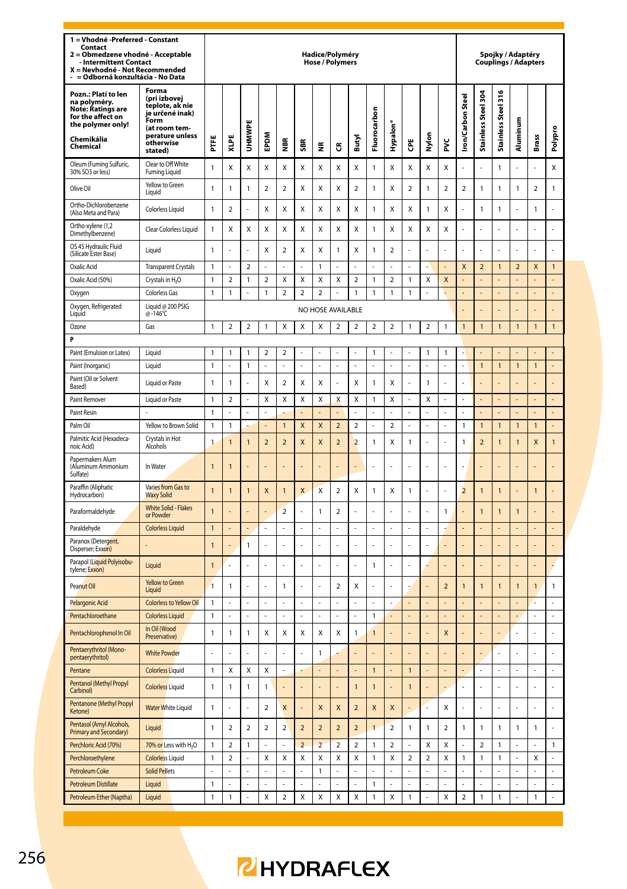| 1 = Vhodné -Preferred - Constant Contact<br>2 = Obmedzene vhodné - Acceptable - Intermittent Contact<br>X = Nevhodné - Not Recommended<br>- = Odborná konzultácia - No Data | | Hadice/Polyméry Hose / Polymers | | | | | | | | | | | | | | Spojky / Adaptéry Couplings / Adapters | | | | | |
|---|---|---|---|---|---|---|---|---|---|---|---|---|---|---|---|---|---|---|---|---|---|
| Pozn.: Platí to len na polyméry. Note: Ratings are for the affect on the polymer only!<br>Chemikália Chemical | Forma (pri izbovej teplote, ak nie je určené inak) Form (at room temperature unless otherwise stated) | PTFE | XLPE | UHMWPE | EPDM | NBR | SBR | NR | CR | Butyl | Fluorocarbon | Hypalon® | CPE | Nylon | PVC | Iron/Carbon Steel | Stainless Steel 304 | Stainless Steel 316 | Aluminum | Brass | Polypro |
| Oleum (Fuming Sulfuric, 30% SO3 or less) | Clear to Off White Fuming Liquid | 1 | X | X | X | X | X | X | X | X | 1 | X | X | X | X | - | - | 1 | - | - | X |
| Olive Oil | Yellow to Green Liquid | 1 | 1 | 1 | 2 | 2 | X | X | X | 2 | 1 | X | 2 | 1 | 2 | 2 | 1 | 1 | 1 | 2 | 1 |
| Ortho-Dichlorobenzene (Also Meta and Para) | Colorless Liquid | 1 | 2 | - | X | X | X | X | X | X | 1 | X | X | 1 | X | - | 1 | 1 | - | 1 | - |
| Ortho-xylene (1,2 Dimethylbenzene) | Clear Colorless Liquid | 1 | X | X | X | X | X | X | X | X | 1 | X | X | X | X | - | - | - | - | - | - |
| OS 45 Hydraulic Fluid (Silicate Ester Base) | Liquid | 1 | - | - | X | 2 | X | X | 1 | X | 1 | 2 | - | - | - | - | - | - | - | - | - |
| Oxalic Acid | Transparent Crystals | 1 | - | 2 | - | - | - | 1 | - | - | - | - | - | - | - | X | 2 | 1 | 2 | X | 1 |
| Oxalic Acid (50%) | Crystals in $H_2O$ | 1 | 2 | 1 | 2 | X | X | X | X | 2 | 1 | 2 | 1 | X | X | - | - | - | - | - | - |
| Oxygen | Colorless Gas | 1 | 1 | - | 1 | 2 | 2 | 2 | - | 1 | 1 | 1 | 1 | - | - | - | - | - | - | - | - |
| Oxygen, Refrigerated Liquid | Liquid @ 200 PSIG @ -146°C | NO HOSE AVAILABLE | | | | | | | | | | | | | | - | - | - | - | - | - |
| Ozone | Gas | 1 | 2 | 2 | 1 | X | X | X | 2 | 2 | 2 | 2 | 1 | 2 | 1 | 1 | 1 | 1 | 1 | 1 | 1 |
| **P** | | | | | | | | | | | | | | | | | | | | | |
| Paint (Emulsion or Latex) | Liquid | 1 | 1 | 1 | 2 | 2 | - | - | - | - | 1 | - | - | 1 | 1 | - | - | - | - | - | - |
| Paint (Inorganic) | Liquid | 1 | - | 1 | - | - | - | - | - | - | - | - | - | - | - | - | 1 | 1 | 1 | 1 | - |
| Paint (Oil or Solvent Based) | Liquid or Paste | 1 | 1 | - | X | 2 | X | X | - | X | 1 | X | - | 1 | - | - | - | - | - | - | - |
| Paint Remover | Liquid or Paste | 1 | 2 | - | X | X | X | X | X | X | 1 | X | - | X | - | - | - | - | - | - | - |
| Paint Resin | - | 1 | - | - | - | - | - | - | - | - | - | - | - | - | - | - | - | - | - | - | - |
| Palm Oil | Yellow to Brown Solid | 1 | 1 | - | - | 1 | X | X | 2 | 2 | - | 2 | - | - | - | 1 | 1 | 1 | 1 | 1 | - |
| Palmitic Acid (Hexadecanoic Acid) | Crystals in Hot Alcohols | 1 | 1 | 1 | 2 | 2 | X | X | 2 | 2 | 1 | X | 1 | - | - | 1 | 2 | 1 | 1 | X | 1 |
| Papermakers Alum (Aluminum Ammonium Sulfate) | In Water | 1 | 1 | - | - | - | - | - | - | - | - | - | - | - | - | - | - | - | - | - | - |
| Paraffin (Aliphatic Hydrocarbon) | Varies from Gas to Waxy Solid | 1 | 1 | 1 | X | 1 | X | X | 2 | X | 1 | X | 1 | - | - | 2 | 1 | 1 | - | 1 | - |
| Paraformaldehyde | White Solid - Flakes or Powder | 1 | - | - | - | 2 | - | 1 | 2 | - | - | - | - | - | 1 | - | 1 | 1 | 1 | - | - |
| Paraldehyde | Colorless Liquid | 1 | - | - | - | - | - | - | - | - | - | - | - | - | - | - | - | - | - | - | - |
| Paranox (Detergent, Disperser; Exxon) | - | 1 | - | 1 | - | - | - | - | - | - | - | - | - | - | - | - | - | - | - | - | - |
| Parapol (Liquid Polyisobutylene; Exxon) | Liquid | 1 | - | - | - | - | - | - | - | - | 1 | - | - | - | - | - | - | - | - | - | |
| Peanut Oil | Yellow to Green Liquid | 1 | 1 | - | - | 1 | - | - | 2 | X | - | - | - | - | 2 | 1 | 1 | 1 | 1 | 1 | 1 |
| Pelargonic Acid | Colorless to Yellow Oil | 1 | - | - | - | - | - | - | - | - | - | - | - | - | - | - | - | - | - | - | - |
| Pentachloroethane | Colorless Liquid | 1 | - | - | - | - | - | - | - | - | 1 | - | - | - | - | - | - | - | - | - | - |
| Pentachlorophenol In Oil | In Oil (Wood Preservative) | 1 | 1 | 1 | X | X | X | X | X | 1 | 1 | - | - | - | X | - | - | - | - | - | - |
| Pentaerythritol (Monopentaerythritol) | White Powder | - | - | - | - | - | - | 1 | - | - | - | - | - | - | - | - | - | - | - | - | - |
| Pentane | Colorless Liquid | 1 | X | X | X | - | - | - | - | - | 1 | - | 1 | - | - | - | - | - | - | - | - |
| Pentanol (Methyl Propyl Carbinol) | Colorless Liquid | 1 | 1 | 1 | 1 | - | - | - | - | 1 | 1 | - | 1 | - | - | - | - | - | - | - | - |
| Pentanone (Methyl Propyl Ketone) | Water White Liquid | 1 | - | - | 2 | X | - | X | X | 2 | X | X | - | - | X | - | - | - | - | - | - |
| Pentasol (Amyl Alcohols, Primary and Secondary) | Liquid | 1 | 2 | 2 | 2 | 2 | 2 | 2 | 2 | 2 | 1 | 2 | 1 | 1 | 2 | 1 | 1 | 1 | 1 | 1 | - |
| Perchloric Acid (70%) | 70% or Less with $H_2O$ | 1 | 2 | 1 | - | - | 2 | 2 | 2 | 2 | 1 | 2 | - | X | X | - | 2 | 1 | - | - | 1 |
| Perchloroethylene | Colorless Liquid | 1 | 2 | - | X | X | X | X | X | X | 1 | X | 2 | 2 | X | 1 | 1 | 1 | - | X | - |
| Petroleum Coke | Solid Pellets | - | - | - | - | - | - | 1 | - | - | - | - | - | - | - | - | - | - | - | - | - |
| Petroleum Distillate | Liquid | 1 | - | - | - | - | - | - | - | - | 1 | - | - | - | - | - | - | - | - | - | - |
| Petroleum Ether (Naptha) | Liquid | 1 | 1 | - | X | 2 | X | X | X | X | 1 | X | 1 | - | X | 2 | 1 | 1 | - | 1 | - |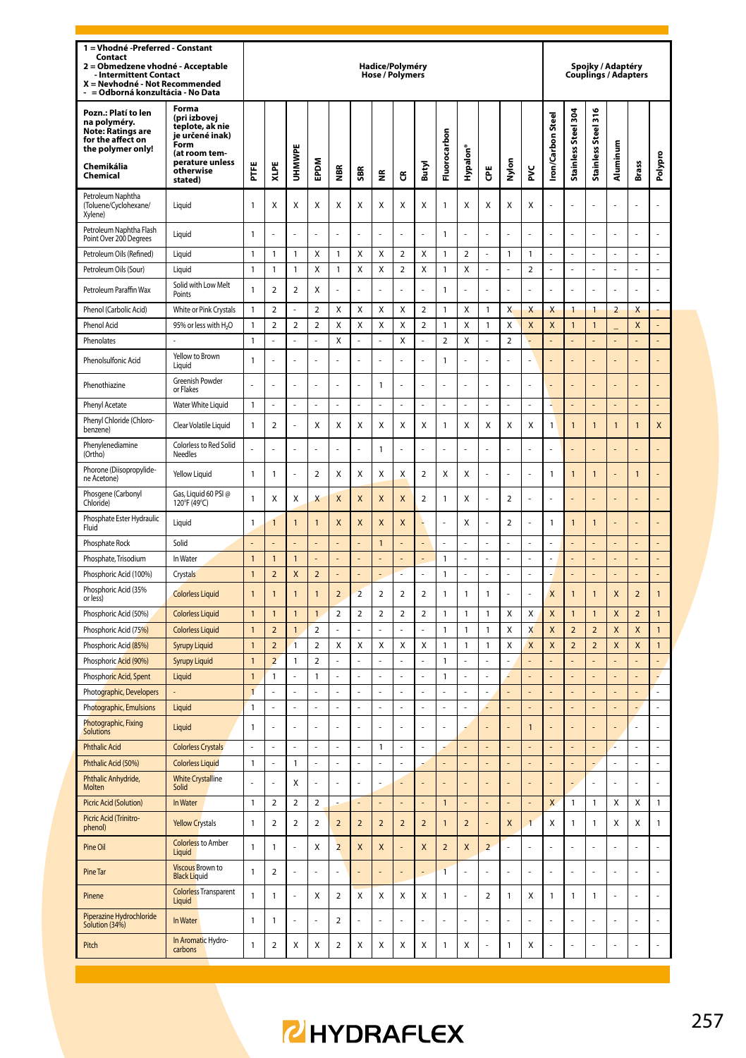| 1 = Vhodné -Preferred - Constant Contact<br>2 = Obmedzene vhodné - Acceptable - Intermittent Contact<br>X = Nevhodné - Not Recommended<br>- = Odborná konzultácia - No Data | | Hadice/Polyméry Hose / Polymers | | | | | | | | | | | | | | Spojky / Adaptéry Couplings / Adapters | | | | | |
|---|---|---|---|---|---|---|---|---|---|---|---|---|---|---|---|---|---|---|---|---|---|
| **Pozn.: Platí to len na polyméry. Note: Ratings are for the affect on the polymer only!**<br>**Chemikália Chemical** | **Forma (pri izbovej teplote, ak nie je určené inak) Form (at room temperature unless otherwise stated)** | **PTFE** | **XLPE** | **UHMWPE** | **EPDM** | **NBR** | **SBR** | **NR** | **CR** | **Butyl** | **Fluorocarbon** | **Hypalon®** | **CPE** | **Nylon** | **PVC** | **Iron/Carbon Steel** | **Stainless Steel 304** | **Stainless Steel 316** | **Aluminum** | **Brass** | **Polypro** |
| Petroleum Naphtha (Toluene/Cyclohexane/ Xylene) | Liquid | 1 | X | X | X | X | X | X | X | X | 1 | X | X | X | X | - | - | - | - | - | - |
| Petroleum Naphtha Flash Point Over 200 Degrees | Liquid | 1 | - | - | - | - | - | - | - | - | 1 | - | - | - | - | - | - | - | - | - | - |
| Petroleum Oils (Refined) | Liquid | 1 | 1 | 1 | X | 1 | X | X | 2 | X | 1 | 2 | - | 1 | 1 | - | - | - | - | - | - |
| Petroleum Oils (Sour) | Liquid | 1 | 1 | 1 | X | 1 | X | X | 2 | X | 1 | X | - | - | 2 | - | - | - | - | - | - |
| Petroleum Paraffin Wax | Solid with Low Melt Points | 1 | 2 | 2 | X | - | - | - | - | - | 1 | - | - | - | - | - | - | - | - | - | - |
| Phenol (Carbolic Acid) | White or Pink Crystals | 1 | 2 | - | 2 | X | X | X | X | 2 | 1 | X | 1 | X | X | X | 1 | 1 | 2 | X | - |
| Phenol Acid | 95% or less with $H_2O$ | 1 | 2 | 2 | 2 | X | X | X | X | 2 | 1 | X | 1 | X | X | X | 1 | 1 | _ | X | - |
| Phenolates | - | 1 | - | - | - | X | - | - | X | - | 2 | X | - | 2 | - | - | - | - | - | - | - |
| Phenolsulfonic Acid | Yellow to Brown Liquid | 1 | - | - | - | - | - | - | - | - | 1 | - | - | - | - | - | - | - | - | - | - |
| Phenothiazine | Greenish Powder or Flakes | - | - | - | - | - | - | 1 | - | - | - | - | - | - | - | - | - | - | - | - | - |
| Phenyl Acetate | Water White Liquid | 1 | - | - | - | - | - | - | - | - | - | - | - | - | - | - | - | - | - | - | - |
| Phenyl Chloride (Chlorobenzene) | Clear Volatile Liquid | 1 | 2 | - | X | X | X | X | X | X | 1 | X | X | X | X | 1 | 1 | 1 | 1 | 1 | X |
| Phenylenediamine (Ortho) | Colorless to Red Solid Needles | - | - | - | - | - | - | 1 | - | - | - | - | - | - | - | - | - | - | - | - | - |
| Phorone (Diisopropylidene Acetone) | Yellow Liquid | 1 | 1 | - | 2 | X | X | X | X | 2 | X | X | - | - | - | 1 | 1 | 1 | - | 1 | - |
| Phosgene (Carbonyl Chloride) | Gas, Liquid 60 PSI @ 120°F (49°C) | 1 | X | X | X | X | X | X | X | 2 | 1 | X | - | 2 | - | - | - | - | - | - | - |
| Phosphate Ester Hydraulic Fluid | Liquid | 1 | 1 | 1 | 1 | X | X | X | X | - | - | X | - | 2 | - | 1 | 1 | 1 | - | - | - |
| Phosphate Rock | Solid | - | - | - | - | - | - | 1 | - | - | - | - | - | - | - | - | - | - | - | - | - |
| Phosphate, Trisodium | In Water | 1 | 1 | 1 | - | - | - | - | - | - | 1 | - | - | - | - | - | - | - | - | - | - |
| Phosphoric Acid (100%) | Crystals | 1 | 2 | X | 2 | - | - | - | - | - | 1 | - | - | - | - | - | - | - | - | - | - |
| Phosphoric Acid (35% or less) | Colorless Liquid | 1 | 1 | 1 | 1 | 2 | 2 | 2 | 2 | 2 | 1 | 1 | 1 | - | - | X | 1 | 1 | X | 2 | 1 |
| Phosphoric Acid (50%) | Colorless Liquid | 1 | 1 | 1 | 1 | 2 | 2 | 2 | 2 | 2 | 1 | 1 | 1 | X | X | X | 1 | 1 | X | 2 | 1 |
| Phosphoric Acid (75%) | Colorless Liquid | 1 | 2 | 1 | 2 | - | - | - | - | - | 1 | 1 | 1 | X | X | X | 2 | 2 | X | X | 1 |
| Phosphoric Acid (85%) | Syrupy Liquid | 1 | 2 | 1 | 2 | X | X | X | X | X | 1 | 1 | 1 | X | X | X | 2 | 2 | X | X | 1 |
| Phosphoric Acid (90%) | Syrupy Liquid | 1 | 2 | 1 | 2 | - | - | - | - | - | 1 | - | - | - | - | - | - | - | - | - | - |
| Phosphoric Acid, Spent | Liquid | 1 | 1 | - | 1 | - | - | - | - | - | 1 | - | - | - | - | - | - | - | - | - | - |
| Photographic, Developers | - | 1 | - | - | - | - | - | - | - | - | - | - | - | - | - | - | - | - | - | - | - |
| Photographic, Emulsions | Liquid | 1 | - | - | - | - | - | - | - | - | - | - | - | - | - | - | - | - | - | - | - |
| Photographic, Fixing Solutions | Liquid | 1 | - | - | - | - | - | - | - | - | - | - | - | - | 1 | - | - | - | - | - | - |
| Phthalic Acid | Colorless Crystals | - | - | - | - | - | - | 1 | - | - | - | - | - | - | - | - | - | - | - | - | - |
| Phthalic Acid (50%) | Colorless Liquid | 1 | - | 1 | - | - | - | - | - | - | - | - | - | - | - | - | - | - | - | - | - |
| Phthalic Anhydride, Molten | White Crystalline Solid | - | - | X | - | - | - | - | - | - | - | - | - | - | - | - | - | - | - | - | - |
| Picric Acid (Solution) | In Water | 1 | 2 | 2 | 2 | - | - | - | - | - | 1 | - | - | - | - | X | 1 | 1 | X | X | 1 |
| Picric Acid (Trinitrophenol) | Yellow Crystals | 1 | 2 | 2 | 2 | 2 | 2 | 2 | 2 | 2 | 1 | 2 | - | X | 1 | X | 1 | 1 | X | X | 1 |
| Pine Oil | Colorless to Amber Liquid | 1 | 1 | - | X | 2 | X | X | - | X | 2 | X | 2 | - | - | - | - | - | - | - | - |
| Pine Tar | Viscous Brown to Black Liquid | 1 | 2 | - | - | - | - | - | - | - | 1 | - | - | - | - | - | - | - | - | - | - |
| Pinene | Colorless Transparent Liquid | 1 | 1 | - | X | 2 | X | X | X | X | 1 | - | 2 | 1 | X | 1 | 1 | 1 | - | - | - |
| Piperazine Hydrochloride Solution (34%) | In Water | 1 | 1 | - | - | 2 | - | - | - | - | - | - | - | - | - | - | - | - | - | - | - |
| Pitch | In Aromatic Hydrocarbons | 1 | 2 | X | X | 2 | X | X | X | X | 1 | X | - | 1 | X | - | - | - | - | - | - |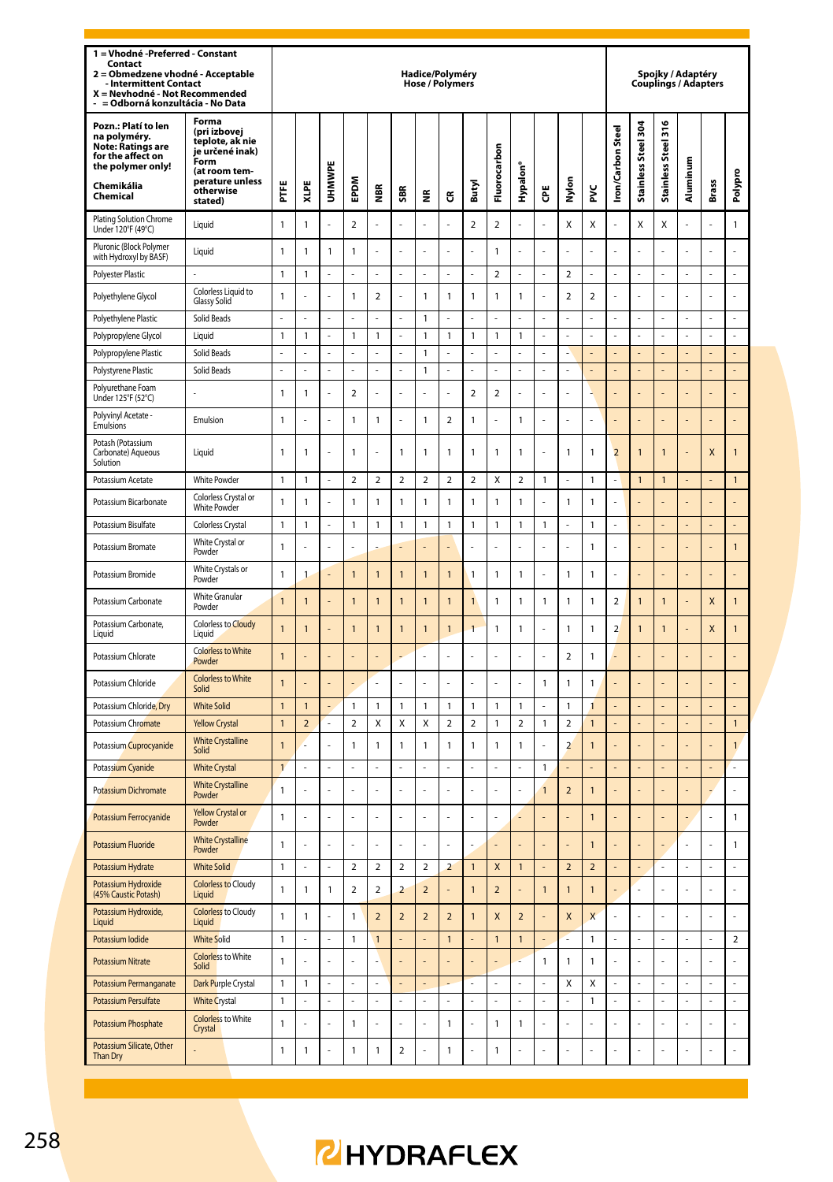| 1 = Vhodné -Preferred - Constant Contact<br>2 = Obmedzene vhodné - Acceptable - Intermittent Contact<br>X = Nevhodné - Not Recommended<br>- = Odborná konzultácia - No Data | | Hadice/Polyméry<br>Hose / Polymers | | | | | | | | | | | | | | Spojky / Adaptéry<br>Couplings / Adapters | | | | | |
|---|---|---|---|---|---|---|---|---|---|---|---|---|---|---|---|---|---|---|---|---|---|
| **Pozn.: Platí to len na polyméry.**<br>**Note: Ratings are for the affect on the polymer only!**<br>**Chemikália Chemical** | **Forma (pri izbovej teplote, ak nie je určené inak) Form (at room temperature unless otherwise stated)** | **PTFE** | **XLPE** | **UHMWPE** | **EPDM** | **NBR** | **SBR** | **NR** | **CR** | **Butyl** | **Fluorocarbon** | **Hypalon®** | **CPE** | **Nylon** | **PVC** | **Iron/Carbon Steel** | **Stainless Steel 304** | **Stainless Steel 316** | **Aluminum** | **Brass** | **Polypro** |
| Plating Solution Chrome Under 120°F (49°C) | Liquid | 1 | 1 | - | 2 | - | - | - | - | 2 | 2 | - | - | X | X | - | X | X | - | - | 1 |
| Pluronic (Block Polymer with Hydroxyl by BASF) | Liquid | 1 | 1 | 1 | 1 | - | - | - | - | - | 1 | - | - | - | - | - | - | - | - | - | - |
| Polyester Plastic | - | 1 | 1 | - | - | - | - | - | - | - | 2 | - | - | 2 | - | - | - | - | - | - | - |
| Polyethylene Glycol | Colorless Liquid to Glassy Solid | 1 | - | - | 1 | 2 | - | 1 | 1 | 1 | 1 | 1 | - | 2 | 2 | - | - | - | - | - | - |
| Polyethylene Plastic | Solid Beads | - | - | - | - | - | - | 1 | - | - | - | - | - | - | - | - | - | - | - | - | - |
| Polypropylene Glycol | Liquid | 1 | 1 | - | 1 | 1 | - | 1 | 1 | 1 | 1 | 1 | - | - | - | - | - | - | - | - | - |
| Polypropylene Plastic | Solid Beads | - | - | - | - | - | - | 1 | - | - | - | - | - | - | - | - | - | - | - | - | - |
| Polystyrene Plastic | Solid Beads | - | - | - | - | - | - | 1 | - | - | - | - | - | - | - | - | - | - | - | - | - |
| Polyurethane Foam Under 125°F (52°C) | - | 1 | 1 | - | 2 | - | - | - | - | 2 | 2 | - | - | - | - | - | - | - | - | - | - |
| Polyvinyl Acetate - Emulsions | Emulsion | 1 | - | - | 1 | 1 | - | 1 | 2 | 1 | - | 1 | - | - | - | - | - | - | - | - | - |
| Potash (Potassium Carbonate) Aqueous Solution | Liquid | 1 | 1 | - | 1 | - | 1 | 1 | 1 | 1 | 1 | 1 | - | 1 | 1 | 2 | 1 | 1 | - | X | 1 |
| Potassium Acetate | White Powder | 1 | 1 | - | 2 | 2 | 2 | 2 | 2 | 2 | X | 2 | 1 | - | 1 | - | 1 | 1 | - | - | 1 |
| Potassium Bicarbonate | Colorless Crystal or White Powder | 1 | 1 | - | 1 | 1 | 1 | 1 | 1 | 1 | 1 | 1 | - | 1 | 1 | - | - | - | - | - | - |
| Potassium Bisulfate | Colorless Crystal | 1 | 1 | - | 1 | 1 | 1 | 1 | 1 | 1 | 1 | 1 | 1 | - | 1 | - | - | - | - | - | - |
| Potassium Bromate | White Crystal or Powder | 1 | - | - | - | - | - | - | - | - | - | - | - | - | 1 | - | - | - | - | - | 1 |
| Potassium Bromide | White Crystals or Powder | 1 | 1 | - | 1 | 1 | 1 | 1 | 1 | 1 | 1 | 1 | - | 1 | 1 | - | - | - | - | - | - |
| Potassium Carbonate | White Granular Powder | 1 | 1 | - | 1 | 1 | 1 | 1 | 1 | 1 | 1 | 1 | 1 | 1 | 1 | 2 | 1 | 1 | - | X | 1 |
| Potassium Carbonate, Liquid | Colorless to Cloudy Liquid | 1 | 1 | - | 1 | 1 | 1 | 1 | 1 | 1 | 1 | 1 | - | 1 | 1 | 2 | 1 | 1 | - | X | 1 |
| Potassium Chlorate | Colorless to White Powder | 1 | - | - | - | - | - | - | - | - | - | - | - | 2 | 1 | - | - | - | - | - | - |
| Potassium Chloride | Colorless to White Solid | 1 | - | - | - | - | - | - | - | - | - | - | 1 | 1 | 1 | - | - | - | - | - | - |
| Potassium Chloride, Dry | White Solid | 1 | 1 | - | 1 | 1 | 1 | 1 | 1 | 1 | 1 | 1 | - | 1 | 1 | - | - | - | - | - | - |
| Potassium Chromate | Yellow Crystal | 1 | 2 | - | 2 | X | X | X | 2 | 2 | 1 | 2 | 1 | 2 | 1 | - | - | - | - | - | 1 |
| Potassium Cuprocyanide | White Crystalline Solid | 1 | - | - | 1 | 1 | 1 | 1 | 1 | 1 | 1 | 1 | - | 2 | 1 | - | - | - | - | - | 1 |
| Potassium Cyanide | White Crystal | 1 | - | - | - | - | - | - | - | - | - | - | 1 | - | - | - | - | - | - | - | - |
| Potassium Dichromate | White Crystalline Powder | 1 | - | - | - | - | - | - | - | - | - | - | 1 | 2 | 1 | - | - | - | - | - | - |
| Potassium Ferrocyanide | Yellow Crystal or Powder | 1 | - | - | - | - | - | - | - | - | - | - | - | - | 1 | - | - | - | - | - | 1 |
| Potassium Fluoride | White Crystalline Powder | 1 | - | - | - | - | - | - | - | - | - | - | - | - | 1 | - | - | - | - | - | 1 |
| Potassium Hydrate | White Solid | 1 | - | - | 2 | 2 | 2 | 2 | 2 | 1 | X | 1 | - | 2 | 2 | - | - | - | - | - | - |
| Potassium Hydroxide (45% Caustic Potash) | Colorless to Cloudy Liquid | 1 | 1 | 1 | 2 | 2 | 2 | 2 | - | 1 | 2 | - | 1 | 1 | 1 | - | - | - | - | - | - |
| Potassium Hydroxide, Liquid | Colorless to Cloudy Liquid | 1 | 1 | - | 1 | 2 | 2 | 2 | 2 | 1 | X | 2 | - | X | X | - | - | - | - | - | - |
| Potassium Iodide | White Solid | 1 | - | - | 1 | 1 | - | - | 1 | - | 1 | 1 | - | - | 1 | - | - | - | - | - | 2 |
| Potassium Nitrate | Colorless to White Solid | 1 | - | - | - | - | - | - | - | - | - | - | 1 | 1 | 1 | - | - | - | - | - | - |
| Potassium Permanganate | Dark Purple Crystal | 1 | 1 | - | - | - | - | - | - | - | - | - | - | X | X | - | - | - | - | - | - |
| Potassium Persulfate | White Crystal | 1 | - | - | - | - | - | - | - | - | - | - | - | - | 1 | - | - | - | - | - | - |
| Potassium Phosphate | Colorless to White Crystal | 1 | - | - | 1 | - | - | - | 1 | - | 1 | 1 | - | - | - | - | - | - | - | - | - |
| Potassium Silicate, Other Than Dry | - | 1 | 1 | - | 1 | 1 | 2 | - | 1 | - | 1 | - | - | - | - | - | - | - | - | - | - |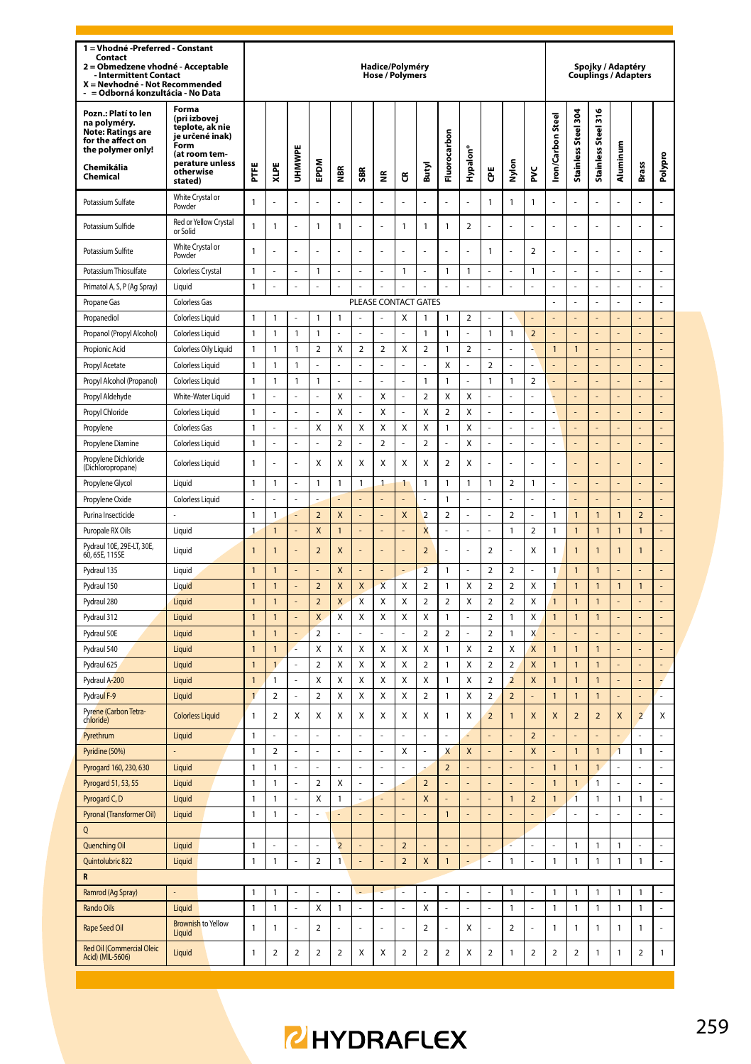| 1 = Vhodné -Preferred - Constant Contact<br>2 = Obmedzene vhodné - Acceptable - Intermittent Contact<br>X = Nevhodné - Not Recommended<br>- = Odborná konzultácia - No Data | | Hadice/Polyméry<br>Hose / Polymers | | | | | | | | | | | | | | Spojky / Adaptéry<br>Couplings / Adapters | | | | | |
|---|---|---|---|---|---|---|---|---|---|---|---|---|---|---|---|---|---|---|---|---|---|
| Pozn.: Platí to len na polyméry.<br>Note: Ratings are for the affect on the polymer only!<br>Chemikália<br>Chemical | Forma (pri izbovej teplote, ak nie je určené inak)<br>Form (at room temperature unless otherwise stated) | PTFE | XLPE | UHMWPE | EPDM | NBR | SBR | NR | CR | Butyl | Fluorocarbon | Hypalon® | CPE | Nylon | PVC | Iron/Carbon Steel | Stainless Steel 304 | Stainless Steel 316 | Aluminum | Brass | Polypro |
| Potassium Sulfate | White Crystal or Powder | 1 | - | - | - | - | - | - | - | - | - | - | 1 | 1 | 1 | - | - | - | - | - | - |
| Potassium Sulfide | Red or Yellow Crystal or Solid | 1 | 1 | - | 1 | 1 | - | - | 1 | 1 | 1 | 2 | - | - | - | - | - | - | - | - | - |
| Potassium Sulfite | White Crystal or Powder | 1 | - | - | - | - | - | - | - | - | - | - | 1 | - | 2 | - | - | - | - | - | - |
| Potassium Thiosulfate | Colorless Crystal | 1 | - | - | 1 | - | - | - | 1 | - | 1 | 1 | - | - | 1 | - | - | - | - | - | - |
| Primatol A, S, P (Ag Spray) | Liquid | 1 | - | - | - | - | - | - | - | - | - | - | - | - | - | - | - | - | - | - | - |
| Propane Gas | Colorless Gas | PLEASE CONTACT GATES | | | | | | | | | | | | | | - | - | - | - | - | - |
| Propanediol | Colorless Liquid | 1 | 1 | - | 1 | 1 | - | - | X | 1 | 1 | 2 | - | - | - | - | - | - | - | - | - |
| Propanol (Propyl Alcohol) | Colorless Liquid | 1 | 1 | 1 | 1 | - | - | - | - | 1 | 1 | - | 1 | 1 | 2 | - | - | - | - | - | - |
| Propionic Acid | Colorless Oily Liquid | 1 | 1 | 1 | 2 | X | 2 | 2 | X | 2 | 1 | 2 | - | - | - | 1 | 1 | - | - | - | - |
| Propyl Acetate | Colorless Liquid | 1 | 1 | 1 | - | - | - | - | - | - | X | - | 2 | - | - | - | - | - | - | - | - |
| Propyl Alcohol (Propanol) | Colorless Liquid | 1 | 1 | 1 | 1 | - | - | - | - | 1 | 1 | - | 1 | 1 | 2 | - | - | - | - | - | - |
| Propyl Aldehyde | White-Water Liquid | 1 | - | - | - | X | - | X | - | 2 | X | X | - | - | - | - | - | - | - | - | - |
| Propyl Chloride | Colorless Liquid | 1 | - | - | - | X | - | X | - | X | 2 | X | - | - | - | - | - | - | - | - | - |
| Propylene | Colorless Gas | 1 | - | - | X | X | X | X | X | X | 1 | X | - | - | - | - | - | - | - | - | - |
| Propylene Diamine | Colorless Liquid | 1 | - | - | - | 2 | - | 2 | - | 2 | - | X | - | - | - | - | - | - | - | - | - |
| Propylene Dichloride (Dichloropropane) | Colorless Liquid | 1 | - | - | X | X | X | X | X | X | 2 | X | - | - | - | - | - | - | - | - | - |
| Propylene Glycol | Liquid | 1 | 1 | - | 1 | 1 | 1 | 1 | 1 | 1 | 1 | 1 | 1 | 2 | 1 | - | - | - | - | - | - |
| Propylene Oxide | Colorless Liquid | - | - | - | - | - | - | - | - | - | 1 | - | - | - | - | - | - | - | - | - | - |
| Purina Insecticide | - | 1 | 1 | - | 2 | X | - | - | X | 2 | 2 | - | - | 2 | - | 1 | 1 | 1 | 1 | 2 | - |
| Puropale RX Oils | Liquid | 1 | 1 | - | X | 1 | - | - | - | X | - | - | - | 1 | 2 | 1 | 1 | 1 | 1 | 1 | - |
| Pydraul 10E, 29E-LT, 30E, 60, 65E, 115SE | Liquid | 1 | 1 | - | 2 | X | - | - | - | 2 | - | - | 2 | - | X | 1 | 1 | 1 | 1 | 1 | - |
| Pydraul 135 | Liquid | 1 | 1 | - | - | X | - | - | - | 2 | 1 | - | 2 | 2 | - | 1 | 1 | 1 | - | - | - |
| Pydraul 150 | Liquid | 1 | 1 | - | 2 | X | X | X | X | 2 | 1 | X | 2 | 2 | X | 1 | 1 | 1 | 1 | 1 | - |
| Pydraul 280 | Liquid | 1 | 1 | - | 2 | X | X | X | X | 2 | 2 | X | 2 | 2 | X | 1 | 1 | 1 | - | - | - |
| Pydraul 312 | Liquid | 1 | 1 | - | X | X | X | X | X | X | 1 | - | 2 | 1 | X | 1 | 1 | 1 | - | - | - |
| Pydraul 50E | Liquid | 1 | 1 | - | 2 | - | - | - | - | 2 | 2 | - | 2 | 1 | X | - | - | - | - | - | - |
| Pydraul 540 | Liquid | 1 | 1 | - | X | X | X | X | X | X | 1 | X | 2 | X | X | 1 | 1 | 1 | - | - | - |
| Pydraul 625 | Liquid | 1 | 1 | - | 2 | X | X | X | X | 2 | 1 | X | 2 | 2 | X | 1 | 1 | 1 | - | - | - |
| Pydraul A-200 | Liquid | 1 | 1 | - | X | X | X | X | X | X | 1 | X | 2 | 2 | X | 1 | 1 | 1 | - | - | - |
| Pydraul F-9 | Liquid | 1 | 2 | - | 2 | X | X | X | X | 2 | 1 | X | 2 | 2 | - | 1 | 1 | 1 | - | - | - |
| Pyrene (Carbon Tetrachloride) | Colorless Liquid | 1 | 2 | X | X | X | X | X | X | X | 1 | X | 2 | 1 | X | X | 2 | 2 | X | 2 | X |
| Pyrethrum | Liquid | 1 | - | - | - | - | - | - | - | - | - | - | - | - | 2 | - | - | - | - | - | - |
| Pyridine (50%) | - | 1 | 2 | - | - | - | - | - | X | - | X | X | - | - | X | - | 1 | 1 | 1 | 1 | - |
| Pyrogard 160, 230, 630 | Liquid | 1 | 1 | - | - | - | - | - | - | - | 2 | - | - | - | - | 1 | 1 | 1 | - | - | - |
| Pyrogard 51, 53, 55 | Liquid | 1 | 1 | - | 2 | X | - | - | - | 2 | - | - | - | - | - | 1 | 1 | 1 | - | - | - |
| Pyrogard C, D | Liquid | 1 | 1 | - | X | 1 | - | - | - | X | - | - | - | 1 | 2 | 1 | 1 | 1 | 1 | 1 | - |
| Pyronal (Transformer Oil) | Liquid | 1 | 1 | - | - | - | - | - | - | - | 1 | - | - | - | - | - | - | - | - | - | - |
| **Q** | | | | | | | | | | | | | | | | | | | | | |
| Quenching Oil | Liquid | 1 | - | - | - | 2 | - | - | 2 | - | - | - | - | - | - | - | 1 | 1 | 1 | - | - |
| Quintolubric 822 | Liquid | 1 | 1 | - | 2 | 1 | - | - | 2 | X | 1 | - | - | 1 | - | 1 | 1 | 1 | 1 | 1 | - |
| **R** | | | | | | | | | | | | | | | | | | | | | |
| Ramrod (Ag Spray) | - | 1 | 1 | - | - | - | - | - | - | - | - | - | - | 1 | - | 1 | 1 | 1 | 1 | 1 | - |
| Rando Oils | Liquid | 1 | 1 | - | X | 1 | - | - | - | X | - | - | - | 1 | - | 1 | 1 | 1 | 1 | 1 | - |
| Rape Seed Oil | Brownish to Yellow Liquid | 1 | 1 | - | 2 | - | - | - | - | 2 | - | X | - | 2 | - | 1 | 1 | 1 | 1 | 1 | - |
| Red Oil (Commercial Oleic Acid) (MIL-5606) | Liquid | 1 | 2 | 2 | 2 | 2 | X | X | 2 | 2 | 2 | X | 2 | 1 | 2 | 2 | 2 | 1 | 1 | 2 | 1 |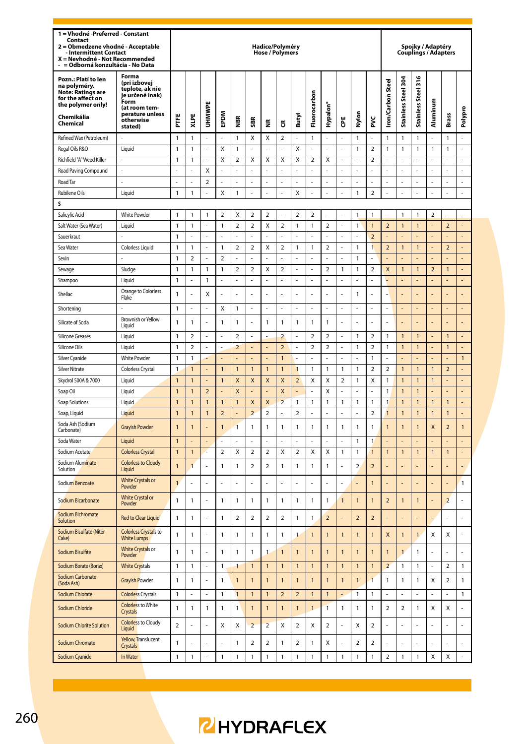| 1 = Vhodné -Preferred - Constant Contact<br>2 = Obmedzene vhodné - Acceptable - Intermittent Contact<br>X = Nevhodné - Not Recommended<br>- = Odborná konzultácia - No Data | | Hadice/Polyméry Hose / Polymers | | | | | | | | | | | | | | Spojky / Adaptéry Couplings / Adapters | | | | | |
|---|---|---|---|---|---|---|---|---|---|---|---|---|---|---|---|---|---|---|---|---|---|
| Pozn.: Platí to len na polyméry. Note: Ratings are for the affect on the polymer only!<br>Chemikália Chemical | Forma (pri izbovej teplote, ak nie je určené inak) Form (at room temperature unless otherwise stated) | PTFE | XLPE | UHMWPE | EPDM | NBR | SBR | NR | CR | Butyl | Fluorocarbon | Hypalon® | CPE | Nylon | PVC | Iron/Carbon Steel | Stainless Steel 304 | Stainless Steel 316 | Aluminum | Brass | Polypro |
| Refined Wax (Petroleum) | - | 1 | 1 | - | - | 1 | X | X | 2 | - | 1 | - | - | 1 | - | 1 | 1 | 1 | - | 1 | - |
| Regal Oils R&O | Liquid | 1 | 1 | - | X | 1 | - | - | - | X | - | - | - | 1 | 2 | 1 | 1 | 1 | 1 | 1 | - |
| Richfield "A" Weed Killer | - | 1 | 1 | - | X | 2 | X | X | X | X | 2 | X | - | - | 2 | - | - | - | - | - | - |
| Road Paving Compound | - | - | - | X | - | - | - | - | - | - | - | - | - | - | - | - | - | - | - | - | - |
| Road Tar | - | - | - | 2 | - | - | - | - | - | - | - | - | - | - | - | - | - | - | - | - | - |
| Rubilene Oils | Liquid | 1 | 1 | - | X | 1 | - | - | - | X | - | - | - | 1 | 2 | - | - | - | - | - | - |
| **S** | | | | | | | | | | | | | | | | | | | | | |
| Salicylic Acid | White Powder | 1 | 1 | 1 | 2 | X | 2 | 2 | - | 2 | 2 | - | - | 1 | 1 | - | 1 | 1 | 2 | - | - |
| Salt Water (Sea Water) | Liquid | 1 | 1 | - | 1 | 2 | 2 | X | 2 | 1 | 1 | 2 | - | 1 | 1 | 2 | 1 | 1 | - | 2 | - |
| Sauerkraut | - | 1 | - | - | - | - | - | - | - | - | - | - | - | - | 2 | - | - | - | - | - | - |
| Sea Water | Colorless Liquid | 1 | 1 | - | 1 | 2 | 2 | X | 2 | 1 | 1 | 2 | - | 1 | 1 | 2 | 1 | 1 | - | 2 | - |
| Sevin | - | 1 | 2 | - | 2 | - | - | - | - | - | - | - | - | 1 | - | - | - | - | - | - | - |
| Sewage | Sludge | 1 | 1 | 1 | 1 | 2 | 2 | X | 2 | - | - | 2 | 1 | 1 | 2 | X | 1 | 1 | 2 | 1 | - |
| Shampoo | Liquid | 1 | - | 1 | - | - | - | - | - | - | - | - | - | - | - | - | - | - | - | - | - |
| Shellac | Orange to Colorless Flake | 1 | - | X | - | - | - | - | - | - | - | - | - | 1 | - | - | - | - | - | - | - |
| Shortening | - | 1 | - | - | X | 1 | - | - | - | - | - | - | - | - | - | - | - | - | - | - | - |
| Silicate of Soda | Brownish or Yellow Liquid | 1 | 1 | - | 1 | 1 | - | 1 | 1 | 1 | 1 | 1 | - | - | - | - | - | - | - | - | - |
| Silicone Greases | Liquid | 1 | 2 | - | - | 2 | - | - | 2 | - | 2 | 2 | - | 1 | 2 | 1 | 1 | 1 | - | 1 | - |
| Silicone Oils | Liquid | 1 | 2 | - | - | 2 | - | - | 2 | - | 2 | 2 | - | 1 | 2 | 1 | 1 | 1 | - | 1 | - |
| Silver Cyanide | White Powder | 1 | 1 | - | - | - | - | - | 1 | - | - | - | - | - | 1 | - | - | - | - | - | 1 |
| Silver Nitrate | Colorless Crystal | 1 | 1 | - | 1 | 1 | 1 | 1 | 1 | 1 | 1 | 1 | 1 | 1 | 2 | 2 | 1 | 1 | 1 | 2 | - |
| Skydrol 500A & 7000 | Liquid | 1 | 1 | - | 1 | X | X | X | X | 2 | X | X | 2 | 1 | X | 1 | 1 | 1 | 1 | - | - |
| Soap Oil | Liquid | 1 | 1 | 2 | - | X | - | - | X | - | - | X | - | - | - | 1 | 1 | 1 | - | - | - |
| Soap Solutions | Liquid | 1 | 1 | 1 | 1 | 1 | X | X | 2 | 1 | 1 | 1 | 1 | 1 | 1 | 1 | 1 | 1 | 1 | 1 | - |
| Soap, Liquid | Liquid | 1 | 1 | 1 | 2 | - | 2 | 2 | - | 2 | - | - | - | - | 2 | 1 | 1 | 1 | 1 | 1 | - |
| Soda Ash (Sodium Carbonate) | Grayish Powder | 1 | 1 | - | 1 | 1 | 1 | 1 | 1 | 1 | 1 | 1 | 1 | 1 | 1 | 1 | 1 | 1 | X | 2 | 1 |
| Soda Water | Liquid | 1 | - | - | - | - | - | - | - | - | - | - | - | 1 | 1 | - | - | - | - | - | - |
| Sodium Acetate | Colorless Crystal | 1 | 1 | - | 2 | X | 2 | 2 | X | 2 | X | X | 1 | 1 | 1 | 1 | 1 | 1 | 1 | 1 | - |
| Sodium Aluminate Solution | Colorless to Cloudy Liquid | 1 | 1 | - | 1 | 1 | 2 | 2 | 1 | 1 | 1 | 1 | - | 2 | 2 | - | - | - | - | - | - |
| Sodium Benzoate | White Crystals or Powder | 1 | - | - | - | - | - | - | - | - | - | - | - | - | 1 | - | - | - | - | - | 1 |
| Sodium Bicarbonate | White Crystal or Powder | 1 | 1 | - | 1 | 1 | 1 | 1 | 1 | 1 | 1 | 1 | 1 | 1 | 1 | 2 | 1 | 1 | - | 2 | - |
| Sodium Bichromate Solution | Red to Clear Liquid | 1 | 1 | - | 1 | 2 | 2 | 2 | 2 | 1 | 1 | 2 | - | 2 | 2 | - | - | - | - | - | - |
| Sodium Bisulfate (Niter Cake) | Colorless Crystals to White Lumps | 1 | 1 | - | 1 | 1 | 1 | 1 | 1 | 1 | 1 | 1 | 1 | 1 | 1 | X | 1 | 1 | X | X | - |
| Sodium Bisulfite | White Crystals or Powder | 1 | 1 | - | 1 | 1 | 1 | 1 | 1 | 1 | 1 | 1 | 1 | 1 | 1 | 1 | 1 | 1 | - | - | - |
| Sodium Borate (Borax) | White Crystals | 1 | 1 | - | 1 | 1 | 1 | 1 | 1 | 1 | 1 | 1 | 1 | 1 | 1 | 2 | 1 | 1 | - | 2 | 1 |
| Sodium Carbonate (Soda Ash) | Grayish Powder | 1 | 1 | - | 1 | 1 | 1 | 1 | 1 | 1 | 1 | 1 | 1 | 1 | 1 | 1 | 1 | 1 | X | 2 | 1 |
| Sodium Chlorate | Colorless Crystals | 1 | - | - | 1 | 1 | 1 | 1 | 2 | 2 | 1 | 1 | - | 1 | 1 | - | - | - | - | - | 1 |
| Sodium Chloride | Colorless to White Crystals | 1 | 1 | 1 | 1 | 1 | 1 | 1 | 1 | 1 | 1 | 1 | 1 | 1 | 1 | 2 | 2 | 1 | X | X | - |
| Sodium Chlorite Solution | Colorless to Cloudy Liquid | 2 | - | - | X | X | 2 | 2 | X | 2 | X | 2 | - | X | 2 | - | - | - | - | - | - |
| Sodium Chromate | Yellow, Translucent Crystals | 1 | - | - | - | 1 | 2 | 2 | 1 | 2 | 1 | X | - | 2 | 2 | - | - | - | - | - | - |
| Sodium Cyanide | In Water | 1 | 1 | - | 1 | 1 | 1 | 1 | 1 | 1 | 1 | 1 | 1 | 1 | 1 | 2 | 1 | 1 | X | X | - |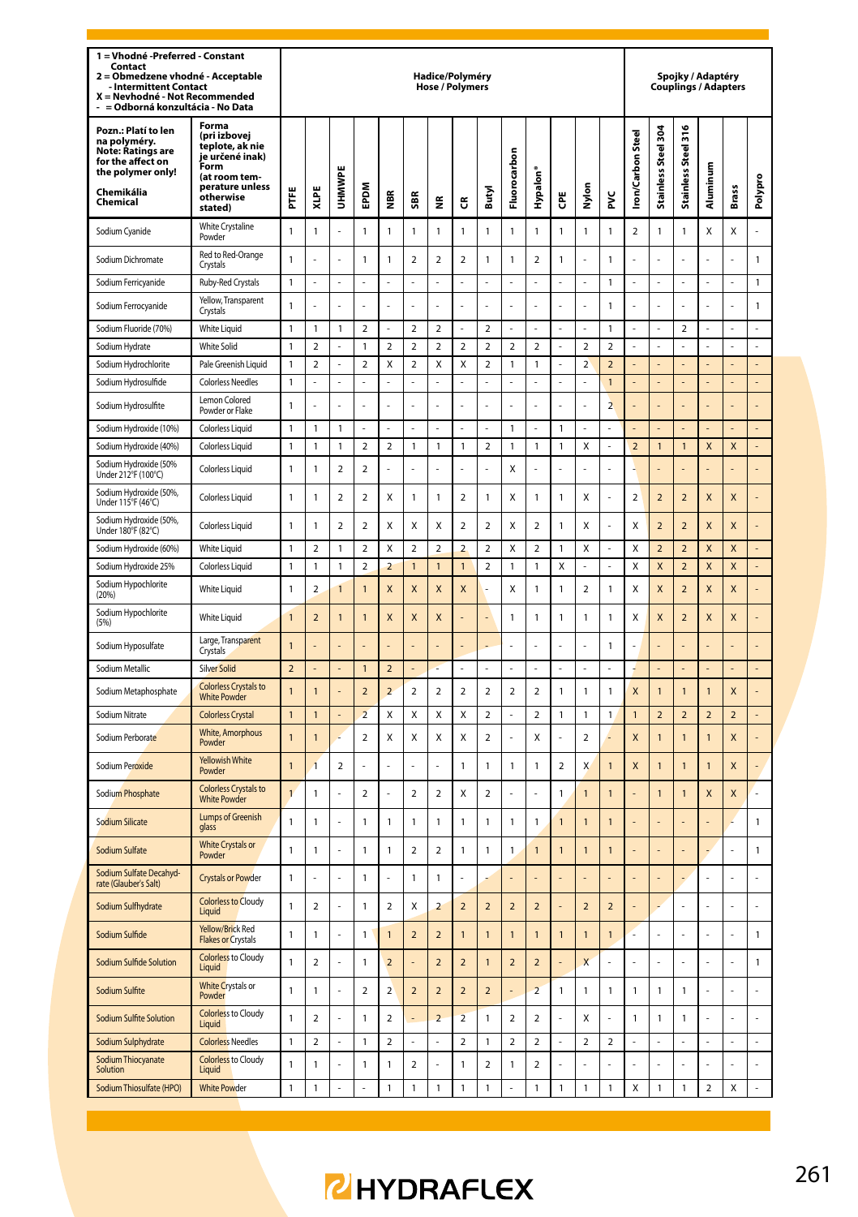| 1 = Vhodné -Preferred - Constant Contact<br>2 = Obmedzene vhodné - Acceptable - Intermittent Contact<br>X = Nevhodné - Not Recommended<br>- = Odborná konzultácia - No Data | | Hadice/Polyméry Hose / Polymers | | | | | | | | | | | | | | Spojky / Adaptéry Couplings / Adapters | | | | | |
|---|---|---|---|---|---|---|---|---|---|---|---|---|---|---|---|---|---|---|---|---|---|
| Pozn.: Platí to len na polyméry.<br>Note: Ratings are for the affect on the polymer only!<br>Chemikália Chemical | Forma (pri izbovej teplote, ak nie je určené inak) Form (at room temperature unless otherwise stated) | PTFE | XLPE | UHMWPE | EPDM | NBR | SBR | NR | CR | Butyl | Fluorocarbon | Hypalon® | CPE | Nylon | PVC | Iron/Carbon Steel | Stainless Steel 304 | Stainless Steel 316 | Aluminum | Brass | Polypro |
| Sodium Cyanide | White Crystaline Powder | 1 | 1 | - | 1 | 1 | 1 | 1 | 1 | 1 | 1 | 1 | 1 | 1 | 1 | 2 | 1 | 1 | X | X | - |
| Sodium Dichromate | Red to Red-Orange Crystals | 1 | - | - | 1 | 1 | 2 | 2 | 2 | 1 | 1 | 2 | 1 | - | 1 | - | - | - | - | - | 1 |
| Sodium Ferricyanide | Ruby-Red Crystals | 1 | - | - | - | - | - | - | - | - | - | - | - | - | 1 | - | - | - | - | - | 1 |
| Sodium Ferrocyanide | Yellow, Transparent Crystals | 1 | - | - | - | - | - | - | - | - | - | - | - | - | 1 | - | - | - | - | - | 1 |
| Sodium Fluoride (70%) | White Liquid | 1 | 1 | 1 | 2 | - | 2 | 2 | - | 2 | - | - | - | - | 1 | - | - | 2 | - | - | - |
| Sodium Hydrate | White Solid | 1 | 2 | - | 1 | 2 | 2 | 2 | 2 | 2 | 2 | 2 | - | 2 | 2 | - | - | - | - | - | - |
| Sodium Hydrochlorite | Pale Greenish Liquid | 1 | 2 | - | 2 | X | 2 | X | X | 2 | 1 | 1 | - | 2 | 2 | - | - | - | - | - | - |
| Sodium Hydrosulfide | Colorless Needles | 1 | - | - | - | - | - | - | - | - | - | - | - | - | 1 | - | - | - | - | - | - |
| Sodium Hydrosulfite | Lemon Colored Powder or Flake | 1 | - | - | - | - | - | - | - | - | - | - | - | - | 2 | - | - | - | - | - | - |
| Sodium Hydroxide (10%) | Colorless Liquid | 1 | 1 | 1 | - | - | - | - | - | - | 1 | - | 1 | - | - | - | - | - | - | - | - |
| Sodium Hydroxide (40%) | Colorless Liquid | 1 | 1 | 1 | 2 | 2 | 1 | 1 | 1 | 2 | 1 | 1 | 1 | X | - | 2 | 1 | 1 | X | X | - |
| Sodium Hydroxide (50% Under 212°F (100°C) | Colorless Liquid | 1 | 1 | 2 | 2 | - | - | - | - | - | X | - | - | - | - | - | - | - | - | - | - |
| Sodium Hydroxide (50%, Under 115°F (46°C) | Colorless Liquid | 1 | 1 | 2 | 2 | X | 1 | 1 | 2 | 1 | X | 1 | 1 | X | - | 2 | 2 | 2 | X | X | - |
| Sodium Hydroxide (50%, Under 180°F (82°C) | Colorless Liquid | 1 | 1 | 2 | 2 | X | X | X | 2 | 2 | X | 2 | 1 | X | - | X | 2 | 2 | X | X | - |
| Sodium Hydroxide (60%) | White Liquid | 1 | 2 | 1 | 2 | X | 2 | 2 | 2 | 2 | X | 2 | 1 | X | - | X | 2 | 2 | X | X | - |
| Sodium Hydroxide 25% | Colorless Liquid | 1 | 1 | 1 | 2 | 2 | 1 | 1 | 1 | 2 | 1 | 1 | X | - | - | X | X | 2 | X | X | - |
| Sodium Hypochlorite (20%) | White Liquid | 1 | 2 | 1 | 1 | X | X | X | X | - | X | 1 | 1 | 2 | 1 | X | X | 2 | X | X | - |
| Sodium Hypochlorite (5%) | White Liquid | 1 | 2 | 1 | 1 | X | X | X | - | - | 1 | 1 | 1 | 1 | 1 | X | X | 2 | X | X | - |
| Sodium Hyposulfate | Large, Transparent Crystals | 1 | - | - | - | - | - | - | - | - | - | - | - | - | 1 | - | - | - | - | - | - |
| Sodium Metallic | Silver Solid | 2 | - | - | 1 | 2 | - | - | - | - | - | - | - | - | - | - | - | - | - | - | - |
| Sodium Metaphosphate | Colorless Crystals to White Powder | 1 | 1 | - | 2 | 2 | 2 | 2 | 2 | 2 | 2 | 2 | 1 | 1 | 1 | X | 1 | 1 | 1 | X | - |
| Sodium Nitrate | Colorless Crystal | 1 | 1 | - | 2 | X | X | X | X | 2 | - | 2 | 1 | 1 | 1 | 1 | 2 | 2 | 2 | 2 | - |
| Sodium Perborate | White, Amorphous Powder | 1 | 1 | - | 2 | X | X | X | X | 2 | - | X | - | 2 | - | X | 1 | 1 | 1 | X | - |
| Sodium Peroxide | Yellowish White Powder | 1 | 1 | 2 | - | - | - | - | 1 | 1 | 1 | 1 | 2 | X | 1 | X | 1 | 1 | 1 | X | - |
| Sodium Phosphate | Colorless Crystals to White Powder | 1 | 1 | - | 2 | - | 2 | 2 | X | 2 | - | - | 1 | 1 | 1 | - | 1 | 1 | X | X | - |
| Sodium Silicate | Lumps of Greenish glass | 1 | 1 | - | 1 | 1 | 1 | 1 | 1 | 1 | 1 | 1 | 1 | 1 | 1 | - | - | - | - | - | 1 |
| Sodium Sulfate | White Crystals or Powder | 1 | 1 | - | 1 | 1 | 2 | 2 | 1 | 1 | 1 | 1 | 1 | 1 | 1 | - | - | - | - | - | 1 |
| Sodium Sulfate Decahydrate (Glauber's Salt) | Crystals or Powder | 1 | - | - | 1 | - | 1 | 1 | - | - | - | - | - | - | - | - | - | - | - | - | - |
| Sodium Sulfhydrate | Colorless to Cloudy Liquid | 1 | 2 | - | 1 | 2 | X | 2 | 2 | 2 | 2 | 2 | - | 2 | 2 | - | - | - | - | - | - |
| Sodium Sulfide | Yellow/Brick Red Flakes or Crystals | 1 | 1 | - | 1 | 1 | 2 | 2 | 1 | 1 | 1 | 1 | 1 | 1 | 1 | - | - | - | - | - | 1 |
| Sodium Sulfide Solution | Colorless to Cloudy Liquid | 1 | 2 | - | 1 | 2 | - | 2 | 2 | 1 | 2 | 2 | - | X | - | - | - | - | - | - | 1 |
| Sodium Sulfite | White Crystals or Powder | 1 | 1 | - | 2 | 2 | 2 | 2 | 2 | 2 | - | 2 | 1 | 1 | 1 | 1 | 1 | 1 | - | - | - |
| Sodium Sulfite Solution | Colorless to Cloudy Liquid | 1 | 2 | - | 1 | 2 | - | 2 | 2 | 1 | 2 | 2 | - | X | - | 1 | 1 | 1 | - | - | - |
| Sodium Sulphydrate | Colorless Needles | 1 | 2 | - | 1 | 2 | - | - | 2 | 1 | 2 | 2 | - | 2 | 2 | - | - | - | - | - | - |
| Sodium Thiocyanate Solution | Colorless to Cloudy Liquid | 1 | 1 | - | 1 | 1 | 2 | - | 1 | 2 | 1 | 2 | - | - | - | - | - | - | - | - | - |
| Sodium Thiosulfate (HPO) | White Powder | 1 | 1 | - | - | 1 | 1 | 1 | 1 | 1 | - | 1 | 1 | 1 | 1 | X | 1 | 1 | 2 | X | - |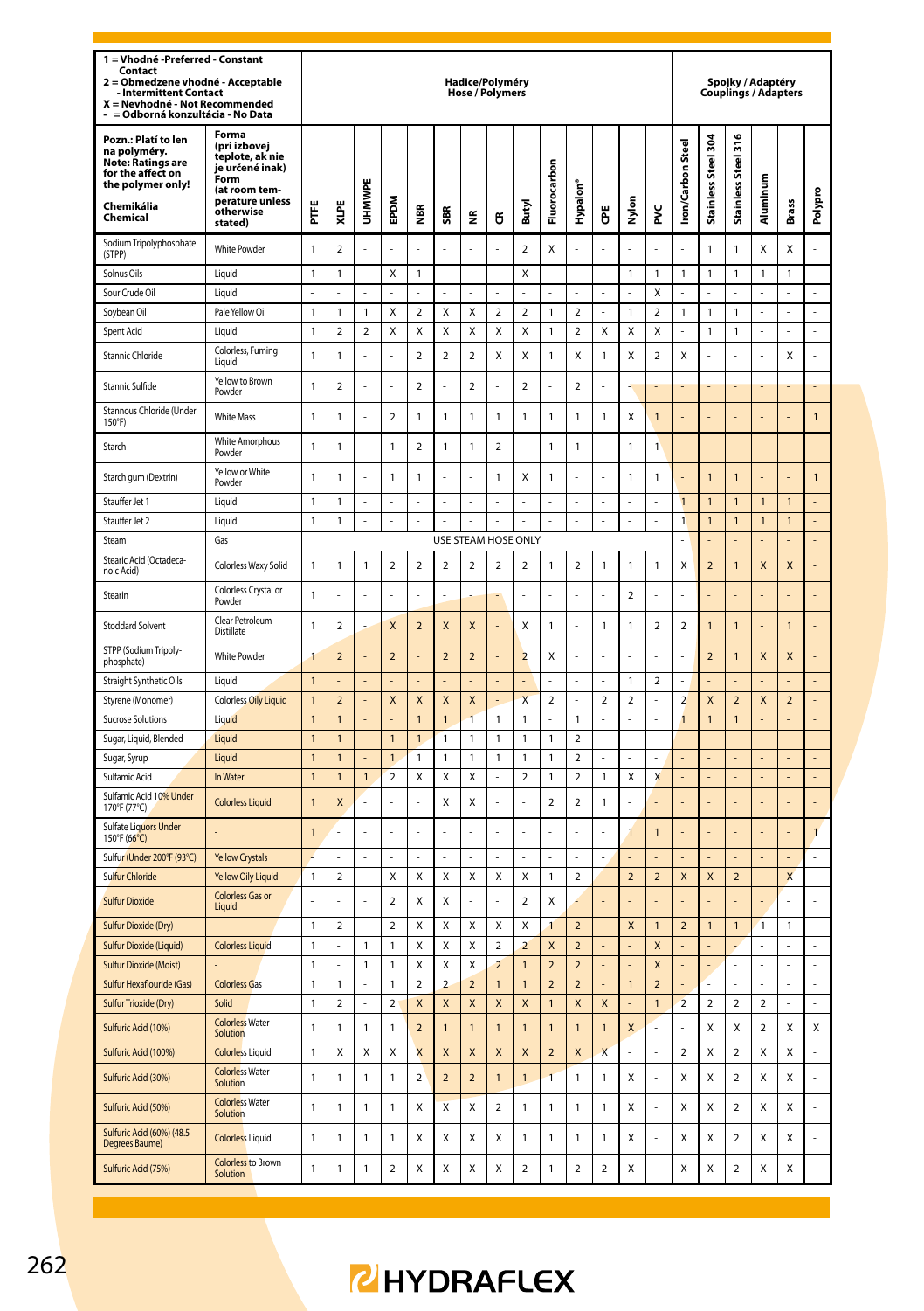| 1 = Vhodné -Preferred - Constant Contact<br>2 = Obmedzene vhodné - Acceptable - Intermittent Contact<br>X = Nevhodné - Not Recommended<br>- = Odborná konzultácia - No Data | | Hadice/Polyméry Hose / Polymers | | | | | | | | | | | | | | | Spojky / Adaptéry Couplings / Adapters | | | | | |
|---|---|---|---|---|---|---|---|---|---|---|---|---|---|---|---|---|---|---|---|---|---|
| **Pozn.: Platí to len na polyméry. Note: Ratings are for the affect on the polymer only!**<br>**Chemikália Chemical** | **Forma (pri izbovej teplote, ak nie je určené inak) Form (at room temperature unless otherwise stated)** | PTFE | XLPE | UHMWPE | EPDM | NBR | SBR | NR | CR | Butyl | Fluorocarbon | Hypalon® | CPE | Nylon | PVC | Iron/Carbon Steel | Stainless Steel 304 | Stainless Steel 316 | Aluminum | Brass | Polypro |
| Sodium Tripolyphosphate (STPP) | White Powder | 1 | 2 | - | - | - | - | - | - | 2 | X | - | - | - | - | - | 1 | 1 | X | X | - |
| Solnus Oils | Liquid | 1 | 1 | - | X | 1 | - | - | - | X | - | - | - | 1 | 1 | 1 | 1 | 1 | 1 | 1 | - |
| Sour Crude Oil | Liquid | - | - | - | - | - | - | - | - | - | - | - | - | - | X | - | - | - | - | - | - |
| Soybean Oil | Pale Yellow Oil | 1 | 1 | 1 | X | 2 | X | X | 2 | 2 | 1 | 2 | - | 1 | 2 | 1 | 1 | 1 | - | - | - |
| Spent Acid | Liquid | 1 | 2 | 2 | X | X | X | X | X | X | 1 | 2 | X | X | X | - | 1 | 1 | - | - | - |
| Stannic Chloride | Colorless, Fuming Liquid | 1 | 1 | - | - | 2 | 2 | 2 | X | X | 1 | X | 1 | X | 2 | X | - | - | - | X | - |
| Stannic Sulfide | Yellow to Brown Powder | 1 | 2 | - | - | 2 | - | 2 | - | 2 | - | 2 | - | - | - | - | - | - | - | - | - |
| Stannous Chloride (Under 150°F) | White Mass | 1 | 1 | - | 2 | 1 | 1 | 1 | 1 | 1 | 1 | 1 | 1 | X | 1 | - | - | - | - | - | 1 |
| Starch | White Amorphous Powder | 1 | 1 | - | 1 | 2 | 1 | 1 | 2 | - | 1 | 1 | - | 1 | 1 | - | - | - | - | - | - |
| Starch gum (Dextrin) | Yellow or White Powder | 1 | 1 | - | 1 | 1 | - | - | 1 | X | 1 | - | - | 1 | 1 | - | 1 | 1 | - | - | 1 |
| Stauffer Jet 1 | Liquid | 1 | 1 | - | - | - | - | - | - | - | - | - | - | - | - | 1 | 1 | 1 | 1 | 1 | - |
| Stauffer Jet 2 | Liquid | 1 | 1 | - | - | - | - | - | - | - | - | - | - | - | - | 1 | 1 | 1 | 1 | 1 | - |
| Steam | Gas | USE STEAM HOSE ONLY | | | | | | | | | | | | | | - | - | - | - | - | - |
| Stearic Acid (Octadecanoic Acid) | Colorless Waxy Solid | 1 | 1 | 1 | 2 | 2 | 2 | 2 | 2 | 2 | 1 | 2 | 1 | 1 | 1 | X | 2 | 1 | X | X | - |
| Stearin | Colorless Crystal or Powder | 1 | - | - | - | - | - | - | - | - | - | - | - | 2 | - | - | - | - | - | - | - |
| Stoddard Solvent | Clear Petroleum Distillate | 1 | 2 | - | X | 2 | X | X | - | X | 1 | - | 1 | 1 | 2 | 2 | 1 | 1 | - | 1 | - |
| STPP (Sodium Tripolyphosphate) | White Powder | 1 | 2 | - | 2 | - | 2 | 2 | - | 2 | X | - | - | - | - | - | 2 | 1 | X | X | - |
| Straight Synthetic Oils | Liquid | 1 | - | - | - | - | - | - | - | - | - | - | - | 1 | 2 | - | - | - | - | - | - |
| Styrene (Monomer) | Colorless Oily Liquid | 1 | 2 | - | X | X | X | X | - | X | 2 | - | 2 | 2 | - | 2 | X | 2 | X | 2 | - |
| Sucrose Solutions | Liquid | 1 | 1 | - | - | 1 | 1 | 1 | 1 | 1 | - | 1 | - | - | - | 1 | 1 | 1 | - | - | - |
| Sugar, Liquid, Blended | Liquid | 1 | 1 | - | 1 | 1 | 1 | 1 | 1 | 1 | 1 | 2 | - | - | - | - | - | - | - | - | - |
| Sugar, Syrup | Liquid | 1 | 1 | - | 1 | 1 | 1 | 1 | 1 | 1 | 1 | 2 | - | - | - | - | - | - | - | - | - |
| Sulfamic Acid | In Water | 1 | 1 | 1 | 2 | X | X | X | - | 2 | 1 | 2 | 1 | X | X | - | - | - | - | - | - |
| Sulfamic Acid 10% Under 170°F (77°C) | Colorless Liquid | 1 | X | - | - | - | X | X | - | - | 2 | 2 | 1 | - | - | - | - | - | - | - | - |
| Sulfate Liquors Under 150°F (66°C) | - | 1 | - | - | - | - | - | - | - | - | - | - | - | 1 | 1 | - | - | - | - | - | 1 |
| Sulfur (Under 200°F (93°C) | Yellow Crystals | - | - | - | - | - | - | - | - | - | - | - | - | - | - | - | - | - | - | - | - |
| Sulfur Chloride | Yellow Oily Liquid | 1 | 2 | - | X | X | X | X | X | X | 1 | 2 | - | 2 | 2 | X | X | 2 | - | X | - |
| Sulfur Dioxide | Colorless Gas or Liquid | - | - | - | 2 | X | X | - | - | 2 | X | - | - | - | - | - | - | - | - | - | - |
| Sulfur Dioxide (Dry) | - | 1 | 2 | - | 2 | X | X | X | X | X | 1 | 2 | - | X | 1 | 2 | 1 | 1 | 1 | 1 | - |
| Sulfur Dioxide (Liquid) | Colorless Liquid | 1 | - | 1 | 1 | X | X | X | 2 | 2 | X | 2 | - | - | X | - | - | - | - | - | - |
| Sulfur Dioxide (Moist) | - | 1 | - | 1 | 1 | X | X | X | 2 | 1 | 2 | 2 | - | - | X | - | - | - | - | - | - |
| Sulfur Hexaflouride (Gas) | Colorless Gas | 1 | 1 | - | 1 | 2 | 2 | 2 | 1 | 1 | 2 | 2 | - | 1 | 2 | - | - | - | - | - | - |
| Sulfur Trioxide (Dry) | Solid | 1 | 2 | - | 2 | X | X | X | X | X | 1 | X | X | - | 1 | 2 | 2 | 2 | 2 | - | - |
| Sulfuric Acid (10%) | Colorless Water Solution | 1 | 1 | 1 | 1 | 2 | 1 | 1 | 1 | 1 | 1 | 1 | 1 | X | - | - | X | X | 2 | X | X |
| Sulfuric Acid (100%) | Colorless Liquid | 1 | X | X | X | X | X | X | X | X | 2 | X | X | - | - | 2 | X | 2 | X | X | - |
| Sulfuric Acid (30%) | Colorless Water Solution | 1 | 1 | 1 | 1 | 2 | 2 | 2 | 1 | 1 | 1 | 1 | 1 | X | - | X | X | 2 | X | X | - |
| Sulfuric Acid (50%) | Colorless Water Solution | 1 | 1 | 1 | 1 | X | X | X | 2 | 1 | 1 | 1 | 1 | X | - | X | X | 2 | X | X | - |
| Sulfuric Acid (60%) (48.5 Degrees Baume) | Colorless Liquid | 1 | 1 | 1 | 1 | X | X | X | X | 1 | 1 | 1 | 1 | X | - | X | X | 2 | X | X | - |
| Sulfuric Acid (75%) | Colorless to Brown Solution | 1 | 1 | 1 | 2 | X | X | X | X | 2 | 1 | 2 | 2 | X | - | X | X | 2 | X | X | - |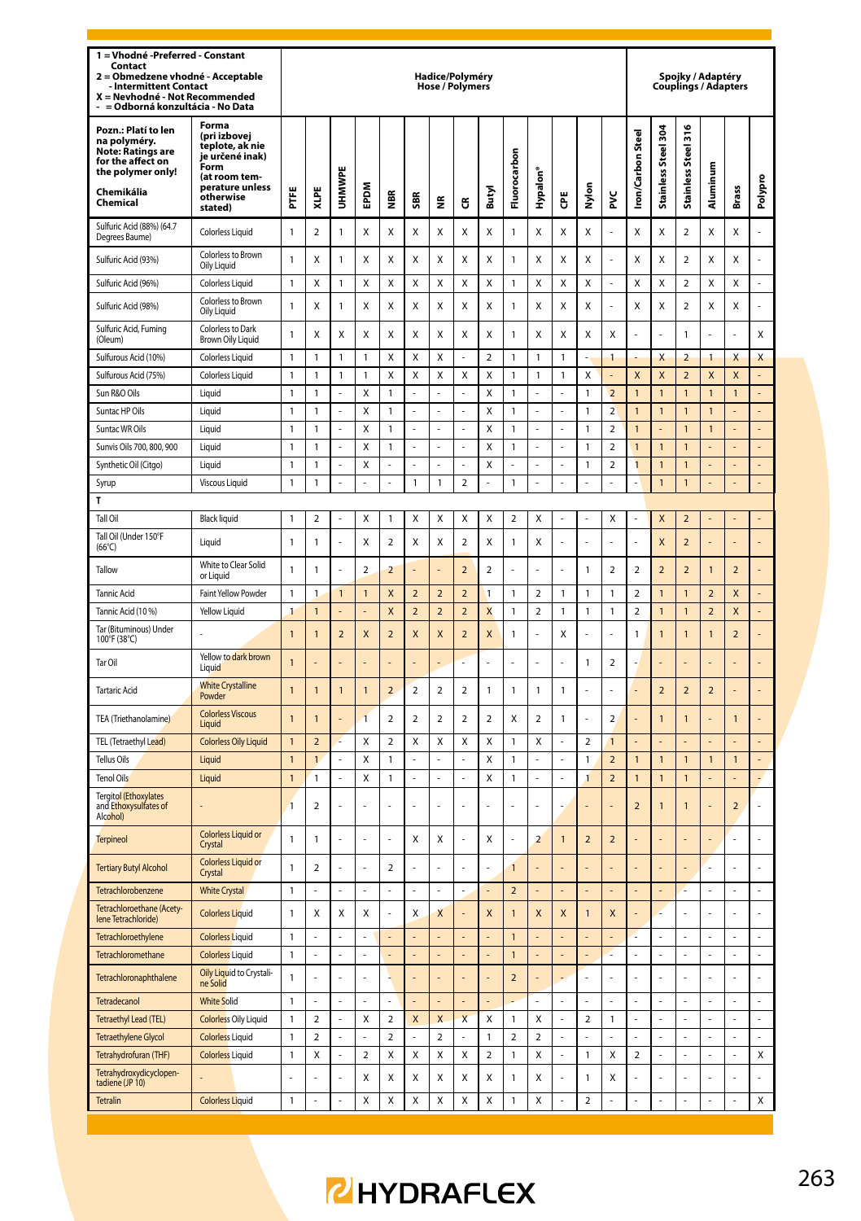| 1 = Vhodné -Preferred - Constant Contact<br>2 = Obmedzene vhodné - Acceptable - Intermittent Contact<br>X = Nevhodné - Not Recommended<br>- = Odborná konzultácia - No Data | | Hadice/Polyméry Hose / Polymers | | | | | | | | | | | | | | Spojky / Adaptéry Couplings / Adapters | | | | | |
|---|---|---|---|---|---|---|---|---|---|---|---|---|---|---|---|---|---|---|---|---|---|
| Pozn.: Platí to len na polyméry. Note: Ratings are for the affect on the polymer only!<br>Chemikália Chemical | Forma (pri izbovej teplote, ak nie je určené inak) Form (at room temperature unless otherwise stated) | PTFE | XLPE | UHMWPE | EPDM | NBR | SBR | NR | CR | Butyl | Fluorocarbon | Hypalon® | CPE | Nylon | PVC | Iron/Carbon Steel | Stainless Steel 304 | Stainless Steel 316 | Aluminum | Brass | Polypro |
| Sulfuric Acid (88%) (64.7 Degrees Baume) | Colorless Liquid | 1 | 2 | 1 | X | X | X | X | X | X | 1 | X | X | X | - | X | X | 2 | X | X | - |
| Sulfuric Acid (93%) | Colorless to Brown Oily Liquid | 1 | X | 1 | X | X | X | X | X | X | 1 | X | X | X | - | X | X | 2 | X | X | - |
| Sulfuric Acid (96%) | Colorless Liquid | 1 | X | 1 | X | X | X | X | X | X | 1 | X | X | X | - | X | X | 2 | X | X | - |
| Sulfuric Acid (98%) | Colorless to Brown Oily Liquid | 1 | X | 1 | X | X | X | X | X | X | 1 | X | X | X | - | X | X | 2 | X | X | - |
| Sulfuric Acid, Fuming (Oleum) | Colorless to Dark Brown Oily Liquid | 1 | X | X | X | X | X | X | X | X | 1 | X | X | X | X | - | - | 1 | - | - | X |
| Sulfurous Acid (10%) | Colorless Liquid | 1 | 1 | 1 | 1 | X | X | X | - | 2 | 1 | 1 | 1 | - | 1 | - | X | 2 | 1 | X | X |
| Sulfurous Acid (75%) | Colorless Liquid | 1 | 1 | 1 | 1 | X | X | X | X | X | 1 | 1 | 1 | X | - | X | X | 2 | X | X | - |
| Sun R&O Oils | Liquid | 1 | 1 | - | X | 1 | - | - | - | X | 1 | - | - | 1 | 2 | 1 | 1 | 1 | 1 | 1 | - |
| Suntac HP Oils | Liquid | 1 | 1 | - | X | 1 | - | - | - | X | 1 | - | - | 1 | 2 | 1 | 1 | 1 | 1 | - | - |
| Suntac WR Oils | Liquid | 1 | 1 | - | X | 1 | - | - | - | X | 1 | - | - | 1 | 2 | 1 | - | 1 | 1 | - | - |
| Sunvis Oils 700, 800, 900 | Liquid | 1 | 1 | - | X | 1 | - | - | - | X | 1 | - | - | 1 | 2 | 1 | 1 | 1 | - | - | - |
| Synthetic Oil (Citgo) | Liquid | 1 | 1 | - | X | - | - | - | - | X | - | - | - | 1 | 2 | 1 | 1 | 1 | - | - | - |
| Syrup | Viscous Liquid | 1 | 1 | - | - | - | 1 | 1 | 2 | - | 1 | - | - | - | - | - | 1 | 1 | - | - | - |
| **T** | | | | | | | | | | | | | | | | | | | | | |
| Tall Oil | Black liquid | 1 | 2 | - | X | 1 | X | X | X | X | 2 | X | - | - | X | - | X | 2 | - | - | - |
| Tall Oil (Under 150°F (66°C) | Liquid | 1 | 1 | - | X | 2 | X | X | 2 | X | 1 | X | - | - | - | - | X | 2 | - | - | - |
| Tallow | White to Clear Solid or Liquid | 1 | 1 | - | 2 | 2 | - | - | 2 | 2 | - | - | - | 1 | 2 | 2 | 2 | 2 | 1 | 2 | - |
| Tannic Acid | Faint Yellow Powder | 1 | 1 | 1 | 1 | X | 2 | 2 | 2 | 1 | 1 | 2 | 1 | 1 | 1 | 2 | 1 | 1 | 2 | X | - |
| Tannic Acid (10 %) | Yellow Liquid | 1 | 1 | - | - | X | 2 | 2 | 2 | X | 1 | 2 | 1 | 1 | 1 | 2 | 1 | 1 | 2 | X | - |
| Tar (Bituminous) Under 100°F (38°C) | - | 1 | 1 | 2 | X | 2 | X | X | 2 | X | 1 | - | X | - | - | 1 | 1 | 1 | 1 | 2 | - |
| Tar Oil | Yellow to dark brown Liquid | 1 | - | - | - | - | - | - | - | - | - | - | - | 1 | 2 | - | - | - | - | - | - |
| Tartaric Acid | White Crystalline Powder | 1 | 1 | 1 | 1 | 2 | 2 | 2 | 2 | 1 | 1 | 1 | 1 | - | - | - | 2 | 2 | 2 | - | - |
| TEA (Triethanolamine) | Colorless Viscous Liquid | 1 | 1 | - | 1 | 2 | 2 | 2 | 2 | 2 | X | 2 | 1 | - | 2 | - | 1 | 1 | - | 1 | - |
| TEL (Tetraethyl Lead) | Colorless Oily Liquid | 1 | 2 | - | X | 2 | X | X | X | X | 1 | X | - | 2 | 1 | - | - | - | - | - | - |
| Tellus Oils | Liquid | 1 | 1 | - | X | 1 | - | - | - | X | 1 | - | - | 1 | 2 | 1 | 1 | 1 | 1 | 1 | - |
| Tenol Oils | Liquid | 1 | 1 | - | X | 1 | - | - | - | X | 1 | - | - | 1 | 2 | 1 | 1 | 1 | - | - | - |
| Tergitol (Ethoxylates and Ethoxysulfates of Alcohol) | - | 1 | 2 | - | - | - | - | - | - | - | - | - | - | - | - | 2 | 1 | 1 | - | 2 | - |
| Terpineol | Colorless Liquid or Crystal | 1 | 1 | - | - | - | X | X | - | X | - | 2 | 1 | 2 | 2 | - | - | - | - | - | - |
| Tertiary Butyl Alcohol | Colorless Liquid or Crystal | 1 | 2 | - | - | 2 | - | - | - | - | 1 | - | - | - | - | - | - | - | - | - | - |
| Tetrachlorobenzene | White Crystal | 1 | - | - | - | - | - | - | - | - | 2 | - | - | - | - | - | - | - | - | - | - |
| Tetrachloroethane (Acetylene Tetrachloride) | Colorless Liquid | 1 | X | X | X | - | X | X | - | X | 1 | X | X | 1 | X | - | - | - | - | - | - |
| Tetrachloroethylene | Colorless Liquid | 1 | - | - | - | - | - | - | - | - | 1 | - | - | - | - | - | - | - | - | - | - |
| Tetrachloromethane | Colorless Liquid | 1 | - | - | - | - | - | - | - | - | 1 | - | - | - | - | - | - | - | - | - | - |
| Tetrachloronaphthalene | Oily Liquid to Crystaline Solid | 1 | - | - | - | - | - | - | - | - | 2 | - | - | - | - | - | - | - | - | - | - |
| Tetradecanol | White Solid | 1 | - | - | - | - | - | - | - | - | - | - | - | - | - | - | - | - | - | - | - |
| Tetraethyl Lead (TEL) | Colorless Oily Liquid | 1 | 2 | - | X | 2 | X | X | X | X | 1 | X | - | 2 | 1 | - | - | - | - | - | - |
| Tetraethylene Glycol | Colorless Liquid | 1 | 2 | - | - | 2 | - | 2 | - | 1 | 2 | 2 | - | - | - | - | - | - | - | - | - |
| Tetrahydrofuran (THF) | Colorless Liquid | 1 | X | - | 2 | X | X | X | X | 2 | 1 | X | - | 1 | X | 2 | - | - | - | - | X |
| Tetrahydroxydicyclopentadiene (JP 10) | - | - | - | - | X | X | X | X | X | X | 1 | X | - | 1 | X | - | - | - | - | - | - |
| Tetralin | Colorless Liquid | 1 | - | - | X | X | X | X | X | X | 1 | X | - | 2 | - | - | - | - | - | - | X |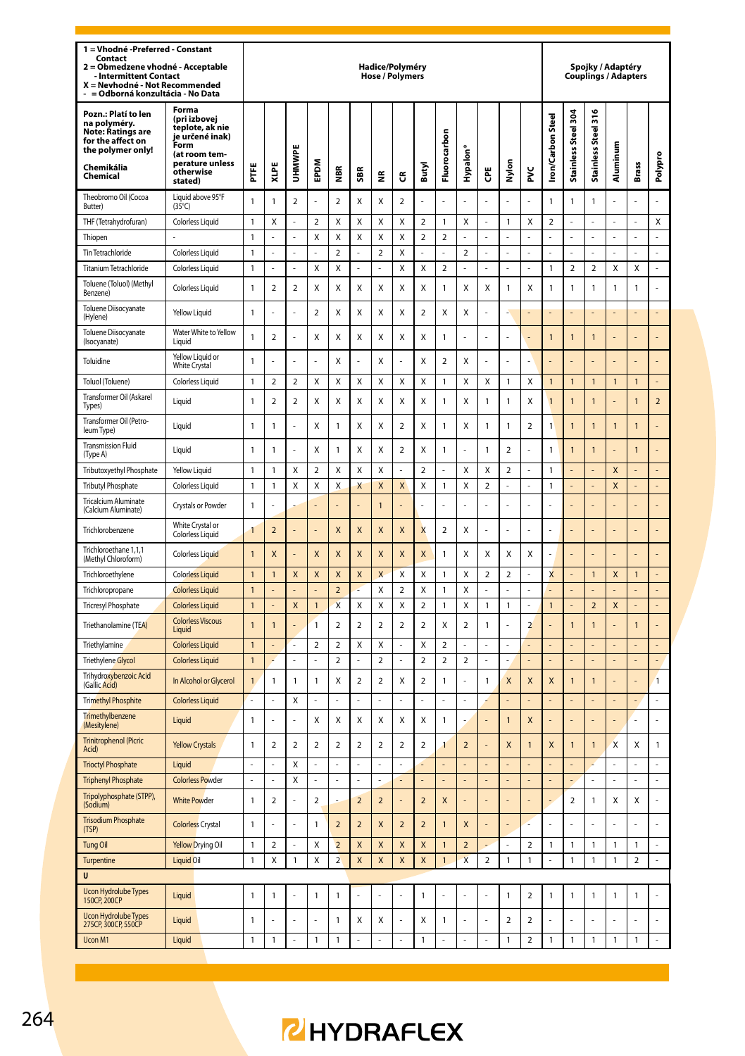| 1 = Vhodné -Preferred - Constant Contact<br>2 = Obmedzene vhodné - Acceptable - Intermittent Contact<br>X = Nevhodné - Not Recommended<br>- = Odborná konzultácia - No Data | | Hadice/Polyméry<br>Hose / Polymers | | | | | | | | | | | | | | Spojky / Adaptéry<br>Couplings / Adapters | | | | | |
|---|---|---|---|---|---|---|---|---|---|---|---|---|---|---|---|---|---|---|---|---|---|
| Pozn.: Platí to len na polyméry.<br>Note: Ratings are for the affect on the polymer only!<br>Chemikália<br>Chemical | Forma (pri izbovej teplote, ak nie je určené inak)<br>Form (at room temperature unless otherwise stated) | PTFE | XLPE | UHMWPE | EPDM | NBR | SBR | NR | CR | Butyl | Fluorocarbon | Hypalon® | CPE | Nylon | PVC | Iron/Carbon Steel | Stainless Steel 304 | Stainless Steel 316 | Aluminum | Brass | Polypro |
| Theobromo Oil (Cocoa Butter) | Liquid above 95°F (35°C) | 1 | 1 | 2 | - | 2 | X | X | 2 | - | - | - | - | - | - | 1 | 1 | 1 | - | - | - |
| THF (Tetrahydrofuran) | Colorless Liquid | 1 | X | - | 2 | X | X | X | X | 2 | 1 | X | - | 1 | X | 2 | - | - | - | - | X |
| Thiopen | - | 1 | - | - | X | X | X | X | X | 2 | 2 | - | - | - | - | - | - | - | - | - | - |
| Tin Tetrachloride | Colorless Liquid | 1 | - | - | - | 2 | - | 2 | X | - | - | 2 | - | - | - | - | - | - | - | - | - |
| Titanium Tetrachloride | Colorless Liquid | 1 | - | - | X | X | - | - | X | X | 2 | - | - | - | - | 1 | 2 | 2 | X | X | - |
| Toluene (Toluol) (Methyl Benzene) | Colorless Liquid | 1 | 2 | 2 | X | X | X | X | X | X | 1 | X | X | 1 | X | 1 | 1 | 1 | 1 | 1 | - |
| Toluene Diisocyanate (Hylene) | Yellow Liquid | 1 | - | - | 2 | X | X | X | X | 2 | X | X | - | - | - | - | - | - | - | - | - |
| Toluene Diisocyanate (Isocyanate) | Water White to Yellow Liquid | 1 | 2 | - | X | X | X | X | X | X | 1 | - | - | - | - | 1 | 1 | 1 | - | - | - |
| Toluidine | Yellow Liquid or White Crystal | 1 | - | - | - | X | - | X | - | X | 2 | X | - | - | - | - | - | - | - | - | - |
| Toluol (Toluene) | Colorless Liquid | 1 | 2 | 2 | X | X | X | X | X | X | 1 | X | X | 1 | X | 1 | 1 | 1 | 1 | 1 | - |
| Transformer Oil (Askarel Types) | Liquid | 1 | 2 | 2 | X | X | X | X | X | X | 1 | X | 1 | 1 | X | 1 | 1 | 1 | - | 1 | 2 |
| Transformer Oil (Petroleum Type) | Liquid | 1 | 1 | - | X | 1 | X | X | 2 | X | 1 | X | 1 | 1 | 2 | 1 | 1 | 1 | 1 | 1 | - |
| Transmission Fluid (Type A) | Liquid | 1 | 1 | - | X | 1 | X | X | 2 | X | 1 | - | 1 | 2 | - | 1 | 1 | 1 | - | 1 | - |
| Tributoxyethyl Phosphate | Yellow Liquid | 1 | 1 | X | 2 | X | X | X | - | 2 | - | X | X | 2 | - | 1 | - | - | X | - | - |
| Tributyl Phosphate | Colorless Liquid | 1 | 1 | X | X | X | X | X | X | X | 1 | X | 2 | - | - | 1 | - | - | X | - | - |
| Tricalcium Aluminate (Calcium Aluminate) | Crystals or Powder | 1 | - | - | - | - | - | 1 | - | - | - | - | - | - | - | - | - | - | - | - | - |
| Trichlorobenzene | White Crystal or Colorless Liquid | 1 | 2 | - | - | X | X | X | X | X | 2 | X | - | - | - | - | - | - | - | - | - |
| Trichloroethane 1,1,1 (Methyl Chloroform) | Colorless Liquid | 1 | X | - | X | X | X | X | X | X | 1 | X | X | X | X | - | - | - | - | - | - |
| Trichloroethylene | Colorless Liquid | 1 | 1 | X | X | X | X | X | X | X | 1 | X | 2 | 2 | - | X | - | 1 | X | 1 | - |
| Trichloropropane | Colorless Liquid | 1 | - | - | - | 2 | - | X | 2 | X | 1 | X | - | - | - | - | - | - | - | - | - |
| Tricresyl Phosphate | Colorless Liquid | 1 | - | X | 1 | X | X | X | X | 2 | 1 | X | 1 | 1 | - | 1 | - | 2 | X | - | - |
| Triethanolamine (TEA) | Colorless Viscous Liquid | 1 | 1 | - | 1 | 2 | 2 | 2 | 2 | 2 | X | 2 | 1 | - | 2 | - | 1 | 1 | - | 1 | - |
| Triethylamine | Colorless Liquid | 1 | - | - | 2 | 2 | X | X | - | X | 2 | - | - | - | - | - | - | - | - | - | - |
| Triethylene Glycol | Colorless Liquid | 1 | - | - | - | 2 | - | 2 | - | 2 | 2 | 2 | - | - | - | - | - | - | - | - | - |
| Trihydroxybenzoic Acid (Gallic Acid) | In Alcohol or Glycerol | 1 | 1 | 1 | 1 | X | 2 | 2 | X | 2 | 1 | - | 1 | X | X | X | 1 | 1 | - | - | 1 |
| Trimethyl Phosphite | Colorless Liquid | - | - | X | - | - | - | - | - | - | - | - | - | - | - | - | - | - | - | - | - |
| Trimethylbenzene (Mesitylene) | Liquid | 1 | - | - | X | X | X | X | X | X | 1 | - | - | 1 | X | - | - | - | - | - | - |
| Trinitrophenol (Picric Acid) | Yellow Crystals | 1 | 2 | 2 | 2 | 2 | 2 | 2 | 2 | 2 | 1 | 2 | - | X | 1 | X | 1 | 1 | X | X | 1 |
| Trioctyl Phosphate | Liquid | - | - | X | - | - | - | - | - | - | - | - | - | - | - | - | - | - | - | - | - |
| Triphenyl Phosphate | Colorless Powder | - | - | X | - | - | - | - | - | - | - | - | - | - | - | - | - | - | - | - | - |
| Tripolyphosphate (STPP), (Sodium) | White Powder | 1 | 2 | - | 2 | - | 2 | 2 | - | 2 | X | - | - | - | - | - | 2 | 1 | X | X | - |
| Trisodium Phosphate (TSP) | Colorless Crystal | 1 | - | - | 1 | 2 | 2 | X | 2 | 2 | 1 | X | - | - | - | - | - | - | - | - | - |
| Tung Oil | Yellow Drying Oil | 1 | 2 | - | X | 2 | X | X | X | X | 1 | 2 | - | - | 2 | 1 | 1 | 1 | 1 | 1 | - |
| Turpentine | Liquid Oil | 1 | X | 1 | X | 2 | X | X | X | X | 1 | X | 2 | 1 | 1 | - | 1 | 1 | 1 | 2 | - |
| **U** | | | | | | | | | | | | | | | | | | | | | |
| Ucon Hydrolube Types 150CP, 200CP | Liquid | 1 | 1 | - | 1 | 1 | - | - | - | 1 | - | - | - | 1 | 2 | 1 | 1 | 1 | 1 | 1 | - |
| Ucon Hydrolube Types 275CP, 300CP, 550CP | Liquid | 1 | - | - | - | 1 | X | X | - | X | 1 | - | - | 2 | 2 | - | - | - | - | - | - |
| Ucon M1 | Liquid | 1 | 1 | - | 1 | 1 | - | - | - | 1 | - | - | - | 1 | 2 | 1 | 1 | 1 | 1 | 1 | - |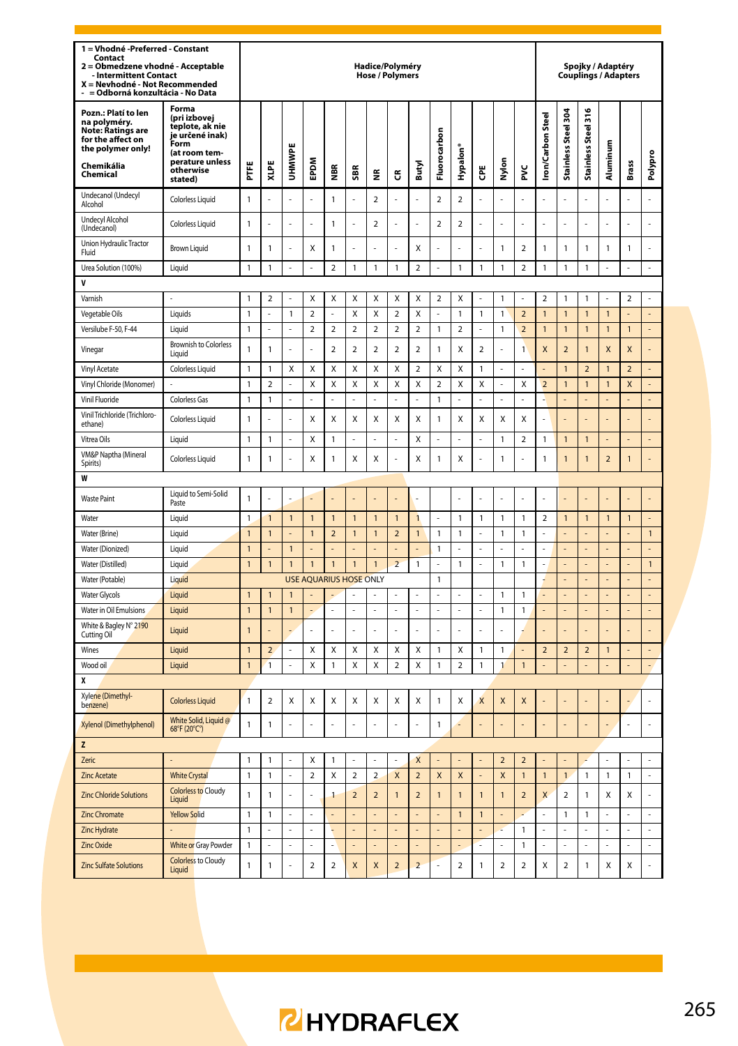| 1 = Vhodné -Preferred - Constant Contact<br>2 = Obmedzene vhodné - Acceptable - Intermittent Contact<br>X = Nevhodné - Not Recommended<br>- = Odborná konzultácia - No Data | | Hadice/Polyméry Hose / Polymers | | | | | | | | | | | | | | Spojky / Adaptéry Couplings / Adapters | | | | | |
|---|---|---|---|---|---|---|---|---|---|---|---|---|---|---|---|---|---|---|---|---|---|
| **Pozn.: Platí to len na polyméry. Note: Ratings are for the affect on the polymer only! Chemikália Chemical** | **Forma (pri izbovej teplote, ak nie je určené inak) Form (at room temperature unless otherwise stated)** | **PTFE** | **XLPE** | **UHMWPE** | **EPDM** | **NBR** | **SBR** | **NR** | **CR** | **Butyl** | **Fluorocarbon** | **Hypalon®** | **CPE** | **Nylon** | **PVC** | **Iron/Carbon Steel** | **Stainless Steel 304** | **Stainless Steel 316** | **Aluminum** | **Brass** | **Polypro** |
| Undecanol (Undecyl Alcohol | Colorless Liquid | 1 | - | - | - | 1 | - | 2 | - | - | 2 | 2 | - | - | - | - | - | - | - | - | - |
| Undecyl Alcohol (Undecanol) | Colorless Liquid | 1 | - | - | - | 1 | - | 2 | - | - | 2 | 2 | - | - | - | - | - | - | - | - | - |
| Union Hydraulic Tractor Fluid | Brown Liquid | 1 | 1 | - | X | 1 | - | - | - | X | - | - | - | 1 | 2 | 1 | 1 | 1 | 1 | 1 | - |
| Urea Solution (100%) | Liquid | 1 | 1 | - | - | 2 | 1 | 1 | 1 | 2 | - | 1 | 1 | 1 | 2 | 1 | 1 | 1 | - | - | - |
| **V** | | | | | | | | | | | | | | | | | | | | | |
| Varnish | - | 1 | 2 | - | X | X | X | X | X | X | 2 | X | - | 1 | - | 2 | 1 | 1 | - | 2 | - |
| Vegetable Oils | Liquids | 1 | - | 1 | 2 | - | X | X | 2 | X | - | 1 | 1 | 1 | 2 | 1 | 1 | 1 | 1 | - | - |
| Versilube F-50, F-44 | Liquid | 1 | - | - | 2 | 2 | 2 | 2 | 2 | 2 | 1 | 2 | - | 1 | 2 | 1 | 1 | 1 | 1 | 1 | - |
| Vinegar | Brownish to Colorless Liquid | 1 | 1 | - | - | 2 | 2 | 2 | 2 | 2 | 1 | X | 2 | - | 1 | X | 2 | 1 | X | X | - |
| Vinyl Acetate | Colorless Liquid | 1 | 1 | X | X | X | X | X | X | 2 | X | X | 1 | - | - | - | 1 | 2 | 1 | 2 | - |
| Vinyl Chloride (Monomer) | - | 1 | 2 | - | X | X | X | X | X | X | 2 | X | X | - | X | 2 | 1 | 1 | 1 | X | - |
| Vinil Fluoride | Colorless Gas | 1 | 1 | - | - | - | - | - | - | - | 1 | - | - | - | - | - | - | - | - | - | - |
| Vinil Trichloride (Trichloroethane) | Colorless Liquid | 1 | - | - | X | X | X | X | X | X | 1 | X | X | X | X | - | - | - | - | - | - |
| Vitrea Oils | Liquid | 1 | 1 | - | X | 1 | - | - | - | X | - | - | - | 1 | 2 | 1 | 1 | 1 | - | - | - |
| VM&P Naptha (Mineral Spirits) | Colorless Liquid | 1 | 1 | - | X | 1 | X | X | - | X | 1 | X | - | 1 | - | 1 | 1 | 1 | 2 | 1 | - |
| **W** | | | | | | | | | | | | | | | | | | | | | |
| Waste Paint | Liquid to Semi-Solid Paste | 1 | - | - | - | - | - | - | - | - | | - | - | - | - | - | - | - | - | - | - |
| Water | Liquid | 1 | 1 | 1 | 1 | 1 | 1 | 1 | 1 | 1 | - | 1 | 1 | 1 | 1 | 2 | 1 | 1 | 1 | 1 | - |
| Water (Brine) | Liquid | 1 | 1 | - | 1 | 2 | 1 | 1 | 2 | 1 | 1 | 1 | - | 1 | 1 | - | - | - | - | - | 1 |
| Water (Dionized) | Liquid | 1 | - | 1 | - | - | - | - | - | - | 1 | - | - | - | - | - | - | - | - | - | - |
| Water (Distilled) | Liquid | 1 | 1 | 1 | 1 | 1 | 1 | 1 | 2 | 1 | - | 1 | - | 1 | 1 | - | - | - | - | - | 1 |
| Water (Potable) | Liquid | USE AQUARIUS HOSE ONLY | | | | | | | | | 1 | | | | | - | - | - | - | - | - |
| Water Glycols | Liquid | 1 | 1 | 1 | - | - | - | - | - | - | - | - | - | 1 | 1 | - | - | - | - | - | - |
| Water in Oil Emulsions | Liquid | 1 | 1 | 1 | - | - | - | - | - | - | - | - | - | 1 | 1 | - | - | - | - | - | - |
| White & Bagley N° 2190 Cutting Oil | Liquid | 1 | - | - | - | - | - | - | - | - | - | - | - | - | - | - | - | - | - | - | - |
| Wines | Liquid | 1 | 2 | - | X | X | X | X | X | X | 1 | X | 1 | 1 | - | 2 | 2 | 2 | 1 | - | - |
| Wood oil | Liquid | 1 | 1 | - | X | 1 | X | X | 2 | X | 1 | 2 | 1 | 1 | 1 | - | - | - | - | - | - |
| **X** | | | | | | | | | | | | | | | | | | | | | |
| Xylene (Dimethylbenzene) | Colorless Liquid | 1 | 2 | X | X | X | X | X | X | X | 1 | X | X | X | X | - | - | - | - | - | - |
| Xylenol (Dimethylphenol) | White Solid, Liquid @ 68°F (20°C) | 1 | 1 | - | - | - | - | - | - | - | 1 | - | - | - | - | - | - | - | - | - | - |
| **Z** | | | | | | | | | | | | | | | | | | | | | |
| Zeric | - | 1 | 1 | - | X | 1 | - | - | - | X | - | - | - | 2 | 2 | - | - | - | - | - | - |
| Zinc Acetate | White Crystal | 1 | 1 | - | 2 | X | 2 | 2 | X | 2 | X | X | - | X | 1 | 1 | 1 | 1 | 1 | 1 | - |
| Zinc Chloride Solutions | Colorless to Cloudy Liquid | 1 | 1 | - | - | 1 | 2 | 2 | 1 | 2 | 1 | 1 | 1 | 1 | 2 | X | 2 | 1 | X | X | - |
| Zinc Chromate | Yellow Solid | 1 | 1 | - | - | - | - | - | - | - | - | 1 | 1 | - | - | - | 1 | 1 | - | - | - |
| Zinc Hydrate | - | 1 | - | - | - | - | - | - | - | - | - | - | - | - | 1 | - | - | - | - | - | - |
| Zinc Oxide | White or Gray Powder | 1 | - | - | - | - | - | - | - | - | - | - | - | - | 1 | - | - | - | - | - | - |
| Zinc Sulfate Solutions | Colorless to Cloudy Liquid | 1 | 1 | - | 2 | 2 | X | X | 2 | 2 | - | 2 | 1 | 2 | 2 | X | 2 | 1 | X | X | - |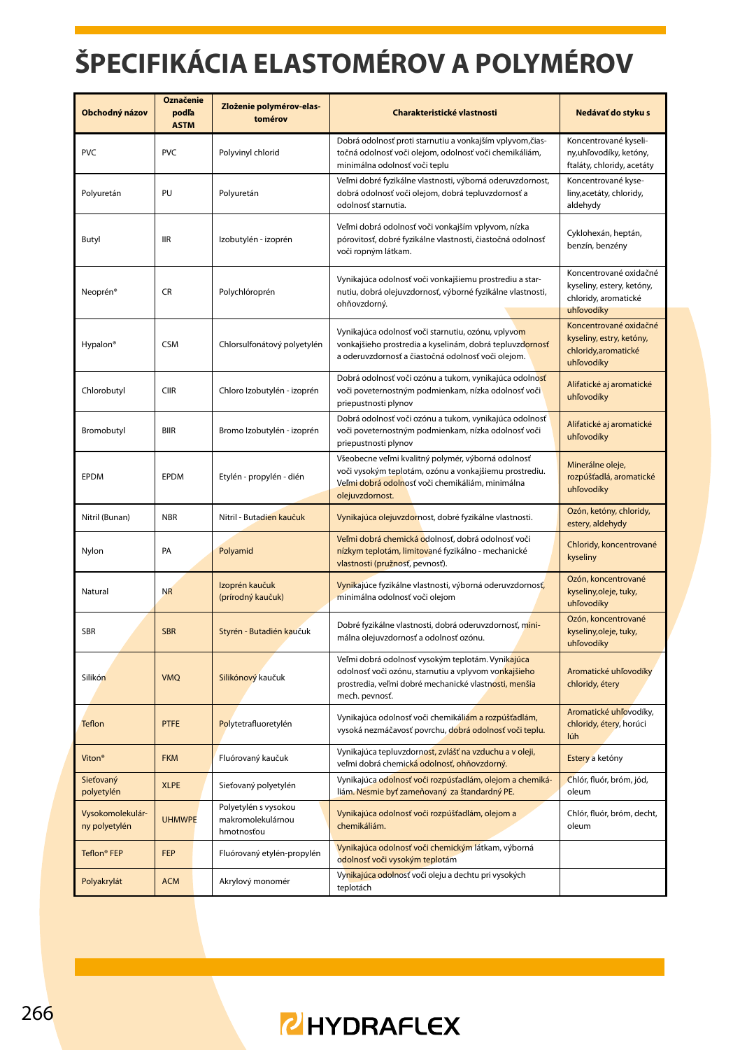# ŠPECIFIKÁCIA ELASTOMÉROV A POLYMÉROV

| Obchodný názov | Označenie podľa ASTM | Zloženie polymérov-elastomérov | Charakteristické vlastnosti | Nedávať do styku s |
|---|---|---|---|---|
| PVC | PVC | Polyvinyl chlorid | Dobrá odolnosť proti starnutiu a vonkajším vplyvom,čiastočná odolnosť voči olejom, odolnosť voči chemikáliám, minimálna odolnosť voči teplu | Koncentrované kyseliny,uhľovodíky, ketóny, ftaláty, chloridy, acetáty |
| Polyuretán | PU | Polyuretán | Veľmi dobré fyzikálne vlastnosti, výborná oderuvzdornosť, dobrá odolnosť voči olejom, dobrá tepluvzdornosť a odolnosť starnutia. | Koncentrované kyseliny,acetáty, chloridy, aldehydy |
| Butyl | IIR | Izobutylén - izoprén | Veľmi dobrá odolnosť voči vonkajším vplyvom, nízka pórovitosť, dobré fyzikálne vlastnosti, čiastočná odolnosť voči ropným látkam. | Cyklohexán, heptán, benzín, benzény |
| Neoprén® | CR | Polychlóroprén | Vynikajúca odolnosť voči vonkajšiemu prostrediu a starnutiu, dobrá olejuvzdornosť, výborné fyzikálne vlastnosti, ohňovzdorný. | Koncentrované oxidačné kyseliny, estery, ketóny, chloridy, aromatické uhľovodíky |
| Hypalon® | CSM | Chlorsulfonátový polyetylén | Vynikajúca odolnosť voči starnutiu, ozónu, vplyvom vonkajšieho prostredia a kyselinám, dobrá tepluvzdornosť a oderuvzdornosť a čiastočná odolnosť voči olejom. | Koncentrované oxidačné kyseliny, estry, ketóny, chloridy,aromatické uhľovodíky |
| Chlorobutyl | CIIR | Chloro Izobutylén - izoprén | Dobrá odolnosť voči ozónu a tukom, vynikajúca odolnosť voči poveternostným podmienkam, nízka odolnosť voči priepustnosti plynov | Alifatické aj aromatické uhľovodíky |
| Bromobutyl | BIIR | Bromo Izobutylén - izoprén | Dobrá odolnosť voči ozónu a tukom, vynikajúca odolnosť voči poveternostným podmienkam, nízka odolnosť voči priepustnosti plynov | Alifatické aj aromatické uhľovodíky |
| EPDM | EPDM | Etylén - propylén - dién | Všeobecne veľmi kvalitný polymér, výborná odolnosť voči vysokým teplotám, ozónu a vonkajšiemu prostrediu. Veľmi dobrá odolnosť voči chemikáliám, minimálna olejuvzdornosť. | Minerálne oleje, rozpúšťadlá, aromatické uhľovodíky |
| Nitril (Bunan) | NBR | Nitril - Butadien kaučuk | Vynikajúca olejuvzdornosť, dobré fyzikálne vlastnosti. | Ozón, ketóny, chloridy, estery, aldehydy |
| Nylon | PA | Polyamid | Veľmi dobrá chemická odolnosť, dobrá odolnosť voči nízkym teplotám, limitované fyzikálno - mechanické vlastnosti (pružnosť, pevnosť). | Chloridy, koncentrované kyseliny |
| Natural | NR | Izoprén kaučuk (prírodný kaučuk) | Vynikajúce fyzikálne vlastnosti, výborná oderuvzdornosť, minimálna odolnosť voči olejom | Ozón, koncentrované kyseliny,oleje, tuky, uhľovodíky |
| SBR | SBR | Styrén - Butadién kaučuk | Dobré fyzikálne vlastnosti, dobrá oderuvzdornosť, minimálna olejuvzdornosť a odolnosť ozónu. | Ozón, koncentrované kyseliny,oleje, tuky, uhľovodíky |
| Silikón | VMQ | Silikónový kaučuk | Veľmi dobrá odolnosť vysokým teplotám. Vynikajúca odolnosť voči ozónu, starnutiu a vplyvom vonkajšieho prostredia, veľmi dobré mechanické vlastnosti, menšia mech. pevnosť. | Aromatické uhľovodíky chloridy, étery |
| Teflon | PTFE | Polytetrafluoretylén | Vynikajúca odolnosť voči chemikáliám a rozpúšťadlám, vysoká nezmáčavosť povrchu, dobrá odolnosť voči teplu. | Aromatické uhľovodíky, chloridy, étery, horúci lúh |
| Viton® | FKM | Fluórovaný kaučuk | Vynikajúca tepluvzdornosť, zvlášť na vzduchu a v oleji, veľmi dobrá chemická odolnosť, ohňovzdorný. | Estery a ketóny |
| Sieťovaný polyetylén | XLPE | Sieťovaný polyetylén | Vynikajúca odolnosť voči rozpúšťadlám, olejom a chemikáliám. Nesmie byť zameňovaný za štandardný PE. | Chlór, fluór, bróm, jód, oleum |
| Vysokomolekulárny polyetylén | UHMWPE | Polyetylén s vysokou makromolekulárnou hmotnosťou | Vynikajúca odolnosť voči rozpúšťadlám, olejom a chemikáliám. | Chlór, fluór, bróm, decht, oleum |
| Teflon® FEP | FEP | Fluórovaný etylén-propylén | Vynikajúca odolnosť voči chemickým látkam, výborná odolnosť voči vysokým teplotám | |
| Polyakrylát | ACM | Akrylový monomér | Vynikajúca odolnosť voči oleju a dechtu pri vysokých teplotách | |

HYDRAFLEX